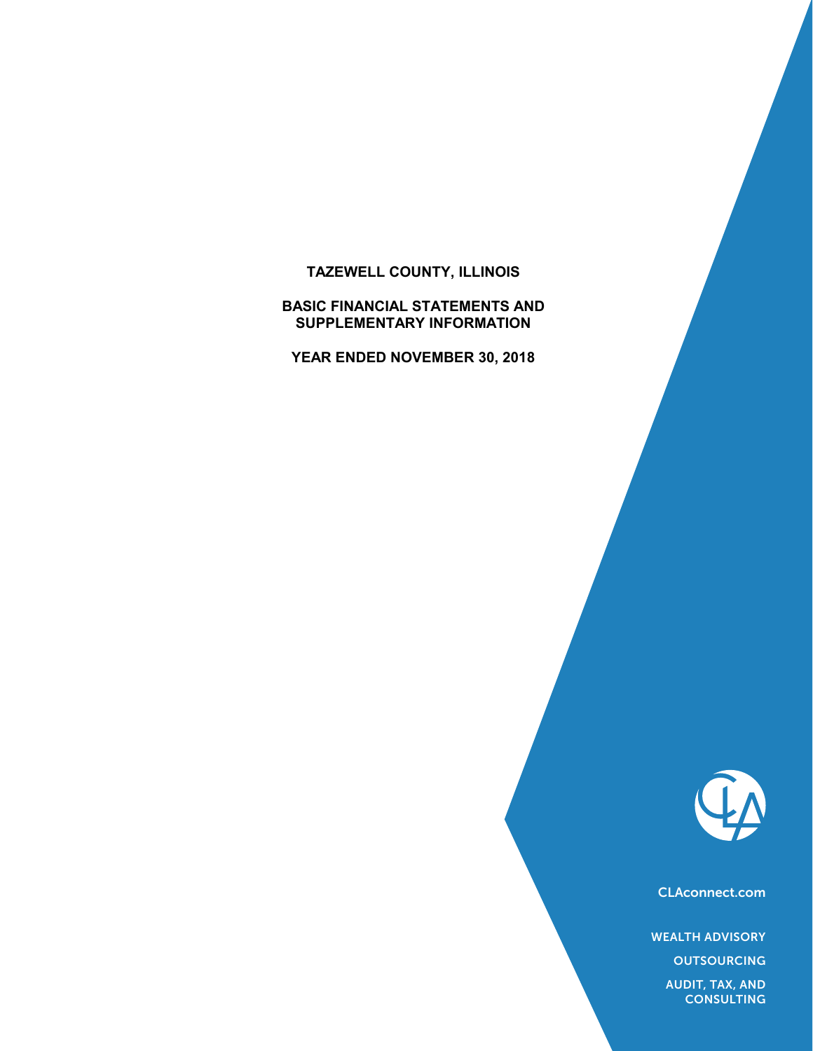# TAZEWELL COUNTY, ILLINOIS

## BASIC FINANCIAL STATEMENTS AND SUPPLEMENTARY INFORMATION

## YEAR ENDED NOVEMBER 30, 2018

CLAconnect.com

WEALTH ADVISORY

OUTSOURCING

AUDIT, TAX, AND CONSULTING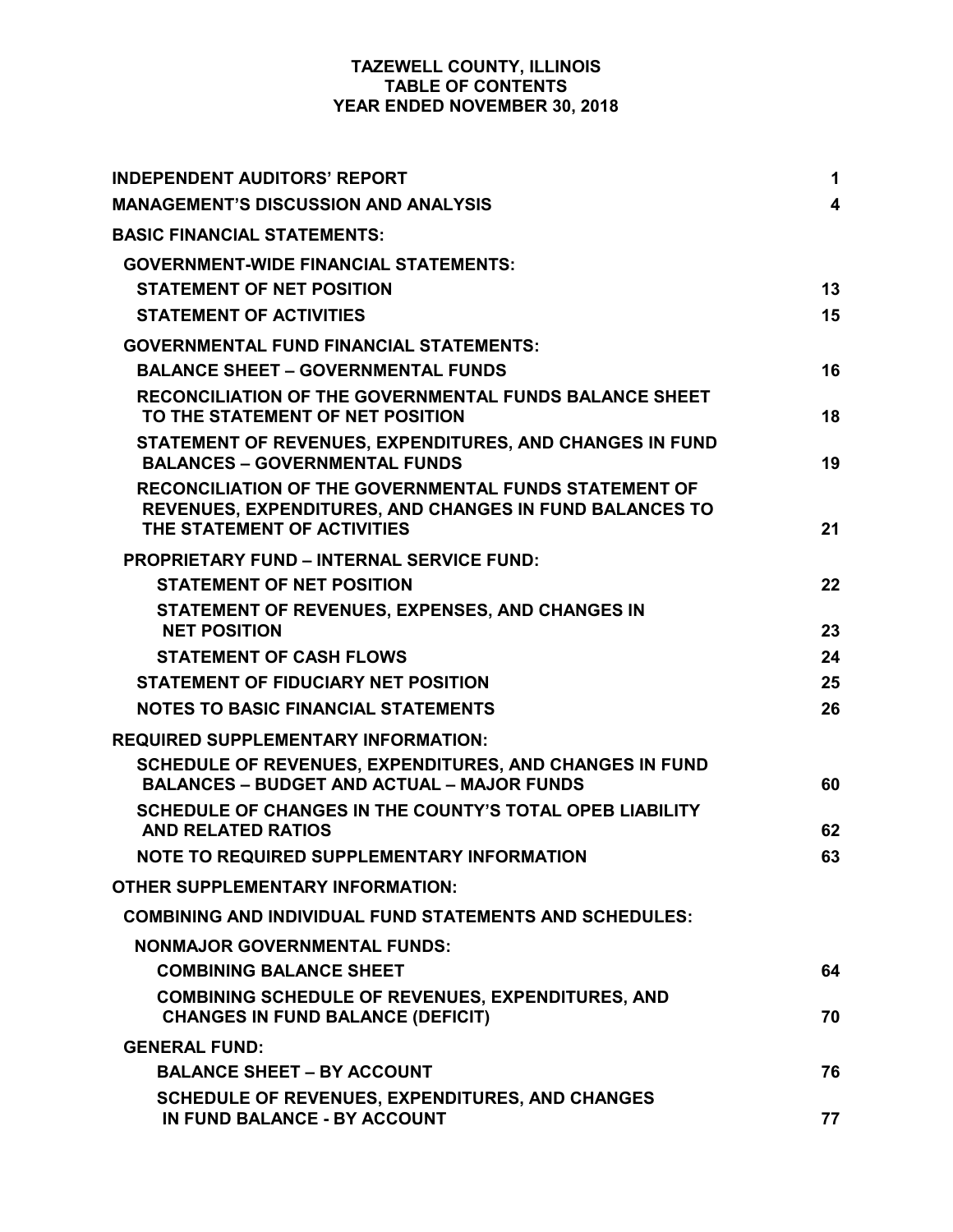# TAZEWELL COUNTY, ILLINOIS
## TABLE OF CONTENTS
## YEAR ENDED NOVEMBER 30, 2018

| | |
|---|---|
| **INDEPENDENT AUDITORS' REPORT** | **1** |
| **MANAGEMENT'S DISCUSSION AND ANALYSIS** | **4** |
| **BASIC FINANCIAL STATEMENTS:** | |
| **GOVERNMENT-WIDE FINANCIAL STATEMENTS:** | |
| **STATEMENT OF NET POSITION** | **13** |
| **STATEMENT OF ACTIVITIES** | **15** |
| **GOVERNMENTAL FUND FINANCIAL STATEMENTS:** | |
| **BALANCE SHEET – GOVERNMENTAL FUNDS** | **16** |
| **RECONCILIATION OF THE GOVERNMENTAL FUNDS BALANCE SHEET TO THE STATEMENT OF NET POSITION** | **18** |
| **STATEMENT OF REVENUES, EXPENDITURES, AND CHANGES IN FUND BALANCES – GOVERNMENTAL FUNDS** | **19** |
| **RECONCILIATION OF THE GOVERNMENTAL FUNDS STATEMENT OF REVENUES, EXPENDITURES, AND CHANGES IN FUND BALANCES TO THE STATEMENT OF ACTIVITIES** | **21** |
| **PROPRIETARY FUND – INTERNAL SERVICE FUND:** | |
| **STATEMENT OF NET POSITION** | **22** |
| **STATEMENT OF REVENUES, EXPENSES, AND CHANGES IN NET POSITION** | **23** |
| **STATEMENT OF CASH FLOWS** | **24** |
| **STATEMENT OF FIDUCIARY NET POSITION** | **25** |
| **NOTES TO BASIC FINANCIAL STATEMENTS** | **26** |
| **REQUIRED SUPPLEMENTARY INFORMATION:** | |
| **SCHEDULE OF REVENUES, EXPENDITURES, AND CHANGES IN FUND BALANCES – BUDGET AND ACTUAL – MAJOR FUNDS** | **60** |
| **SCHEDULE OF CHANGES IN THE COUNTY'S TOTAL OPEB LIABILITY AND RELATED RATIOS** | **62** |
| **NOTE TO REQUIRED SUPPLEMENTARY INFORMATION** | **63** |
| **OTHER SUPPLEMENTARY INFORMATION:** | |
| **COMBINING AND INDIVIDUAL FUND STATEMENTS AND SCHEDULES:** | |
| **NONMAJOR GOVERNMENTAL FUNDS:** | |
| **COMBINING BALANCE SHEET** | **64** |
| **COMBINING SCHEDULE OF REVENUES, EXPENDITURES, AND CHANGES IN FUND BALANCE (DEFICIT)** | **70** |
| **GENERAL FUND:** | |
| **BALANCE SHEET – BY ACCOUNT** | **76** |
| **SCHEDULE OF REVENUES, EXPENDITURES, AND CHANGES IN FUND BALANCE - BY ACCOUNT** | **77** |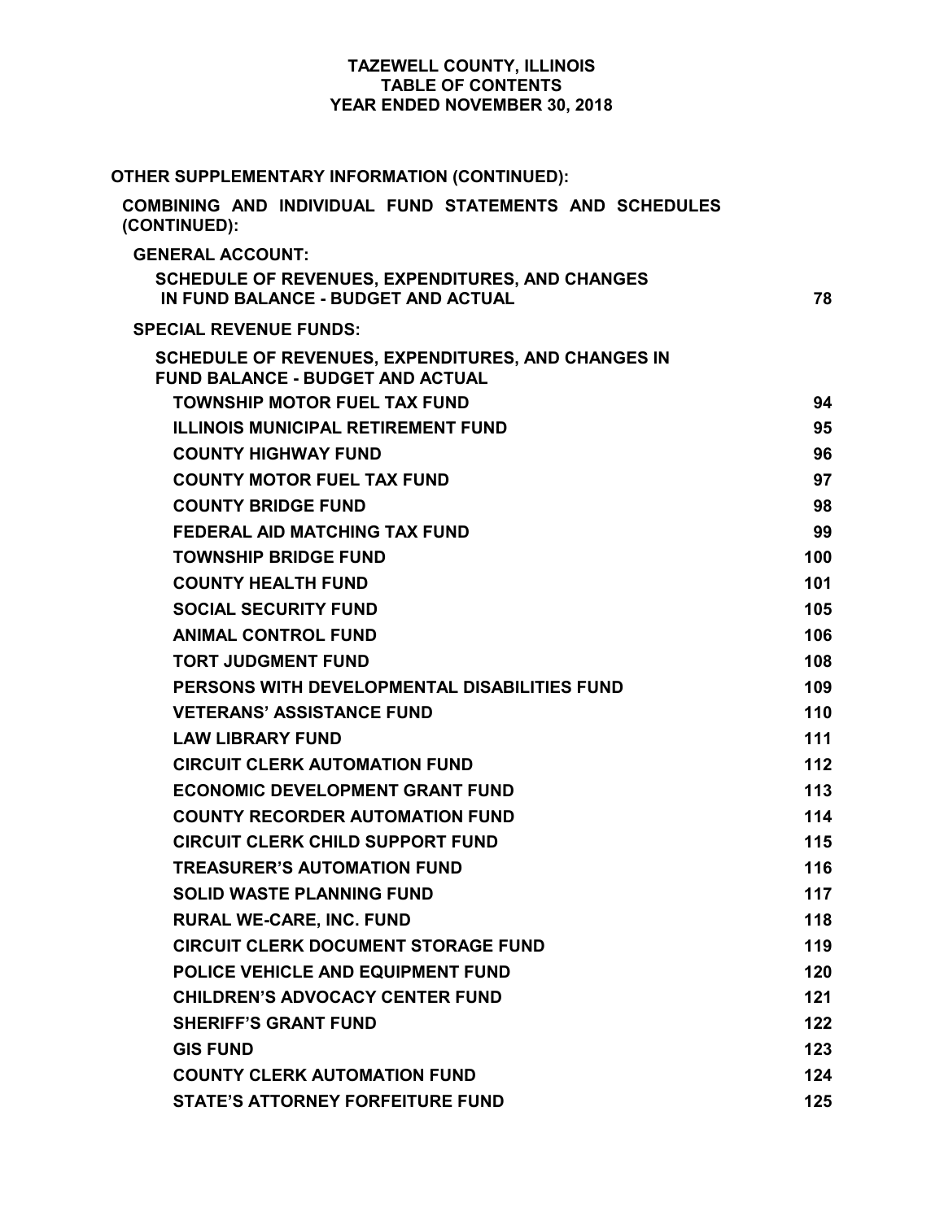# TAZEWELL COUNTY, ILLINOIS
## TABLE OF CONTENTS
## YEAR ENDED NOVEMBER 30, 2018

**OTHER SUPPLEMENTARY INFORMATION (CONTINUED):**

**COMBINING AND INDIVIDUAL FUND STATEMENTS AND SCHEDULES (CONTINUED):**

**GENERAL ACCOUNT:**

| | |
|---|---|
| SCHEDULE OF REVENUES, EXPENDITURES, AND CHANGES IN FUND BALANCE - BUDGET AND ACTUAL | 78 |

**SPECIAL REVENUE FUNDS:**

**SCHEDULE OF REVENUES, EXPENDITURES, AND CHANGES IN FUND BALANCE - BUDGET AND ACTUAL**

| | |
|---|---|
| TOWNSHIP MOTOR FUEL TAX FUND | 94 |
| ILLINOIS MUNICIPAL RETIREMENT FUND | 95 |
| COUNTY HIGHWAY FUND | 96 |
| COUNTY MOTOR FUEL TAX FUND | 97 |
| COUNTY BRIDGE FUND | 98 |
| FEDERAL AID MATCHING TAX FUND | 99 |
| TOWNSHIP BRIDGE FUND | 100 |
| COUNTY HEALTH FUND | 101 |
| SOCIAL SECURITY FUND | 105 |
| ANIMAL CONTROL FUND | 106 |
| TORT JUDGMENT FUND | 108 |
| PERSONS WITH DEVELOPMENTAL DISABILITIES FUND | 109 |
| VETERANS' ASSISTANCE FUND | 110 |
| LAW LIBRARY FUND | 111 |
| CIRCUIT CLERK AUTOMATION FUND | 112 |
| ECONOMIC DEVELOPMENT GRANT FUND | 113 |
| COUNTY RECORDER AUTOMATION FUND | 114 |
| CIRCUIT CLERK CHILD SUPPORT FUND | 115 |
| TREASURER'S AUTOMATION FUND | 116 |
| SOLID WASTE PLANNING FUND | 117 |
| RURAL WE-CARE, INC. FUND | 118 |
| CIRCUIT CLERK DOCUMENT STORAGE FUND | 119 |
| POLICE VEHICLE AND EQUIPMENT FUND | 120 |
| CHILDREN'S ADVOCACY CENTER FUND | 121 |
| SHERIFF'S GRANT FUND | 122 |
| GIS FUND | 123 |
| COUNTY CLERK AUTOMATION FUND | 124 |
| STATE'S ATTORNEY FORFEITURE FUND | 125 |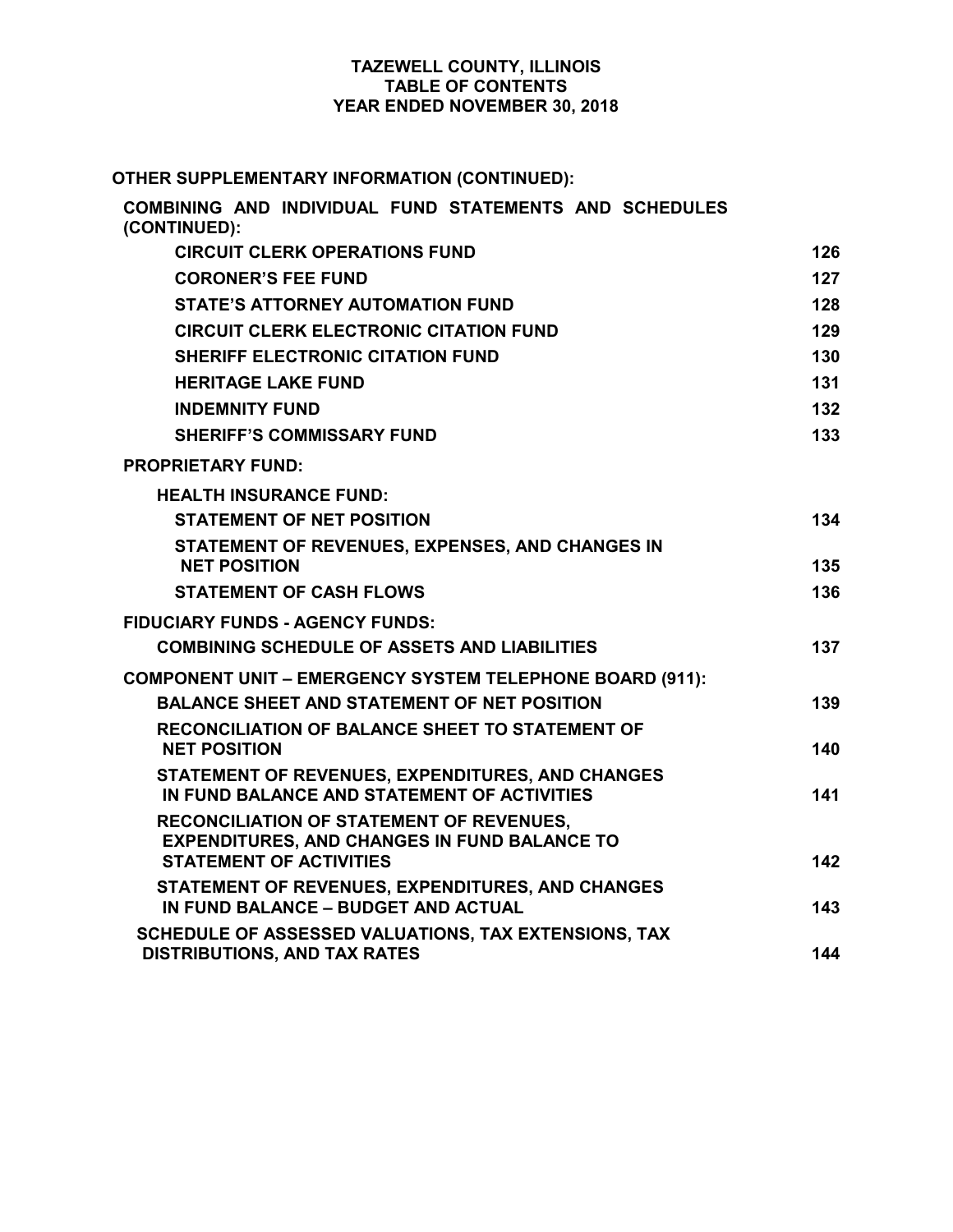# TAZEWELL COUNTY, ILLINOIS
## TABLE OF CONTENTS
## YEAR ENDED NOVEMBER 30, 2018

| | |
|---|---|
| **OTHER SUPPLEMENTARY INFORMATION (CONTINUED):** | |
| **COMBINING AND INDIVIDUAL FUND STATEMENTS AND SCHEDULES (CONTINUED):** | |
| **CIRCUIT CLERK OPERATIONS FUND** | **126** |
| **CORONER'S FEE FUND** | **127** |
| **STATE'S ATTORNEY AUTOMATION FUND** | **128** |
| **CIRCUIT CLERK ELECTRONIC CITATION FUND** | **129** |
| **SHERIFF ELECTRONIC CITATION FUND** | **130** |
| **HERITAGE LAKE FUND** | **131** |
| **INDEMNITY FUND** | **132** |
| **SHERIFF'S COMMISSARY FUND** | **133** |
| **PROPRIETARY FUND:** | |
| **HEALTH INSURANCE FUND:** | |
| **STATEMENT OF NET POSITION** | **134** |
| **STATEMENT OF REVENUES, EXPENSES, AND CHANGES IN NET POSITION** | **135** |
| **STATEMENT OF CASH FLOWS** | **136** |
| **FIDUCIARY FUNDS - AGENCY FUNDS:** | |
| **COMBINING SCHEDULE OF ASSETS AND LIABILITIES** | **137** |
| **COMPONENT UNIT – EMERGENCY SYSTEM TELEPHONE BOARD (911):** | |
| **BALANCE SHEET AND STATEMENT OF NET POSITION** | **139** |
| **RECONCILIATION OF BALANCE SHEET TO STATEMENT OF NET POSITION** | **140** |
| **STATEMENT OF REVENUES, EXPENDITURES, AND CHANGES IN FUND BALANCE AND STATEMENT OF ACTIVITIES** | **141** |
| **RECONCILIATION OF STATEMENT OF REVENUES, EXPENDITURES, AND CHANGES IN FUND BALANCE TO STATEMENT OF ACTIVITIES** | **142** |
| **STATEMENT OF REVENUES, EXPENDITURES, AND CHANGES IN FUND BALANCE – BUDGET AND ACTUAL** | **143** |
| **SCHEDULE OF ASSESSED VALUATIONS, TAX EXTENSIONS, TAX DISTRIBUTIONS, AND TAX RATES** | **144** |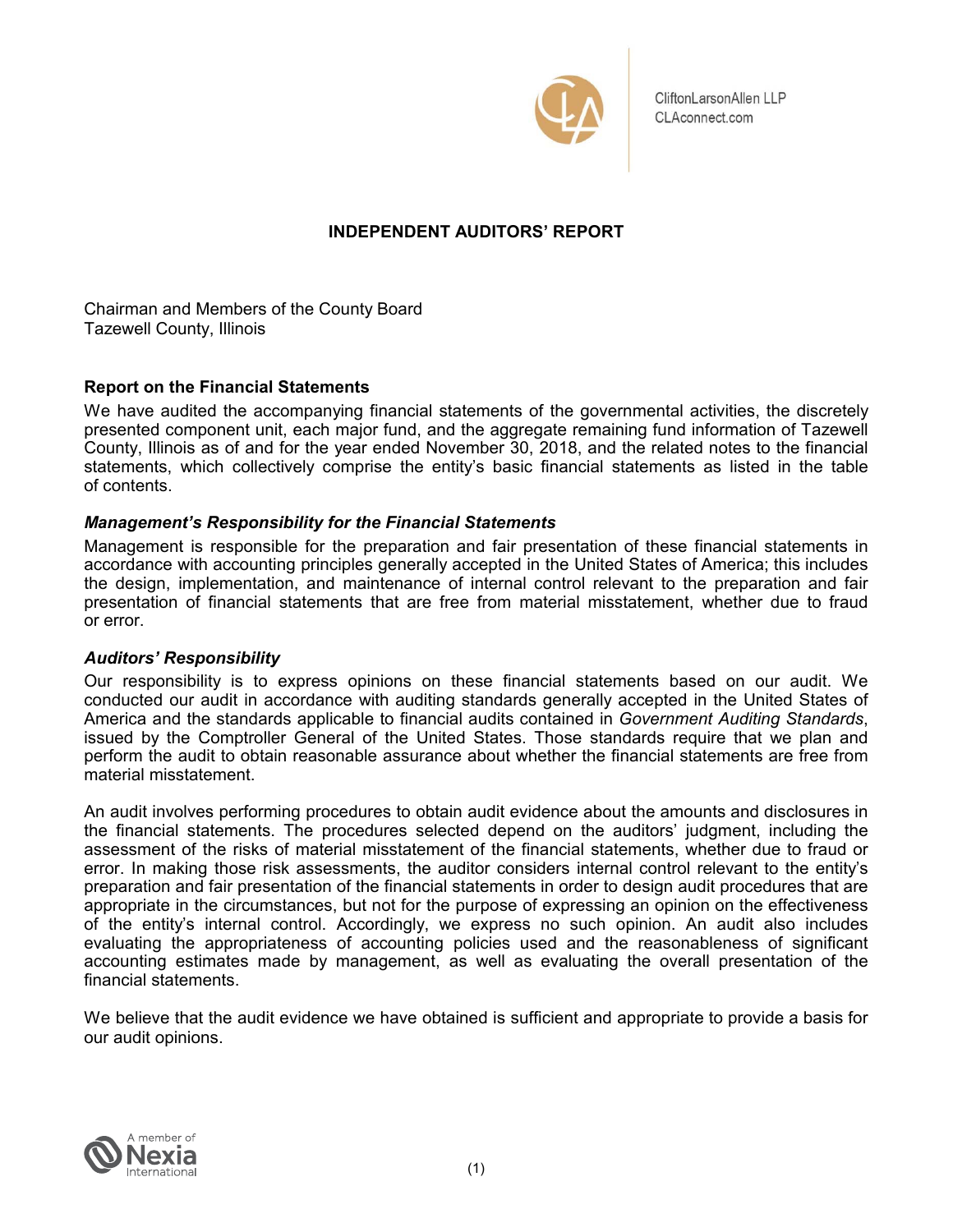CliftonLarsonAllen LLP
CLAconnect.com

# INDEPENDENT AUDITORS' REPORT

Chairman and Members of the County Board
Tazewell County, Illinois

## Report on the Financial Statements

We have audited the accompanying financial statements of the governmental activities, the discretely presented component unit, each major fund, and the aggregate remaining fund information of Tazewell County, Illinois as of and for the year ended November 30, 2018, and the related notes to the financial statements, which collectively comprise the entity's basic financial statements as listed in the table of contents.

### *Management's Responsibility for the Financial Statements*

Management is responsible for the preparation and fair presentation of these financial statements in accordance with accounting principles generally accepted in the United States of America; this includes the design, implementation, and maintenance of internal control relevant to the preparation and fair presentation of financial statements that are free from material misstatement, whether due to fraud or error.

### *Auditors' Responsibility*

Our responsibility is to express opinions on these financial statements based on our audit. We conducted our audit in accordance with auditing standards generally accepted in the United States of America and the standards applicable to financial audits contained in *Government Auditing Standards*, issued by the Comptroller General of the United States. Those standards require that we plan and perform the audit to obtain reasonable assurance about whether the financial statements are free from material misstatement.

An audit involves performing procedures to obtain audit evidence about the amounts and disclosures in the financial statements. The procedures selected depend on the auditors' judgment, including the assessment of the risks of material misstatement of the financial statements, whether due to fraud or error. In making those risk assessments, the auditor considers internal control relevant to the entity's preparation and fair presentation of the financial statements in order to design audit procedures that are appropriate in the circumstances, but not for the purpose of expressing an opinion on the effectiveness of the entity's internal control. Accordingly, we express no such opinion. An audit also includes evaluating the appropriateness of accounting policies used and the reasonableness of significant accounting estimates made by management, as well as evaluating the overall presentation of the financial statements.

We believe that the audit evidence we have obtained is sufficient and appropriate to provide a basis for our audit opinions.

A member of Nexia International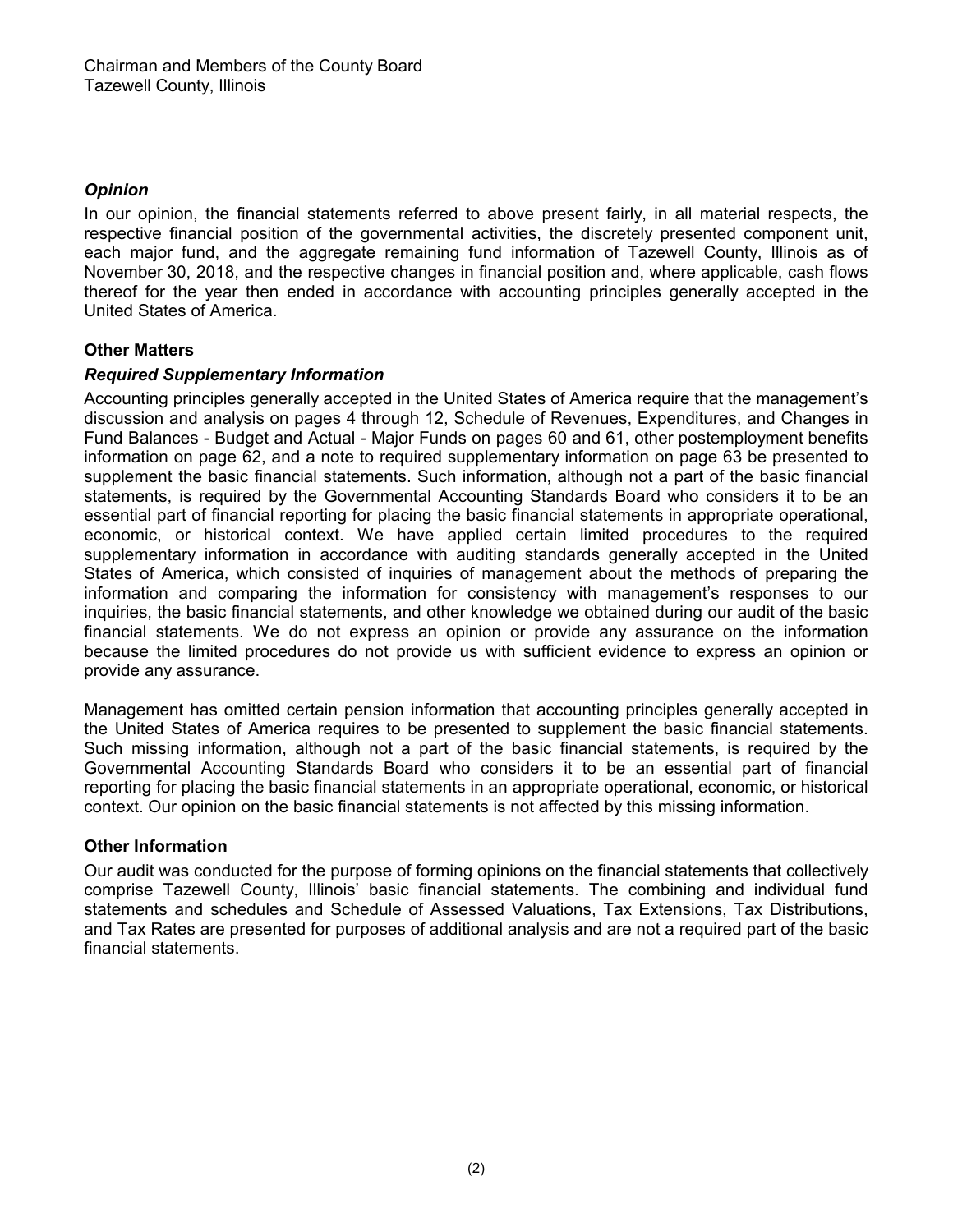Chairman and Members of the County Board
Tazewell County, Illinois

### *Opinion*

In our opinion, the financial statements referred to above present fairly, in all material respects, the respective financial position of the governmental activities, the discretely presented component unit, each major fund, and the aggregate remaining fund information of Tazewell County, Illinois as of November 30, 2018, and the respective changes in financial position and, where applicable, cash flows thereof for the year then ended in accordance with accounting principles generally accepted in the United States of America.

## **Other Matters**

### *Required Supplementary Information*

Accounting principles generally accepted in the United States of America require that the management's discussion and analysis on pages 4 through 12, Schedule of Revenues, Expenditures, and Changes in Fund Balances - Budget and Actual - Major Funds on pages 60 and 61, other postemployment benefits information on page 62, and a note to required supplementary information on page 63 be presented to supplement the basic financial statements. Such information, although not a part of the basic financial statements, is required by the Governmental Accounting Standards Board who considers it to be an essential part of financial reporting for placing the basic financial statements in appropriate operational, economic, or historical context. We have applied certain limited procedures to the required supplementary information in accordance with auditing standards generally accepted in the United States of America, which consisted of inquiries of management about the methods of preparing the information and comparing the information for consistency with management's responses to our inquiries, the basic financial statements, and other knowledge we obtained during our audit of the basic financial statements. We do not express an opinion or provide any assurance on the information because the limited procedures do not provide us with sufficient evidence to express an opinion or provide any assurance.

Management has omitted certain pension information that accounting principles generally accepted in the United States of America requires to be presented to supplement the basic financial statements. Such missing information, although not a part of the basic financial statements, is required by the Governmental Accounting Standards Board who considers it to be an essential part of financial reporting for placing the basic financial statements in an appropriate operational, economic, or historical context. Our opinion on the basic financial statements is not affected by this missing information.

## **Other Information**

Our audit was conducted for the purpose of forming opinions on the financial statements that collectively comprise Tazewell County, Illinois' basic financial statements. The combining and individual fund statements and schedules and Schedule of Assessed Valuations, Tax Extensions, Tax Distributions, and Tax Rates are presented for purposes of additional analysis and are not a required part of the basic financial statements.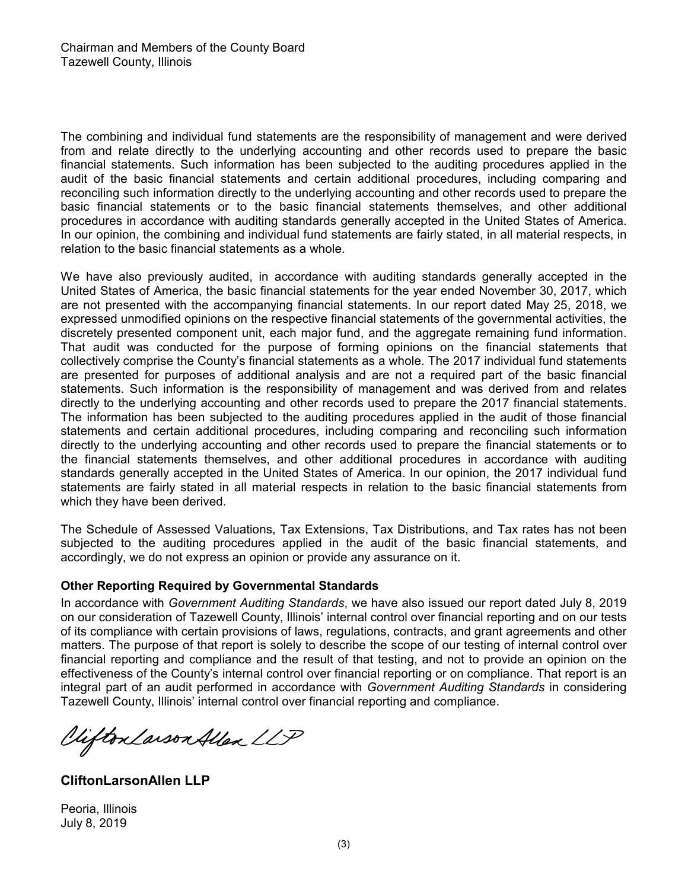Chairman and Members of the County Board
Tazewell County, Illinois

The combining and individual fund statements are the responsibility of management and were derived from and relate directly to the underlying accounting and other records used to prepare the basic financial statements. Such information has been subjected to the auditing procedures applied in the audit of the basic financial statements and certain additional procedures, including comparing and reconciling such information directly to the underlying accounting and other records used to prepare the basic financial statements or to the basic financial statements themselves, and other additional procedures in accordance with auditing standards generally accepted in the United States of America. In our opinion, the combining and individual fund statements are fairly stated, in all material respects, in relation to the basic financial statements as a whole.

We have also previously audited, in accordance with auditing standards generally accepted in the United States of America, the basic financial statements for the year ended November 30, 2017, which are not presented with the accompanying financial statements. In our report dated May 25, 2018, we expressed unmodified opinions on the respective financial statements of the governmental activities, the discretely presented component unit, each major fund, and the aggregate remaining fund information. That audit was conducted for the purpose of forming opinions on the financial statements that collectively comprise the County's financial statements as a whole. The 2017 individual fund statements are presented for purposes of additional analysis and are not a required part of the basic financial statements. Such information is the responsibility of management and was derived from and relates directly to the underlying accounting and other records used to prepare the 2017 financial statements. The information has been subjected to the auditing procedures applied in the audit of those financial statements and certain additional procedures, including comparing and reconciling such information directly to the underlying accounting and other records used to prepare the financial statements or to the financial statements themselves, and other additional procedures in accordance with auditing standards generally accepted in the United States of America. In our opinion, the 2017 individual fund statements are fairly stated in all material respects in relation to the basic financial statements from which they have been derived.

The Schedule of Assessed Valuations, Tax Extensions, Tax Distributions, and Tax rates has not been subjected to the auditing procedures applied in the audit of the basic financial statements, and accordingly, we do not express an opinion or provide any assurance on it.

**Other Reporting Required by Governmental Standards**

In accordance with *Government Auditing Standards*, we have also issued our report dated July 8, 2019 on our consideration of Tazewell County, Illinois' internal control over financial reporting and on our tests of its compliance with certain provisions of laws, regulations, contracts, and grant agreements and other matters. The purpose of that report is solely to describe the scope of our testing of internal control over financial reporting and compliance and the result of that testing, and not to provide an opinion on the effectiveness of the County's internal control over financial reporting or on compliance. That report is an integral part of an audit performed in accordance with *Government Auditing Standards* in considering Tazewell County, Illinois' internal control over financial reporting and compliance.

CliftonLarsonAllen LLP

**CliftonLarsonAllen LLP**

Peoria, Illinois
July 8, 2019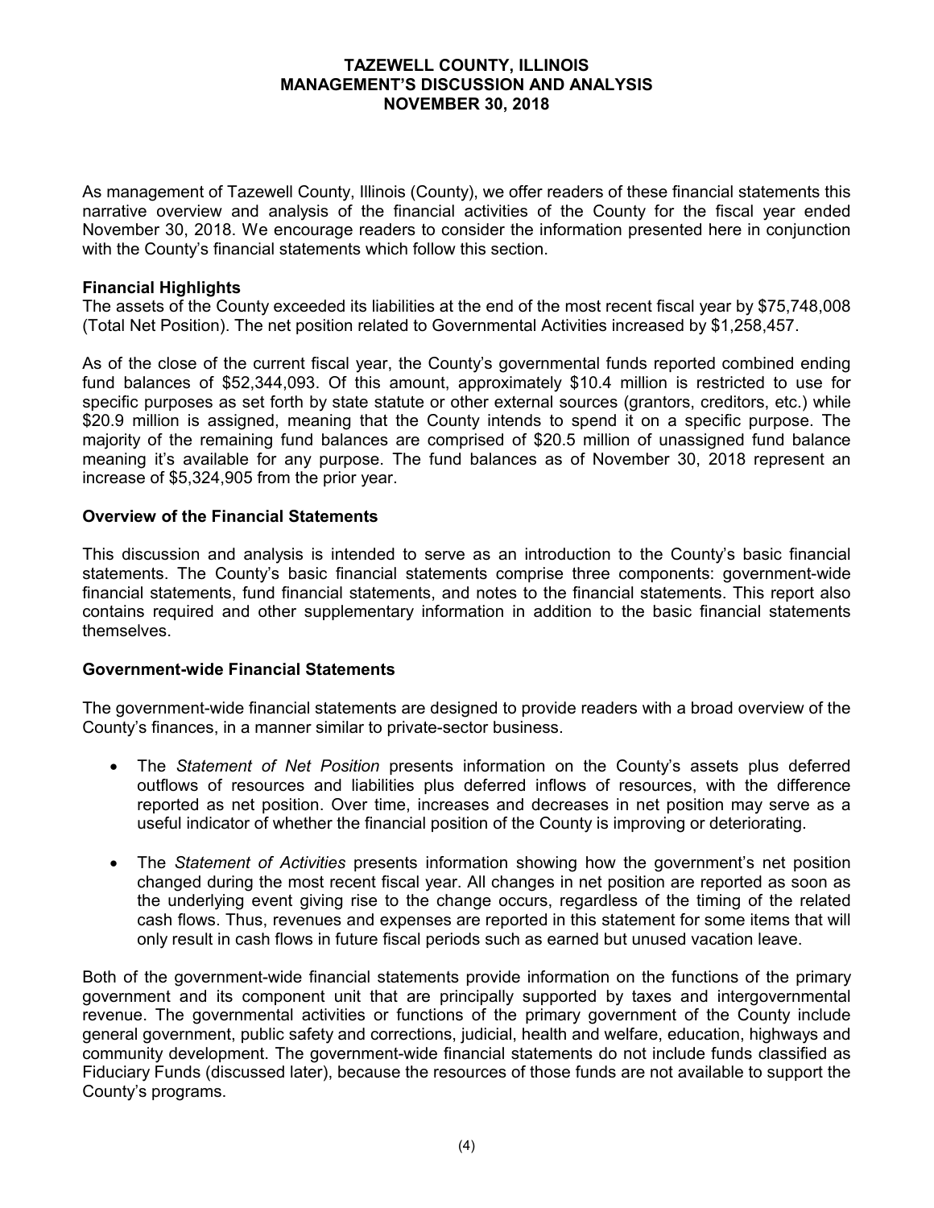# TAZEWELL COUNTY, ILLINOIS
## MANAGEMENT'S DISCUSSION AND ANALYSIS
## NOVEMBER 30, 2018

As management of Tazewell County, Illinois (County), we offer readers of these financial statements this narrative overview and analysis of the financial activities of the County for the fiscal year ended November 30, 2018. We encourage readers to consider the information presented here in conjunction with the County's financial statements which follow this section.

**Financial Highlights**

The assets of the County exceeded its liabilities at the end of the most recent fiscal year by $75,748,008 (Total Net Position). The net position related to Governmental Activities increased by $1,258,457.

As of the close of the current fiscal year, the County's governmental funds reported combined ending fund balances of $52,344,093. Of this amount, approximately $10.4 million is restricted to use for specific purposes as set forth by state statute or other external sources (grantors, creditors, etc.) while $20.9 million is assigned, meaning that the County intends to spend it on a specific purpose. The majority of the remaining fund balances are comprised of $20.5 million of unassigned fund balance meaning it's available for any purpose. The fund balances as of November 30, 2018 represent an increase of $5,324,905 from the prior year.

**Overview of the Financial Statements**

This discussion and analysis is intended to serve as an introduction to the County's basic financial statements. The County's basic financial statements comprise three components: government-wide financial statements, fund financial statements, and notes to the financial statements. This report also contains required and other supplementary information in addition to the basic financial statements themselves.

**Government-wide Financial Statements**

The government-wide financial statements are designed to provide readers with a broad overview of the County's finances, in a manner similar to private-sector business.

- The *Statement of Net Position* presents information on the County's assets plus deferred outflows of resources and liabilities plus deferred inflows of resources, with the difference reported as net position. Over time, increases and decreases in net position may serve as a useful indicator of whether the financial position of the County is improving or deteriorating.

- The *Statement of Activities* presents information showing how the government's net position changed during the most recent fiscal year. All changes in net position are reported as soon as the underlying event giving rise to the change occurs, regardless of the timing of the related cash flows. Thus, revenues and expenses are reported in this statement for some items that will only result in cash flows in future fiscal periods such as earned but unused vacation leave.

Both of the government-wide financial statements provide information on the functions of the primary government and its component unit that are principally supported by taxes and intergovernmental revenue. The governmental activities or functions of the primary government of the County include general government, public safety and corrections, judicial, health and welfare, education, highways and community development. The government-wide financial statements do not include funds classified as Fiduciary Funds (discussed later), because the resources of those funds are not available to support the County's programs.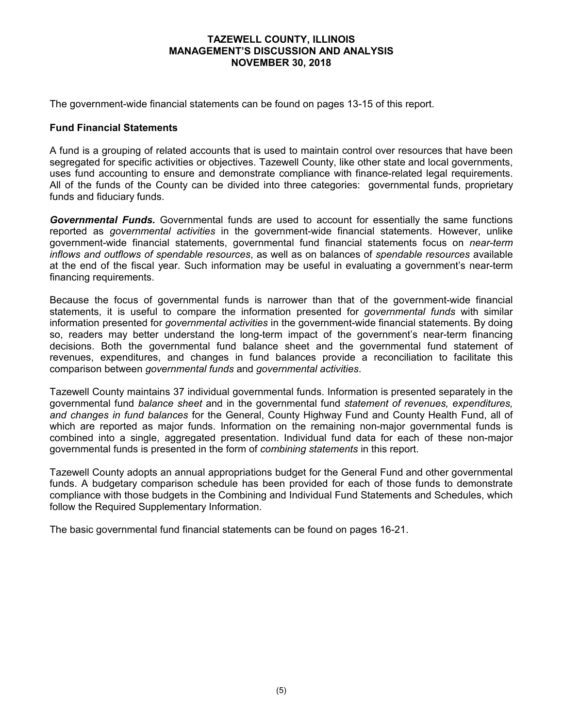The government-wide financial statements can be found on pages 13-15 of this report.

## Fund Financial Statements

A fund is a grouping of related accounts that is used to maintain control over resources that have been segregated for specific activities or objectives. Tazewell County, like other state and local governments, uses fund accounting to ensure and demonstrate compliance with finance-related legal requirements. All of the funds of the County can be divided into three categories: governmental funds, proprietary funds and fiduciary funds.

***Governmental Funds.*** Governmental funds are used to account for essentially the same functions reported as *governmental activities* in the government-wide financial statements. However, unlike government-wide financial statements, governmental fund financial statements focus on *near-term inflows and outflows of spendable resources*, as well as on balances of *spendable resources* available at the end of the fiscal year. Such information may be useful in evaluating a government's near-term financing requirements.

Because the focus of governmental funds is narrower than that of the government-wide financial statements, it is useful to compare the information presented for *governmental funds* with similar information presented for *governmental activities* in the government-wide financial statements. By doing so, readers may better understand the long-term impact of the government's near-term financing decisions. Both the governmental fund balance sheet and the governmental fund statement of revenues, expenditures, and changes in fund balances provide a reconciliation to facilitate this comparison between *governmental funds* and *governmental activities*.

Tazewell County maintains 37 individual governmental funds. Information is presented separately in the governmental fund *balance sheet* and in the governmental fund *statement of revenues, expenditures, and changes in fund balances* for the General, County Highway Fund and County Health Fund, all of which are reported as major funds. Information on the remaining non-major governmental funds is combined into a single, aggregated presentation. Individual fund data for each of these non-major governmental funds is presented in the form of *combining statements* in this report.

Tazewell County adopts an annual appropriations budget for the General Fund and other governmental funds. A budgetary comparison schedule has been provided for each of those funds to demonstrate compliance with those budgets in the Combining and Individual Fund Statements and Schedules, which follow the Required Supplementary Information.

The basic governmental fund financial statements can be found on pages 16-21.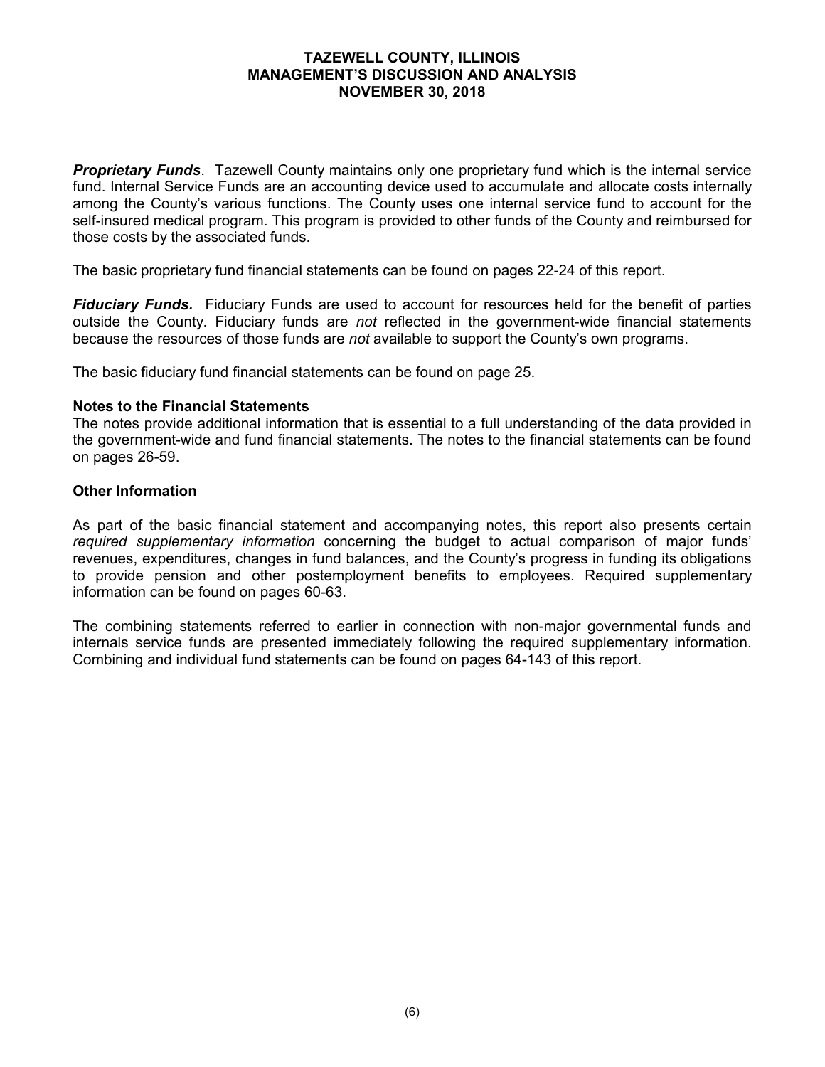***Proprietary Funds***. Tazewell County maintains only one proprietary fund which is the internal service fund. Internal Service Funds are an accounting device used to accumulate and allocate costs internally among the County's various functions. The County uses one internal service fund to account for the self-insured medical program. This program is provided to other funds of the County and reimbursed for those costs by the associated funds.

The basic proprietary fund financial statements can be found on pages 22-24 of this report.

***Fiduciary Funds.*** Fiduciary Funds are used to account for resources held for the benefit of parties outside the County. Fiduciary funds are *not* reflected in the government-wide financial statements because the resources of those funds are *not* available to support the County's own programs.

The basic fiduciary fund financial statements can be found on page 25.

**Notes to the Financial Statements**

The notes provide additional information that is essential to a full understanding of the data provided in the government-wide and fund financial statements. The notes to the financial statements can be found on pages 26-59.

**Other Information**

As part of the basic financial statement and accompanying notes, this report also presents certain *required supplementary information* concerning the budget to actual comparison of major funds' revenues, expenditures, changes in fund balances, and the County's progress in funding its obligations to provide pension and other postemployment benefits to employees. Required supplementary information can be found on pages 60-63.

The combining statements referred to earlier in connection with non-major governmental funds and internals service funds are presented immediately following the required supplementary information. Combining and individual fund statements can be found on pages 64-143 of this report.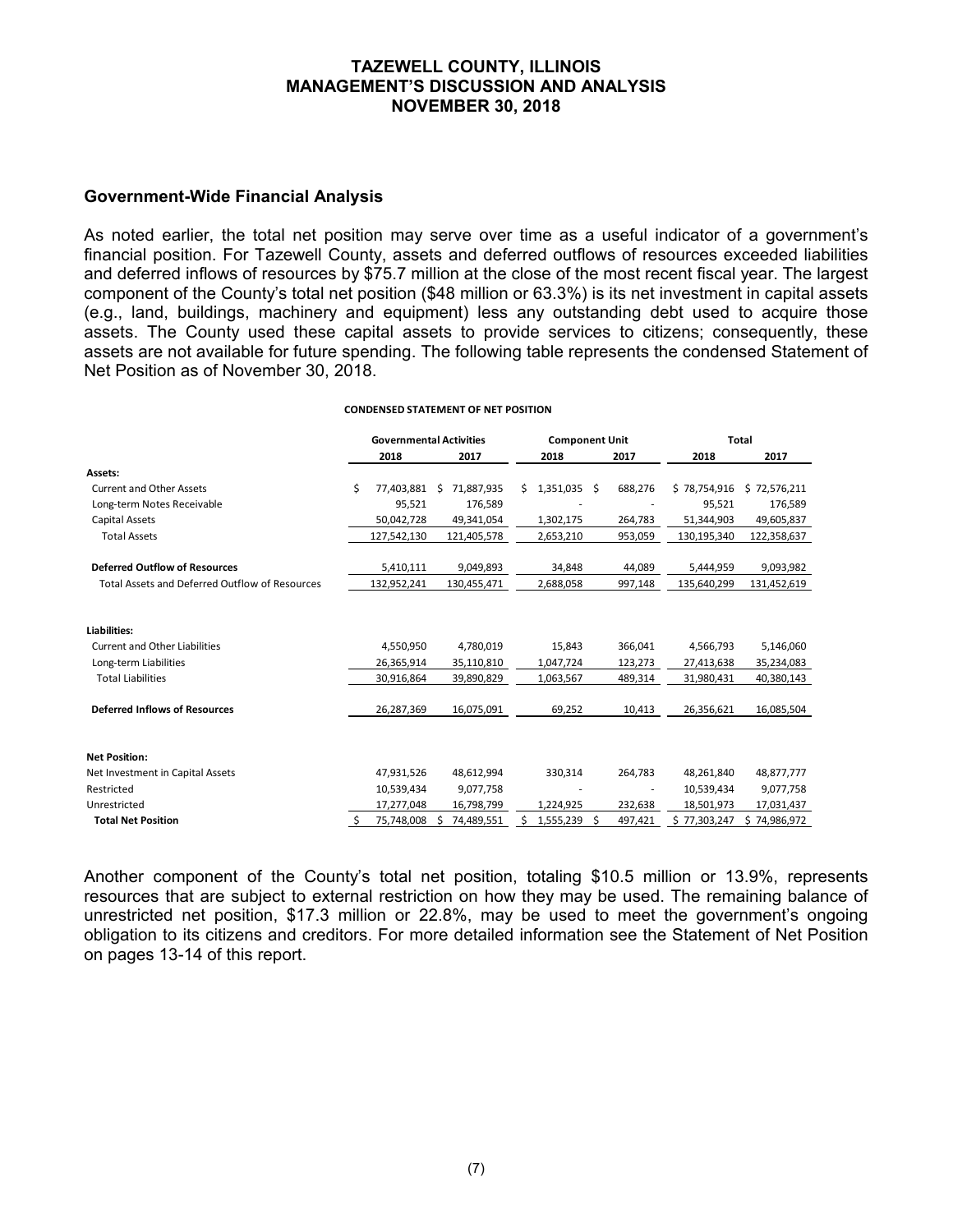## Government-Wide Financial Analysis

As noted earlier, the total net position may serve over time as a useful indicator of a government's financial position. For Tazewell County, assets and deferred outflows of resources exceeded liabilities and deferred inflows of resources by $75.7 million at the close of the most recent fiscal year. The largest component of the County's total net position ($48 million or 63.3%) is its net investment in capital assets (e.g., land, buildings, machinery and equipment) less any outstanding debt used to acquire those assets. The County used these capital assets to provide services to citizens; consequently, these assets are not available for future spending. The following table represents the condensed Statement of Net Position as of November 30, 2018.

**CONDENSED STATEMENT OF NET POSITION**

| | Governmental Activities | | Component Unit | | Total | |
|---|---|---|---|---|---|---|
| | 2018 | 2017 | 2018 | 2017 | 2018 | 2017 |
| **Assets:** | | | | | | |
| Current and Other Assets | $ 77,403,881 | $ 71,887,935 | $ 1,351,035 | $ 688,276 | $ 78,754,916 | $ 72,576,211 |
| Long-term Notes Receivable | 95,521 | 176,589 | - | - | 95,521 | 176,589 |
| Capital Assets | 50,042,728 | 49,341,054 | 1,302,175 | 264,783 | 51,344,903 | 49,605,837 |
| Total Assets | 127,542,130 | 121,405,578 | 2,653,210 | 953,059 | 130,195,340 | 122,358,637 |
| **Deferred Outflow of Resources** | 5,410,111 | 9,049,893 | 34,848 | 44,089 | 5,444,959 | 9,093,982 |
| Total Assets and Deferred Outflow of Resources | 132,952,241 | 130,455,471 | 2,688,058 | 997,148 | 135,640,299 | 131,452,619 |
| **Liabilities:** | | | | | | |
| Current and Other Liabilities | 4,550,950 | 4,780,019 | 15,843 | 366,041 | 4,566,793 | 5,146,060 |
| Long-term Liabilities | 26,365,914 | 35,110,810 | 1,047,724 | 123,273 | 27,413,638 | 35,234,083 |
| Total Liabilities | 30,916,864 | 39,890,829 | 1,063,567 | 489,314 | 31,980,431 | 40,380,143 |
| **Deferred Inflows of Resources** | 26,287,369 | 16,075,091 | 69,252 | 10,413 | 26,356,621 | 16,085,504 |
| **Net Position:** | | | | | | |
| Net Investment in Capital Assets | 47,931,526 | 48,612,994 | 330,314 | 264,783 | 48,261,840 | 48,877,777 |
| Restricted | 10,539,434 | 9,077,758 | - | - | 10,539,434 | 9,077,758 |
| Unrestricted | 17,277,048 | 16,798,799 | 1,224,925 | 232,638 | 18,501,973 | 17,031,437 |
| **Total Net Position** | $ 75,748,008 | $ 74,489,551 | $ 1,555,239 | $ 497,421 | $ 77,303,247 | $ 74,986,972 |

Another component of the County's total net position, totaling $10.5 million or 13.9%, represents resources that are subject to external restriction on how they may be used. The remaining balance of unrestricted net position, $17.3 million or 22.8%, may be used to meet the government's ongoing obligation to its citizens and creditors. For more detailed information see the Statement of Net Position on pages 13-14 of this report.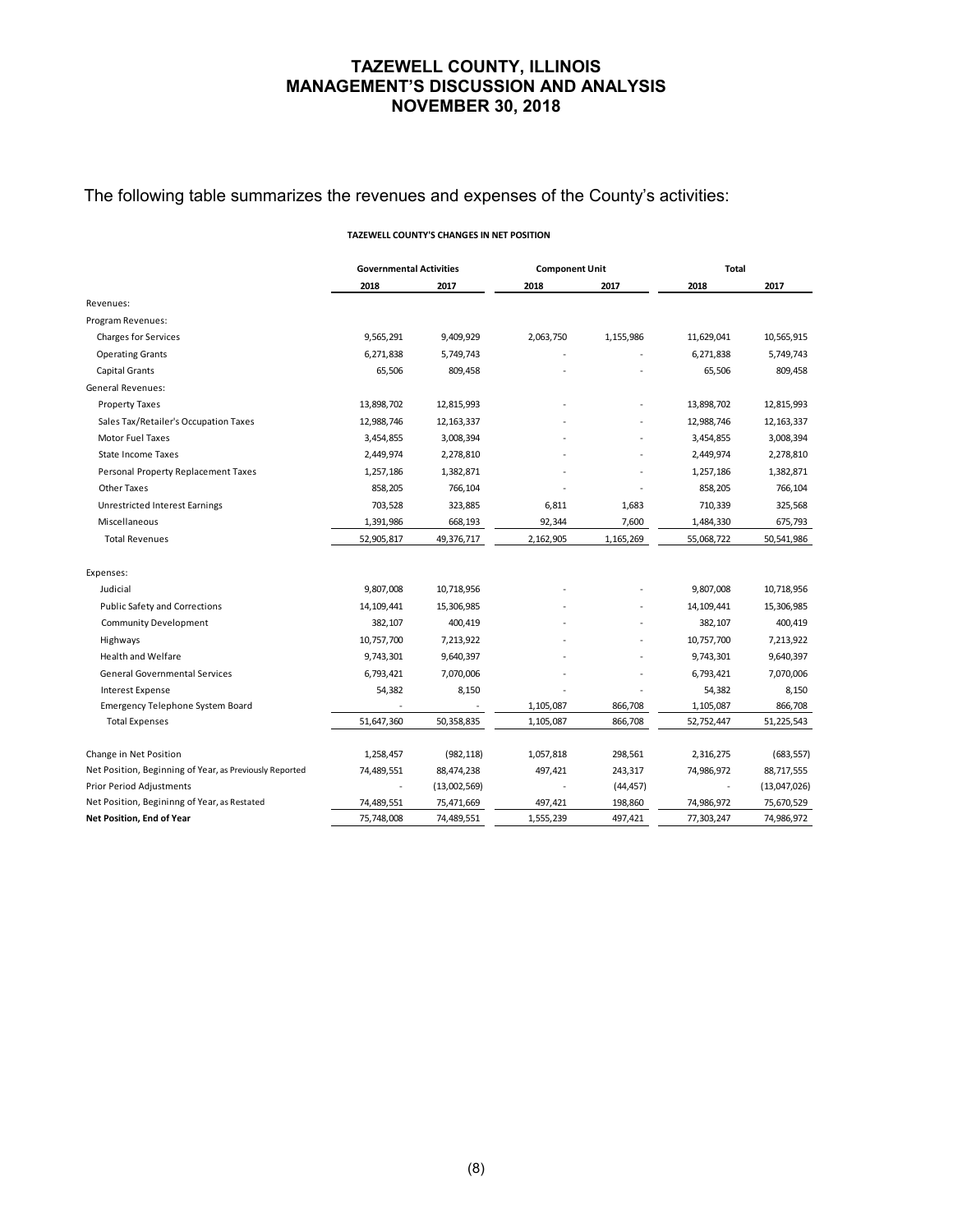# TAZEWELL COUNTY, ILLINOIS
# MANAGEMENT'S DISCUSSION AND ANALYSIS
# NOVEMBER 30, 2018

The following table summarizes the revenues and expenses of the County's activities:

**TAZEWELL COUNTY'S CHANGES IN NET POSITION**

| | Governmental Activities | | Component Unit | | Total | |
|---|---|---|---|---|---|---|
| | 2018 | 2017 | 2018 | 2017 | 2018 | 2017 |
| Revenues: | | | | | | |
| Program Revenues: | | | | | | |
| Charges for Services | 9,565,291 | 9,409,929 | 2,063,750 | 1,155,986 | 11,629,041 | 10,565,915 |
| Operating Grants | 6,271,838 | 5,749,743 | - | - | 6,271,838 | 5,749,743 |
| Capital Grants | 65,506 | 809,458 | - | - | 65,506 | 809,458 |
| General Revenues: | | | | | | |
| Property Taxes | 13,898,702 | 12,815,993 | - | - | 13,898,702 | 12,815,993 |
| Sales Tax/Retailer's Occupation Taxes | 12,988,746 | 12,163,337 | - | - | 12,988,746 | 12,163,337 |
| Motor Fuel Taxes | 3,454,855 | 3,008,394 | - | - | 3,454,855 | 3,008,394 |
| State Income Taxes | 2,449,974 | 2,278,810 | - | - | 2,449,974 | 2,278,810 |
| Personal Property Replacement Taxes | 1,257,186 | 1,382,871 | - | - | 1,257,186 | 1,382,871 |
| Other Taxes | 858,205 | 766,104 | - | - | 858,205 | 766,104 |
| Unrestricted Interest Earnings | 703,528 | 323,885 | 6,811 | 1,683 | 710,339 | 325,568 |
| Miscellaneous | 1,391,986 | 668,193 | 92,344 | 7,600 | 1,484,330 | 675,793 |
| Total Revenues | 52,905,817 | 49,376,717 | 2,162,905 | 1,165,269 | 55,068,722 | 50,541,986 |
| Expenses: | | | | | | |
| Judicial | 9,807,008 | 10,718,956 | - | - | 9,807,008 | 10,718,956 |
| Public Safety and Corrections | 14,109,441 | 15,306,985 | - | - | 14,109,441 | 15,306,985 |
| Community Development | 382,107 | 400,419 | - | - | 382,107 | 400,419 |
| Highways | 10,757,700 | 7,213,922 | - | - | 10,757,700 | 7,213,922 |
| Health and Welfare | 9,743,301 | 9,640,397 | - | - | 9,743,301 | 9,640,397 |
| General Governmental Services | 6,793,421 | 7,070,006 | - | - | 6,793,421 | 7,070,006 |
| Interest Expense | 54,382 | 8,150 | - | - | 54,382 | 8,150 |
| Emergency Telephone System Board | - | - | 1,105,087 | 866,708 | 1,105,087 | 866,708 |
| Total Expenses | 51,647,360 | 50,358,835 | 1,105,087 | 866,708 | 52,752,447 | 51,225,543 |
| Change in Net Position | 1,258,457 | (982,118) | 1,057,818 | 298,561 | 2,316,275 | (683,557) |
| Net Position, Beginning of Year, as Previously Reported | 74,489,551 | 88,474,238 | 497,421 | 243,317 | 74,986,972 | 88,717,555 |
| Prior Period Adjustments | - | (13,002,569) | - | (44,457) | - | (13,047,026) |
| Net Position, Begininng of Year, as Restated | 74,489,551 | 75,471,669 | 497,421 | 198,860 | 74,986,972 | 75,670,529 |
| **Net Position, End of Year** | 75,748,008 | 74,489,551 | 1,555,239 | 497,421 | 77,303,247 | 74,986,972 |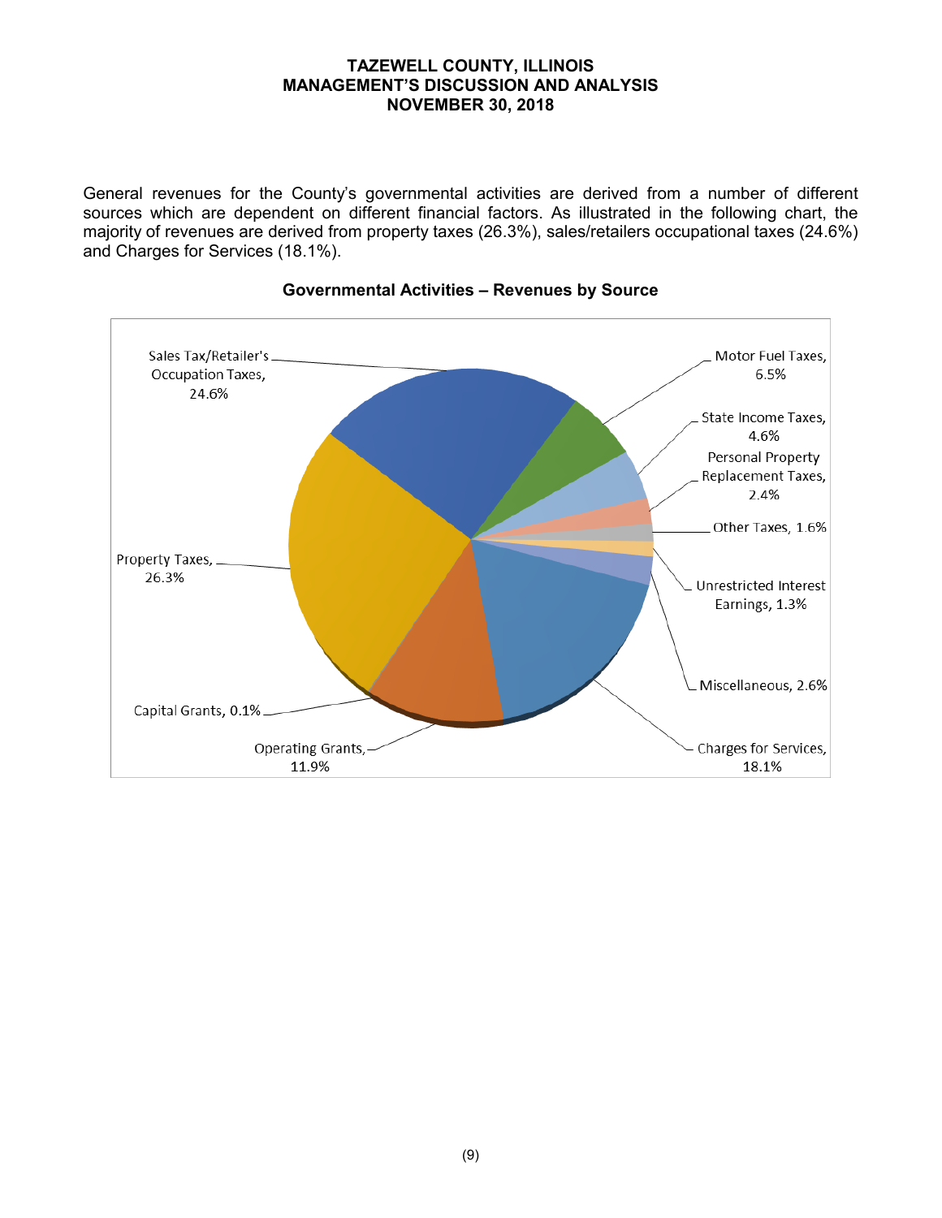# TAZEWELL COUNTY, ILLINOIS
## MANAGEMENT'S DISCUSSION AND ANALYSIS
## NOVEMBER 30, 2018

General revenues for the County's governmental activities are derived from a number of different sources which are dependent on different financial factors. As illustrated in the following chart, the majority of revenues are derived from property taxes (26.3%), sales/retailers occupational taxes (24.6%) and Charges for Services (18.1%).

**Governmental Activities – Revenues by Source**

| Source | Percentage |
|---|---|
| Property Taxes | 26.3% |
| Sales Tax/Retailer's Occupation Taxes | 24.6% |
| Motor Fuel Taxes | 6.5% |
| State Income Taxes | 4.6% |
| Personal Property Replacement Taxes | 2.4% |
| Other Taxes | 1.6% |
| Unrestricted Interest Earnings | 1.3% |
| Miscellaneous | 2.6% |
| Charges for Services | 18.1% |
| Operating Grants | 11.9% |
| Capital Grants | 0.1% |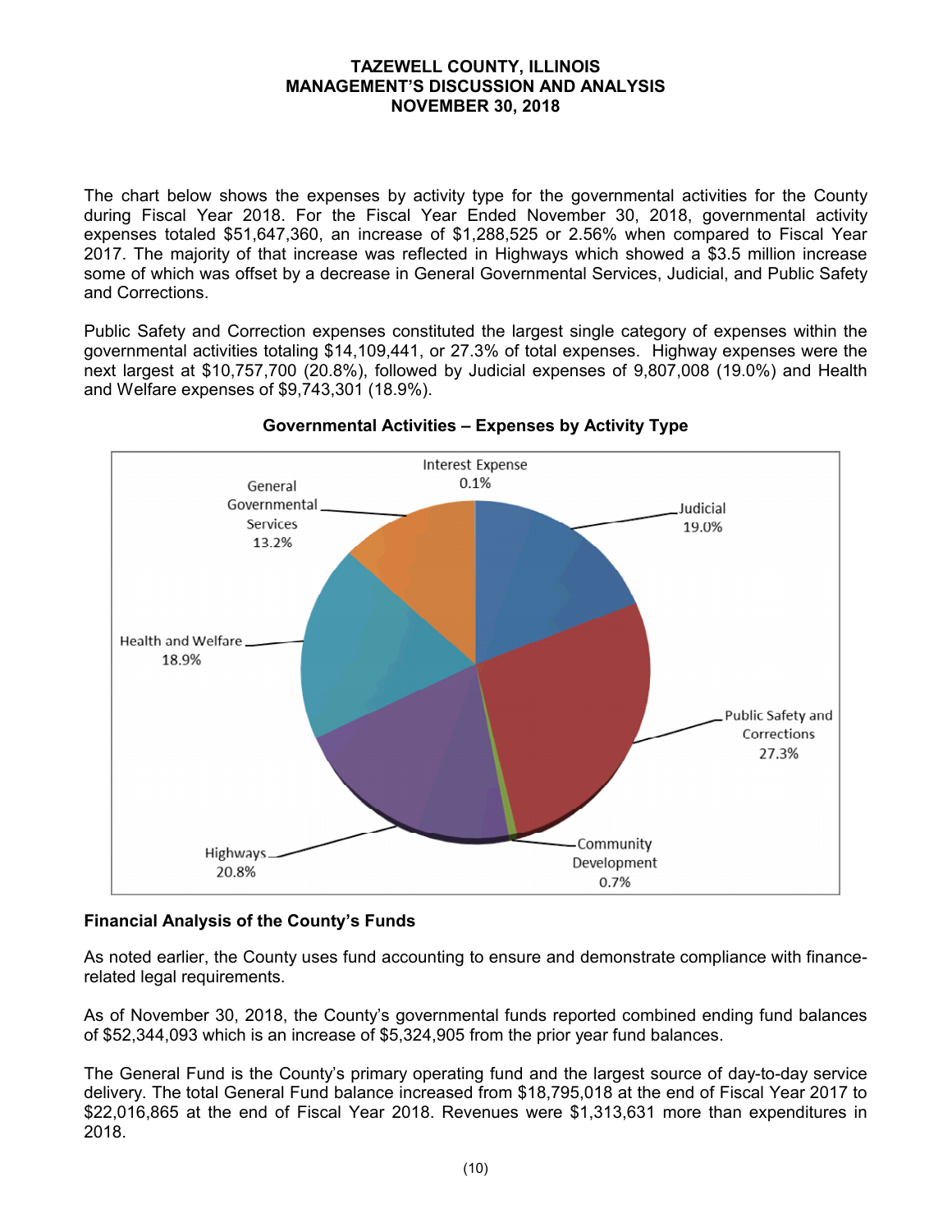The chart below shows the expenses by activity type for the governmental activities for the County during Fiscal Year 2018. For the Fiscal Year Ended November 30, 2018, governmental activity expenses totaled $51,647,360, an increase of $1,288,525 or 2.56% when compared to Fiscal Year 2017. The majority of that increase was reflected in Highways which showed a $3.5 million increase some of which was offset by a decrease in General Governmental Services, Judicial, and Public Safety and Corrections.

Public Safety and Correction expenses constituted the largest single category of expenses within the governmental activities totaling $14,109,441, or 27.3% of total expenses. Highway expenses were the next largest at $10,757,700 (20.8%), followed by Judicial expenses of 9,807,008 (19.0%) and Health and Welfare expenses of $9,743,301 (18.9%).

**Governmental Activities – Expenses by Activity Type**

| Activity | Percentage |
|---|---|
| Interest Expense | 0.1% |
| Judicial | 19.0% |
| Public Safety and Corrections | 27.3% |
| Community Development | 0.7% |
| Highways | 20.8% |
| Health and Welfare | 18.9% |
| General Governmental Services | 13.2% |

## Financial Analysis of the County's Funds

As noted earlier, the County uses fund accounting to ensure and demonstrate compliance with finance-related legal requirements.

As of November 30, 2018, the County's governmental funds reported combined ending fund balances of $52,344,093 which is an increase of $5,324,905 from the prior year fund balances.

The General Fund is the County's primary operating fund and the largest source of day-to-day service delivery. The total General Fund balance increased from $18,795,018 at the end of Fiscal Year 2017 to $22,016,865 at the end of Fiscal Year 2018. Revenues were $1,313,631 more than expenditures in 2018.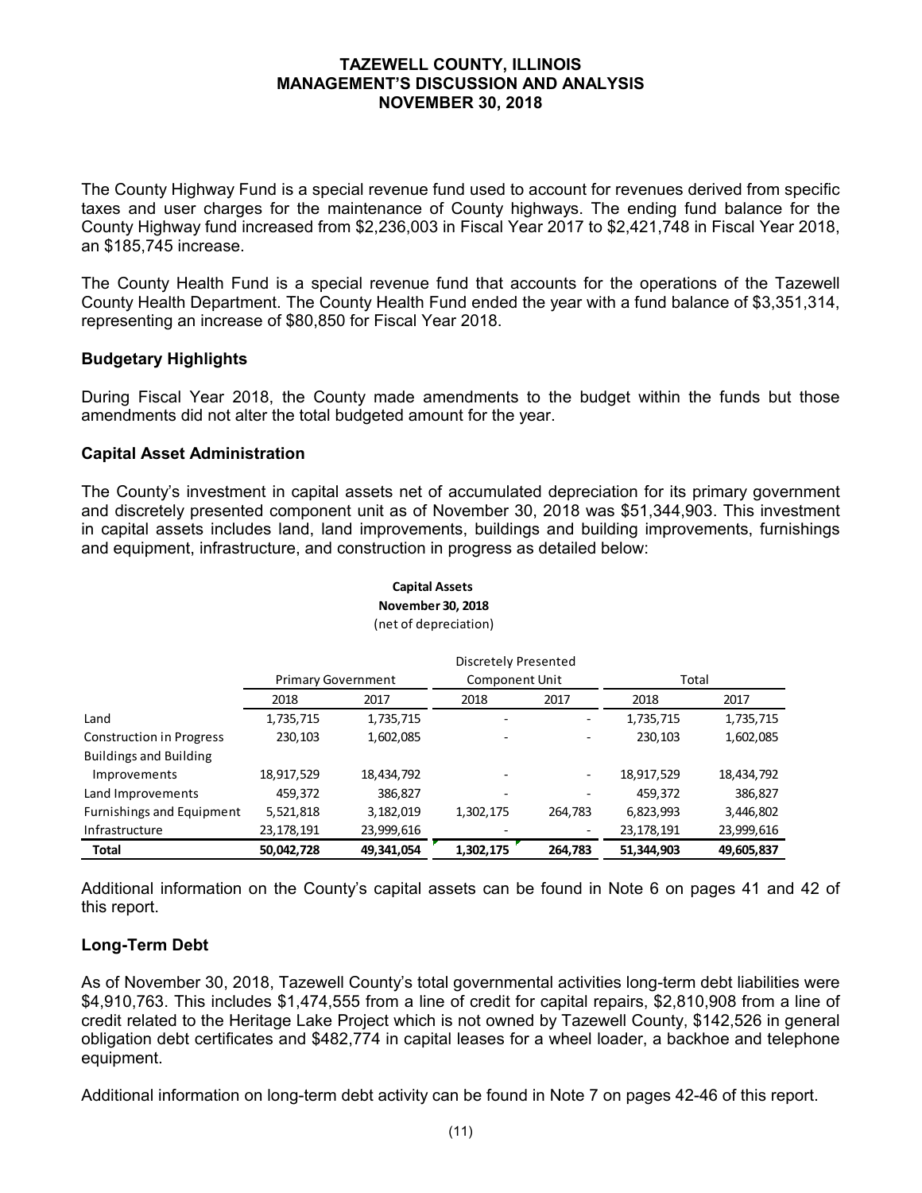The County Highway Fund is a special revenue fund used to account for revenues derived from specific taxes and user charges for the maintenance of County highways. The ending fund balance for the County Highway fund increased from $2,236,003 in Fiscal Year 2017 to $2,421,748 in Fiscal Year 2018, an $185,745 increase.

The County Health Fund is a special revenue fund that accounts for the operations of the Tazewell County Health Department. The County Health Fund ended the year with a fund balance of $3,351,314, representing an increase of $80,850 for Fiscal Year 2018.

## Budgetary Highlights

During Fiscal Year 2018, the County made amendments to the budget within the funds but those amendments did not alter the total budgeted amount for the year.

## Capital Asset Administration

The County's investment in capital assets net of accumulated depreciation for its primary government and discretely presented component unit as of November 30, 2018 was $51,344,903. This investment in capital assets includes land, land improvements, buildings and building improvements, furnishings and equipment, infrastructure, and construction in progress as detailed below:

**Capital Assets**
**November 30, 2018**
(net of depreciation)

| | Primary Government | | Discretely Presented Component Unit | | Total | |
|---|---|---|---|---|---|---|
| | 2018 | 2017 | 2018 | 2017 | 2018 | 2017 |
| Land | 1,735,715 | 1,735,715 | - | - | 1,735,715 | 1,735,715 |
| Construction in Progress | 230,103 | 1,602,085 | - | - | 230,103 | 1,602,085 |
| Buildings and Building Improvements | 18,917,529 | 18,434,792 | - | - | 18,917,529 | 18,434,792 |
| Land Improvements | 459,372 | 386,827 | - | - | 459,372 | 386,827 |
| Furnishings and Equipment | 5,521,818 | 3,182,019 | 1,302,175 | 264,783 | 6,823,993 | 3,446,802 |
| Infrastructure | 23,178,191 | 23,999,616 | - | - | 23,178,191 | 23,999,616 |
| **Total** | **50,042,728** | **49,341,054** | **1,302,175** | **264,783** | **51,344,903** | **49,605,837** |

Additional information on the County's capital assets can be found in Note 6 on pages 41 and 42 of this report.

## Long-Term Debt

As of November 30, 2018, Tazewell County's total governmental activities long-term debt liabilities were $4,910,763. This includes $1,474,555 from a line of credit for capital repairs, $2,810,908 from a line of credit related to the Heritage Lake Project which is not owned by Tazewell County, $142,526 in general obligation debt certificates and $482,774 in capital leases for a wheel loader, a backhoe and telephone equipment.

Additional information on long-term debt activity can be found in Note 7 on pages 42-46 of this report.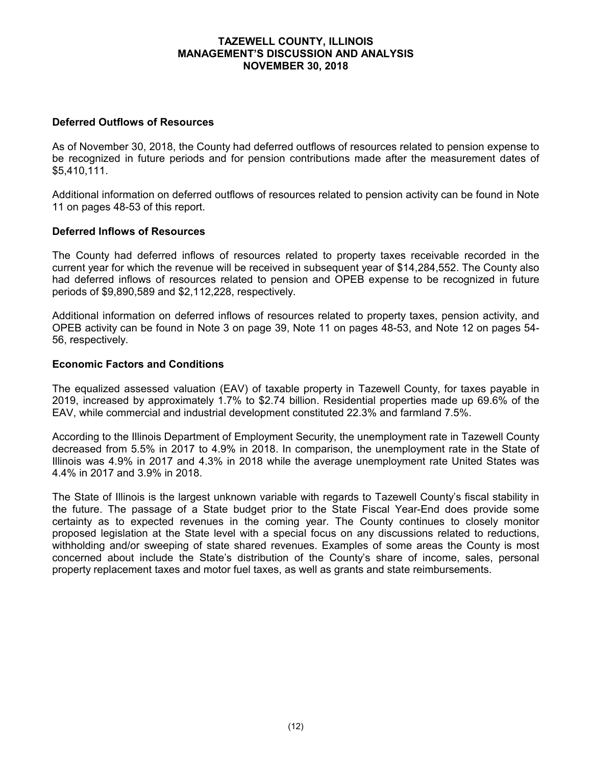### Deferred Outflows of Resources

As of November 30, 2018, the County had deferred outflows of resources related to pension expense to be recognized in future periods and for pension contributions made after the measurement dates of $5,410,111.

Additional information on deferred outflows of resources related to pension activity can be found in Note 11 on pages 48-53 of this report.

### Deferred Inflows of Resources

The County had deferred inflows of resources related to property taxes receivable recorded in the current year for which the revenue will be received in subsequent year of $14,284,552. The County also had deferred inflows of resources related to pension and OPEB expense to be recognized in future periods of $9,890,589 and $2,112,228, respectively.

Additional information on deferred inflows of resources related to property taxes, pension activity, and OPEB activity can be found in Note 3 on page 39, Note 11 on pages 48-53, and Note 12 on pages 54-56, respectively.

### Economic Factors and Conditions

The equalized assessed valuation (EAV) of taxable property in Tazewell County, for taxes payable in 2019, increased by approximately 1.7% to $2.74 billion. Residential properties made up 69.6% of the EAV, while commercial and industrial development constituted 22.3% and farmland 7.5%.

According to the Illinois Department of Employment Security, the unemployment rate in Tazewell County decreased from 5.5% in 2017 to 4.9% in 2018. In comparison, the unemployment rate in the State of Illinois was 4.9% in 2017 and 4.3% in 2018 while the average unemployment rate United States was 4.4% in 2017 and 3.9% in 2018.

The State of Illinois is the largest unknown variable with regards to Tazewell County's fiscal stability in the future. The passage of a State budget prior to the State Fiscal Year-End does provide some certainty as to expected revenues in the coming year. The County continues to closely monitor proposed legislation at the State level with a special focus on any discussions related to reductions, withholding and/or sweeping of state shared revenues. Examples of some areas the County is most concerned about include the State's distribution of the County's share of income, sales, personal property replacement taxes and motor fuel taxes, as well as grants and state reimbursements.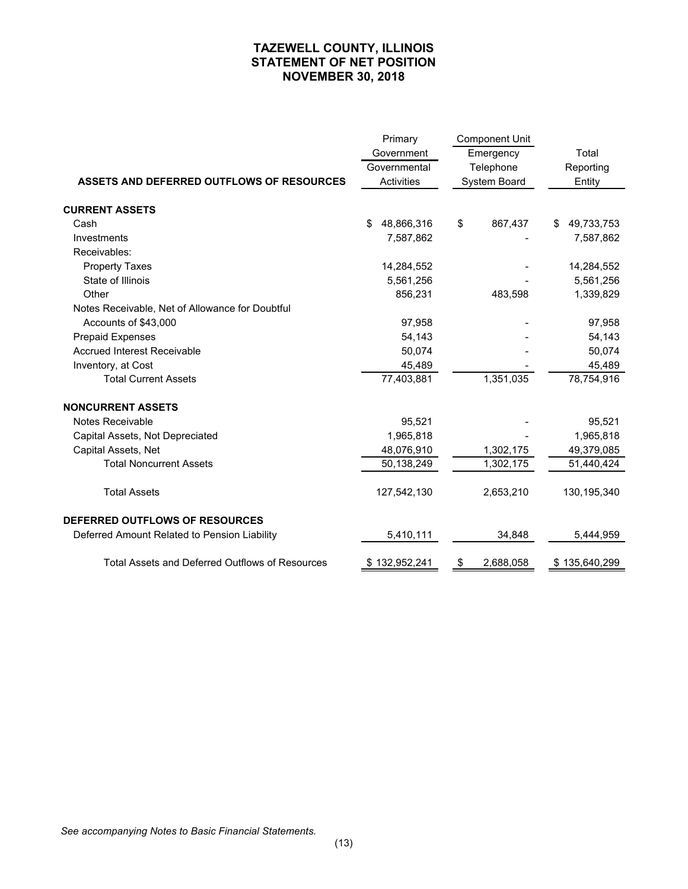# TAZEWELL COUNTY, ILLINOIS
## STATEMENT OF NET POSITION
## NOVEMBER 30, 2018

| ASSETS AND DEFERRED OUTFLOWS OF RESOURCES | Primary Government Governmental Activities | Component Unit Emergency Telephone System Board | Total Reporting Entity |
|---|---|---|---|
| **CURRENT ASSETS** | | | |
| Cash | $ 48,866,316 | $ 867,437 | $ 49,733,753 |
| Investments | 7,587,862 | - | 7,587,862 |
| Receivables: | | | |
| Property Taxes | 14,284,552 | - | 14,284,552 |
| State of Illinois | 5,561,256 | - | 5,561,256 |
| Other | 856,231 | 483,598 | 1,339,829 |
| Notes Receivable, Net of Allowance for Doubtful Accounts of $43,000 | 97,958 | - | 97,958 |
| Prepaid Expenses | 54,143 | - | 54,143 |
| Accrued Interest Receivable | 50,074 | - | 50,074 |
| Inventory, at Cost | 45,489 | - | 45,489 |
| Total Current Assets | 77,403,881 | 1,351,035 | 78,754,916 |
| **NONCURRENT ASSETS** | | | |
| Notes Receivable | 95,521 | - | 95,521 |
| Capital Assets, Not Depreciated | 1,965,818 | - | 1,965,818 |
| Capital Assets, Net | 48,076,910 | 1,302,175 | 49,379,085 |
| Total Noncurrent Assets | 50,138,249 | 1,302,175 | 51,440,424 |
| Total Assets | 127,542,130 | 2,653,210 | 130,195,340 |
| **DEFERRED OUTFLOWS OF RESOURCES** | | | |
| Deferred Amount Related to Pension Liability | 5,410,111 | 34,848 | 5,444,959 |
| Total Assets and Deferred Outflows of Resources | $ 132,952,241 | $ 2,688,058 | $ 135,640,299 |

*See accompanying Notes to Basic Financial Statements.*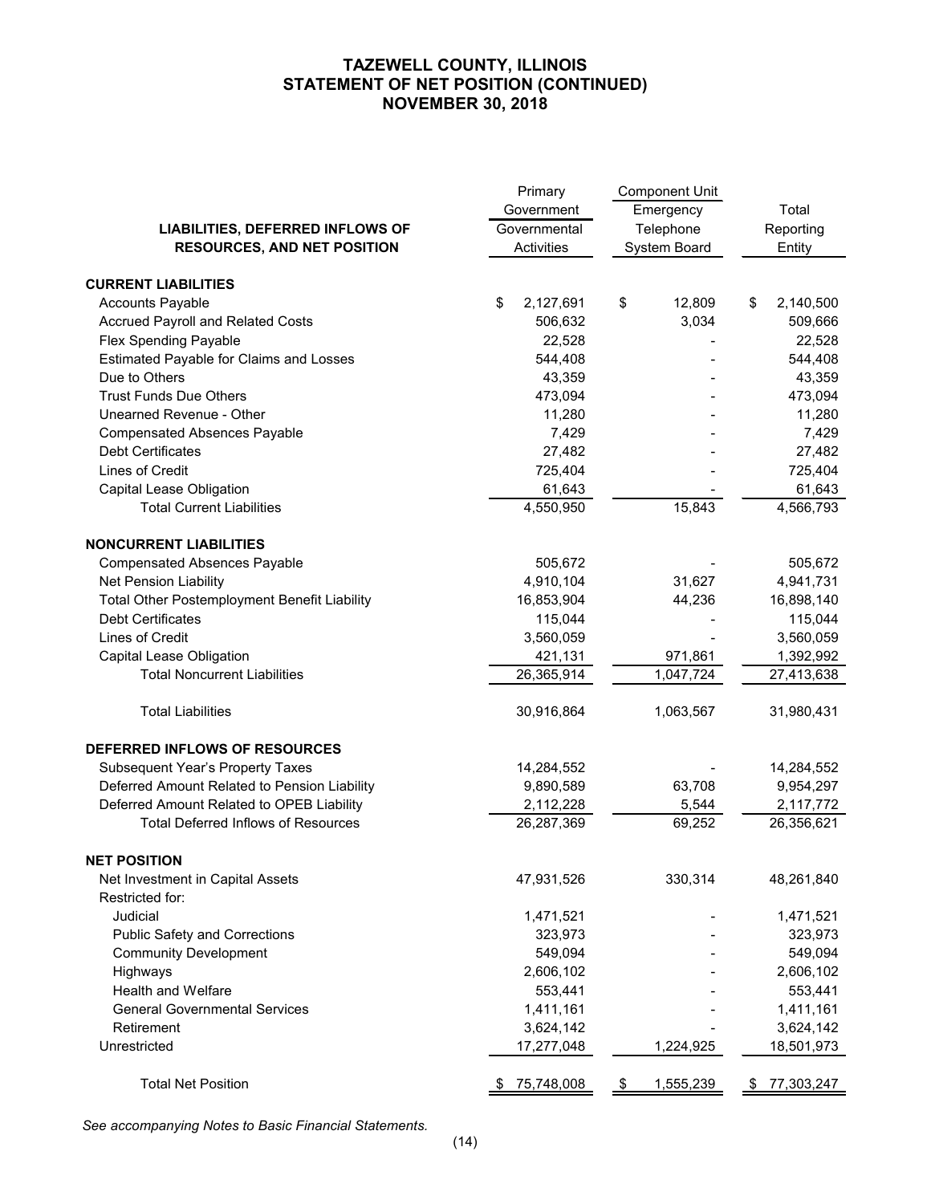# TAZEWELL COUNTY, ILLINOIS
## STATEMENT OF NET POSITION (CONTINUED)
## NOVEMBER 30, 2018

| LIABILITIES, DEFERRED INFLOWS OF RESOURCES, AND NET POSITION | Primary Government Governmental Activities | Component Unit Emergency Telephone System Board | Total Reporting Entity |
|---|---|---|---|
| **CURRENT LIABILITIES** | | | |
| Accounts Payable | $ 2,127,691 | $ 12,809 | $ 2,140,500 |
| Accrued Payroll and Related Costs | 506,632 | 3,034 | 509,666 |
| Flex Spending Payable | 22,528 | - | 22,528 |
| Estimated Payable for Claims and Losses | 544,408 | - | 544,408 |
| Due to Others | 43,359 | - | 43,359 |
| Trust Funds Due Others | 473,094 | - | 473,094 |
| Unearned Revenue - Other | 11,280 | - | 11,280 |
| Compensated Absences Payable | 7,429 | - | 7,429 |
| Debt Certificates | 27,482 | - | 27,482 |
| Lines of Credit | 725,404 | - | 725,404 |
| Capital Lease Obligation | 61,643 | - | 61,643 |
| Total Current Liabilities | 4,550,950 | 15,843 | 4,566,793 |
| **NONCURRENT LIABILITIES** | | | |
| Compensated Absences Payable | 505,672 | - | 505,672 |
| Net Pension Liability | 4,910,104 | 31,627 | 4,941,731 |
| Total Other Postemployment Benefit Liability | 16,853,904 | 44,236 | 16,898,140 |
| Debt Certificates | 115,044 | - | 115,044 |
| Lines of Credit | 3,560,059 | - | 3,560,059 |
| Capital Lease Obligation | 421,131 | 971,861 | 1,392,992 |
| Total Noncurrent Liabilities | 26,365,914 | 1,047,724 | 27,413,638 |
| Total Liabilities | 30,916,864 | 1,063,567 | 31,980,431 |
| **DEFERRED INFLOWS OF RESOURCES** | | | |
| Subsequent Year's Property Taxes | 14,284,552 | - | 14,284,552 |
| Deferred Amount Related to Pension Liability | 9,890,589 | 63,708 | 9,954,297 |
| Deferred Amount Related to OPEB Liability | 2,112,228 | 5,544 | 2,117,772 |
| Total Deferred Inflows of Resources | 26,287,369 | 69,252 | 26,356,621 |
| **NET POSITION** | | | |
| Net Investment in Capital Assets | 47,931,526 | 330,314 | 48,261,840 |
| Restricted for: | | | |
| Judicial | 1,471,521 | - | 1,471,521 |
| Public Safety and Corrections | 323,973 | - | 323,973 |
| Community Development | 549,094 | - | 549,094 |
| Highways | 2,606,102 | - | 2,606,102 |
| Health and Welfare | 553,441 | - | 553,441 |
| General Governmental Services | 1,411,161 | - | 1,411,161 |
| Retirement | 3,624,142 | - | 3,624,142 |
| Unrestricted | 17,277,048 | 1,224,925 | 18,501,973 |
| Total Net Position | $ 75,748,008 | $ 1,555,239 | $ 77,303,247 |

*See accompanying Notes to Basic Financial Statements.*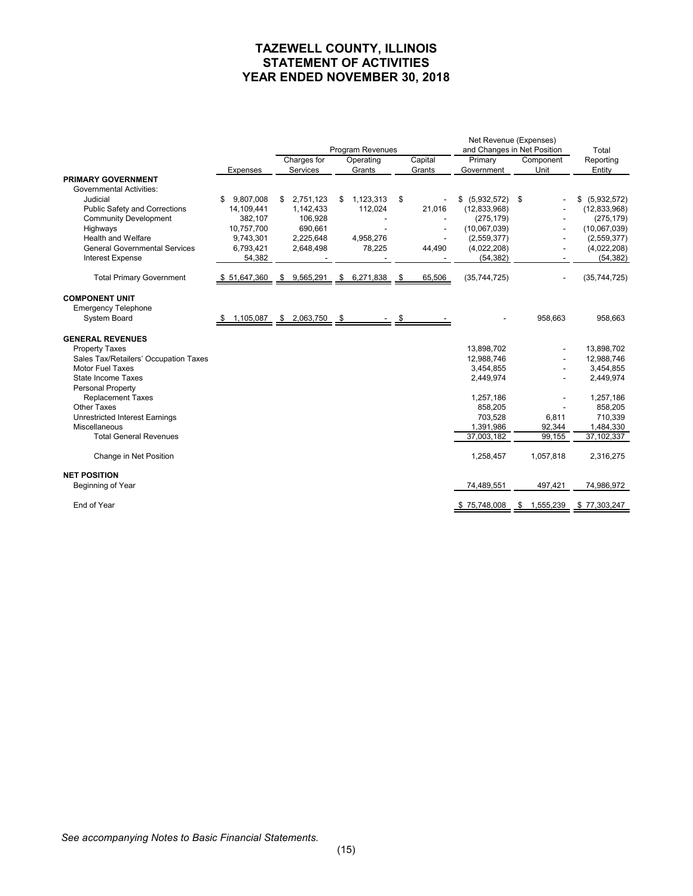# TAZEWELL COUNTY, ILLINOIS
# STATEMENT OF ACTIVITIES
# YEAR ENDED NOVEMBER 30, 2018

| | | Program Revenues | | | Net Revenue (Expenses) and Changes in Net Position | | Total |
|---|---|---|---|---|---|---|---|
| | Expenses | Charges for Services | Operating Grants | Capital Grants | Primary Government | Component Unit | Reporting Entity |
| **PRIMARY GOVERNMENT** | | | | | | | |
| Governmental Activities: | | | | | | | |
| Judicial | $ 9,807,008 | $ 2,751,123 | $ 1,123,313 | $ - | $ (5,932,572) | $ - | $ (5,932,572) |
| Public Safety and Corrections | 14,109,441 | 1,142,433 | 112,024 | 21,016 | (12,833,968) | - | (12,833,968) |
| Community Development | 382,107 | 106,928 | - | - | (275,179) | - | (275,179) |
| Highways | 10,757,700 | 690,661 | - | - | (10,067,039) | - | (10,067,039) |
| Health and Welfare | 9,743,301 | 2,225,648 | 4,958,276 | - | (2,559,377) | - | (2,559,377) |
| General Governmental Services | 6,793,421 | 2,648,498 | 78,225 | 44,490 | (4,022,208) | - | (4,022,208) |
| Interest Expense | 54,382 | - | - | - | (54,382) | - | (54,382) |
| Total Primary Government | $ 51,647,360 | $ 9,565,291 | $ 6,271,838 | $ 65,506 | (35,744,725) | - | (35,744,725) |
| **COMPONENT UNIT** | | | | | | | |
| Emergency Telephone System Board | $ 1,105,087 | $ 2,063,750 | $ - | $ - | - | 958,663 | 958,663 |
| **GENERAL REVENUES** | | | | | | | |
| Property Taxes | | | | | 13,898,702 | - | 13,898,702 |
| Sales Tax/Retailers' Occupation Taxes | | | | | 12,988,746 | - | 12,988,746 |
| Motor Fuel Taxes | | | | | 3,454,855 | - | 3,454,855 |
| State Income Taxes | | | | | 2,449,974 | - | 2,449,974 |
| Personal Property Replacement Taxes | | | | | 1,257,186 | - | 1,257,186 |
| Other Taxes | | | | | 858,205 | - | 858,205 |
| Unrestricted Interest Earnings | | | | | 703,528 | 6,811 | 710,339 |
| Miscellaneous | | | | | 1,391,986 | 92,344 | 1,484,330 |
| Total General Revenues | | | | | 37,003,182 | 99,155 | 37,102,337 |
| Change in Net Position | | | | | 1,258,457 | 1,057,818 | 2,316,275 |
| **NET POSITION** | | | | | | | |
| Beginning of Year | | | | | 74,489,551 | 497,421 | 74,986,972 |
| End of Year | | | | | $ 75,748,008 | $ 1,555,239 | $ 77,303,247 |

*See accompanying Notes to Basic Financial Statements.*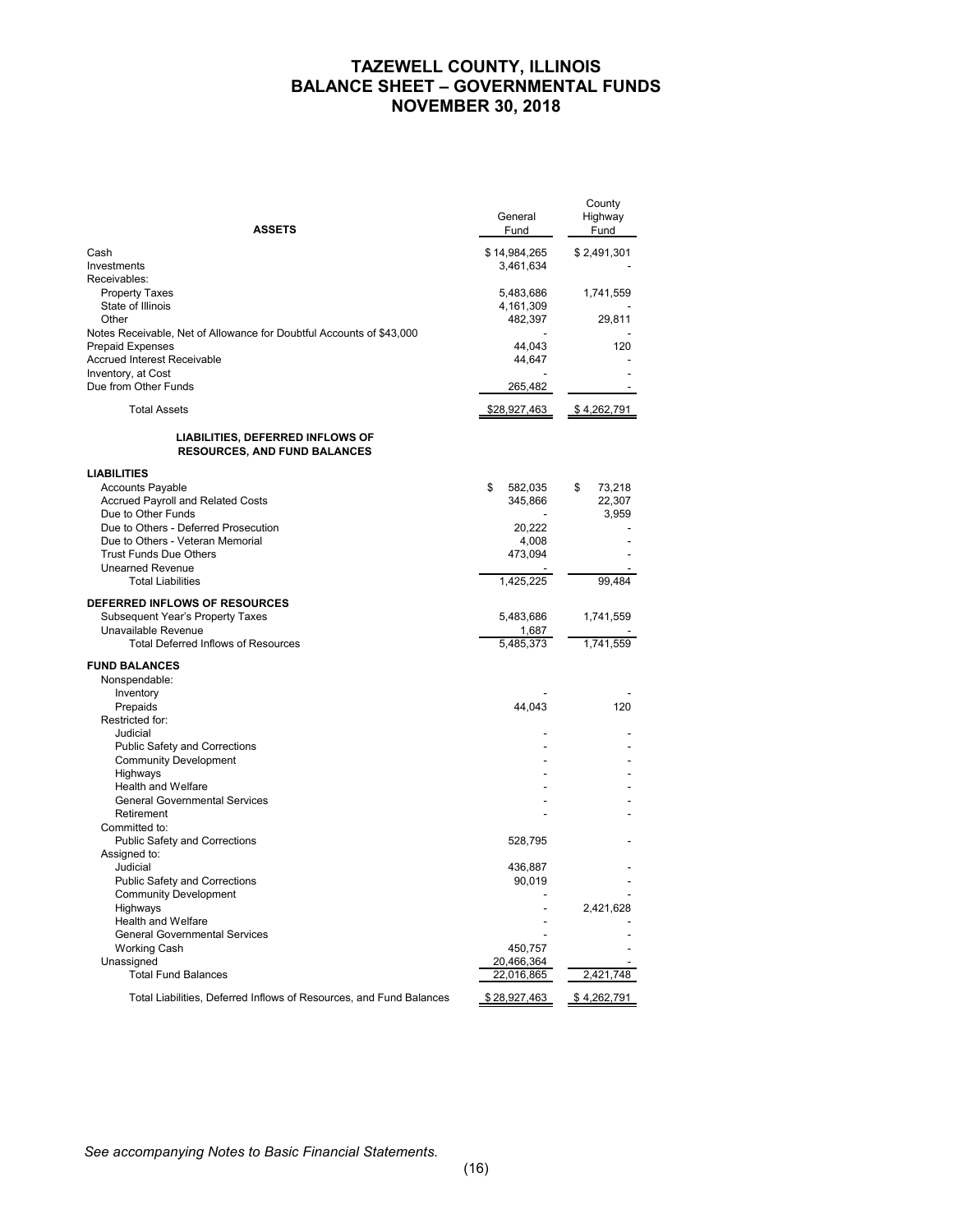# TAZEWELL COUNTY, ILLINOIS
# BALANCE SHEET – GOVERNMENTAL FUNDS
# NOVEMBER 30, 2018

| ASSETS | General Fund | County Highway Fund |
|---|---|---|
| Cash | $ 14,984,265 | $ 2,491,301 |
| Investments | 3,461,634 | - |
| Receivables: | | |
| Property Taxes | 5,483,686 | 1,741,559 |
| State of Illinois | 4,161,309 | - |
| Other | 482,397 | 29,811 |
| Notes Receivable, Net of Allowance for Doubtful Accounts of $43,000 | - | - |
| Prepaid Expenses | 44,043 | 120 |
| Accrued Interest Receivable | 44,647 | - |
| Inventory, at Cost | - | - |
| Due from Other Funds | 265,482 | - |
| Total Assets | $28,927,463 | $ 4,262,791 |
| **LIABILITIES, DEFERRED INFLOWS OF RESOURCES, AND FUND BALANCES** | | |
| **LIABILITIES** | | |
| Accounts Payable | $ 582,035 | $ 73,218 |
| Accrued Payroll and Related Costs | 345,866 | 22,307 |
| Due to Other Funds | - | 3,959 |
| Due to Others - Deferred Prosecution | 20,222 | - |
| Due to Others - Veteran Memorial | 4,008 | - |
| Trust Funds Due Others | 473,094 | - |
| Unearned Revenue | - | - |
| Total Liabilities | 1,425,225 | 99,484 |
| **DEFERRED INFLOWS OF RESOURCES** | | |
| Subsequent Year's Property Taxes | 5,483,686 | 1,741,559 |
| Unavailable Revenue | 1,687 | - |
| Total Deferred Inflows of Resources | 5,485,373 | 1,741,559 |
| **FUND BALANCES** | | |
| Nonspendable: | | |
| Inventory | - | - |
| Prepaids | 44,043 | 120 |
| Restricted for: | | |
| Judicial | - | - |
| Public Safety and Corrections | - | - |
| Community Development | - | - |
| Highways | - | - |
| Health and Welfare | - | - |
| General Governmental Services | - | - |
| Retirement | - | - |
| Committed to: | | |
| Public Safety and Corrections | 528,795 | - |
| Assigned to: | | |
| Judicial | 436,887 | - |
| Public Safety and Corrections | 90,019 | - |
| Community Development | - | - |
| Highways | - | 2,421,628 |
| Health and Welfare | - | - |
| General Governmental Services | - | - |
| Working Cash | 450,757 | - |
| Unassigned | 20,466,364 | - |
| Total Fund Balances | 22,016,865 | 2,421,748 |
| Total Liabilities, Deferred Inflows of Resources, and Fund Balances | $ 28,927,463 | $ 4,262,791 |

*See accompanying Notes to Basic Financial Statements.*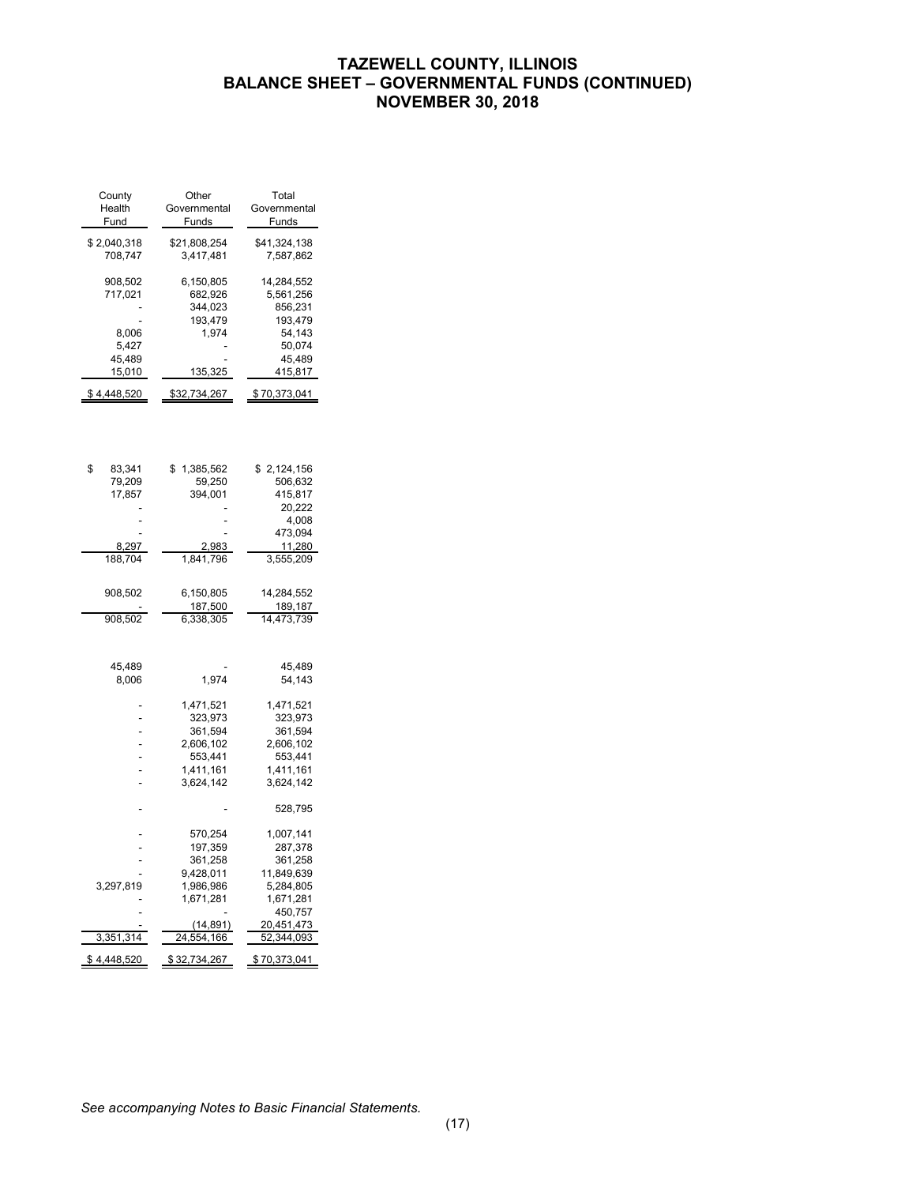# TAZEWELL COUNTY, ILLINOIS
# BALANCE SHEET – GOVERNMENTAL FUNDS (CONTINUED)
# NOVEMBER 30, 2018

| County Health Fund | Other Governmental Funds | Total Governmental Funds |
|---|---|---|
| $ 2,040,318 | $21,808,254 | $41,324,138 |
| 708,747 | 3,417,481 | 7,587,862 |
| | | |
| 908,502 | 6,150,805 | 14,284,552 |
| 717,021 | 682,926 | 5,561,256 |
| - | 344,023 | 856,231 |
| - | 193,479 | 193,479 |
| 8,006 | 1,974 | 54,143 |
| 5,427 | - | 50,074 |
| 45,489 | - | 45,489 |
| 15,010 | 135,325 | 415,817 |
| $ 4,448,520 | $32,734,267 | $ 70,373,041 |
| | | |
| $ 83,341 | $ 1,385,562 | $ 2,124,156 |
| 79,209 | 59,250 | 506,632 |
| 17,857 | 394,001 | 415,817 |
| - | - | 20,222 |
| - | - | 4,008 |
| - | - | 473,094 |
| 8,297 | 2,983 | 11,280 |
| 188,704 | 1,841,796 | 3,555,209 |
| | | |
| 908,502 | 6,150,805 | 14,284,552 |
| - | 187,500 | 189,187 |
| 908,502 | 6,338,305 | 14,473,739 |
| | | |
| 45,489 | - | 45,489 |
| 8,006 | 1,974 | 54,143 |
| | | |
| - | 1,471,521 | 1,471,521 |
| - | 323,973 | 323,973 |
| - | 361,594 | 361,594 |
| - | 2,606,102 | 2,606,102 |
| - | 553,441 | 553,441 |
| - | 1,411,161 | 1,411,161 |
| - | 3,624,142 | 3,624,142 |
| | | |
| - | - | 528,795 |
| | | |
| - | 570,254 | 1,007,141 |
| - | 197,359 | 287,378 |
| - | 361,258 | 361,258 |
| - | 9,428,011 | 11,849,639 |
| 3,297,819 | 1,986,986 | 5,284,805 |
| - | 1,671,281 | 1,671,281 |
| - | - | 450,757 |
| - | (14,891) | 20,451,473 |
| 3,351,314 | 24,554,166 | 52,344,093 |
| | | |
| $ 4,448,520 | $ 32,734,267 | $ 70,373,041 |

*See accompanying Notes to Basic Financial Statements.*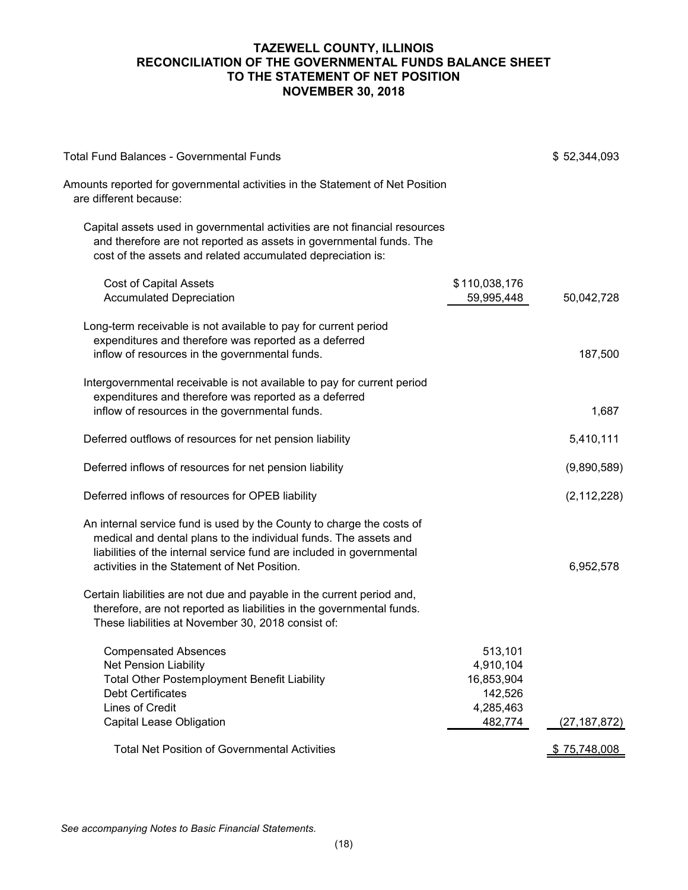# TAZEWELL COUNTY, ILLINOIS
## RECONCILIATION OF THE GOVERNMENTAL FUNDS BALANCE SHEET TO THE STATEMENT OF NET POSITION
### NOVEMBER 30, 2018

| | | |
|---|---|---|
| Total Fund Balances - Governmental Funds | | $ 52,344,093 |
| Amounts reported for governmental activities in the Statement of Net Position are different because: | | |
| Capital assets used in governmental activities are not financial resources and therefore are not reported as assets in governmental funds. The cost of the assets and related accumulated depreciation is: | | |
| Cost of Capital Assets | $110,038,176 | |
| Accumulated Depreciation | 59,995,448 | 50,042,728 |
| Long-term receivable is not available to pay for current period expenditures and therefore was reported as a deferred inflow of resources in the governmental funds. | | 187,500 |
| Intergovernmental receivable is not available to pay for current period expenditures and therefore was reported as a deferred inflow of resources in the governmental funds. | | 1,687 |
| Deferred outflows of resources for net pension liability | | 5,410,111 |
| Deferred inflows of resources for net pension liability | | (9,890,589) |
| Deferred inflows of resources for OPEB liability | | (2,112,228) |
| An internal service fund is used by the County to charge the costs of medical and dental plans to the individual funds. The assets and liabilities of the internal service fund are included in governmental activities in the Statement of Net Position. | | 6,952,578 |
| Certain liabilities are not due and payable in the current period and, therefore, are not reported as liabilities in the governmental funds. These liabilities at November 30, 2018 consist of: | | |
| Compensated Absences | 513,101 | |
| Net Pension Liability | 4,910,104 | |
| Total Other Postemployment Benefit Liability | 16,853,904 | |
| Debt Certificates | 142,526 | |
| Lines of Credit | 4,285,463 | |
| Capital Lease Obligation | 482,774 | (27,187,872) |
| Total Net Position of Governmental Activities | | $ 75,748,008 |

*See accompanying Notes to Basic Financial Statements.*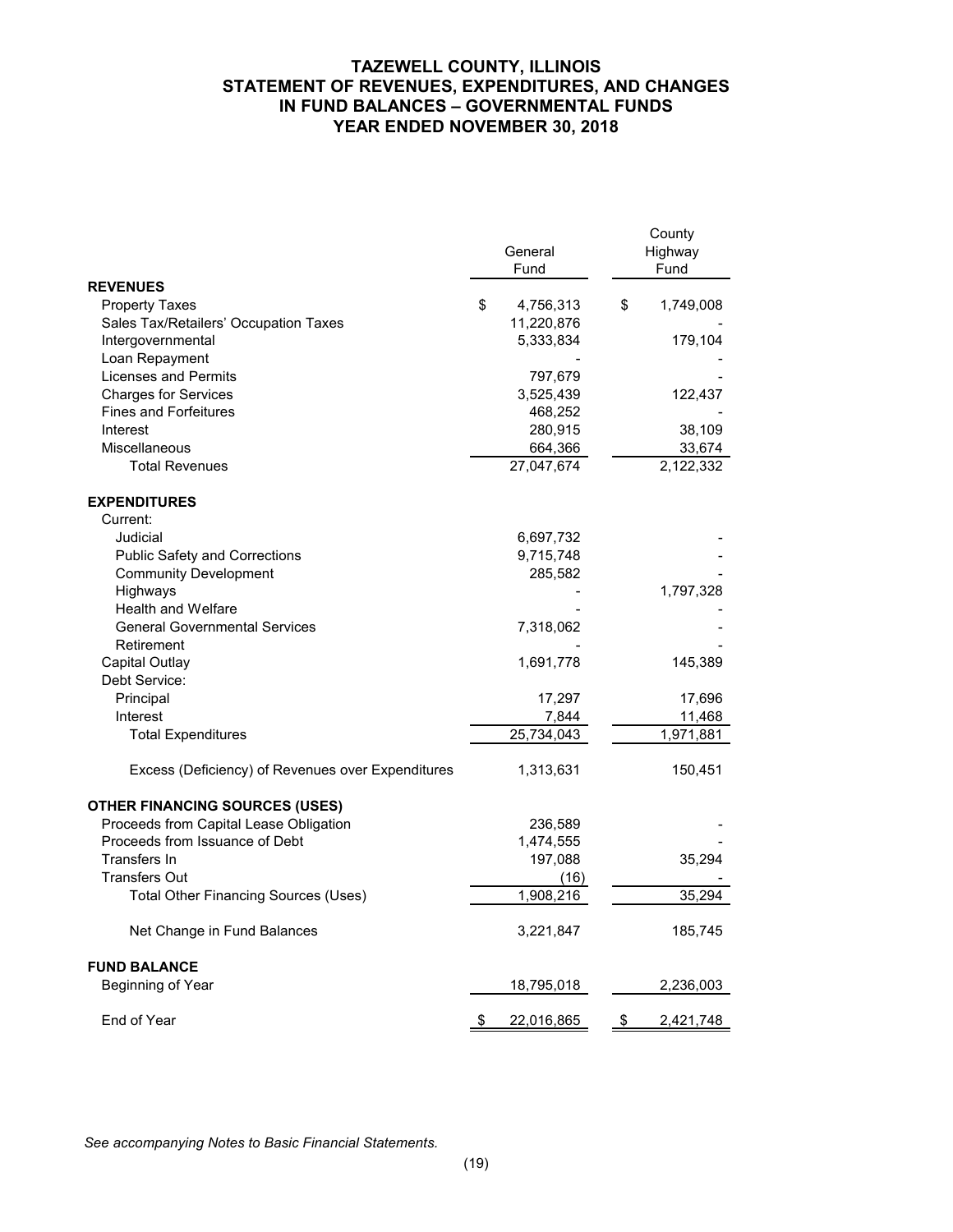# TAZEWELL COUNTY, ILLINOIS
# STATEMENT OF REVENUES, EXPENDITURES, AND CHANGES IN FUND BALANCES – GOVERNMENTAL FUNDS
# YEAR ENDED NOVEMBER 30, 2018

| | General Fund | County Highway Fund |
|---|---|---|
| **REVENUES** | | |
| Property Taxes | $ 4,756,313 | $ 1,749,008 |
| Sales Tax/Retailers' Occupation Taxes | 11,220,876 | - |
| Intergovernmental | 5,333,834 | 179,104 |
| Loan Repayment | - | - |
| Licenses and Permits | 797,679 | - |
| Charges for Services | 3,525,439 | 122,437 |
| Fines and Forfeitures | 468,252 | - |
| Interest | 280,915 | 38,109 |
| Miscellaneous | 664,366 | 33,674 |
| Total Revenues | 27,047,674 | 2,122,332 |
| **EXPENDITURES** | | |
| Current: | | |
| Judicial | 6,697,732 | - |
| Public Safety and Corrections | 9,715,748 | - |
| Community Development | 285,582 | - |
| Highways | - | 1,797,328 |
| Health and Welfare | - | - |
| General Governmental Services | 7,318,062 | - |
| Retirement | - | - |
| Capital Outlay | 1,691,778 | 145,389 |
| Debt Service: | | |
| Principal | 17,297 | 17,696 |
| Interest | 7,844 | 11,468 |
| Total Expenditures | 25,734,043 | 1,971,881 |
| Excess (Deficiency) of Revenues over Expenditures | 1,313,631 | 150,451 |
| **OTHER FINANCING SOURCES (USES)** | | |
| Proceeds from Capital Lease Obligation | 236,589 | - |
| Proceeds from Issuance of Debt | 1,474,555 | - |
| Transfers In | 197,088 | 35,294 |
| Transfers Out | (16) | - |
| Total Other Financing Sources (Uses) | 1,908,216 | 35,294 |
| Net Change in Fund Balances | 3,221,847 | 185,745 |
| **FUND BALANCE** | | |
| Beginning of Year | 18,795,018 | 2,236,003 |
| End of Year | $ 22,016,865 | $ 2,421,748 |

*See accompanying Notes to Basic Financial Statements.*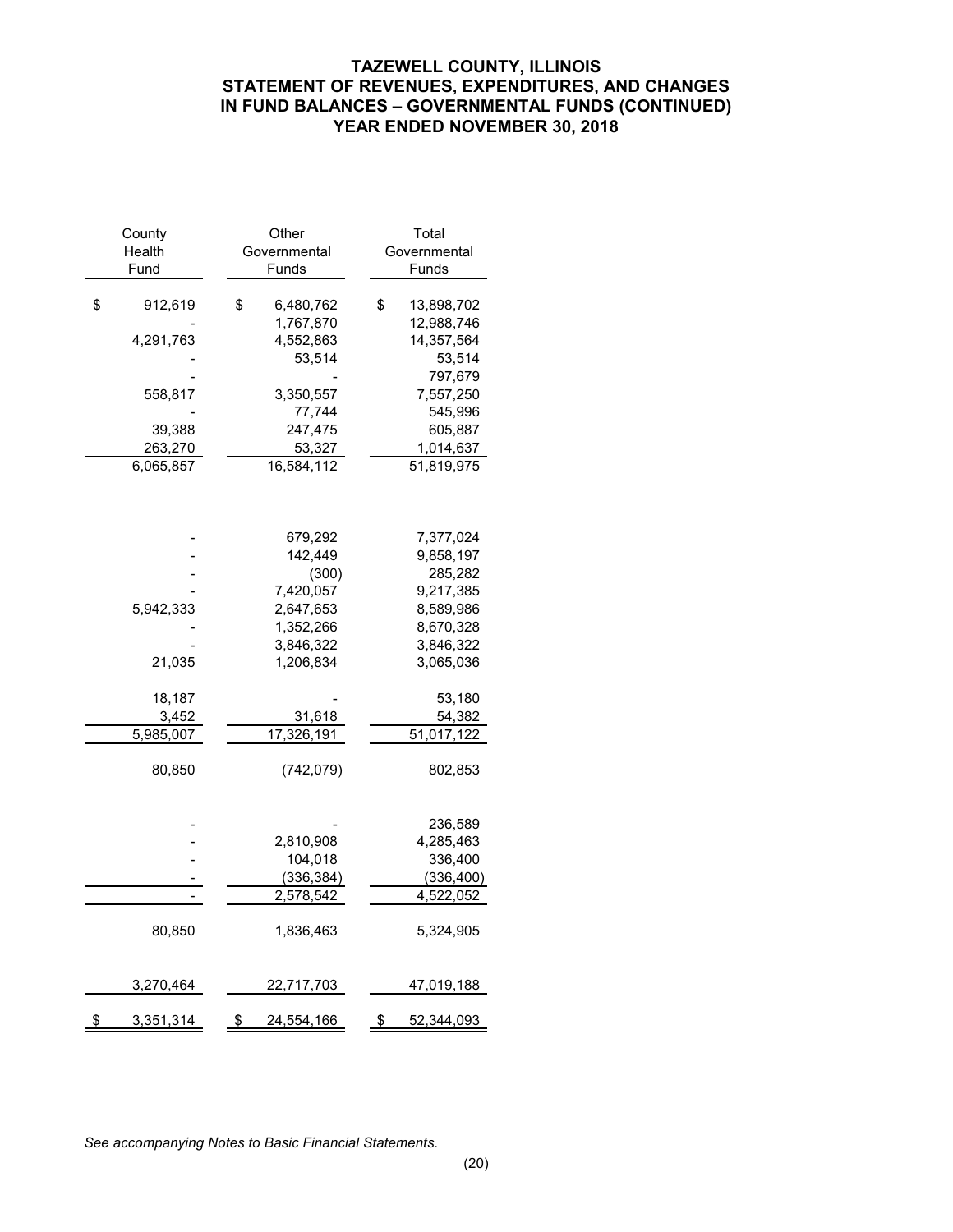# TAZEWELL COUNTY, ILLINOIS
## STATEMENT OF REVENUES, EXPENDITURES, AND CHANGES IN FUND BALANCES – GOVERNMENTAL FUNDS (CONTINUED)
### YEAR ENDED NOVEMBER 30, 2018

| County Health Fund | Other Governmental Funds | Total Governmental Funds |
|---|---|---|
| $ 912,619 | $ 6,480,762 | $ 13,898,702 |
| - | 1,767,870 | 12,988,746 |
| 4,291,763 | 4,552,863 | 14,357,564 |
| - | 53,514 | 53,514 |
| - | - | 797,679 |
| 558,817 | 3,350,557 | 7,557,250 |
| - | 77,744 | 545,996 |
| 39,388 | 247,475 | 605,887 |
| 263,270 | 53,327 | 1,014,637 |
| 6,065,857 | 16,584,112 | 51,819,975 |
| | | |
| - | 679,292 | 7,377,024 |
| - | 142,449 | 9,858,197 |
| - | (300) | 285,282 |
| - | 7,420,057 | 9,217,385 |
| 5,942,333 | 2,647,653 | 8,589,986 |
| - | 1,352,266 | 8,670,328 |
| - | 3,846,322 | 3,846,322 |
| 21,035 | 1,206,834 | 3,065,036 |
| | | |
| 18,187 | - | 53,180 |
| 3,452 | 31,618 | 54,382 |
| 5,985,007 | 17,326,191 | 51,017,122 |
| | | |
| 80,850 | (742,079) | 802,853 |
| | | |
| - | - | 236,589 |
| - | 2,810,908 | 4,285,463 |
| - | 104,018 | 336,400 |
| - | (336,384) | (336,400) |
| - | 2,578,542 | 4,522,052 |
| | | |
| 80,850 | 1,836,463 | 5,324,905 |
| | | |
| 3,270,464 | 22,717,703 | 47,019,188 |
| | | |
| $ 3,351,314 | $ 24,554,166 | $ 52,344,093 |

*See accompanying Notes to Basic Financial Statements.*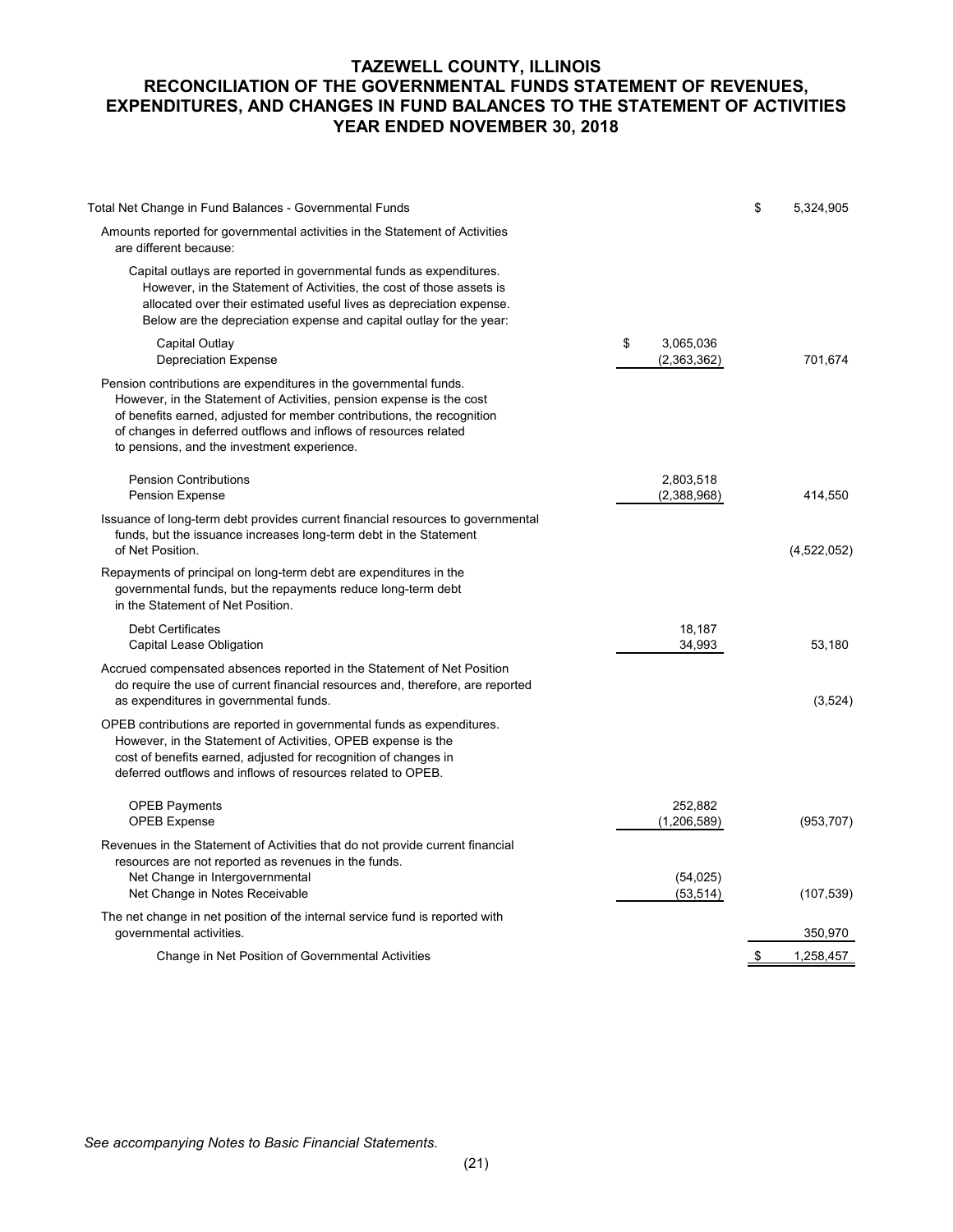# TAZEWELL COUNTY, ILLINOIS
## RECONCILIATION OF THE GOVERNMENTAL FUNDS STATEMENT OF REVENUES, EXPENDITURES, AND CHANGES IN FUND BALANCES TO THE STATEMENT OF ACTIVITIES
## YEAR ENDED NOVEMBER 30, 2018

| | | |
|---|---|---|
| Total Net Change in Fund Balances - Governmental Funds | | $ 5,324,905 |
| Amounts reported for governmental activities in the Statement of Activities are different because: | | |
| Capital outlays are reported in governmental funds as expenditures. However, in the Statement of Activities, the cost of those assets is allocated over their estimated useful lives as depreciation expense. Below are the depreciation expense and capital outlay for the year: | | |
| Capital Outlay | $ 3,065,036 | |
| Depreciation Expense | (2,363,362) | 701,674 |
| Pension contributions are expenditures in the governmental funds. However, in the Statement of Activities, pension expense is the cost of benefits earned, adjusted for member contributions, the recognition of changes in deferred outflows and inflows of resources related to pensions, and the investment experience. | | |
| Pension Contributions | 2,803,518 | |
| Pension Expense | (2,388,968) | 414,550 |
| Issuance of long-term debt provides current financial resources to governmental funds, but the issuance increases long-term debt in the Statement of Net Position. | | (4,522,052) |
| Repayments of principal on long-term debt are expenditures in the governmental funds, but the repayments reduce long-term debt in the Statement of Net Position. | | |
| Debt Certificates | 18,187 | |
| Capital Lease Obligation | 34,993 | 53,180 |
| Accrued compensated absences reported in the Statement of Net Position do require the use of current financial resources and, therefore, are reported as expenditures in governmental funds. | | (3,524) |
| OPEB contributions are reported in governmental funds as expenditures. However, in the Statement of Activities, OPEB expense is the cost of benefits earned, adjusted for recognition of changes in deferred outflows and inflows of resources related to OPEB. | | |
| OPEB Payments | 252,882 | |
| OPEB Expense | (1,206,589) | (953,707) |
| Revenues in the Statement of Activities that do not provide current financial resources are not reported as revenues in the funds. | | |
| Net Change in Intergovernmental | (54,025) | |
| Net Change in Notes Receivable | (53,514) | (107,539) |
| The net change in net position of the internal service fund is reported with governmental activities. | | 350,970 |
| Change in Net Position of Governmental Activities | | $ 1,258,457 |

*See accompanying Notes to Basic Financial Statements.*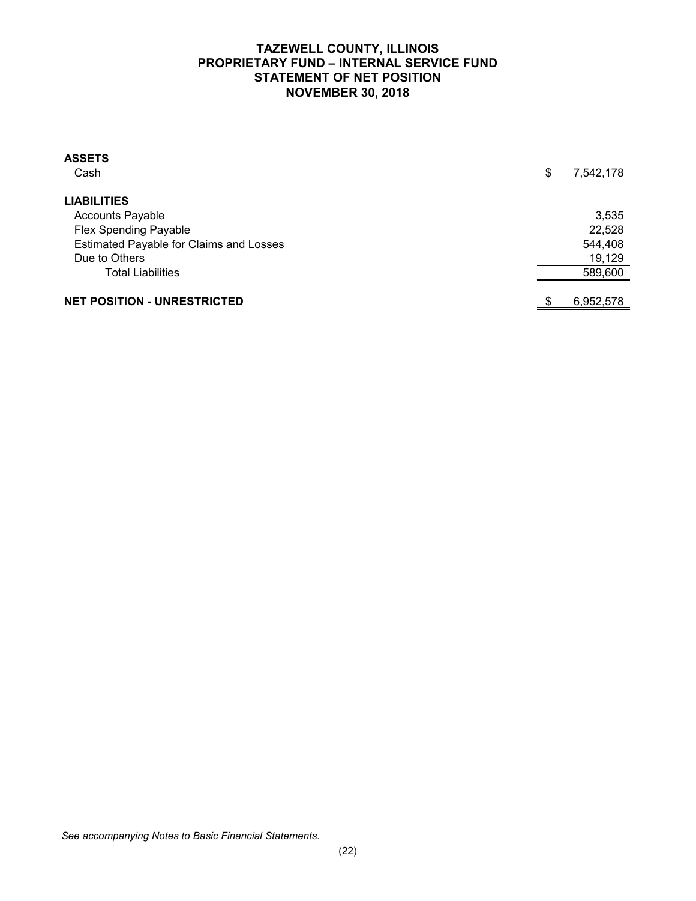# TAZEWELL COUNTY, ILLINOIS
## PROPRIETARY FUND – INTERNAL SERVICE FUND
## STATEMENT OF NET POSITION
## NOVEMBER 30, 2018

| | |
|---|---|
| **ASSETS** | |
| Cash | $ 7,542,178 |
| **LIABILITIES** | |
| Accounts Payable | 3,535 |
| Flex Spending Payable | 22,528 |
| Estimated Payable for Claims and Losses | 544,408 |
| Due to Others | 19,129 |
| Total Liabilities | 589,600 |
| **NET POSITION - UNRESTRICTED** | $ 6,952,578 |

*See accompanying Notes to Basic Financial Statements.*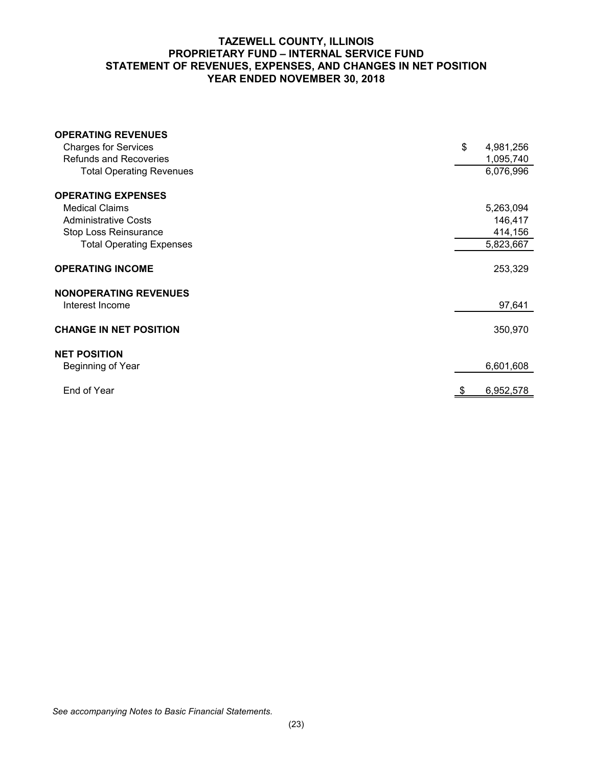# TAZEWELL COUNTY, ILLINOIS
## PROPRIETARY FUND – INTERNAL SERVICE FUND
## STATEMENT OF REVENUES, EXPENSES, AND CHANGES IN NET POSITION
## YEAR ENDED NOVEMBER 30, 2018

| | |
|---|---|
| **OPERATING REVENUES** | |
| Charges for Services | $ 4,981,256 |
| Refunds and Recoveries | 1,095,740 |
| Total Operating Revenues | 6,076,996 |
| **OPERATING EXPENSES** | |
| Medical Claims | 5,263,094 |
| Administrative Costs | 146,417 |
| Stop Loss Reinsurance | 414,156 |
| Total Operating Expenses | 5,823,667 |
| **OPERATING INCOME** | 253,329 |
| **NONOPERATING REVENUES** | |
| Interest Income | 97,641 |
| **CHANGE IN NET POSITION** | 350,970 |
| **NET POSITION** | |
| Beginning of Year | 6,601,608 |
| End of Year | $ 6,952,578 |

*See accompanying Notes to Basic Financial Statements.*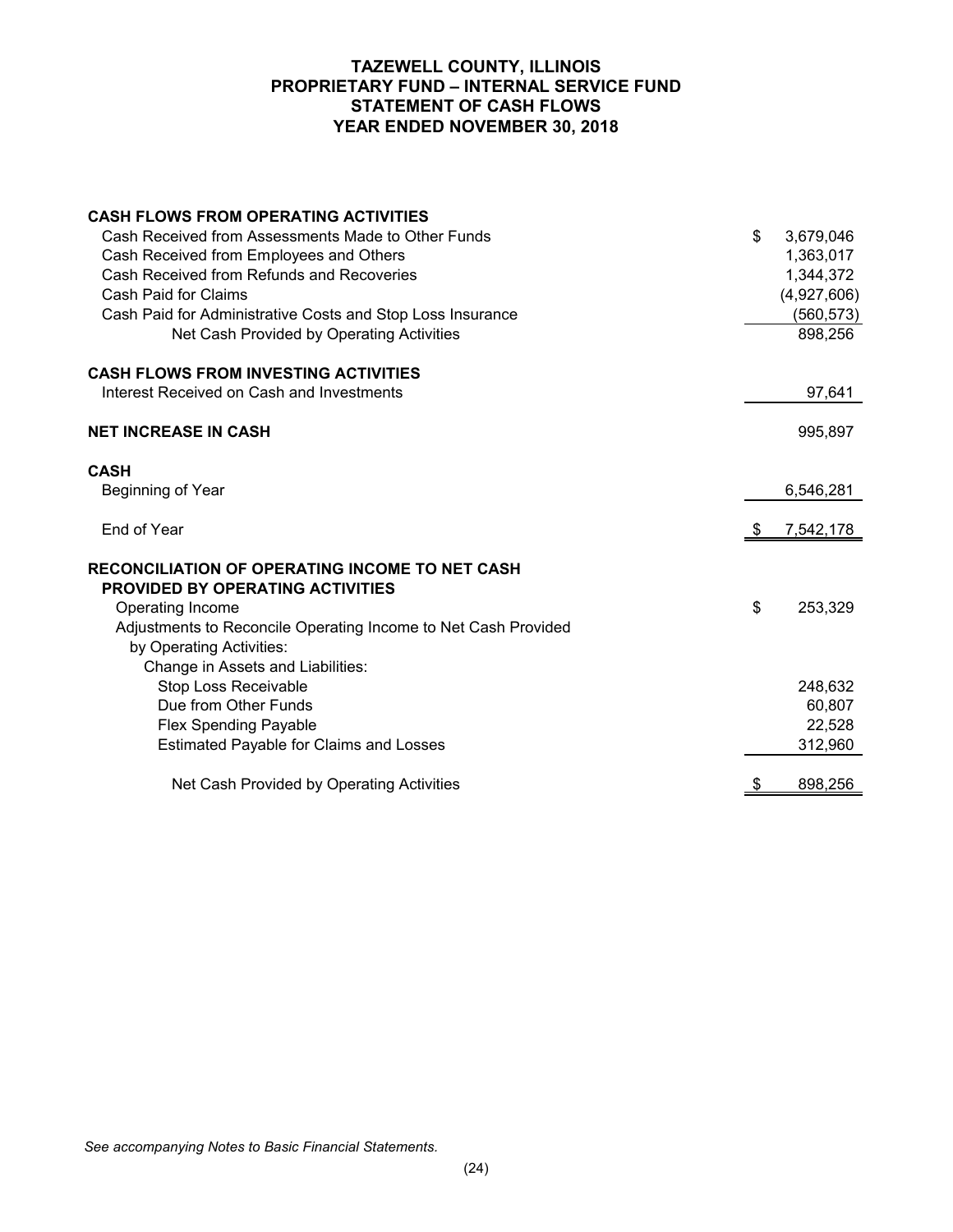# TAZEWELL COUNTY, ILLINOIS
## PROPRIETARY FUND – INTERNAL SERVICE FUND
## STATEMENT OF CASH FLOWS
## YEAR ENDED NOVEMBER 30, 2018

| | |
|---|---|
| **CASH FLOWS FROM OPERATING ACTIVITIES** | |
| Cash Received from Assessments Made to Other Funds | $ 3,679,046 |
| Cash Received from Employees and Others | 1,363,017 |
| Cash Received from Refunds and Recoveries | 1,344,372 |
| Cash Paid for Claims | (4,927,606) |
| Cash Paid for Administrative Costs and Stop Loss Insurance | (560,573) |
| Net Cash Provided by Operating Activities | 898,256 |
| **CASH FLOWS FROM INVESTING ACTIVITIES** | |
| Interest Received on Cash and Investments | 97,641 |
| **NET INCREASE IN CASH** | 995,897 |
| **CASH** | |
| Beginning of Year | 6,546,281 |
| End of Year | $ 7,542,178 |
| **RECONCILIATION OF OPERATING INCOME TO NET CASH PROVIDED BY OPERATING ACTIVITIES** | |
| Operating Income | $ 253,329 |
| Adjustments to Reconcile Operating Income to Net Cash Provided by Operating Activities: | |
| Change in Assets and Liabilities: | |
| Stop Loss Receivable | 248,632 |
| Due from Other Funds | 60,807 |
| Flex Spending Payable | 22,528 |
| Estimated Payable for Claims and Losses | 312,960 |
| Net Cash Provided by Operating Activities | $ 898,256 |

*See accompanying Notes to Basic Financial Statements.*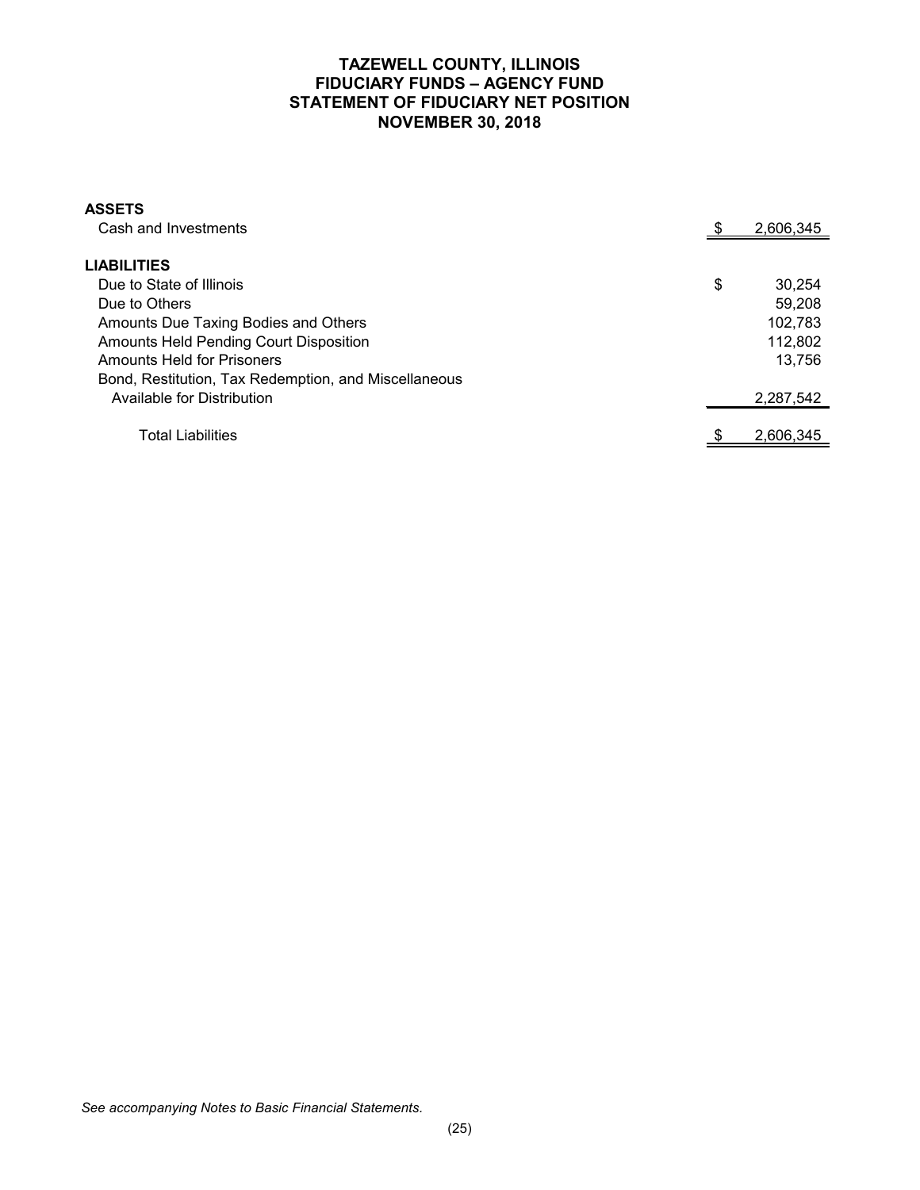# TAZEWELL COUNTY, ILLINOIS
## FIDUCIARY FUNDS – AGENCY FUND
## STATEMENT OF FIDUCIARY NET POSITION
## NOVEMBER 30, 2018

| | |
|---|---|
| **ASSETS** | |
| Cash and Investments | $ 2,606,345 |
| **LIABILITIES** | |
| Due to State of Illinois | $ 30,254 |
| Due to Others | 59,208 |
| Amounts Due Taxing Bodies and Others | 102,783 |
| Amounts Held Pending Court Disposition | 112,802 |
| Amounts Held for Prisoners | 13,756 |
| Bond, Restitution, Tax Redemption, and Miscellaneous Available for Distribution | 2,287,542 |
| Total Liabilities | $ 2,606,345 |

*See accompanying Notes to Basic Financial Statements.*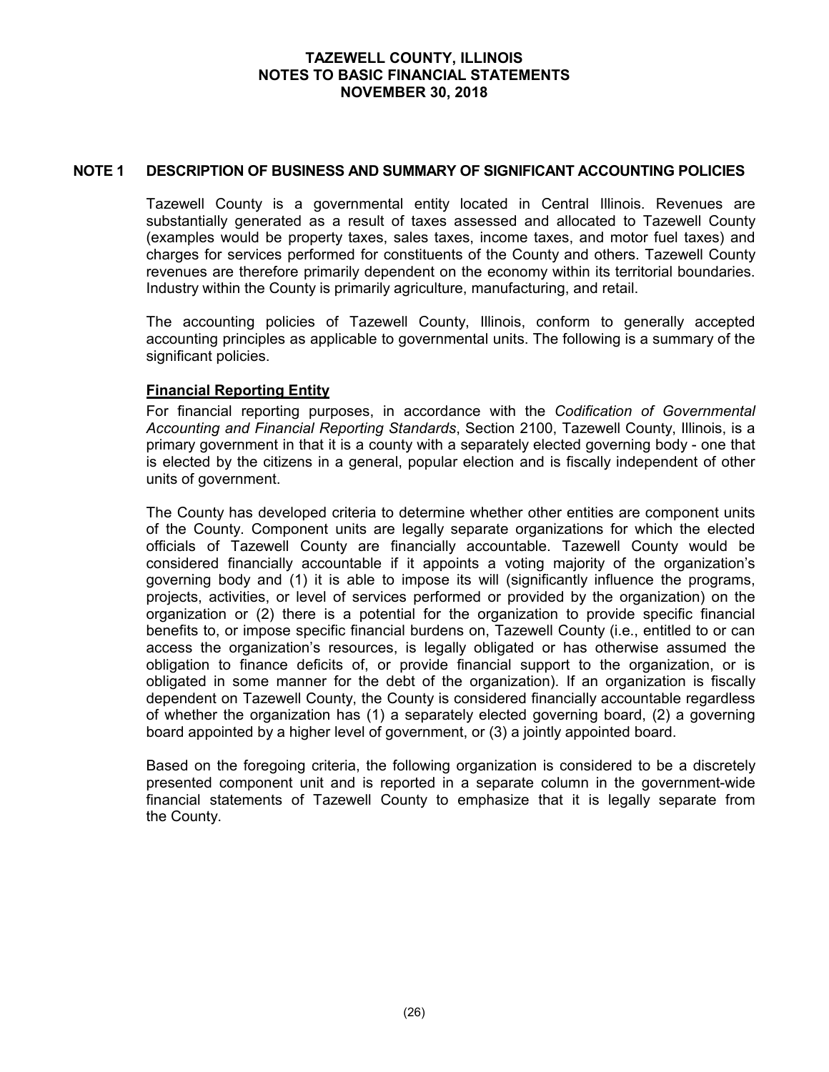## NOTE 1 DESCRIPTION OF BUSINESS AND SUMMARY OF SIGNIFICANT ACCOUNTING POLICIES

Tazewell County is a governmental entity located in Central Illinois. Revenues are substantially generated as a result of taxes assessed and allocated to Tazewell County (examples would be property taxes, sales taxes, income taxes, and motor fuel taxes) and charges for services performed for constituents of the County and others. Tazewell County revenues are therefore primarily dependent on the economy within its territorial boundaries. Industry within the County is primarily agriculture, manufacturing, and retail.

The accounting policies of Tazewell County, Illinois, conform to generally accepted accounting principles as applicable to governmental units. The following is a summary of the significant policies.

### Financial Reporting Entity

For financial reporting purposes, in accordance with the *Codification of Governmental Accounting and Financial Reporting Standards*, Section 2100, Tazewell County, Illinois, is a primary government in that it is a county with a separately elected governing body - one that is elected by the citizens in a general, popular election and is fiscally independent of other units of government.

The County has developed criteria to determine whether other entities are component units of the County. Component units are legally separate organizations for which the elected officials of Tazewell County are financially accountable. Tazewell County would be considered financially accountable if it appoints a voting majority of the organization's governing body and (1) it is able to impose its will (significantly influence the programs, projects, activities, or level of services performed or provided by the organization) on the organization or (2) there is a potential for the organization to provide specific financial benefits to, or impose specific financial burdens on, Tazewell County (i.e., entitled to or can access the organization's resources, is legally obligated or has otherwise assumed the obligation to finance deficits of, or provide financial support to the organization, or is obligated in some manner for the debt of the organization). If an organization is fiscally dependent on Tazewell County, the County is considered financially accountable regardless of whether the organization has (1) a separately elected governing board, (2) a governing board appointed by a higher level of government, or (3) a jointly appointed board.

Based on the foregoing criteria, the following organization is considered to be a discretely presented component unit and is reported in a separate column in the government-wide financial statements of Tazewell County to emphasize that it is legally separate from the County.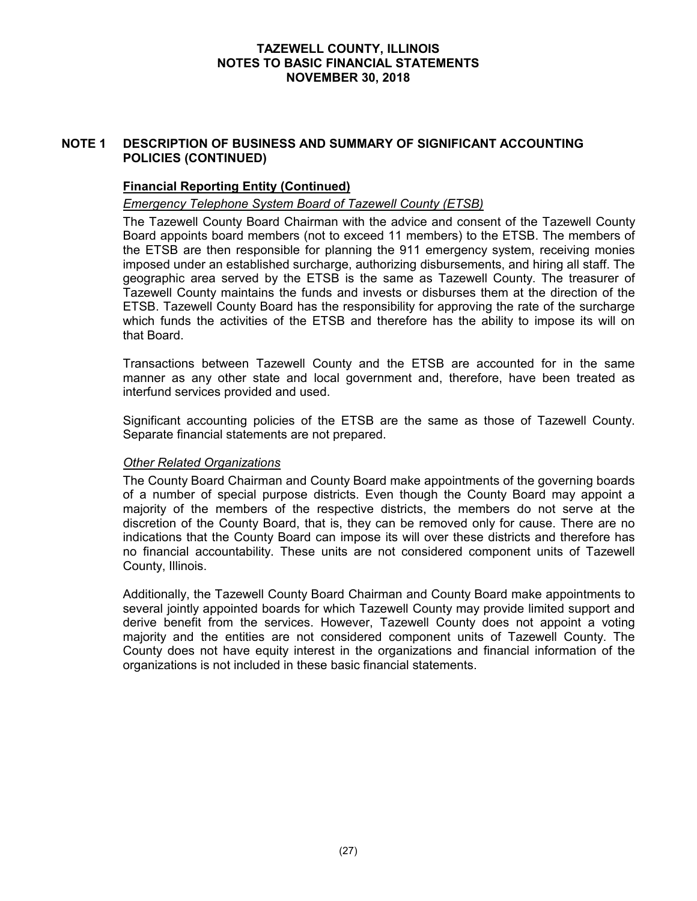## NOTE 1 DESCRIPTION OF BUSINESS AND SUMMARY OF SIGNIFICANT ACCOUNTING POLICIES (CONTINUED)

### Financial Reporting Entity (Continued)

*Emergency Telephone System Board of Tazewell County (ETSB)*

The Tazewell County Board Chairman with the advice and consent of the Tazewell County Board appoints board members (not to exceed 11 members) to the ETSB. The members of the ETSB are then responsible for planning the 911 emergency system, receiving monies imposed under an established surcharge, authorizing disbursements, and hiring all staff. The geographic area served by the ETSB is the same as Tazewell County. The treasurer of Tazewell County maintains the funds and invests or disburses them at the direction of the ETSB. Tazewell County Board has the responsibility for approving the rate of the surcharge which funds the activities of the ETSB and therefore has the ability to impose its will on that Board.

Transactions between Tazewell County and the ETSB are accounted for in the same manner as any other state and local government and, therefore, have been treated as interfund services provided and used.

Significant accounting policies of the ETSB are the same as those of Tazewell County. Separate financial statements are not prepared.

*Other Related Organizations*

The County Board Chairman and County Board make appointments of the governing boards of a number of special purpose districts. Even though the County Board may appoint a majority of the members of the respective districts, the members do not serve at the discretion of the County Board, that is, they can be removed only for cause. There are no indications that the County Board can impose its will over these districts and therefore has no financial accountability. These units are not considered component units of Tazewell County, Illinois.

Additionally, the Tazewell County Board Chairman and County Board make appointments to several jointly appointed boards for which Tazewell County may provide limited support and derive benefit from the services. However, Tazewell County does not appoint a voting majority and the entities are not considered component units of Tazewell County. The County does not have equity interest in the organizations and financial information of the organizations is not included in these basic financial statements.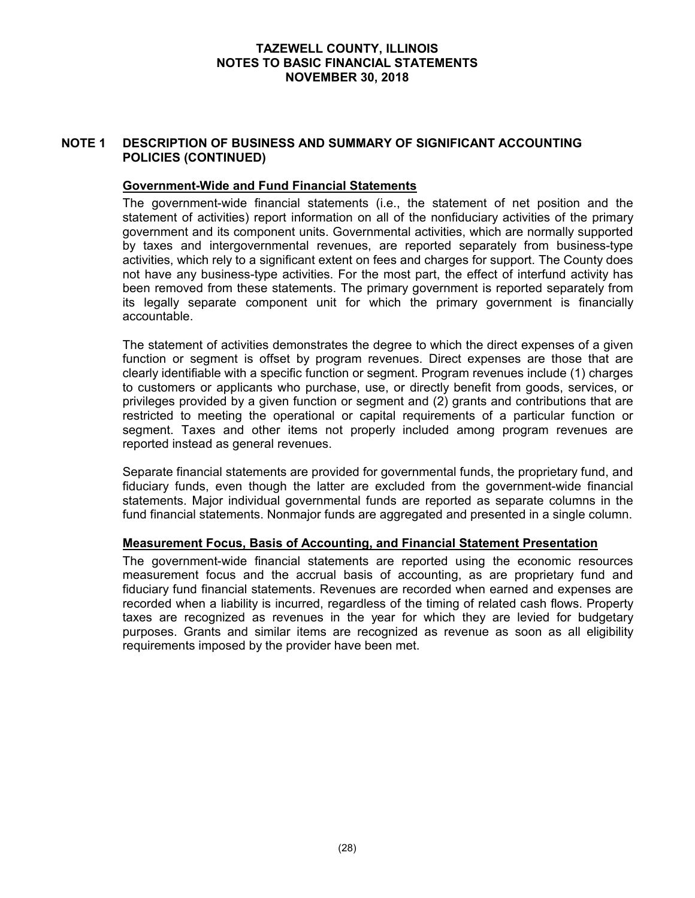## NOTE 1 DESCRIPTION OF BUSINESS AND SUMMARY OF SIGNIFICANT ACCOUNTING POLICIES (CONTINUED)

### Government-Wide and Fund Financial Statements

The government-wide financial statements (i.e., the statement of net position and the statement of activities) report information on all of the nonfiduciary activities of the primary government and its component units. Governmental activities, which are normally supported by taxes and intergovernmental revenues, are reported separately from business-type activities, which rely to a significant extent on fees and charges for support. The County does not have any business-type activities. For the most part, the effect of interfund activity has been removed from these statements. The primary government is reported separately from its legally separate component unit for which the primary government is financially accountable.

The statement of activities demonstrates the degree to which the direct expenses of a given function or segment is offset by program revenues. Direct expenses are those that are clearly identifiable with a specific function or segment. Program revenues include (1) charges to customers or applicants who purchase, use, or directly benefit from goods, services, or privileges provided by a given function or segment and (2) grants and contributions that are restricted to meeting the operational or capital requirements of a particular function or segment. Taxes and other items not properly included among program revenues are reported instead as general revenues.

Separate financial statements are provided for governmental funds, the proprietary fund, and fiduciary funds, even though the latter are excluded from the government-wide financial statements. Major individual governmental funds are reported as separate columns in the fund financial statements. Nonmajor funds are aggregated and presented in a single column.

### Measurement Focus, Basis of Accounting, and Financial Statement Presentation

The government-wide financial statements are reported using the economic resources measurement focus and the accrual basis of accounting, as are proprietary fund and fiduciary fund financial statements. Revenues are recorded when earned and expenses are recorded when a liability is incurred, regardless of the timing of related cash flows. Property taxes are recognized as revenues in the year for which they are levied for budgetary purposes. Grants and similar items are recognized as revenue as soon as all eligibility requirements imposed by the provider have been met.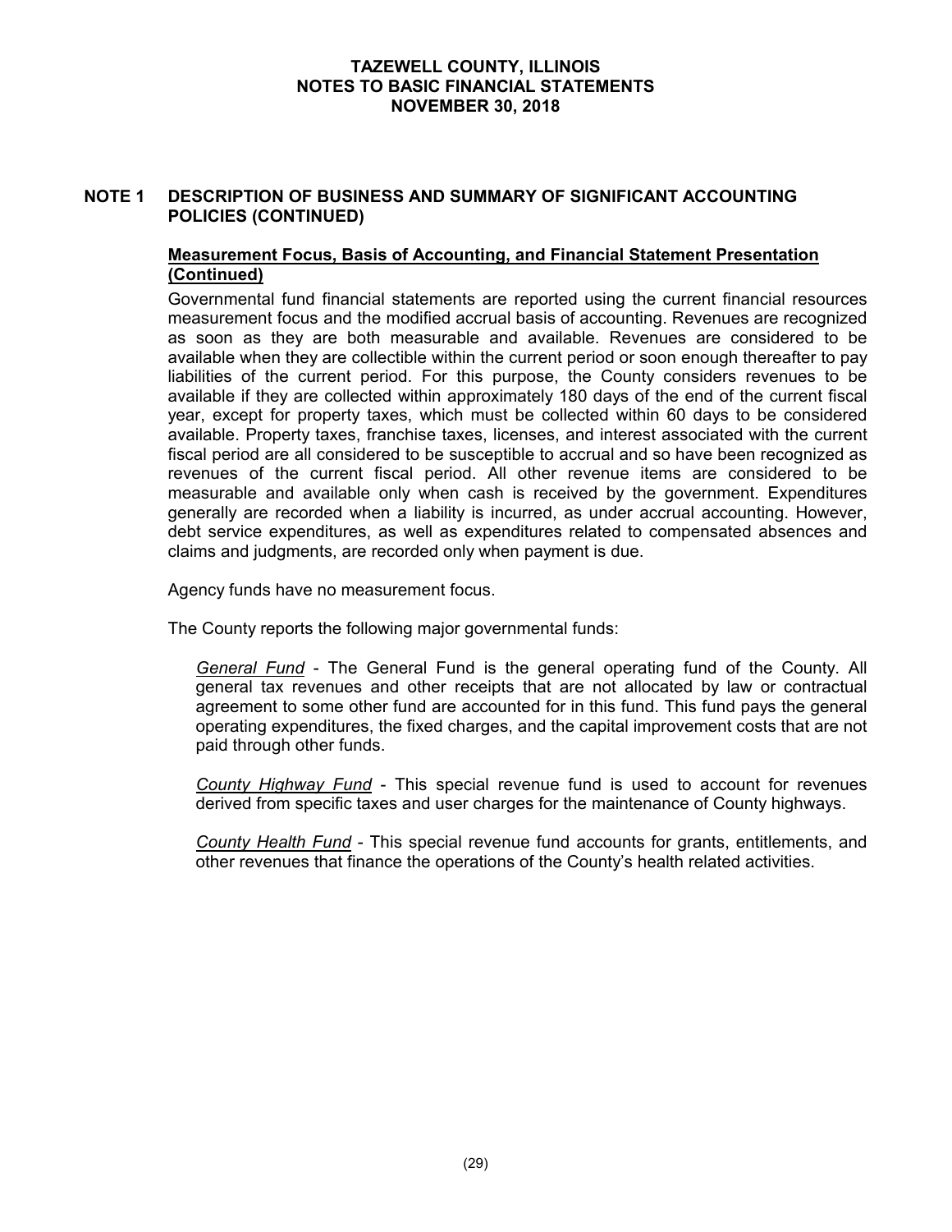## NOTE 1 DESCRIPTION OF BUSINESS AND SUMMARY OF SIGNIFICANT ACCOUNTING POLICIES (CONTINUED)

### Measurement Focus, Basis of Accounting, and Financial Statement Presentation (Continued)

Governmental fund financial statements are reported using the current financial resources measurement focus and the modified accrual basis of accounting. Revenues are recognized as soon as they are both measurable and available. Revenues are considered to be available when they are collectible within the current period or soon enough thereafter to pay liabilities of the current period. For this purpose, the County considers revenues to be available if they are collected within approximately 180 days of the end of the current fiscal year, except for property taxes, which must be collected within 60 days to be considered available. Property taxes, franchise taxes, licenses, and interest associated with the current fiscal period are all considered to be susceptible to accrual and so have been recognized as revenues of the current fiscal period. All other revenue items are considered to be measurable and available only when cash is received by the government. Expenditures generally are recorded when a liability is incurred, as under accrual accounting. However, debt service expenditures, as well as expenditures related to compensated absences and claims and judgments, are recorded only when payment is due.

Agency funds have no measurement focus.

The County reports the following major governmental funds:

*General Fund* - The General Fund is the general operating fund of the County. All general tax revenues and other receipts that are not allocated by law or contractual agreement to some other fund are accounted for in this fund. This fund pays the general operating expenditures, the fixed charges, and the capital improvement costs that are not paid through other funds.

*County Highway Fund* - This special revenue fund is used to account for revenues derived from specific taxes and user charges for the maintenance of County highways.

*County Health Fund* - This special revenue fund accounts for grants, entitlements, and other revenues that finance the operations of the County's health related activities.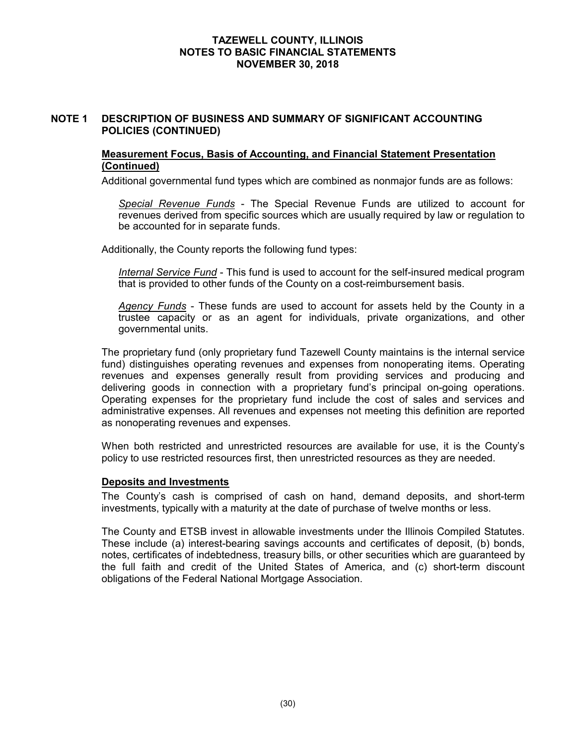## NOTE 1 DESCRIPTION OF BUSINESS AND SUMMARY OF SIGNIFICANT ACCOUNTING POLICIES (CONTINUED)

### Measurement Focus, Basis of Accounting, and Financial Statement Presentation (Continued)

Additional governmental fund types which are combined as nonmajor funds are as follows:

*Special Revenue Funds* - The Special Revenue Funds are utilized to account for revenues derived from specific sources which are usually required by law or regulation to be accounted for in separate funds.

Additionally, the County reports the following fund types:

*Internal Service Fund* - This fund is used to account for the self-insured medical program that is provided to other funds of the County on a cost-reimbursement basis.

*Agency Funds* - These funds are used to account for assets held by the County in a trustee capacity or as an agent for individuals, private organizations, and other governmental units.

The proprietary fund (only proprietary fund Tazewell County maintains is the internal service fund) distinguishes operating revenues and expenses from nonoperating items. Operating revenues and expenses generally result from providing services and producing and delivering goods in connection with a proprietary fund's principal on-going operations. Operating expenses for the proprietary fund include the cost of sales and services and administrative expenses. All revenues and expenses not meeting this definition are reported as nonoperating revenues and expenses.

When both restricted and unrestricted resources are available for use, it is the County's policy to use restricted resources first, then unrestricted resources as they are needed.

### Deposits and Investments

The County's cash is comprised of cash on hand, demand deposits, and short-term investments, typically with a maturity at the date of purchase of twelve months or less.

The County and ETSB invest in allowable investments under the Illinois Compiled Statutes. These include (a) interest-bearing savings accounts and certificates of deposit, (b) bonds, notes, certificates of indebtedness, treasury bills, or other securities which are guaranteed by the full faith and credit of the United States of America, and (c) short-term discount obligations of the Federal National Mortgage Association.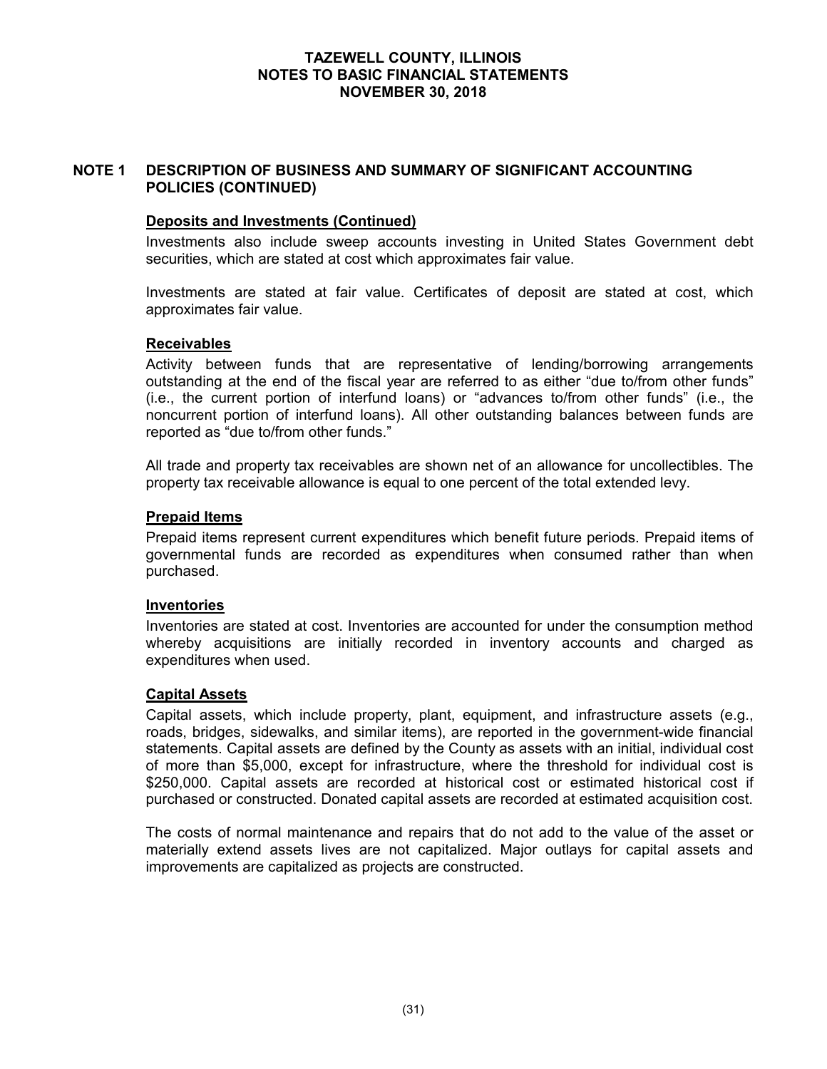## NOTE 1 DESCRIPTION OF BUSINESS AND SUMMARY OF SIGNIFICANT ACCOUNTING POLICIES (CONTINUED)

### Deposits and Investments (Continued)

Investments also include sweep accounts investing in United States Government debt securities, which are stated at cost which approximates fair value.

Investments are stated at fair value. Certificates of deposit are stated at cost, which approximates fair value.

### Receivables

Activity between funds that are representative of lending/borrowing arrangements outstanding at the end of the fiscal year are referred to as either "due to/from other funds" (i.e., the current portion of interfund loans) or "advances to/from other funds" (i.e., the noncurrent portion of interfund loans). All other outstanding balances between funds are reported as "due to/from other funds."

All trade and property tax receivables are shown net of an allowance for uncollectibles. The property tax receivable allowance is equal to one percent of the total extended levy.

### Prepaid Items

Prepaid items represent current expenditures which benefit future periods. Prepaid items of governmental funds are recorded as expenditures when consumed rather than when purchased.

### Inventories

Inventories are stated at cost. Inventories are accounted for under the consumption method whereby acquisitions are initially recorded in inventory accounts and charged as expenditures when used.

### Capital Assets

Capital assets, which include property, plant, equipment, and infrastructure assets (e.g., roads, bridges, sidewalks, and similar items), are reported in the government-wide financial statements. Capital assets are defined by the County as assets with an initial, individual cost of more than $5,000, except for infrastructure, where the threshold for individual cost is $250,000. Capital assets are recorded at historical cost or estimated historical cost if purchased or constructed. Donated capital assets are recorded at estimated acquisition cost.

The costs of normal maintenance and repairs that do not add to the value of the asset or materially extend assets lives are not capitalized. Major outlays for capital assets and improvements are capitalized as projects are constructed.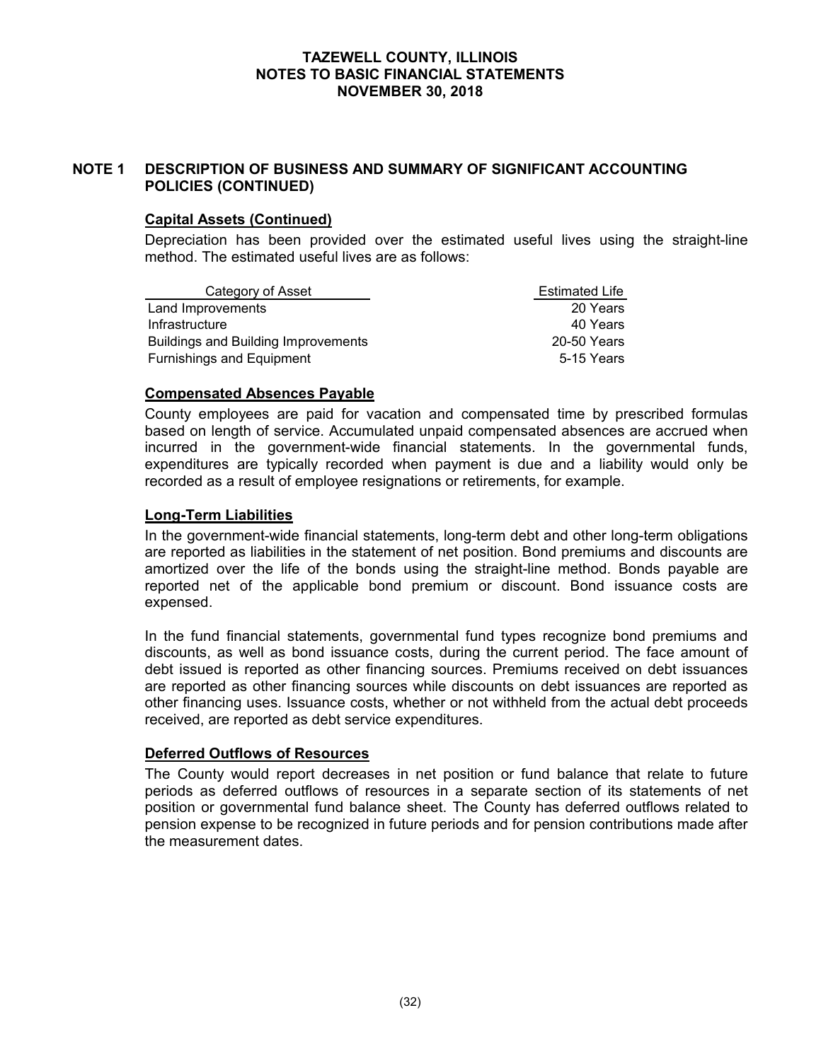# TAZEWELL COUNTY, ILLINOIS
# NOTES TO BASIC FINANCIAL STATEMENTS
# NOVEMBER 30, 2018

## NOTE 1 DESCRIPTION OF BUSINESS AND SUMMARY OF SIGNIFICANT ACCOUNTING POLICIES (CONTINUED)

### Capital Assets (Continued)

Depreciation has been provided over the estimated useful lives using the straight-line method. The estimated useful lives are as follows:

| Category of Asset | Estimated Life |
|---|---|
| Land Improvements | 20 Years |
| Infrastructure | 40 Years |
| Buildings and Building Improvements | 20-50 Years |
| Furnishings and Equipment | 5-15 Years |

### Compensated Absences Payable

County employees are paid for vacation and compensated time by prescribed formulas based on length of service. Accumulated unpaid compensated absences are accrued when incurred in the government-wide financial statements. In the governmental funds, expenditures are typically recorded when payment is due and a liability would only be recorded as a result of employee resignations or retirements, for example.

### Long-Term Liabilities

In the government-wide financial statements, long-term debt and other long-term obligations are reported as liabilities in the statement of net position. Bond premiums and discounts are amortized over the life of the bonds using the straight-line method. Bonds payable are reported net of the applicable bond premium or discount. Bond issuance costs are expensed.

In the fund financial statements, governmental fund types recognize bond premiums and discounts, as well as bond issuance costs, during the current period. The face amount of debt issued is reported as other financing sources. Premiums received on debt issuances are reported as other financing sources while discounts on debt issuances are reported as other financing uses. Issuance costs, whether or not withheld from the actual debt proceeds received, are reported as debt service expenditures.

### Deferred Outflows of Resources

The County would report decreases in net position or fund balance that relate to future periods as deferred outflows of resources in a separate section of its statements of net position or governmental fund balance sheet. The County has deferred outflows related to pension expense to be recognized in future periods and for pension contributions made after the measurement dates.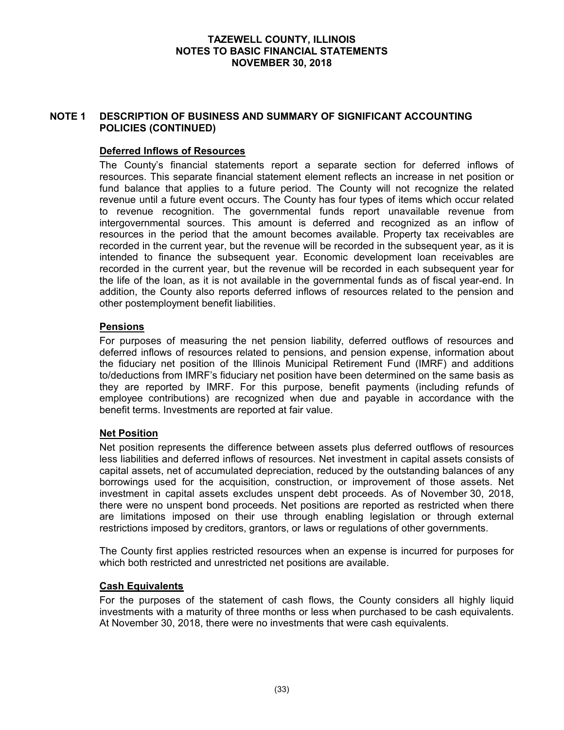## NOTE 1 DESCRIPTION OF BUSINESS AND SUMMARY OF SIGNIFICANT ACCOUNTING POLICIES (CONTINUED)

### Deferred Inflows of Resources

The County's financial statements report a separate section for deferred inflows of resources. This separate financial statement element reflects an increase in net position or fund balance that applies to a future period. The County will not recognize the related revenue until a future event occurs. The County has four types of items which occur related to revenue recognition. The governmental funds report unavailable revenue from intergovernmental sources. This amount is deferred and recognized as an inflow of resources in the period that the amount becomes available. Property tax receivables are recorded in the current year, but the revenue will be recorded in the subsequent year, as it is intended to finance the subsequent year. Economic development loan receivables are recorded in the current year, but the revenue will be recorded in each subsequent year for the life of the loan, as it is not available in the governmental funds as of fiscal year-end. In addition, the County also reports deferred inflows of resources related to the pension and other postemployment benefit liabilities.

### Pensions

For purposes of measuring the net pension liability, deferred outflows of resources and deferred inflows of resources related to pensions, and pension expense, information about the fiduciary net position of the Illinois Municipal Retirement Fund (IMRF) and additions to/deductions from IMRF's fiduciary net position have been determined on the same basis as they are reported by IMRF. For this purpose, benefit payments (including refunds of employee contributions) are recognized when due and payable in accordance with the benefit terms. Investments are reported at fair value.

### Net Position

Net position represents the difference between assets plus deferred outflows of resources less liabilities and deferred inflows of resources. Net investment in capital assets consists of capital assets, net of accumulated depreciation, reduced by the outstanding balances of any borrowings used for the acquisition, construction, or improvement of those assets. Net investment in capital assets excludes unspent debt proceeds. As of November 30, 2018, there were no unspent bond proceeds. Net positions are reported as restricted when there are limitations imposed on their use through enabling legislation or through external restrictions imposed by creditors, grantors, or laws or regulations of other governments.

The County first applies restricted resources when an expense is incurred for purposes for which both restricted and unrestricted net positions are available.

### Cash Equivalents

For the purposes of the statement of cash flows, the County considers all highly liquid investments with a maturity of three months or less when purchased to be cash equivalents. At November 30, 2018, there were no investments that were cash equivalents.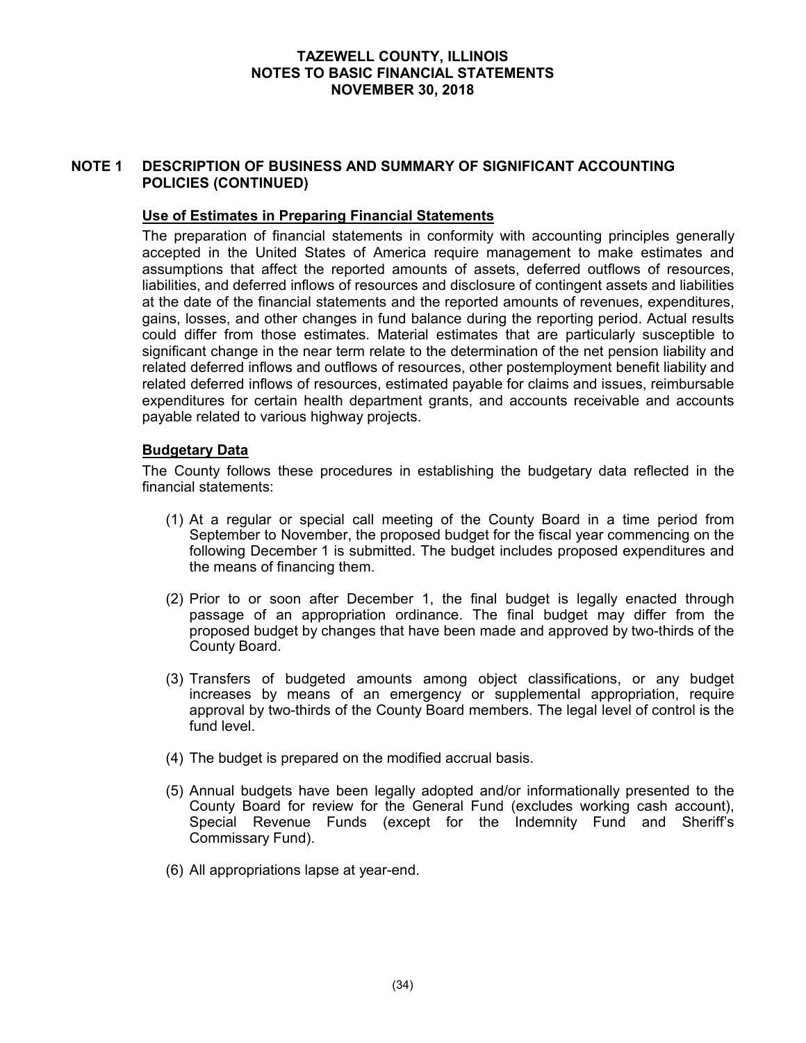## NOTE 1 DESCRIPTION OF BUSINESS AND SUMMARY OF SIGNIFICANT ACCOUNTING POLICIES (CONTINUED)

### Use of Estimates in Preparing Financial Statements

The preparation of financial statements in conformity with accounting principles generally accepted in the United States of America require management to make estimates and assumptions that affect the reported amounts of assets, deferred outflows of resources, liabilities, and deferred inflows of resources and disclosure of contingent assets and liabilities at the date of the financial statements and the reported amounts of revenues, expenditures, gains, losses, and other changes in fund balance during the reporting period. Actual results could differ from those estimates. Material estimates that are particularly susceptible to significant change in the near term relate to the determination of the net pension liability and related deferred inflows and outflows of resources, other postemployment benefit liability and related deferred inflows of resources, estimated payable for claims and issues, reimbursable expenditures for certain health department grants, and accounts receivable and accounts payable related to various highway projects.

### Budgetary Data

The County follows these procedures in establishing the budgetary data reflected in the financial statements:

(1) At a regular or special call meeting of the County Board in a time period from September to November, the proposed budget for the fiscal year commencing on the following December 1 is submitted. The budget includes proposed expenditures and the means of financing them.

(2) Prior to or soon after December 1, the final budget is legally enacted through passage of an appropriation ordinance. The final budget may differ from the proposed budget by changes that have been made and approved by two-thirds of the County Board.

(3) Transfers of budgeted amounts among object classifications, or any budget increases by means of an emergency or supplemental appropriation, require approval by two-thirds of the County Board members. The legal level of control is the fund level.

(4) The budget is prepared on the modified accrual basis.

(5) Annual budgets have been legally adopted and/or informationally presented to the County Board for review for the General Fund (excludes working cash account), Special Revenue Funds (except for the Indemnity Fund and Sheriff's Commissary Fund).

(6) All appropriations lapse at year-end.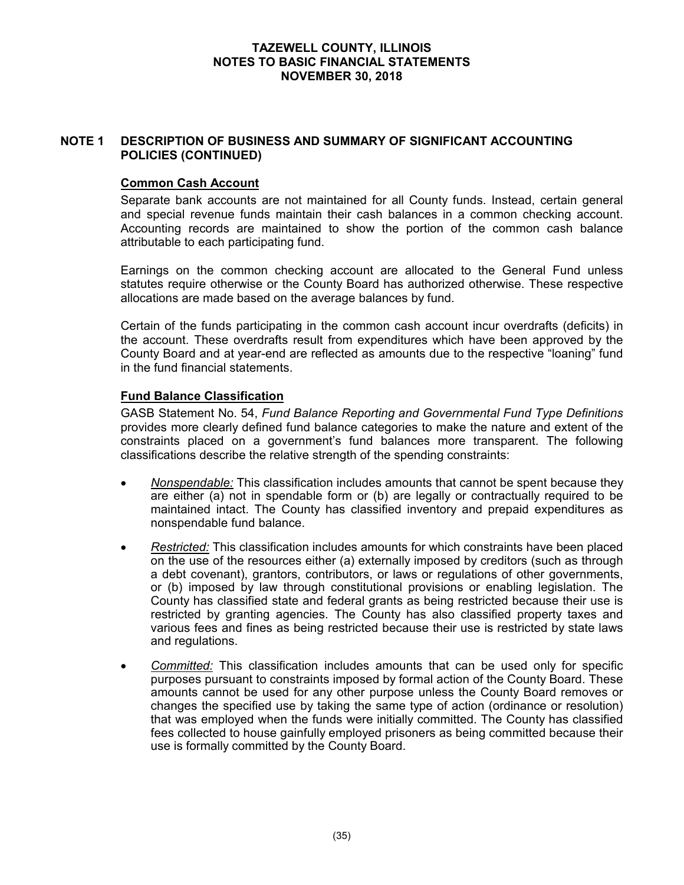## NOTE 1 DESCRIPTION OF BUSINESS AND SUMMARY OF SIGNIFICANT ACCOUNTING POLICIES (CONTINUED)

### Common Cash Account

Separate bank accounts are not maintained for all County funds. Instead, certain general and special revenue funds maintain their cash balances in a common checking account. Accounting records are maintained to show the portion of the common cash balance attributable to each participating fund.

Earnings on the common checking account are allocated to the General Fund unless statutes require otherwise or the County Board has authorized otherwise. These respective allocations are made based on the average balances by fund.

Certain of the funds participating in the common cash account incur overdrafts (deficits) in the account. These overdrafts result from expenditures which have been approved by the County Board and at year-end are reflected as amounts due to the respective "loaning" fund in the fund financial statements.

### Fund Balance Classification

GASB Statement No. 54, *Fund Balance Reporting and Governmental Fund Type Definitions* provides more clearly defined fund balance categories to make the nature and extent of the constraints placed on a government's fund balances more transparent. The following classifications describe the relative strength of the spending constraints:

- *Nonspendable:* This classification includes amounts that cannot be spent because they are either (a) not in spendable form or (b) are legally or contractually required to be maintained intact. The County has classified inventory and prepaid expenditures as nonspendable fund balance.
- *Restricted:* This classification includes amounts for which constraints have been placed on the use of the resources either (a) externally imposed by creditors (such as through a debt covenant), grantors, contributors, or laws or regulations of other governments, or (b) imposed by law through constitutional provisions or enabling legislation. The County has classified state and federal grants as being restricted because their use is restricted by granting agencies. The County has also classified property taxes and various fees and fines as being restricted because their use is restricted by state laws and regulations.
- *Committed:* This classification includes amounts that can be used only for specific purposes pursuant to constraints imposed by formal action of the County Board. These amounts cannot be used for any other purpose unless the County Board removes or changes the specified use by taking the same type of action (ordinance or resolution) that was employed when the funds were initially committed. The County has classified fees collected to house gainfully employed prisoners as being committed because their use is formally committed by the County Board.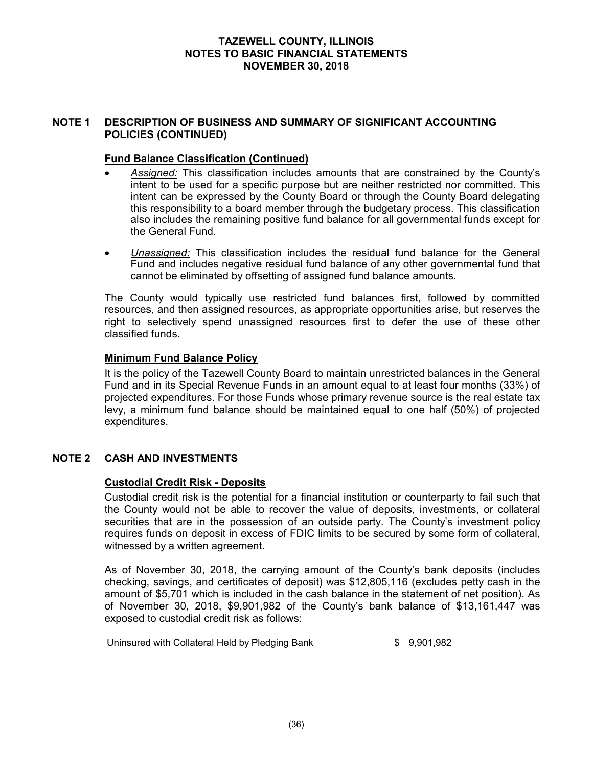## NOTE 1 DESCRIPTION OF BUSINESS AND SUMMARY OF SIGNIFICANT ACCOUNTING POLICIES (CONTINUED)

### Fund Balance Classification (Continued)

- *Assigned:* This classification includes amounts that are constrained by the County's intent to be used for a specific purpose but are neither restricted nor committed. This intent can be expressed by the County Board or through the County Board delegating this responsibility to a board member through the budgetary process. This classification also includes the remaining positive fund balance for all governmental funds except for the General Fund.

- *Unassigned:* This classification includes the residual fund balance for the General Fund and includes negative residual fund balance of any other governmental fund that cannot be eliminated by offsetting of assigned fund balance amounts.

The County would typically use restricted fund balances first, followed by committed resources, and then assigned resources, as appropriate opportunities arise, but reserves the right to selectively spend unassigned resources first to defer the use of these other classified funds.

### Minimum Fund Balance Policy

It is the policy of the Tazewell County Board to maintain unrestricted balances in the General Fund and in its Special Revenue Funds in an amount equal to at least four months (33%) of projected expenditures. For those Funds whose primary revenue source is the real estate tax levy, a minimum fund balance should be maintained equal to one half (50%) of projected expenditures.

## NOTE 2 CASH AND INVESTMENTS

### Custodial Credit Risk - Deposits

Custodial credit risk is the potential for a financial institution or counterparty to fail such that the County would not be able to recover the value of deposits, investments, or collateral securities that are in the possession of an outside party. The County's investment policy requires funds on deposit in excess of FDIC limits to be secured by some form of collateral, witnessed by a written agreement.

As of November 30, 2018, the carrying amount of the County's bank deposits (includes checking, savings, and certificates of deposit) was $12,805,116 (excludes petty cash in the amount of $5,701 which is included in the cash balance in the statement of net position). As of November 30, 2018, $9,901,982 of the County's bank balance of $13,161,447 was exposed to custodial credit risk as follows:

| | |
|---|---|
| Uninsured with Collateral Held by Pledging Bank | $ 9,901,982 |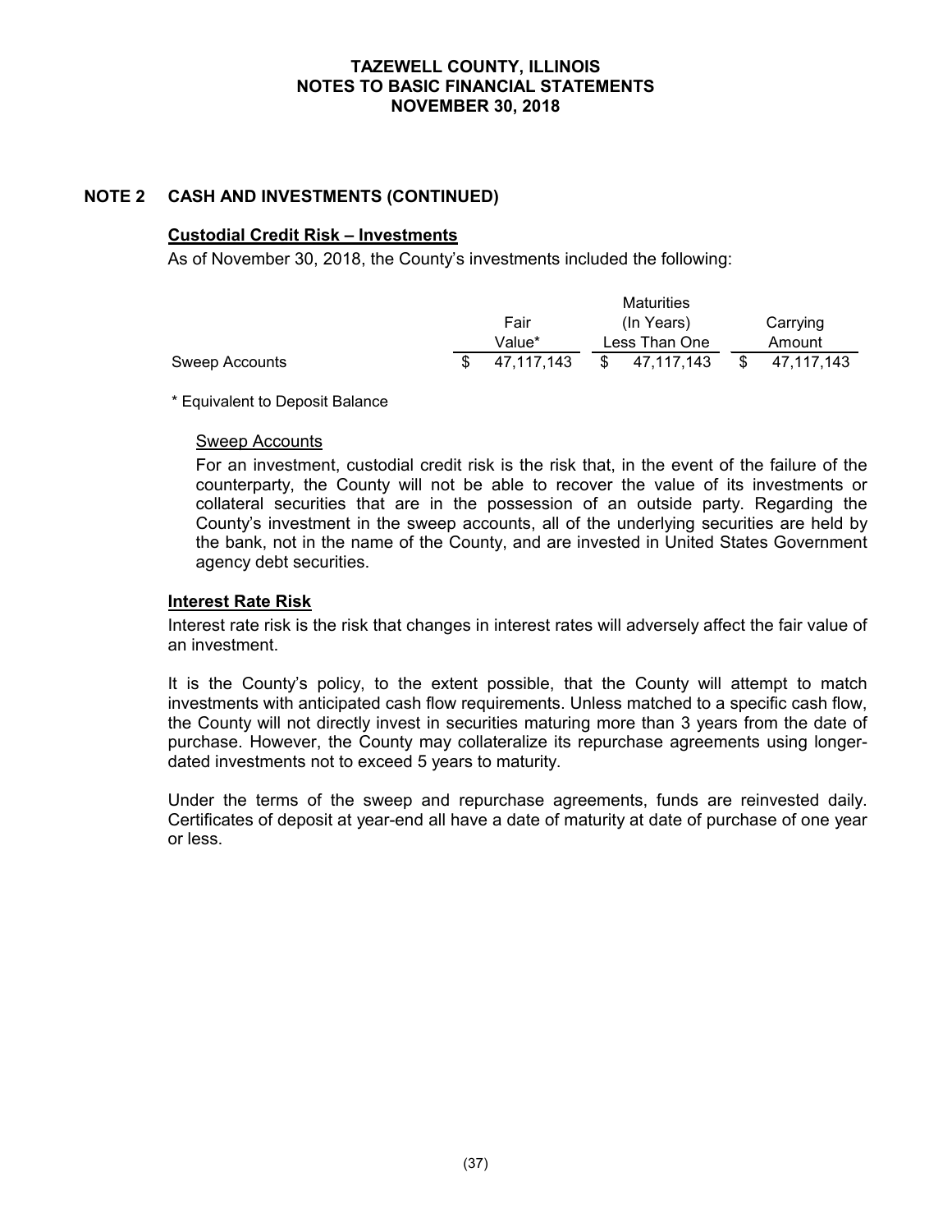## NOTE 2 CASH AND INVESTMENTS (CONTINUED)

**Custodial Credit Risk – Investments**

As of November 30, 2018, the County's investments included the following:

| | Fair Value* | Maturities (In Years) Less Than One | Carrying Amount |
|---|---|---|---|
| Sweep Accounts | $ 47,117,143 | $ 47,117,143 | $ 47,117,143 |

\* Equivalent to Deposit Balance

Sweep Accounts

For an investment, custodial credit risk is the risk that, in the event of the failure of the counterparty, the County will not be able to recover the value of its investments or collateral securities that are in the possession of an outside party. Regarding the County's investment in the sweep accounts, all of the underlying securities are held by the bank, not in the name of the County, and are invested in United States Government agency debt securities.

**Interest Rate Risk**

Interest rate risk is the risk that changes in interest rates will adversely affect the fair value of an investment.

It is the County's policy, to the extent possible, that the County will attempt to match investments with anticipated cash flow requirements. Unless matched to a specific cash flow, the County will not directly invest in securities maturing more than 3 years from the date of purchase. However, the County may collateralize its repurchase agreements using longer-dated investments not to exceed 5 years to maturity.

Under the terms of the sweep and repurchase agreements, funds are reinvested daily. Certificates of deposit at year-end all have a date of maturity at date of purchase of one year or less.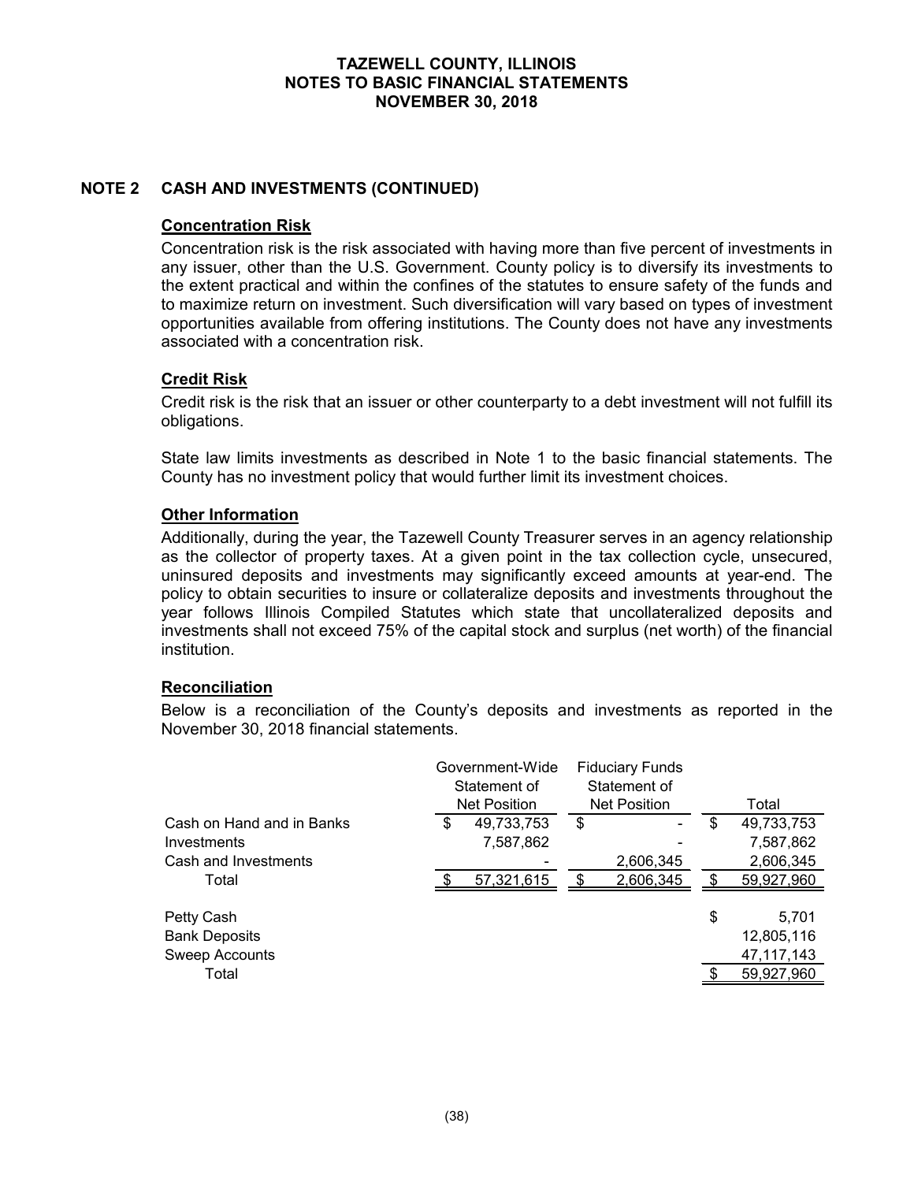## NOTE 2 CASH AND INVESTMENTS (CONTINUED)

### Concentration Risk

Concentration risk is the risk associated with having more than five percent of investments in any issuer, other than the U.S. Government. County policy is to diversify its investments to the extent practical and within the confines of the statutes to ensure safety of the funds and to maximize return on investment. Such diversification will vary based on types of investment opportunities available from offering institutions. The County does not have any investments associated with a concentration risk.

### Credit Risk

Credit risk is the risk that an issuer or other counterparty to a debt investment will not fulfill its obligations.

State law limits investments as described in Note 1 to the basic financial statements. The County has no investment policy that would further limit its investment choices.

### Other Information

Additionally, during the year, the Tazewell County Treasurer serves in an agency relationship as the collector of property taxes. At a given point in the tax collection cycle, unsecured, uninsured deposits and investments may significantly exceed amounts at year-end. The policy to obtain securities to insure or collateralize deposits and investments throughout the year follows Illinois Compiled Statutes which state that uncollateralized deposits and investments shall not exceed 75% of the capital stock and surplus (net worth) of the financial institution.

### Reconciliation

Below is a reconciliation of the County's deposits and investments as reported in the November 30, 2018 financial statements.

| | Government-Wide Statement of Net Position | Fiduciary Funds Statement of Net Position | Total |
|---|---|---|---|
| Cash on Hand and in Banks | $ 49,733,753 | $ - | $ 49,733,753 |
| Investments | 7,587,862 | - | 7,587,862 |
| Cash and Investments | - | 2,606,345 | 2,606,345 |
| Total | $ 57,321,615 | $ 2,606,345 | $ 59,927,960 |
| | | | |
| Petty Cash | | | $ 5,701 |
| Bank Deposits | | | 12,805,116 |
| Sweep Accounts | | | 47,117,143 |
| Total | | | $ 59,927,960 |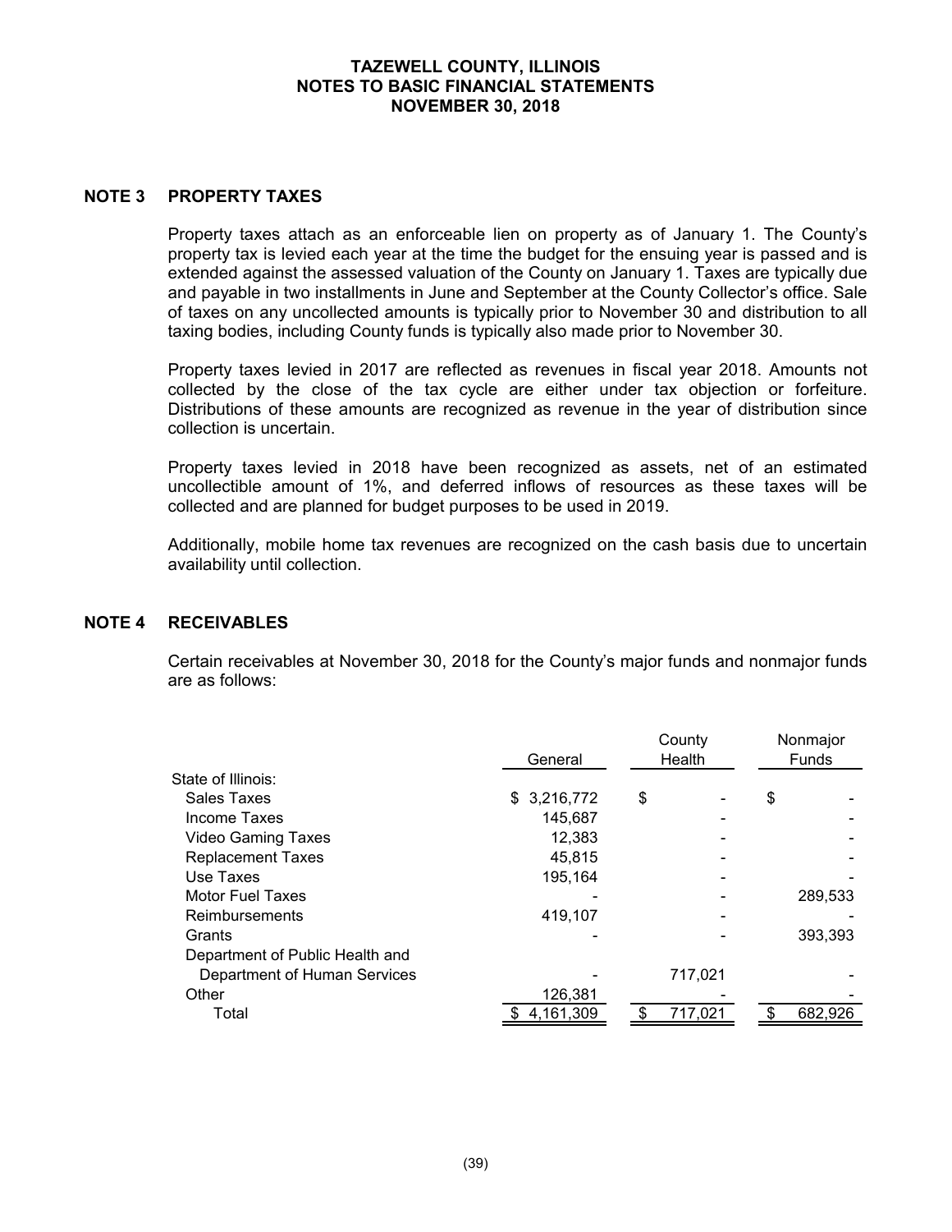**TAZEWELL COUNTY, ILLINOIS**
**NOTES TO BASIC FINANCIAL STATEMENTS**
**NOVEMBER 30, 2018**

## NOTE 3 PROPERTY TAXES

Property taxes attach as an enforceable lien on property as of January 1. The County's property tax is levied each year at the time the budget for the ensuing year is passed and is extended against the assessed valuation of the County on January 1. Taxes are typically due and payable in two installments in June and September at the County Collector's office. Sale of taxes on any uncollected amounts is typically prior to November 30 and distribution to all taxing bodies, including County funds is typically also made prior to November 30.

Property taxes levied in 2017 are reflected as revenues in fiscal year 2018. Amounts not collected by the close of the tax cycle are either under tax objection or forfeiture. Distributions of these amounts are recognized as revenue in the year of distribution since collection is uncertain.

Property taxes levied in 2018 have been recognized as assets, net of an estimated uncollectible amount of 1%, and deferred inflows of resources as these taxes will be collected and are planned for budget purposes to be used in 2019.

Additionally, mobile home tax revenues are recognized on the cash basis due to uncertain availability until collection.

## NOTE 4 RECEIVABLES

Certain receivables at November 30, 2018 for the County's major funds and nonmajor funds are as follows:

| | General | County Health | Nonmajor Funds |
|---|---|---|---|
| State of Illinois: | | | |
| Sales Taxes | $ 3,216,772 | $ - | $ - |
| Income Taxes | 145,687 | - | - |
| Video Gaming Taxes | 12,383 | - | - |
| Replacement Taxes | 45,815 | - | - |
| Use Taxes | 195,164 | - | - |
| Motor Fuel Taxes | - | - | 289,533 |
| Reimbursements | 419,107 | - | - |
| Grants | - | - | 393,393 |
| Department of Public Health and Department of Human Services | - | 717,021 | - |
| Other | 126,381 | - | - |
| Total | $ 4,161,309 | $ 717,021 | $ 682,926 |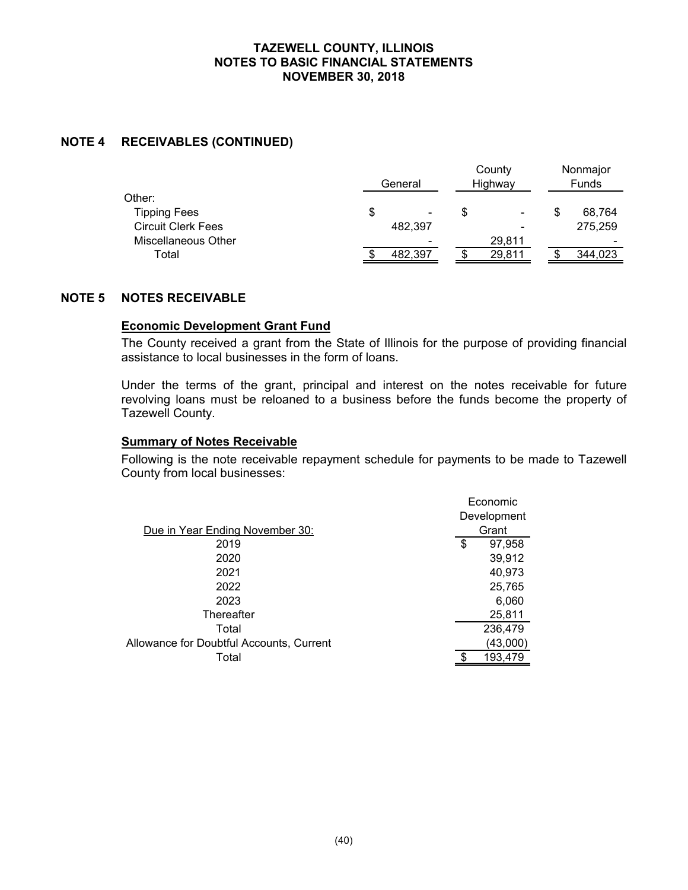## NOTE 4 RECEIVABLES (CONTINUED)

| | General | County Highway | Nonmajor Funds |
|---|---|---|---|
| Other: | | | |
| Tipping Fees | $ - | $ - | $ 68,764 |
| Circuit Clerk Fees | 482,397 | - | 275,259 |
| Miscellaneous Other | - | 29,811 | - |
| Total | $ 482,397 | $ 29,811 | $ 344,023 |

## NOTE 5 NOTES RECEIVABLE

### Economic Development Grant Fund

The County received a grant from the State of Illinois for the purpose of providing financial assistance to local businesses in the form of loans.

Under the terms of the grant, principal and interest on the notes receivable for future revolving loans must be reloaned to a business before the funds become the property of Tazewell County.

### Summary of Notes Receivable

Following is the note receivable repayment schedule for payments to be made to Tazewell County from local businesses:

| Due in Year Ending November 30: | Economic Development Grant |
|---|---|
| 2019 | $ 97,958 |
| 2020 | 39,912 |
| 2021 | 40,973 |
| 2022 | 25,765 |
| 2023 | 6,060 |
| Thereafter | 25,811 |
| Total | 236,479 |
| Allowance for Doubtful Accounts, Current | (43,000) |
| Total | $ 193,479 |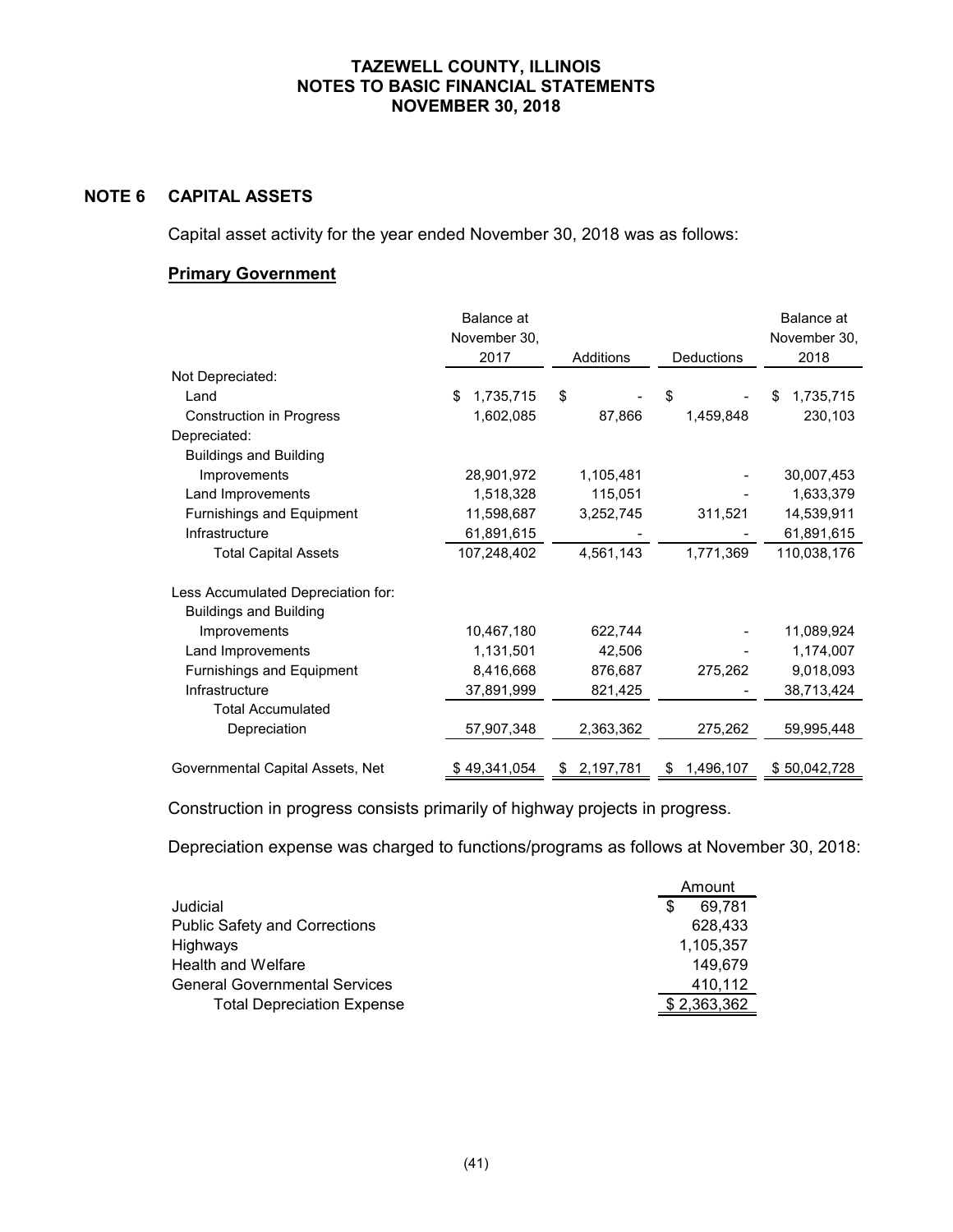# TAZEWELL COUNTY, ILLINOIS
# NOTES TO BASIC FINANCIAL STATEMENTS
# NOVEMBER 30, 2018

## NOTE 6 CAPITAL ASSETS

Capital asset activity for the year ended November 30, 2018 was as follows:

**Primary Government**

| | Balance at November 30, 2017 | Additions | Deductions | Balance at November 30, 2018 |
|---|---|---|---|---|
| Not Depreciated: | | | | |
| Land | $ 1,735,715 | $ - | $ - | $ 1,735,715 |
| Construction in Progress | 1,602,085 | 87,866 | 1,459,848 | 230,103 |
| Depreciated: | | | | |
| Buildings and Building Improvements | 28,901,972 | 1,105,481 | - | 30,007,453 |
| Land Improvements | 1,518,328 | 115,051 | - | 1,633,379 |
| Furnishings and Equipment | 11,598,687 | 3,252,745 | 311,521 | 14,539,911 |
| Infrastructure | 61,891,615 | - | - | 61,891,615 |
| Total Capital Assets | 107,248,402 | 4,561,143 | 1,771,369 | 110,038,176 |
| Less Accumulated Depreciation for: | | | | |
| Buildings and Building Improvements | 10,467,180 | 622,744 | - | 11,089,924 |
| Land Improvements | 1,131,501 | 42,506 | - | 1,174,007 |
| Furnishings and Equipment | 8,416,668 | 876,687 | 275,262 | 9,018,093 |
| Infrastructure | 37,891,999 | 821,425 | - | 38,713,424 |
| Total Accumulated Depreciation | 57,907,348 | 2,363,362 | 275,262 | 59,995,448 |
| Governmental Capital Assets, Net | $ 49,341,054 | $ 2,197,781 | $ 1,496,107 | $ 50,042,728 |

Construction in progress consists primarily of highway projects in progress.

Depreciation expense was charged to functions/programs as follows at November 30, 2018:

| | Amount |
|---|---|
| Judicial | $ 69,781 |
| Public Safety and Corrections | 628,433 |
| Highways | 1,105,357 |
| Health and Welfare | 149,679 |
| General Governmental Services | 410,112 |
| Total Depreciation Expense | $ 2,363,362 |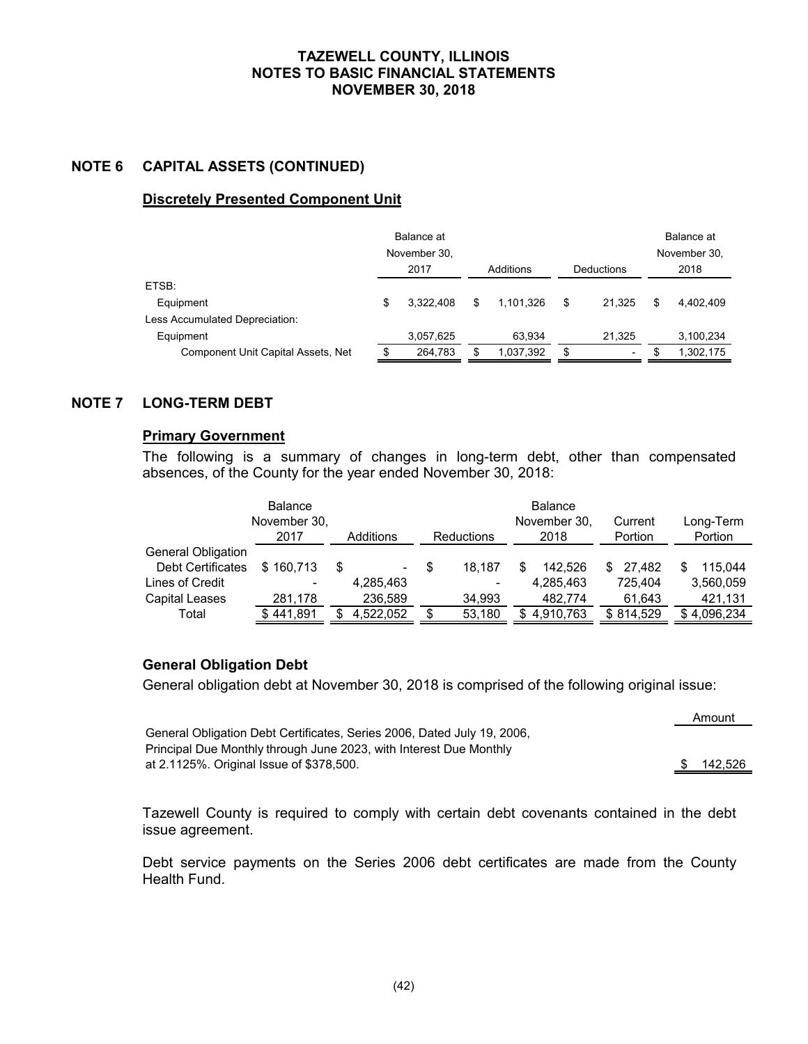## NOTE 6 CAPITAL ASSETS (CONTINUED)

### Discretely Presented Component Unit

| | Balance at November 30, 2017 | Additions | Deductions | Balance at November 30, 2018 |
|---|---|---|---|---|
| ETSB: | | | | |
| Equipment | $ 3,322,408 | $ 1,101,326 | $ 21,325 | $ 4,402,409 |
| Less Accumulated Depreciation: | | | | |
| Equipment | 3,057,625 | 63,934 | 21,325 | 3,100,234 |
| Component Unit Capital Assets, Net | $ 264,783 | $ 1,037,392 | $ - | $ 1,302,175 |

## NOTE 7 LONG-TERM DEBT

### Primary Government

The following is a summary of changes in long-term debt, other than compensated absences, of the County for the year ended November 30, 2018:

| | Balance November 30, 2017 | Additions | Reductions | Balance November 30, 2018 | Current Portion | Long-Term Portion |
|---|---|---|---|---|---|---|
| General Obligation Debt Certificates | $ 160,713 | $ - | $ 18,187 | $ 142,526 | $ 27,482 | $ 115,044 |
| Lines of Credit | - | 4,285,463 | - | 4,285,463 | 725,404 | 3,560,059 |
| Capital Leases | 281,178 | 236,589 | 34,993 | 482,774 | 61,643 | 421,131 |
| Total | $ 441,891 | $ 4,522,052 | $ 53,180 | $ 4,910,763 | $ 814,529 | $ 4,096,234 |

### General Obligation Debt

General obligation debt at November 30, 2018 is comprised of the following original issue:

| | Amount |
|---|---|
| General Obligation Debt Certificates, Series 2006, Dated July 19, 2006, Principal Due Monthly through June 2023, with Interest Due Monthly at 2.1125%. Original Issue of $378,500. | $ 142,526 |

Tazewell County is required to comply with certain debt covenants contained in the debt issue agreement.

Debt service payments on the Series 2006 debt certificates are made from the County Health Fund.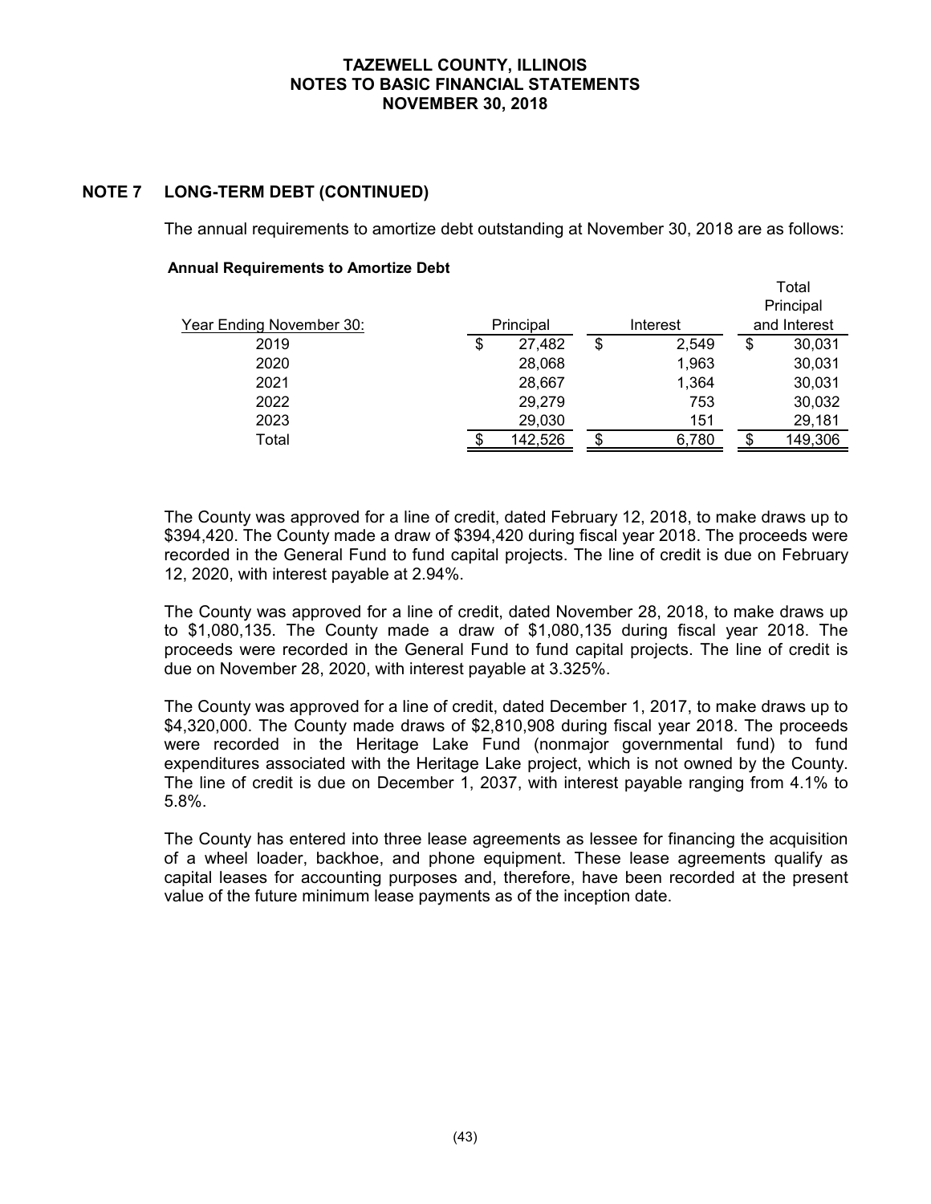## NOTE 7 LONG-TERM DEBT (CONTINUED)

The annual requirements to amortize debt outstanding at November 30, 2018 are as follows:

**Annual Requirements to Amortize Debt**

| Year Ending November 30: | Principal | Interest | Total Principal and Interest |
|---|---|---|---|
| 2019 | $ 27,482 | $ 2,549 | $ 30,031 |
| 2020 | 28,068 | 1,963 | 30,031 |
| 2021 | 28,667 | 1,364 | 30,031 |
| 2022 | 29,279 | 753 | 30,032 |
| 2023 | 29,030 | 151 | 29,181 |
| Total | $ 142,526 | $ 6,780 | $ 149,306 |

The County was approved for a line of credit, dated February 12, 2018, to make draws up to \$394,420. The County made a draw of \$394,420 during fiscal year 2018. The proceeds were recorded in the General Fund to fund capital projects. The line of credit is due on February 12, 2020, with interest payable at 2.94%.

The County was approved for a line of credit, dated November 28, 2018, to make draws up to \$1,080,135. The County made a draw of \$1,080,135 during fiscal year 2018. The proceeds were recorded in the General Fund to fund capital projects. The line of credit is due on November 28, 2020, with interest payable at 3.325%.

The County was approved for a line of credit, dated December 1, 2017, to make draws up to \$4,320,000. The County made draws of \$2,810,908 during fiscal year 2018. The proceeds were recorded in the Heritage Lake Fund (nonmajor governmental fund) to fund expenditures associated with the Heritage Lake project, which is not owned by the County. The line of credit is due on December 1, 2037, with interest payable ranging from 4.1% to 5.8%.

The County has entered into three lease agreements as lessee for financing the acquisition of a wheel loader, backhoe, and phone equipment. These lease agreements qualify as capital leases for accounting purposes and, therefore, have been recorded at the present value of the future minimum lease payments as of the inception date.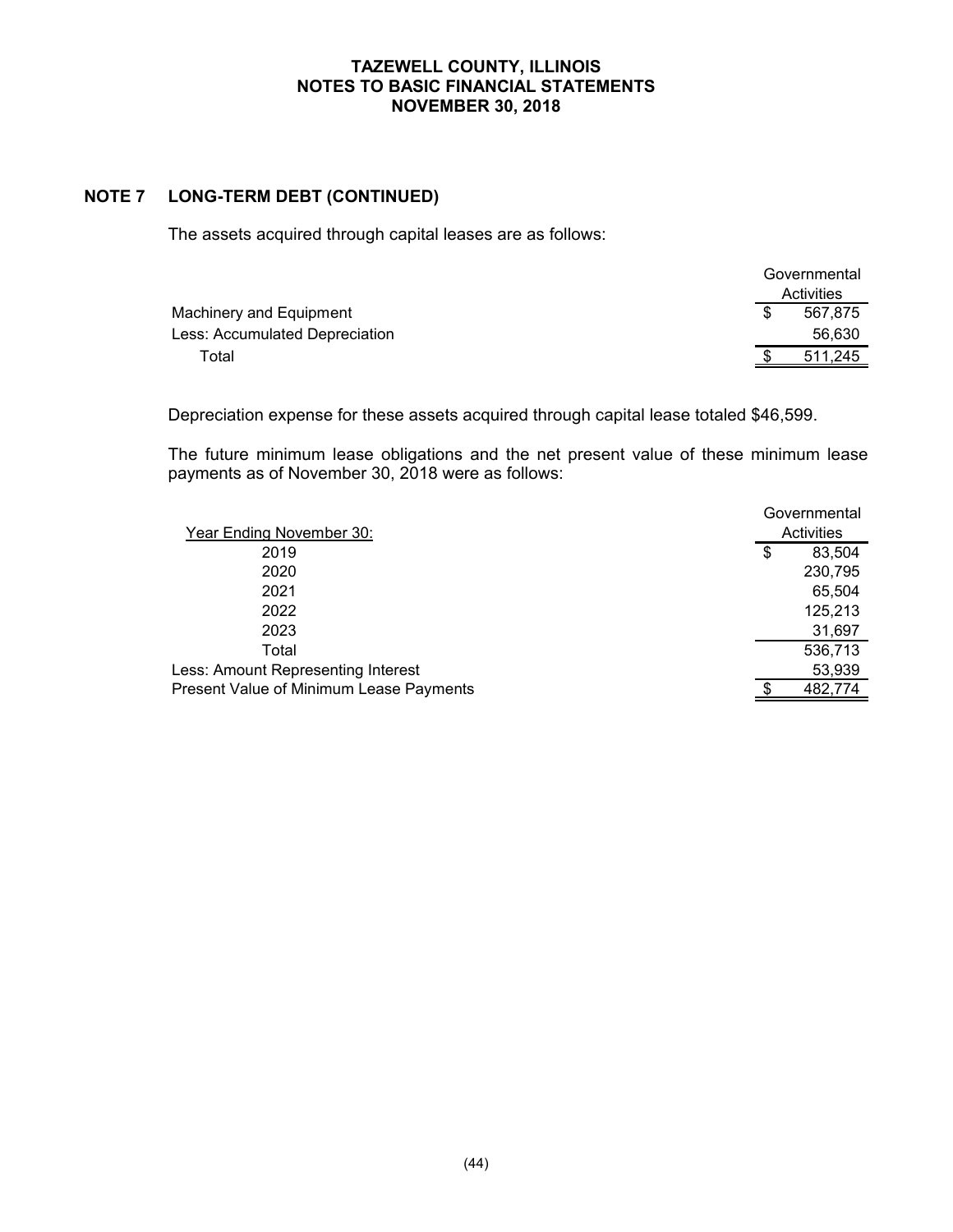## NOTE 7 LONG-TERM DEBT (CONTINUED)

The assets acquired through capital leases are as follows:

| | Governmental Activities |
|---|---|
| Machinery and Equipment | $ 567,875 |
| Less: Accumulated Depreciation | 56,630 |
| Total | $ 511,245 |

Depreciation expense for these assets acquired through capital lease totaled $46,599.

The future minimum lease obligations and the net present value of these minimum lease payments as of November 30, 2018 were as follows:

| Year Ending November 30: | Governmental Activities |
|---|---|
| 2019 | $ 83,504 |
| 2020 | 230,795 |
| 2021 | 65,504 |
| 2022 | 125,213 |
| 2023 | 31,697 |
| Total | 536,713 |
| Less: Amount Representing Interest | 53,939 |
| Present Value of Minimum Lease Payments | $ 482,774 |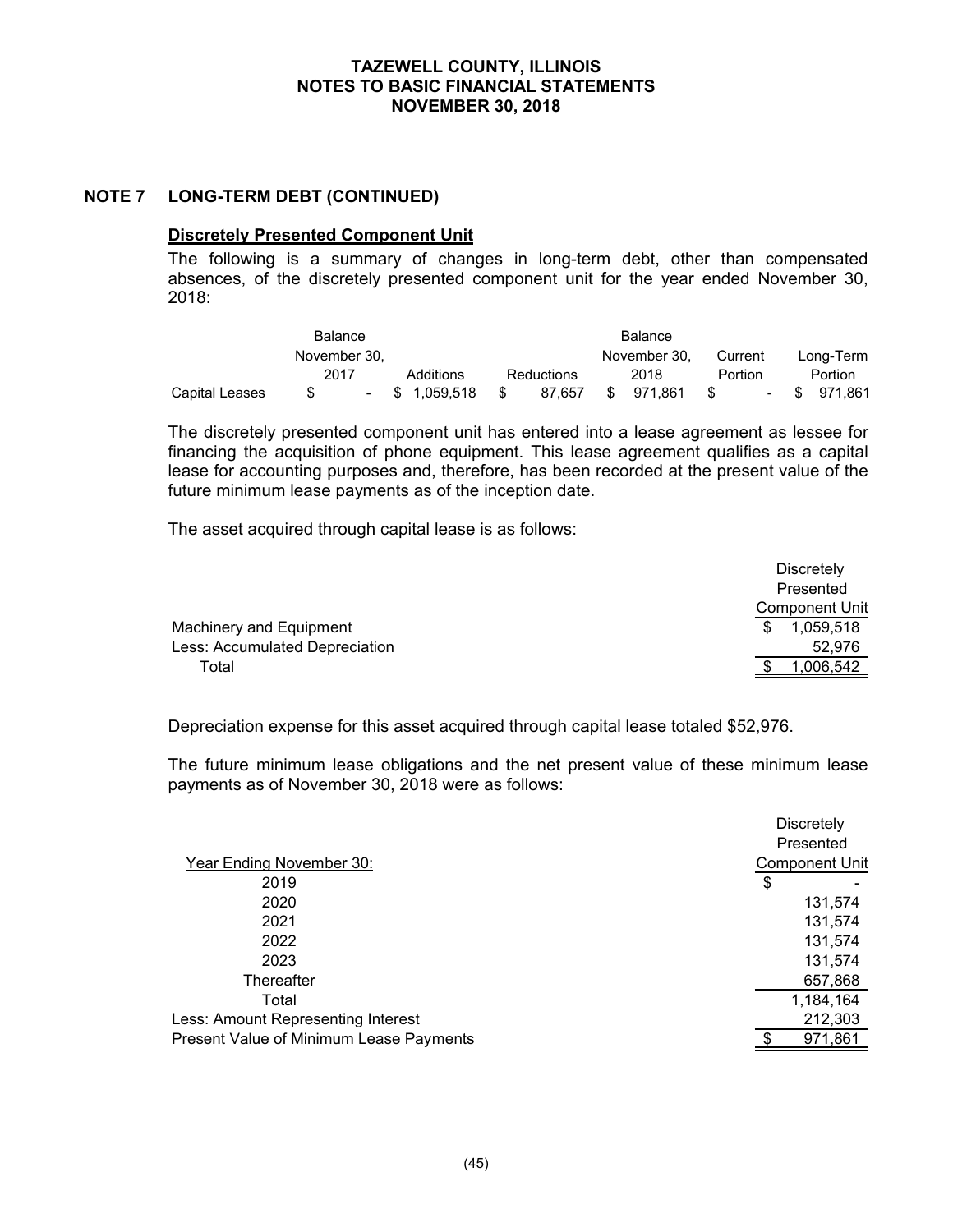## NOTE 7 LONG-TERM DEBT (CONTINUED)

### Discretely Presented Component Unit

The following is a summary of changes in long-term debt, other than compensated absences, of the discretely presented component unit for the year ended November 30, 2018:

| | Balance November 30, 2017 | Additions | Reductions | Balance November 30, 2018 | Current Portion | Long-Term Portion |
|---|---|---|---|---|---|---|
| Capital Leases | $ - | $ 1,059,518 | $ 87,657 | $ 971,861 | $ - | $ 971,861 |

The discretely presented component unit has entered into a lease agreement as lessee for financing the acquisition of phone equipment. This lease agreement qualifies as a capital lease for accounting purposes and, therefore, has been recorded at the present value of the future minimum lease payments as of the inception date.

The asset acquired through capital lease is as follows:

| | Discretely Presented Component Unit |
|---|---|
| Machinery and Equipment | $ 1,059,518 |
| Less: Accumulated Depreciation | 52,976 |
| Total | $ 1,006,542 |

Depreciation expense for this asset acquired through capital lease totaled $52,976.

The future minimum lease obligations and the net present value of these minimum lease payments as of November 30, 2018 were as follows:

| Year Ending November 30: | Discretely Presented Component Unit |
|---|---|
| 2019 | $ - |
| 2020 | 131,574 |
| 2021 | 131,574 |
| 2022 | 131,574 |
| 2023 | 131,574 |
| Thereafter | 657,868 |
| Total | 1,184,164 |
| Less: Amount Representing Interest | 212,303 |
| Present Value of Minimum Lease Payments | $ 971,861 |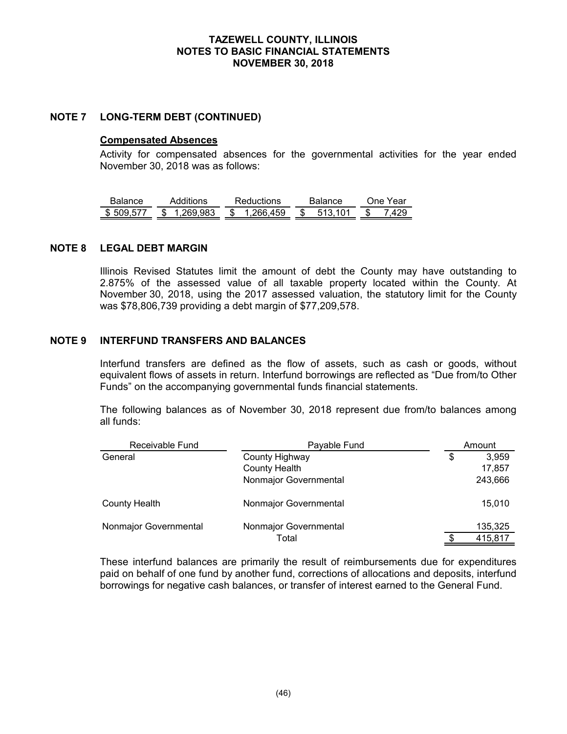## NOTE 7 LONG-TERM DEBT (CONTINUED)

### Compensated Absences

Activity for compensated absences for the governmental activities for the year ended November 30, 2018 was as follows:

| Balance | Additions | Reductions | Balance | One Year |
|---|---|---|---|---|
| $ 509,577 | $ 1,269,983 | $ 1,266,459 | $ 513,101 | $ 7,429 |

## NOTE 8 LEGAL DEBT MARGIN

Illinois Revised Statutes limit the amount of debt the County may have outstanding to 2.875% of the assessed value of all taxable property located within the County. At November 30, 2018, using the 2017 assessed valuation, the statutory limit for the County was $78,806,739 providing a debt margin of $77,209,578.

## NOTE 9 INTERFUND TRANSFERS AND BALANCES

Interfund transfers are defined as the flow of assets, such as cash or goods, without equivalent flows of assets in return. Interfund borrowings are reflected as "Due from/to Other Funds" on the accompanying governmental funds financial statements.

The following balances as of November 30, 2018 represent due from/to balances among all funds:

| Receivable Fund | Payable Fund | Amount |
|---|---|---|
| General | County Highway | $ 3,959 |
| | County Health | 17,857 |
| | Nonmajor Governmental | 243,666 |
| County Health | Nonmajor Governmental | 15,010 |
| Nonmajor Governmental | Nonmajor Governmental | 135,325 |
| | Total | $ 415,817 |

These interfund balances are primarily the result of reimbursements due for expenditures paid on behalf of one fund by another fund, corrections of allocations and deposits, interfund borrowings for negative cash balances, or transfer of interest earned to the General Fund.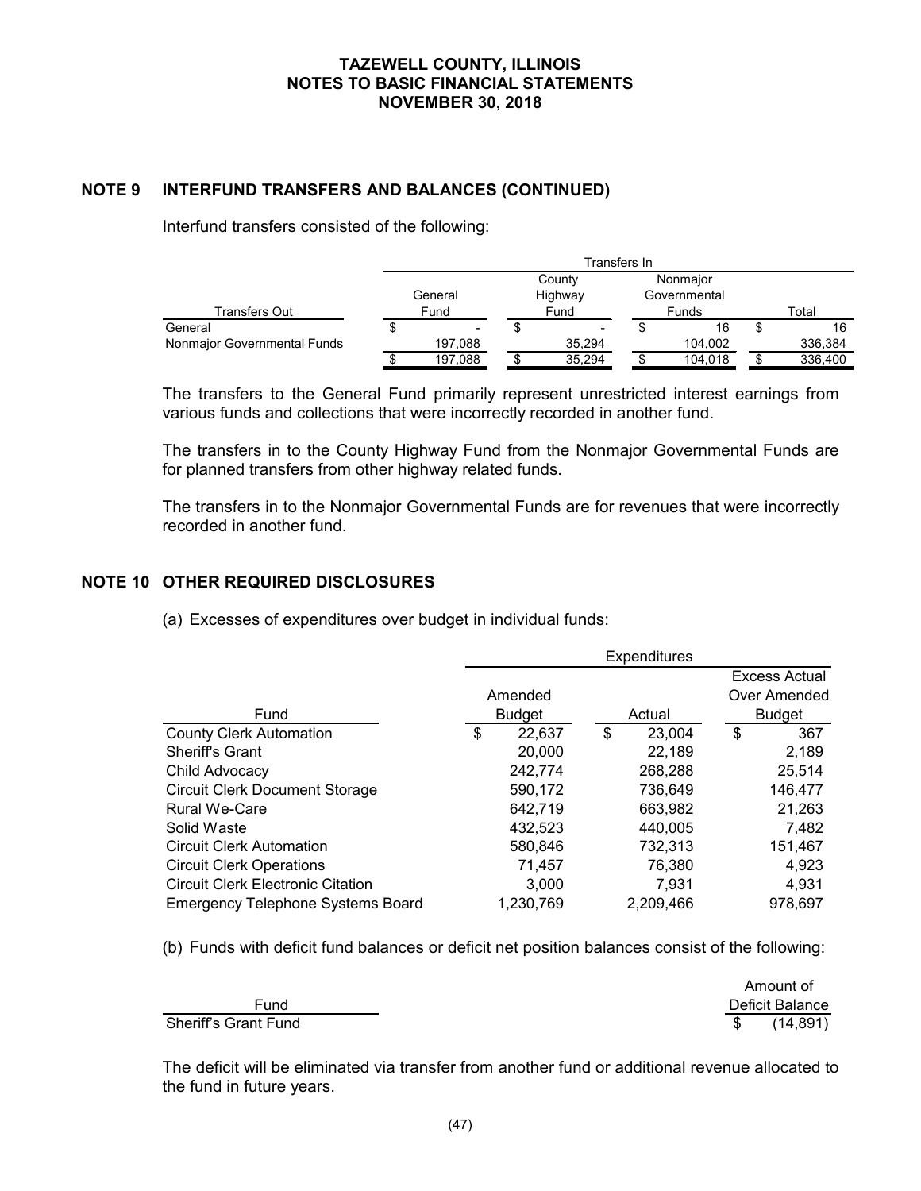## NOTE 9 INTERFUND TRANSFERS AND BALANCES (CONTINUED)

Interfund transfers consisted of the following:

| | Transfers In | | | |
|---|---|---|---|---|
| Transfers Out | General Fund | County Highway Fund | Nonmajor Governmental Funds | Total |
| General | $ - | $ - | $ 16 | $ 16 |
| Nonmajor Governmental Funds | 197,088 | 35,294 | 104,002 | 336,384 |
| | $ 197,088 | $ 35,294 | $ 104,018 | $ 336,400 |

The transfers to the General Fund primarily represent unrestricted interest earnings from various funds and collections that were incorrectly recorded in another fund.

The transfers in to the County Highway Fund from the Nonmajor Governmental Funds are for planned transfers from other highway related funds.

The transfers in to the Nonmajor Governmental Funds are for revenues that were incorrectly recorded in another fund.

## NOTE 10 OTHER REQUIRED DISCLOSURES

(a) Excesses of expenditures over budget in individual funds:

| | Expenditures | | |
|---|---|---|---|
| Fund | Amended Budget | Actual | Excess Actual Over Amended Budget |
| County Clerk Automation | $ 22,637 | $ 23,004 | $ 367 |
| Sheriff's Grant | 20,000 | 22,189 | 2,189 |
| Child Advocacy | 242,774 | 268,288 | 25,514 |
| Circuit Clerk Document Storage | 590,172 | 736,649 | 146,477 |
| Rural We-Care | 642,719 | 663,982 | 21,263 |
| Solid Waste | 432,523 | 440,005 | 7,482 |
| Circuit Clerk Automation | 580,846 | 732,313 | 151,467 |
| Circuit Clerk Operations | 71,457 | 76,380 | 4,923 |
| Circuit Clerk Electronic Citation | 3,000 | 7,931 | 4,931 |
| Emergency Telephone Systems Board | 1,230,769 | 2,209,466 | 978,697 |

(b) Funds with deficit fund balances or deficit net position balances consist of the following:

| Fund | Amount of Deficit Balance |
|---|---|
| Sheriff's Grant Fund | $ (14,891) |

The deficit will be eliminated via transfer from another fund or additional revenue allocated to the fund in future years.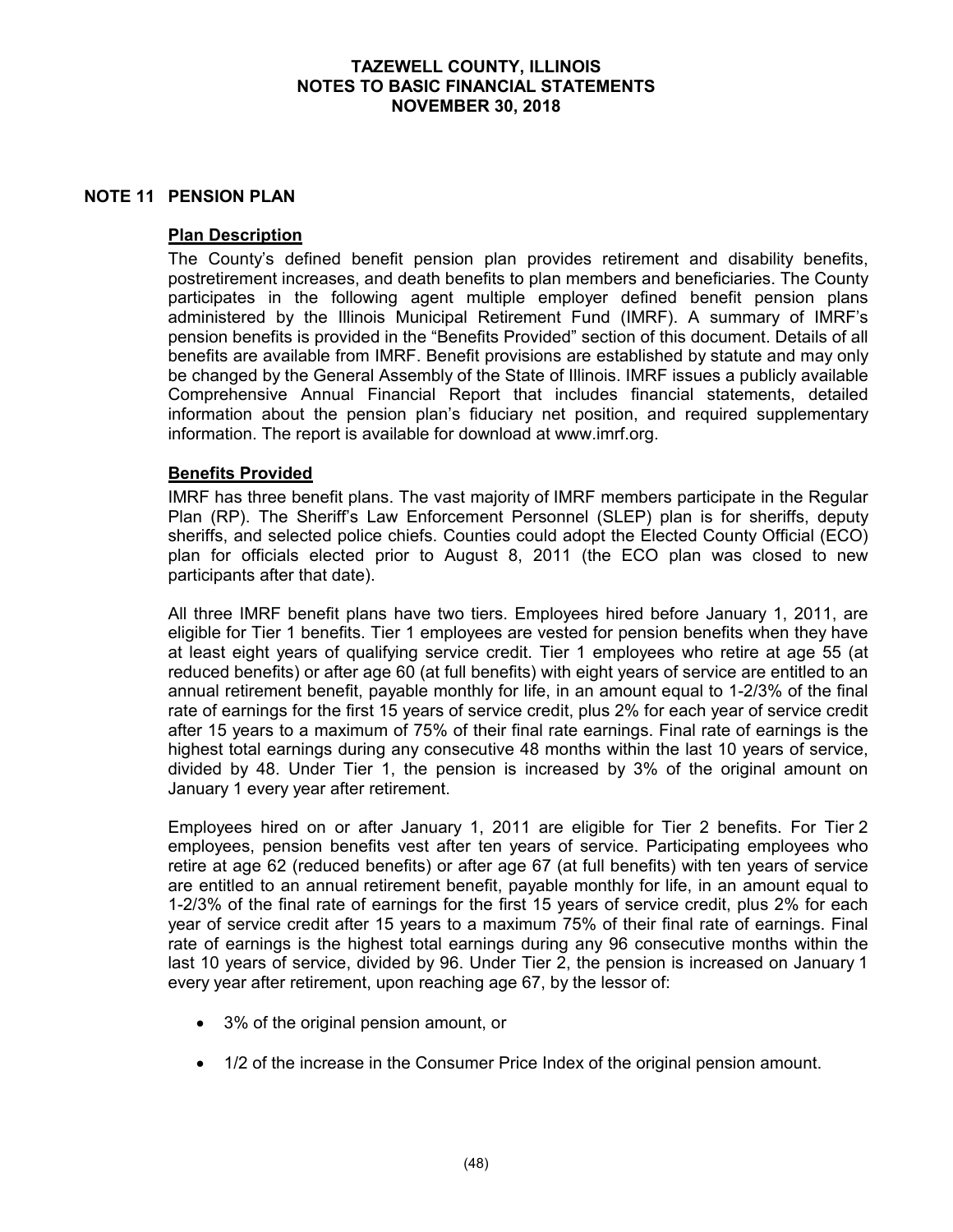# TAZEWELL COUNTY, ILLINOIS
# NOTES TO BASIC FINANCIAL STATEMENTS
# NOVEMBER 30, 2018

## NOTE 11 PENSION PLAN

### Plan Description

The County's defined benefit pension plan provides retirement and disability benefits, postretirement increases, and death benefits to plan members and beneficiaries. The County participates in the following agent multiple employer defined benefit pension plans administered by the Illinois Municipal Retirement Fund (IMRF). A summary of IMRF's pension benefits is provided in the "Benefits Provided" section of this document. Details of all benefits are available from IMRF. Benefit provisions are established by statute and may only be changed by the General Assembly of the State of Illinois. IMRF issues a publicly available Comprehensive Annual Financial Report that includes financial statements, detailed information about the pension plan's fiduciary net position, and required supplementary information. The report is available for download at www.imrf.org.

### Benefits Provided

IMRF has three benefit plans. The vast majority of IMRF members participate in the Regular Plan (RP). The Sheriff's Law Enforcement Personnel (SLEP) plan is for sheriffs, deputy sheriffs, and selected police chiefs. Counties could adopt the Elected County Official (ECO) plan for officials elected prior to August 8, 2011 (the ECO plan was closed to new participants after that date).

All three IMRF benefit plans have two tiers. Employees hired before January 1, 2011, are eligible for Tier 1 benefits. Tier 1 employees are vested for pension benefits when they have at least eight years of qualifying service credit. Tier 1 employees who retire at age 55 (at reduced benefits) or after age 60 (at full benefits) with eight years of service are entitled to an annual retirement benefit, payable monthly for life, in an amount equal to 1-2/3% of the final rate of earnings for the first 15 years of service credit, plus 2% for each year of service credit after 15 years to a maximum of 75% of their final rate earnings. Final rate of earnings is the highest total earnings during any consecutive 48 months within the last 10 years of service, divided by 48. Under Tier 1, the pension is increased by 3% of the original amount on January 1 every year after retirement.

Employees hired on or after January 1, 2011 are eligible for Tier 2 benefits. For Tier 2 employees, pension benefits vest after ten years of service. Participating employees who retire at age 62 (reduced benefits) or after age 67 (at full benefits) with ten years of service are entitled to an annual retirement benefit, payable monthly for life, in an amount equal to 1-2/3% of the final rate of earnings for the first 15 years of service credit, plus 2% for each year of service credit after 15 years to a maximum 75% of their final rate of earnings. Final rate of earnings is the highest total earnings during any 96 consecutive months within the last 10 years of service, divided by 96. Under Tier 2, the pension is increased on January 1 every year after retirement, upon reaching age 67, by the lessor of:

- 3% of the original pension amount, or
- 1/2 of the increase in the Consumer Price Index of the original pension amount.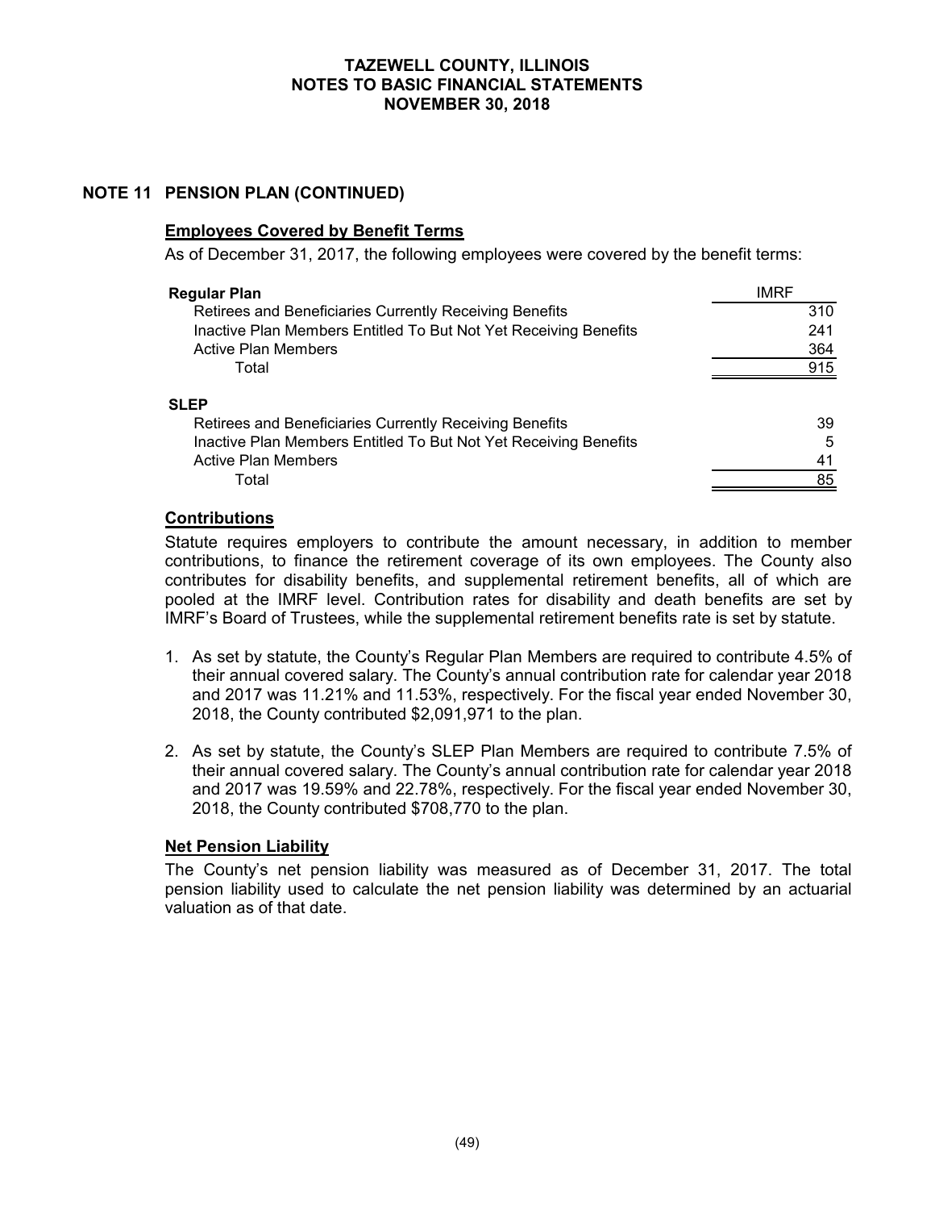## NOTE 11 PENSION PLAN (CONTINUED)

### Employees Covered by Benefit Terms

As of December 31, 2017, the following employees were covered by the benefit terms:

| | IMRF |
|---|---|
| **Regular Plan** | |
| Retirees and Beneficiaries Currently Receiving Benefits | 310 |
| Inactive Plan Members Entitled To But Not Yet Receiving Benefits | 241 |
| Active Plan Members | 364 |
| Total | 915 |
| **SLEP** | |
| Retirees and Beneficiaries Currently Receiving Benefits | 39 |
| Inactive Plan Members Entitled To But Not Yet Receiving Benefits | 5 |
| Active Plan Members | 41 |
| Total | 85 |

### Contributions

Statute requires employers to contribute the amount necessary, in addition to member contributions, to finance the retirement coverage of its own employees. The County also contributes for disability benefits, and supplemental retirement benefits, all of which are pooled at the IMRF level. Contribution rates for disability and death benefits are set by IMRF's Board of Trustees, while the supplemental retirement benefits rate is set by statute.

1. As set by statute, the County's Regular Plan Members are required to contribute 4.5% of their annual covered salary. The County's annual contribution rate for calendar year 2018 and 2017 was 11.21% and 11.53%, respectively. For the fiscal year ended November 30, 2018, the County contributed $2,091,971 to the plan.

2. As set by statute, the County's SLEP Plan Members are required to contribute 7.5% of their annual covered salary. The County's annual contribution rate for calendar year 2018 and 2017 was 19.59% and 22.78%, respectively. For the fiscal year ended November 30, 2018, the County contributed $708,770 to the plan.

### Net Pension Liability

The County's net pension liability was measured as of December 31, 2017. The total pension liability used to calculate the net pension liability was determined by an actuarial valuation as of that date.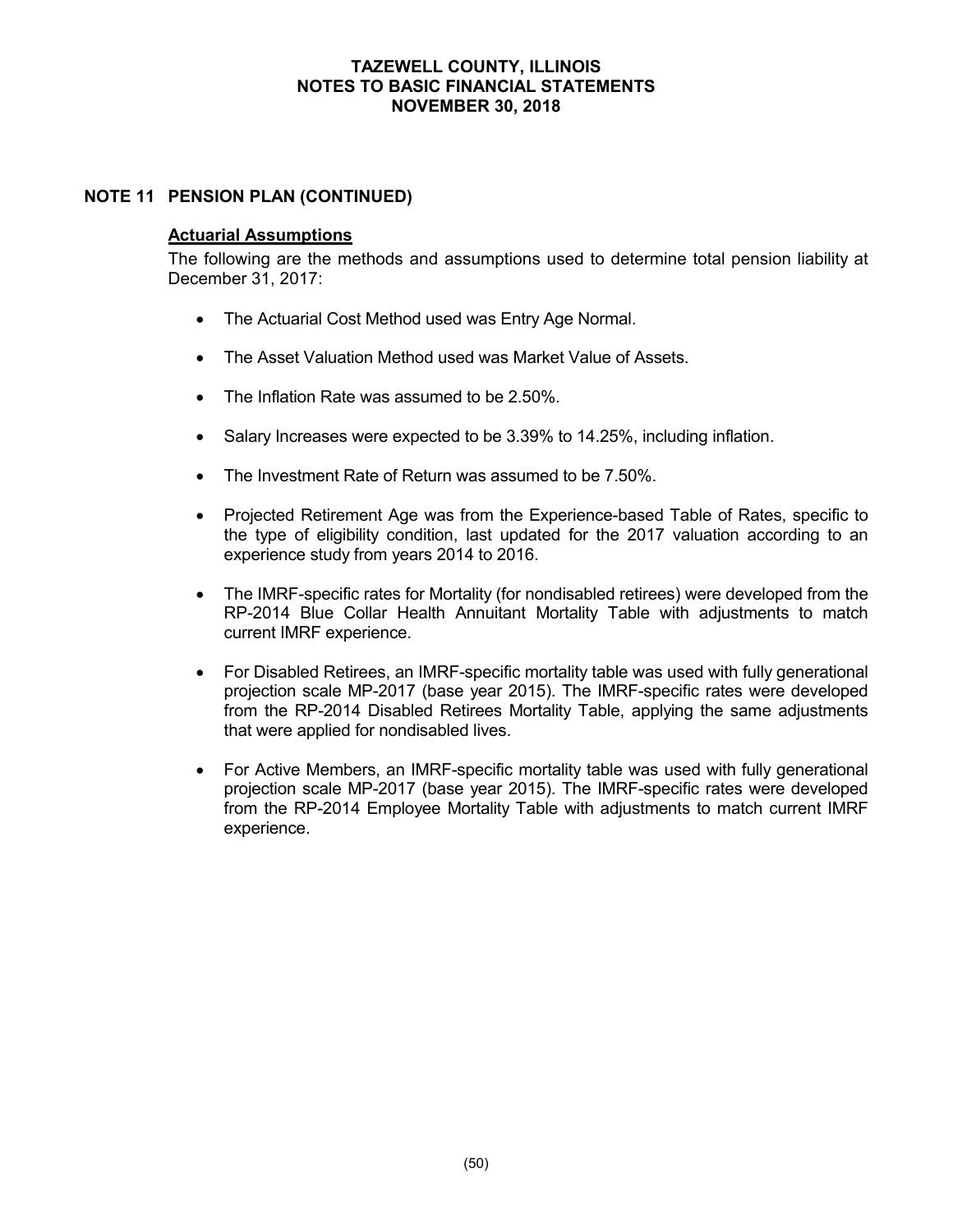## NOTE 11 PENSION PLAN (CONTINUED)

### Actuarial Assumptions

The following are the methods and assumptions used to determine total pension liability at December 31, 2017:

- The Actuarial Cost Method used was Entry Age Normal.
- The Asset Valuation Method used was Market Value of Assets.
- The Inflation Rate was assumed to be 2.50%.
- Salary Increases were expected to be 3.39% to 14.25%, including inflation.
- The Investment Rate of Return was assumed to be 7.50%.
- Projected Retirement Age was from the Experience-based Table of Rates, specific to the type of eligibility condition, last updated for the 2017 valuation according to an experience study from years 2014 to 2016.
- The IMRF-specific rates for Mortality (for nondisabled retirees) were developed from the RP-2014 Blue Collar Health Annuitant Mortality Table with adjustments to match current IMRF experience.
- For Disabled Retirees, an IMRF-specific mortality table was used with fully generational projection scale MP-2017 (base year 2015). The IMRF-specific rates were developed from the RP-2014 Disabled Retirees Mortality Table, applying the same adjustments that were applied for nondisabled lives.
- For Active Members, an IMRF-specific mortality table was used with fully generational projection scale MP-2017 (base year 2015). The IMRF-specific rates were developed from the RP-2014 Employee Mortality Table with adjustments to match current IMRF experience.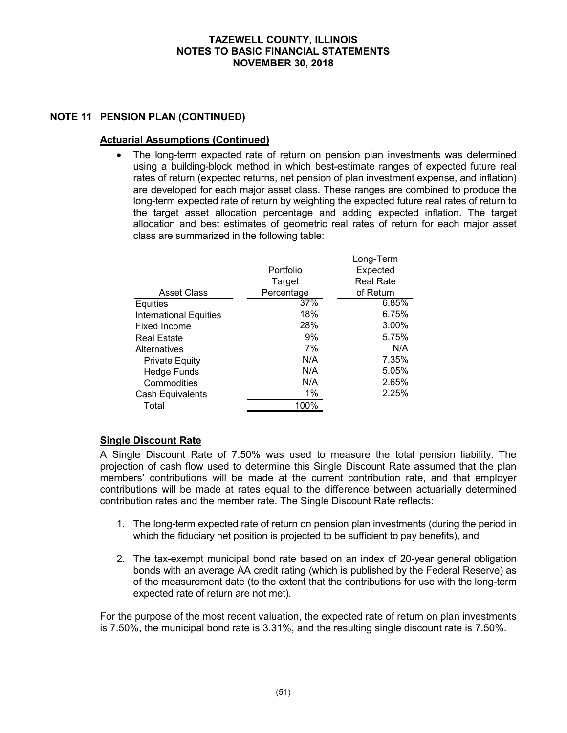## NOTE 11 PENSION PLAN (CONTINUED)

### Actuarial Assumptions (Continued)

- The long-term expected rate of return on pension plan investments was determined using a building-block method in which best-estimate ranges of expected future real rates of return (expected returns, net pension of plan investment expense, and inflation) are developed for each major asset class. These ranges are combined to produce the long-term expected rate of return by weighting the expected future real rates of return to the target asset allocation percentage and adding expected inflation. The target allocation and best estimates of geometric real rates of return for each major asset class are summarized in the following table:

| Asset Class | Portfolio Target Percentage | Long-Term Expected Real Rate of Return |
|---|---|---|
| Equities | 37% | 6.85% |
| International Equities | 18% | 6.75% |
| Fixed Income | 28% | 3.00% |
| Real Estate | 9% | 5.75% |
| Alternatives | 7% | N/A |
| Private Equity | N/A | 7.35% |
| Hedge Funds | N/A | 5.05% |
| Commodities | N/A | 2.65% |
| Cash Equivalents | 1% | 2.25% |
| Total | 100% | |

### Single Discount Rate

A Single Discount Rate of 7.50% was used to measure the total pension liability. The projection of cash flow used to determine this Single Discount Rate assumed that the plan members' contributions will be made at the current contribution rate, and that employer contributions will be made at rates equal to the difference between actuarially determined contribution rates and the member rate. The Single Discount Rate reflects:

1. The long-term expected rate of return on pension plan investments (during the period in which the fiduciary net position is projected to be sufficient to pay benefits), and
2. The tax-exempt municipal bond rate based on an index of 20-year general obligation bonds with an average AA credit rating (which is published by the Federal Reserve) as of the measurement date (to the extent that the contributions for use with the long-term expected rate of return are not met).

For the purpose of the most recent valuation, the expected rate of return on plan investments is 7.50%, the municipal bond rate is 3.31%, and the resulting single discount rate is 7.50%.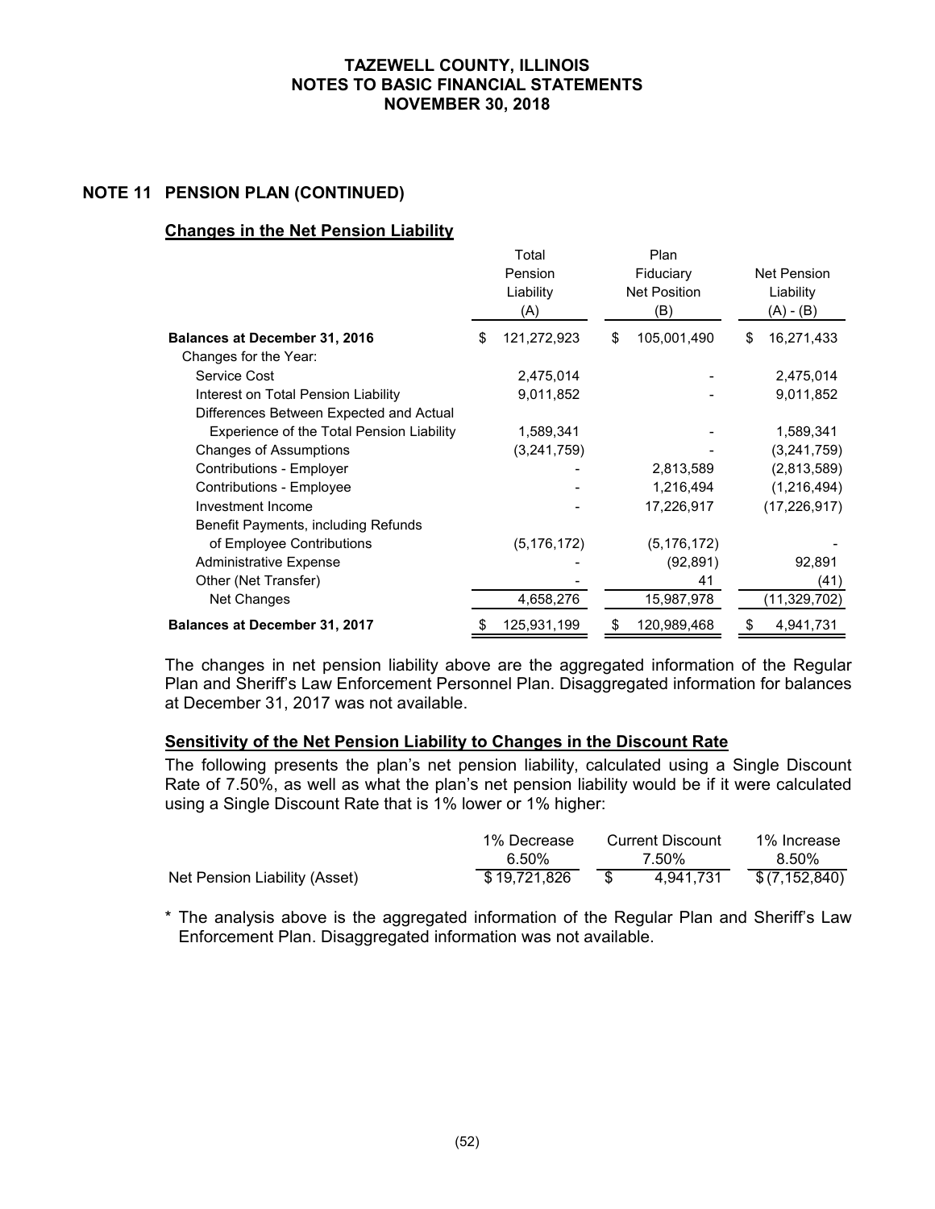# TAZEWELL COUNTY, ILLINOIS
# NOTES TO BASIC FINANCIAL STATEMENTS
# NOVEMBER 30, 2018

## NOTE 11 PENSION PLAN (CONTINUED)

### Changes in the Net Pension Liability

| | Total Pension Liability (A) | Plan Fiduciary Net Position (B) | Net Pension Liability (A) - (B) |
|---|---|---|---|
| **Balances at December 31, 2016** | $ 121,272,923 | $ 105,001,490 | $ 16,271,433 |
| Changes for the Year: | | | |
| Service Cost | 2,475,014 | - | 2,475,014 |
| Interest on Total Pension Liability | 9,011,852 | - | 9,011,852 |
| Differences Between Expected and Actual Experience of the Total Pension Liability | 1,589,341 | - | 1,589,341 |
| Changes of Assumptions | (3,241,759) | - | (3,241,759) |
| Contributions - Employer | - | 2,813,589 | (2,813,589) |
| Contributions - Employee | - | 1,216,494 | (1,216,494) |
| Investment Income | - | 17,226,917 | (17,226,917) |
| Benefit Payments, including Refunds of Employee Contributions | (5,176,172) | (5,176,172) | - |
| Administrative Expense | - | (92,891) | 92,891 |
| Other (Net Transfer) | - | 41 | (41) |
| Net Changes | 4,658,276 | 15,987,978 | (11,329,702) |
| **Balances at December 31, 2017** | $ 125,931,199 | $ 120,989,468 | $ 4,941,731 |

The changes in net pension liability above are the aggregated information of the Regular Plan and Sheriff's Law Enforcement Personnel Plan. Disaggregated information for balances at December 31, 2017 was not available.

### Sensitivity of the Net Pension Liability to Changes in the Discount Rate

The following presents the plan's net pension liability, calculated using a Single Discount Rate of 7.50%, as well as what the plan's net pension liability would be if it were calculated using a Single Discount Rate that is 1% lower or 1% higher:

| | 1% Decrease 6.50% | Current Discount 7.50% | 1% Increase 8.50% |
|---|---|---|---|
| Net Pension Liability (Asset) | $ 19,721,826 | $ 4,941,731 | $ (7,152,840) |

* The analysis above is the aggregated information of the Regular Plan and Sheriff's Law Enforcement Plan. Disaggregated information was not available.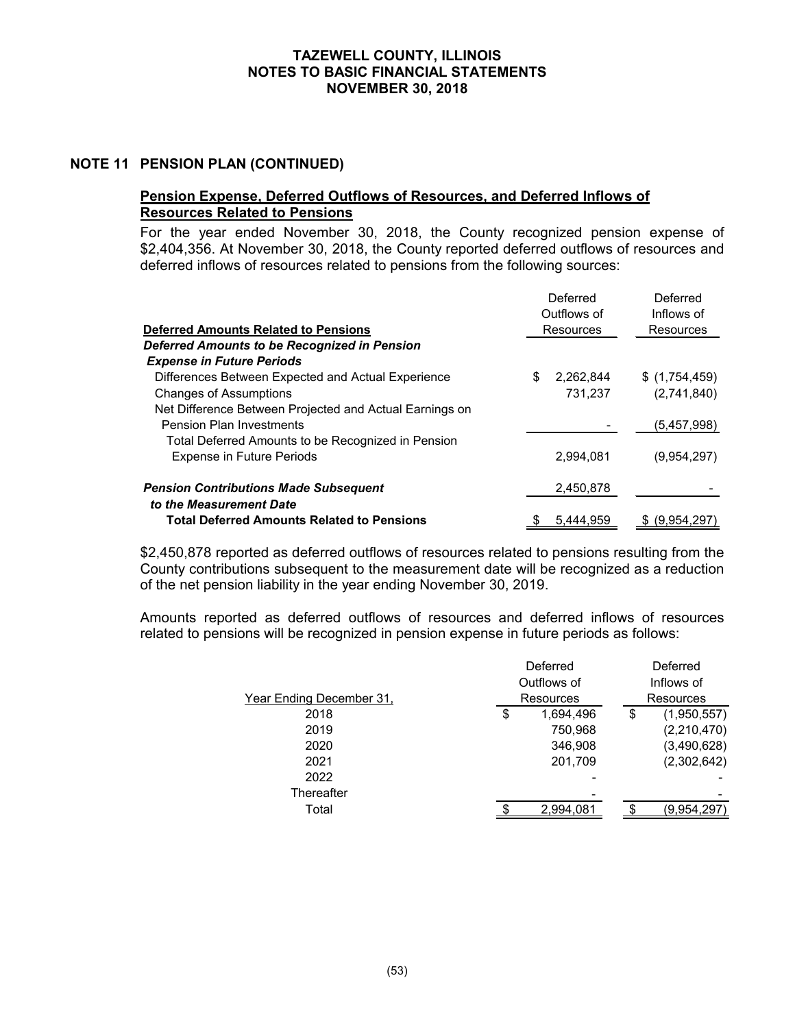## NOTE 11 PENSION PLAN (CONTINUED)

### Pension Expense, Deferred Outflows of Resources, and Deferred Inflows of Resources Related to Pensions

For the year ended November 30, 2018, the County recognized pension expense of $2,404,356. At November 30, 2018, the County reported deferred outflows of resources and deferred inflows of resources related to pensions from the following sources:

| Deferred Amounts Related to Pensions | Deferred Outflows of Resources | Deferred Inflows of Resources |
|---|---|---|
| ***Deferred Amounts to be Recognized in Pension Expense in Future Periods*** | | |
| Differences Between Expected and Actual Experience | $ 2,262,844 | $ (1,754,459) |
| Changes of Assumptions | 731,237 | (2,741,840) |
| Net Difference Between Projected and Actual Earnings on Pension Plan Investments | - | (5,457,998) |
| Total Deferred Amounts to be Recognized in Pension Expense in Future Periods | 2,994,081 | (9,954,297) |
| ***Pension Contributions Made Subsequent to the Measurement Date*** | 2,450,878 | - |
| **Total Deferred Amounts Related to Pensions** | $ 5,444,959 | $ (9,954,297) |

$2,450,878 reported as deferred outflows of resources related to pensions resulting from the County contributions subsequent to the measurement date will be recognized as a reduction of the net pension liability in the year ending November 30, 2019.

Amounts reported as deferred outflows of resources and deferred inflows of resources related to pensions will be recognized in pension expense in future periods as follows:

| Year Ending December 31, | Deferred Outflows of Resources | Deferred Inflows of Resources |
|---|---|---|
| 2018 | $ 1,694,496 | $ (1,950,557) |
| 2019 | 750,968 | (2,210,470) |
| 2020 | 346,908 | (3,490,628) |
| 2021 | 201,709 | (2,302,642) |
| 2022 | - | - |
| Thereafter | - | - |
| Total | $ 2,994,081 | $ (9,954,297) |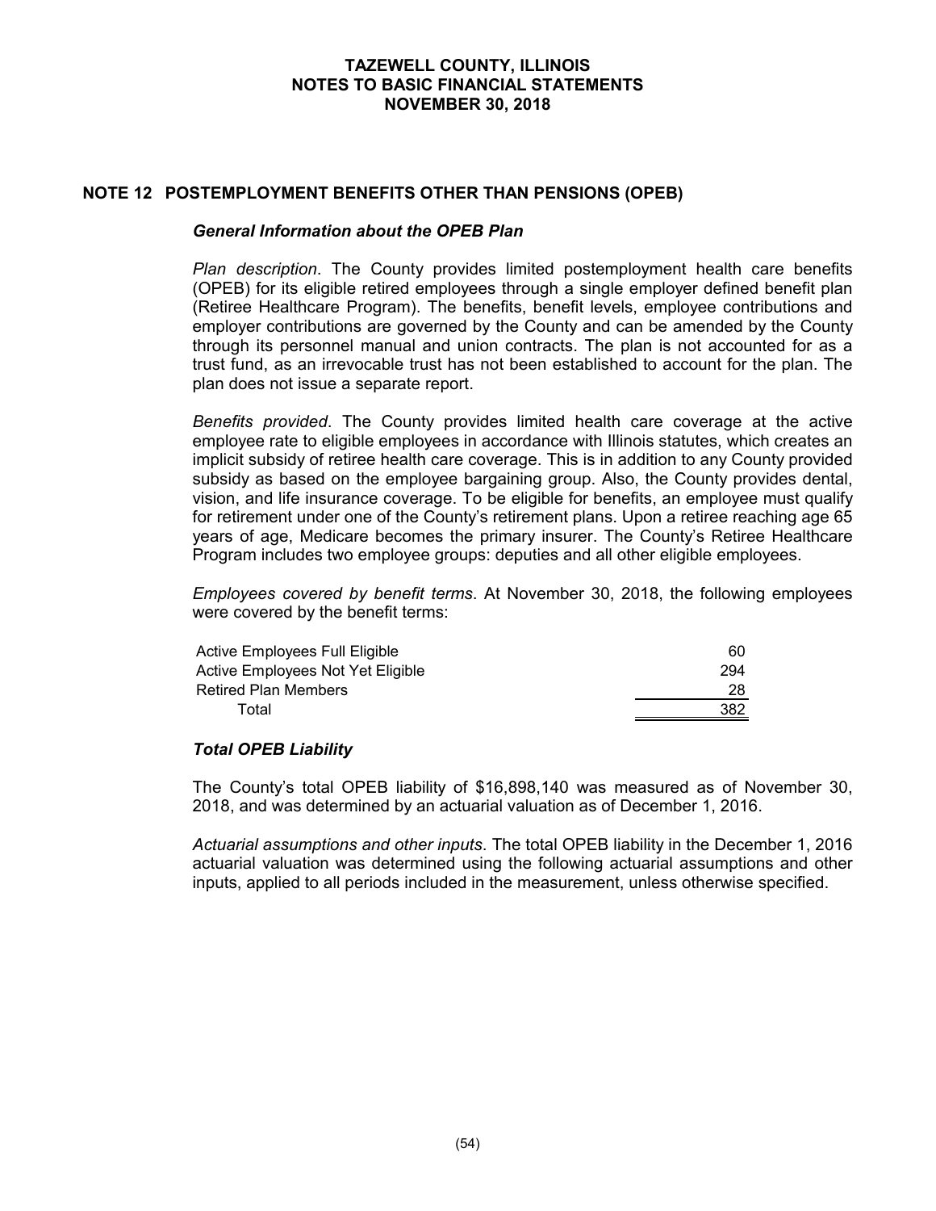## NOTE 12 POSTEMPLOYMENT BENEFITS OTHER THAN PENSIONS (OPEB)

### *General Information about the OPEB Plan*

*Plan description*. The County provides limited postemployment health care benefits (OPEB) for its eligible retired employees through a single employer defined benefit plan (Retiree Healthcare Program). The benefits, benefit levels, employee contributions and employer contributions are governed by the County and can be amended by the County through its personnel manual and union contracts. The plan is not accounted for as a trust fund, as an irrevocable trust has not been established to account for the plan. The plan does not issue a separate report.

*Benefits provided*. The County provides limited health care coverage at the active employee rate to eligible employees in accordance with Illinois statutes, which creates an implicit subsidy of retiree health care coverage. This is in addition to any County provided subsidy as based on the employee bargaining group. Also, the County provides dental, vision, and life insurance coverage. To be eligible for benefits, an employee must qualify for retirement under one of the County's retirement plans. Upon a retiree reaching age 65 years of age, Medicare becomes the primary insurer. The County's Retiree Healthcare Program includes two employee groups: deputies and all other eligible employees.

*Employees covered by benefit terms*. At November 30, 2018, the following employees were covered by the benefit terms:

| | |
|---|---|
| Active Employees Full Eligible | 60 |
| Active Employees Not Yet Eligible | 294 |
| Retired Plan Members | 28 |
| Total | 382 |

### *Total OPEB Liability*

The County's total OPEB liability of $16,898,140 was measured as of November 30, 2018, and was determined by an actuarial valuation as of December 1, 2016.

*Actuarial assumptions and other inputs*. The total OPEB liability in the December 1, 2016 actuarial valuation was determined using the following actuarial assumptions and other inputs, applied to all periods included in the measurement, unless otherwise specified.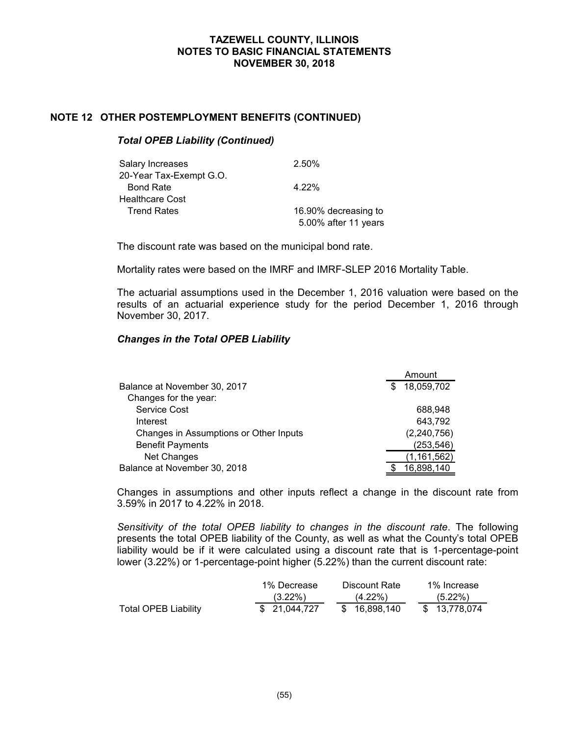## NOTE 12 OTHER POSTEMPLOYMENT BENEFITS (CONTINUED)

### *Total OPEB Liability (Continued)*

| | |
|---|---|
| Salary Increases | 2.50% |
| 20-Year Tax-Exempt G.O. Bond Rate | 4.22% |
| Healthcare Cost Trend Rates | 16.90% decreasing to 5.00% after 11 years |

The discount rate was based on the municipal bond rate.

Mortality rates were based on the IMRF and IMRF-SLEP 2016 Mortality Table.

The actuarial assumptions used in the December 1, 2016 valuation were based on the results of an actuarial experience study for the period December 1, 2016 through November 30, 2017.

### *Changes in the Total OPEB Liability*

| | Amount |
|---|---|
| Balance at November 30, 2017 | $ 18,059,702 |
| Changes for the year: | |
| Service Cost | 688,948 |
| Interest | 643,792 |
| Changes in Assumptions or Other Inputs | (2,240,756) |
| Benefit Payments | (253,546) |
| Net Changes | (1,161,562) |
| Balance at November 30, 2018 | $ 16,898,140 |

Changes in assumptions and other inputs reflect a change in the discount rate from 3.59% in 2017 to 4.22% in 2018.

*Sensitivity of the total OPEB liability to changes in the discount rate*. The following presents the total OPEB liability of the County, as well as what the County's total OPEB liability would be if it were calculated using a discount rate that is 1-percentage-point lower (3.22%) or 1-percentage-point higher (5.22%) than the current discount rate:

| | 1% Decrease (3.22%) | Discount Rate (4.22%) | 1% Increase (5.22%) |
|---|---|---|---|
| Total OPEB Liability | $ 21,044,727 | $ 16,898,140 | $ 13,778,074 |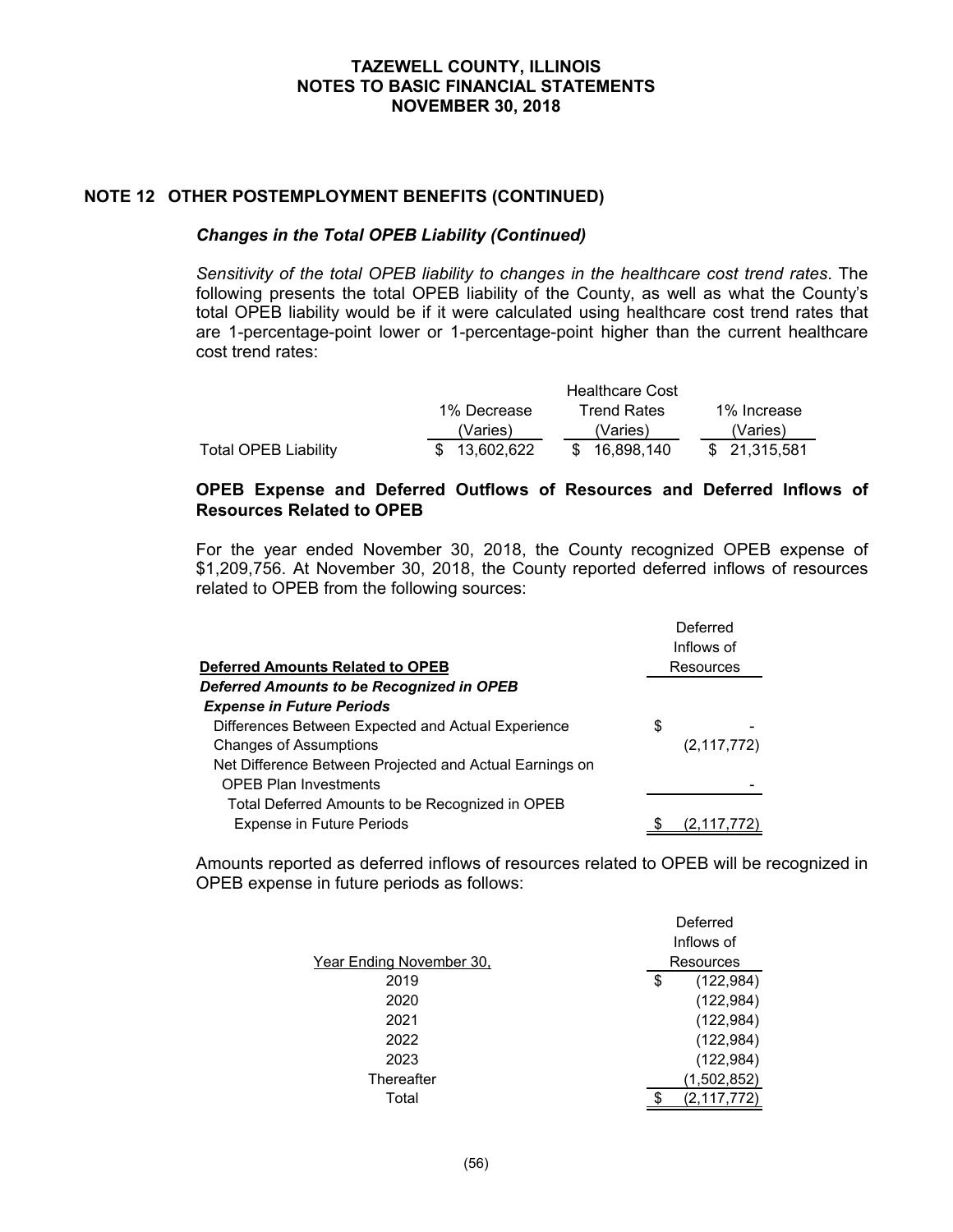## NOTE 12 OTHER POSTEMPLOYMENT BENEFITS (CONTINUED)

### *Changes in the Total OPEB Liability (Continued)*

*Sensitivity of the total OPEB liability to changes in the healthcare cost trend rates*. The following presents the total OPEB liability of the County, as well as what the County's total OPEB liability would be if it were calculated using healthcare cost trend rates that are 1-percentage-point lower or 1-percentage-point higher than the current healthcare cost trend rates:

| | 1% Decrease (Varies) | Healthcare Cost Trend Rates (Varies) | 1% Increase (Varies) |
|---|---|---|---|
| Total OPEB Liability | $ 13,602,622 | $ 16,898,140 | $ 21,315,581 |

### OPEB Expense and Deferred Outflows of Resources and Deferred Inflows of Resources Related to OPEB

For the year ended November 30, 2018, the County recognized OPEB expense of $1,209,756. At November 30, 2018, the County reported deferred inflows of resources related to OPEB from the following sources:

| Deferred Amounts Related to OPEB | Deferred Inflows of Resources |
|---|---|
| ***Deferred Amounts to be Recognized in OPEB Expense in Future Periods*** | |
| Differences Between Expected and Actual Experience | $ - |
| Changes of Assumptions | (2,117,772) |
| Net Difference Between Projected and Actual Earnings on OPEB Plan Investments | - |
| Total Deferred Amounts to be Recognized in OPEB Expense in Future Periods | $ (2,117,772) |

Amounts reported as deferred inflows of resources related to OPEB will be recognized in OPEB expense in future periods as follows:

| Year Ending November 30, | Deferred Inflows of Resources |
|---|---|
| 2019 | $ (122,984) |
| 2020 | (122,984) |
| 2021 | (122,984) |
| 2022 | (122,984) |
| 2023 | (122,984) |
| Thereafter | (1,502,852) |
| Total | $ (2,117,772) |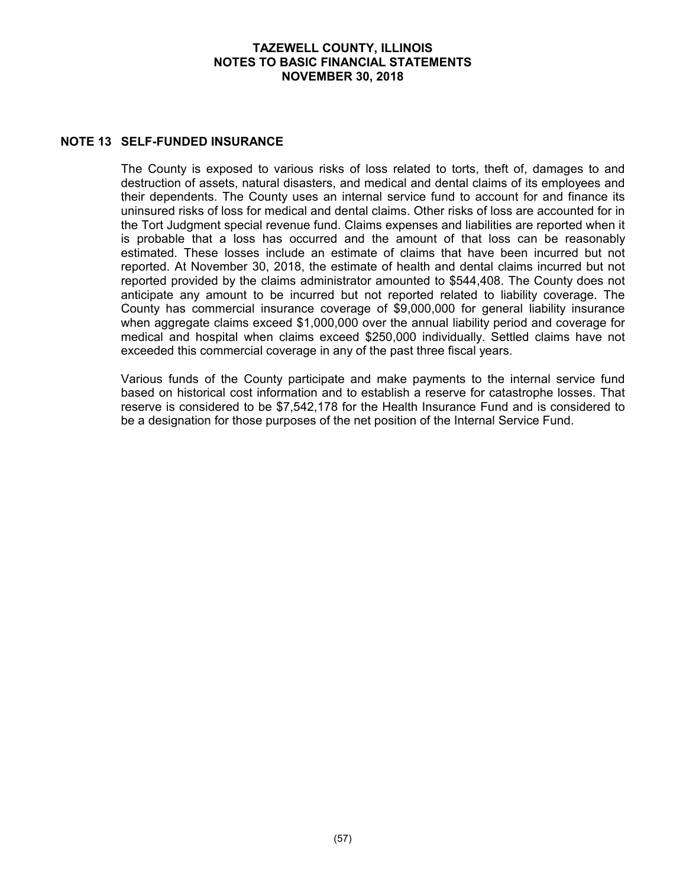## NOTE 13 SELF-FUNDED INSURANCE

The County is exposed to various risks of loss related to torts, theft of, damages to and destruction of assets, natural disasters, and medical and dental claims of its employees and their dependents. The County uses an internal service fund to account for and finance its uninsured risks of loss for medical and dental claims. Other risks of loss are accounted for in the Tort Judgment special revenue fund. Claims expenses and liabilities are reported when it is probable that a loss has occurred and the amount of that loss can be reasonably estimated. These losses include an estimate of claims that have been incurred but not reported. At November 30, 2018, the estimate of health and dental claims incurred but not reported provided by the claims administrator amounted to $544,408. The County does not anticipate any amount to be incurred but not reported related to liability coverage. The County has commercial insurance coverage of $9,000,000 for general liability insurance when aggregate claims exceed $1,000,000 over the annual liability period and coverage for medical and hospital when claims exceed $250,000 individually. Settled claims have not exceeded this commercial coverage in any of the past three fiscal years.

Various funds of the County participate and make payments to the internal service fund based on historical cost information and to establish a reserve for catastrophe losses. That reserve is considered to be $7,542,178 for the Health Insurance Fund and is considered to be a designation for those purposes of the net position of the Internal Service Fund.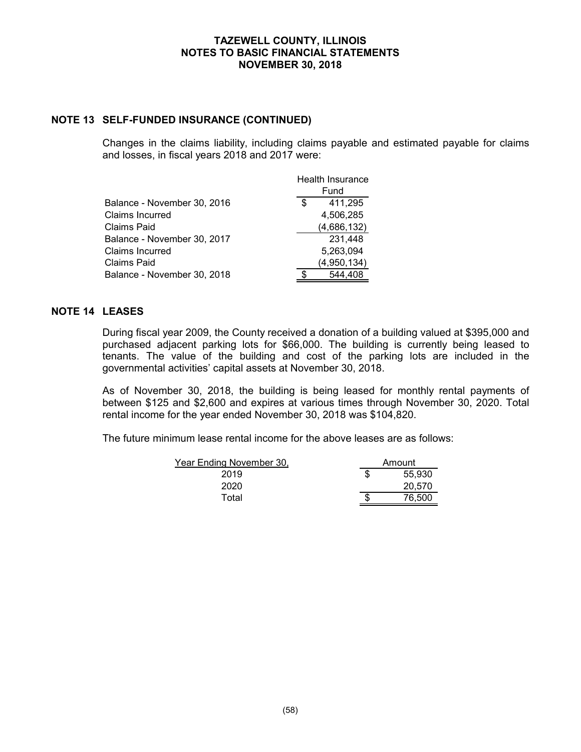## NOTE 13 SELF-FUNDED INSURANCE (CONTINUED)

Changes in the claims liability, including claims payable and estimated payable for claims and losses, in fiscal years 2018 and 2017 were:

| | Health Insurance Fund |
|---|---|
| Balance - November 30, 2016 | $ 411,295 |
| Claims Incurred | 4,506,285 |
| Claims Paid | (4,686,132) |
| Balance - November 30, 2017 | 231,448 |
| Claims Incurred | 5,263,094 |
| Claims Paid | (4,950,134) |
| Balance - November 30, 2018 | $ 544,408 |

## NOTE 14 LEASES

During fiscal year 2009, the County received a donation of a building valued at $395,000 and purchased adjacent parking lots for $66,000. The building is currently being leased to tenants. The value of the building and cost of the parking lots are included in the governmental activities' capital assets at November 30, 2018.

As of November 30, 2018, the building is being leased for monthly rental payments of between $125 and $2,600 and expires at various times through November 30, 2020. Total rental income for the year ended November 30, 2018 was $104,820.

The future minimum lease rental income for the above leases are as follows:

| Year Ending November 30, | Amount |
|---|---|
| 2019 | $ 55,930 |
| 2020 | 20,570 |
| Total | $ 76,500 |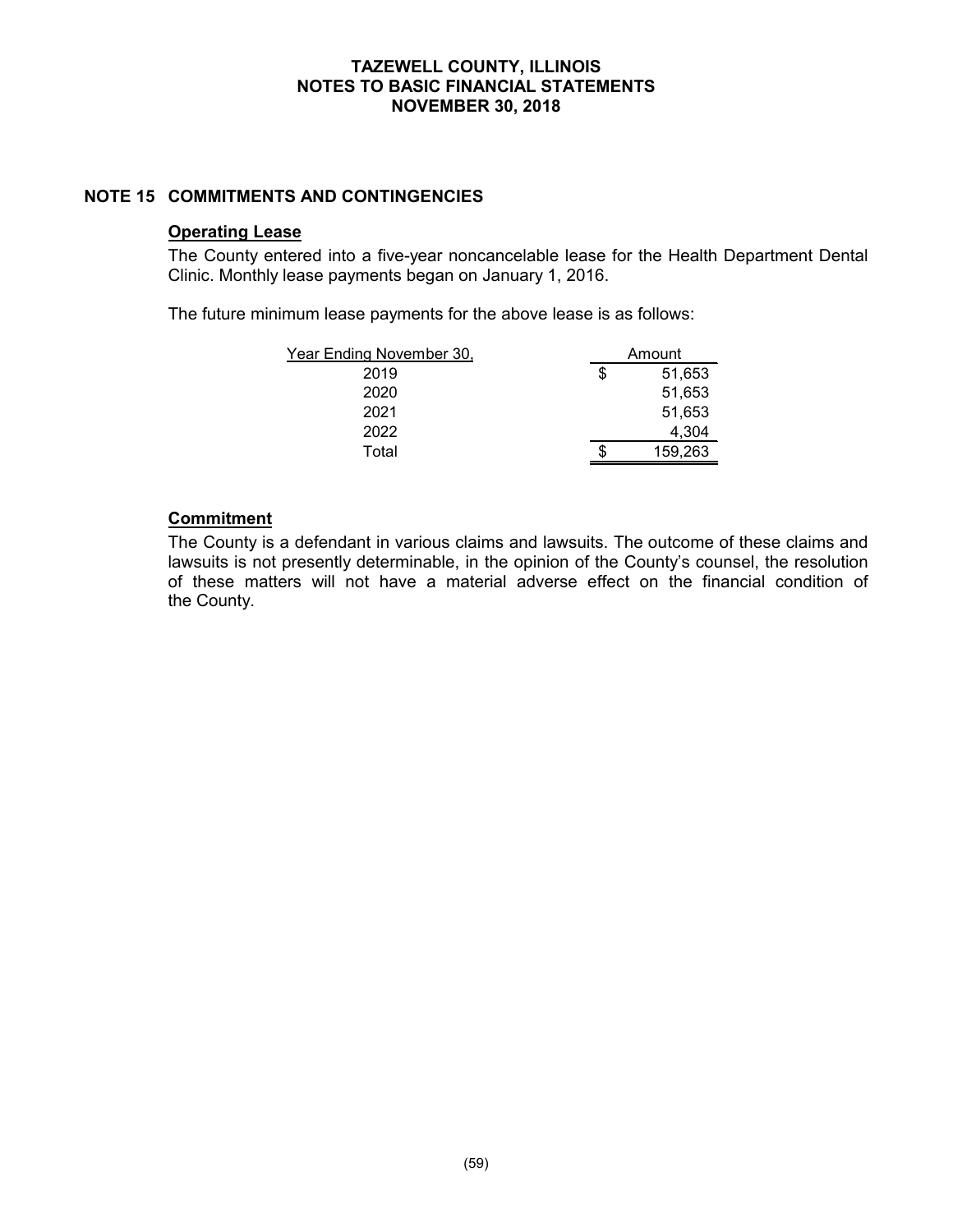## NOTE 15 COMMITMENTS AND CONTINGENCIES

### Operating Lease

The County entered into a five-year noncancelable lease for the Health Department Dental Clinic. Monthly lease payments began on January 1, 2016.

The future minimum lease payments for the above lease is as follows:

| Year Ending November 30, | Amount |
|---|---|
| 2019 | $ 51,653 |
| 2020 | 51,653 |
| 2021 | 51,653 |
| 2022 | 4,304 |
| Total | $ 159,263 |

### Commitment

The County is a defendant in various claims and lawsuits. The outcome of these claims and lawsuits is not presently determinable, in the opinion of the County's counsel, the resolution of these matters will not have a material adverse effect on the financial condition of the County.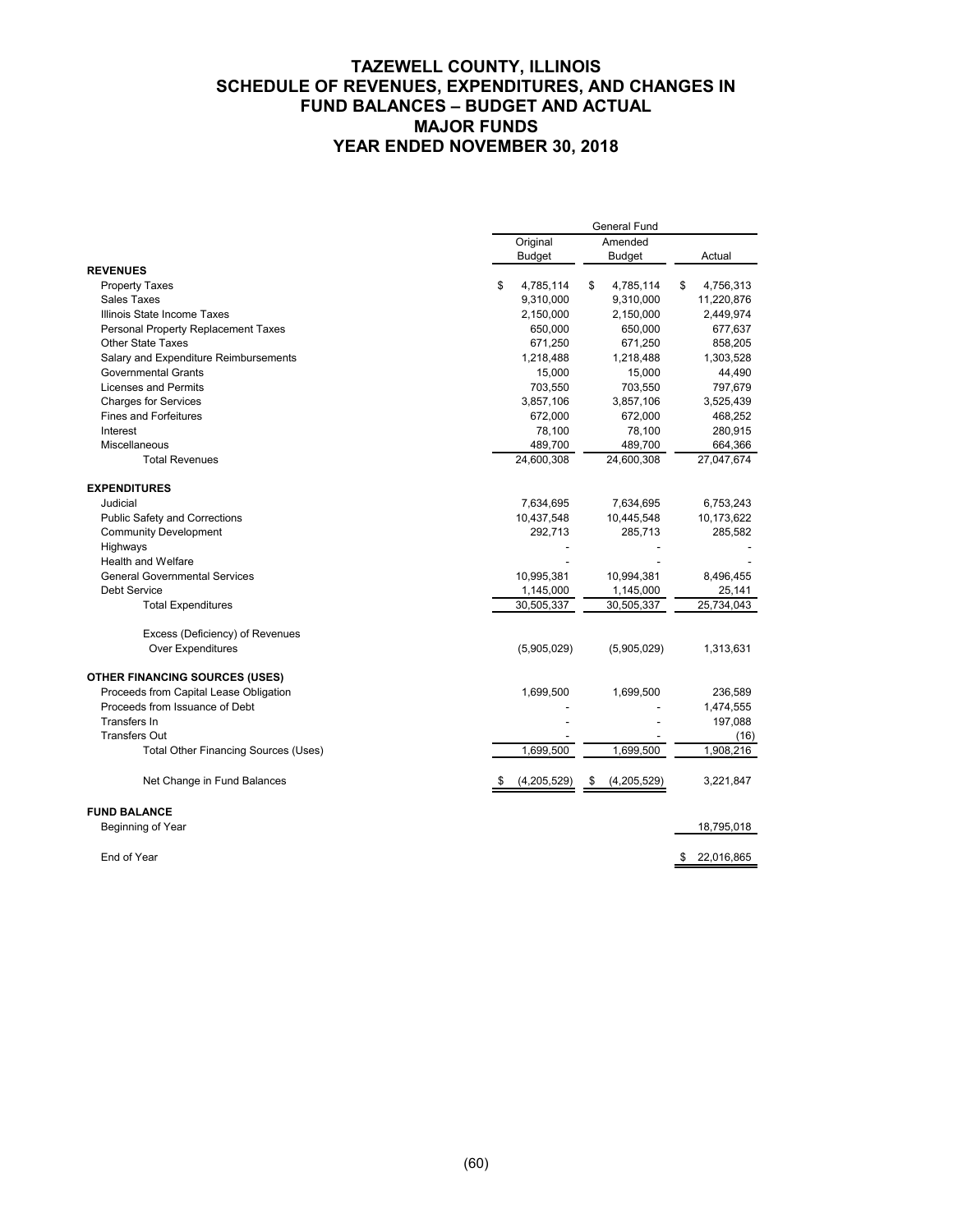# TAZEWELL COUNTY, ILLINOIS
# SCHEDULE OF REVENUES, EXPENDITURES, AND CHANGES IN FUND BALANCES – BUDGET AND ACTUAL
# MAJOR FUNDS
# YEAR ENDED NOVEMBER 30, 2018

| | General Fund | | |
|---|---|---|---|
| | Original Budget | Amended Budget | Actual |
| **REVENUES** | | | |
| Property Taxes | $ 4,785,114 | $ 4,785,114 | $ 4,756,313 |
| Sales Taxes | 9,310,000 | 9,310,000 | 11,220,876 |
| Illinois State Income Taxes | 2,150,000 | 2,150,000 | 2,449,974 |
| Personal Property Replacement Taxes | 650,000 | 650,000 | 677,637 |
| Other State Taxes | 671,250 | 671,250 | 858,205 |
| Salary and Expenditure Reimbursements | 1,218,488 | 1,218,488 | 1,303,528 |
| Governmental Grants | 15,000 | 15,000 | 44,490 |
| Licenses and Permits | 703,550 | 703,550 | 797,679 |
| Charges for Services | 3,857,106 | 3,857,106 | 3,525,439 |
| Fines and Forfeitures | 672,000 | 672,000 | 468,252 |
| Interest | 78,100 | 78,100 | 280,915 |
| Miscellaneous | 489,700 | 489,700 | 664,366 |
| Total Revenues | 24,600,308 | 24,600,308 | 27,047,674 |
| **EXPENDITURES** | | | |
| Judicial | 7,634,695 | 7,634,695 | 6,753,243 |
| Public Safety and Corrections | 10,437,548 | 10,445,548 | 10,173,622 |
| Community Development | 292,713 | 285,713 | 285,582 |
| Highways | - | - | - |
| Health and Welfare | - | - | - |
| General Governmental Services | 10,995,381 | 10,994,381 | 8,496,455 |
| Debt Service | 1,145,000 | 1,145,000 | 25,141 |
| Total Expenditures | 30,505,337 | 30,505,337 | 25,734,043 |
| Excess (Deficiency) of Revenues Over Expenditures | (5,905,029) | (5,905,029) | 1,313,631 |
| **OTHER FINANCING SOURCES (USES)** | | | |
| Proceeds from Capital Lease Obligation | 1,699,500 | 1,699,500 | 236,589 |
| Proceeds from Issuance of Debt | - | - | 1,474,555 |
| Transfers In | - | - | 197,088 |
| Transfers Out | - | - | (16) |
| Total Other Financing Sources (Uses) | 1,699,500 | 1,699,500 | 1,908,216 |
| Net Change in Fund Balances | $ (4,205,529) | $ (4,205,529) | 3,221,847 |
| **FUND BALANCE** | | | |
| Beginning of Year | | | 18,795,018 |
| End of Year | | | $ 22,016,865 |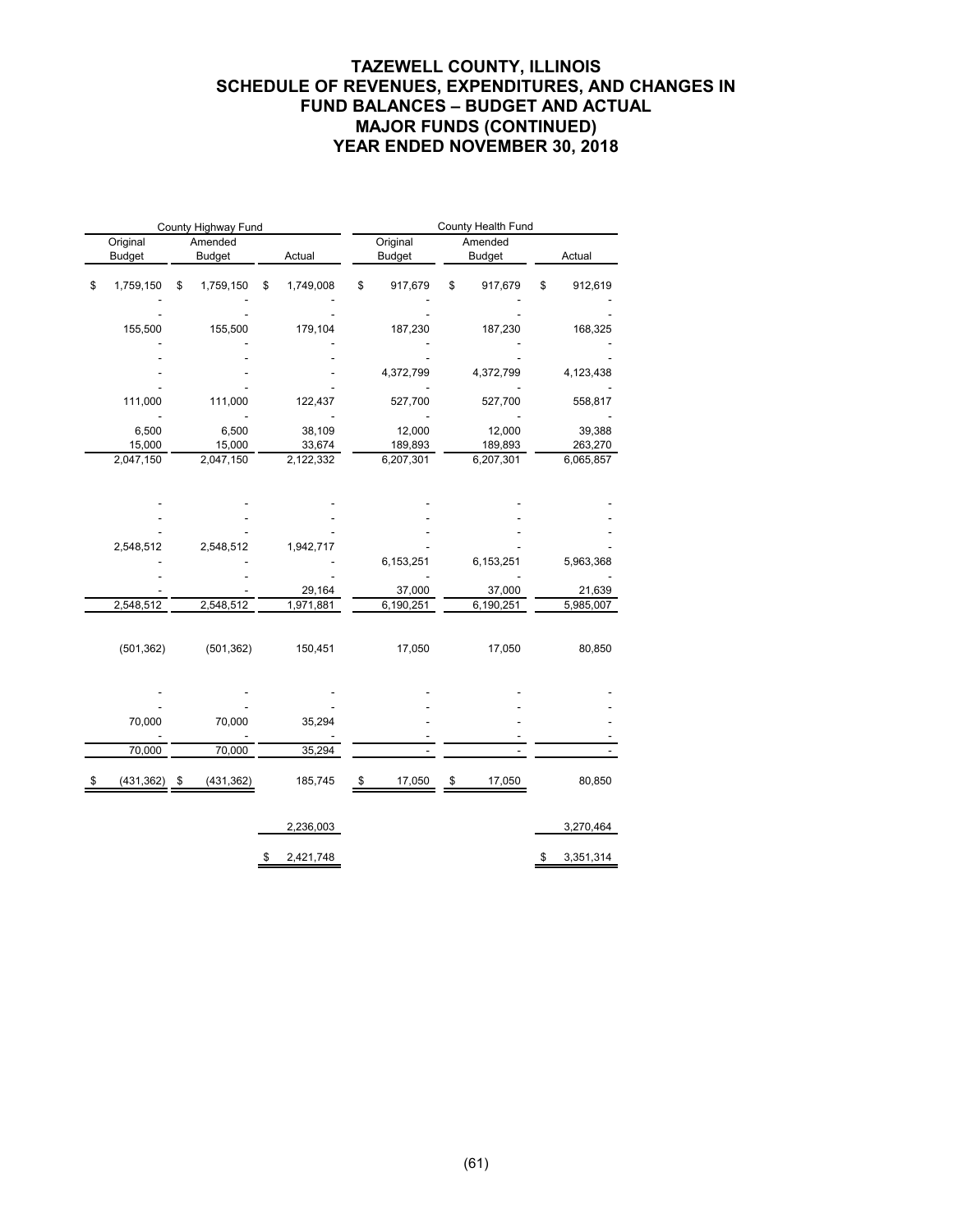# TAZEWELL COUNTY, ILLINOIS
## SCHEDULE OF REVENUES, EXPENDITURES, AND CHANGES IN FUND BALANCES – BUDGET AND ACTUAL
## MAJOR FUNDS (CONTINUED)
## YEAR ENDED NOVEMBER 30, 2018

| County Highway Fund | | | County Health Fund | | |
|---|---|---|---|---|---|
| Original Budget | Amended Budget | Actual | Original Budget | Amended Budget | Actual |
| $ 1,759,150 | $ 1,759,150 | $ 1,749,008 | $ 917,679 | $ 917,679 | $ 912,619 |
| - | - | - | - | - | - |
| - | - | - | - | - | - |
| 155,500 | 155,500 | 179,104 | 187,230 | 187,230 | 168,325 |
| - | - | - | - | - | - |
| - | - | - | - | - | - |
| - | - | - | 4,372,799 | 4,372,799 | 4,123,438 |
| - | - | - | - | - | - |
| 111,000 | 111,000 | 122,437 | 527,700 | 527,700 | 558,817 |
| - | - | - | - | - | - |
| 6,500 | 6,500 | 38,109 | 12,000 | 12,000 | 39,388 |
| 15,000 | 15,000 | 33,674 | 189,893 | 189,893 | 263,270 |
| 2,047,150 | 2,047,150 | 2,122,332 | 6,207,301 | 6,207,301 | 6,065,857 |
| | | | | | |
| - | - | - | - | - | - |
| - | - | - | - | - | - |
| - | - | - | - | - | - |
| 2,548,512 | 2,548,512 | 1,942,717 | - | - | - |
| - | - | - | 6,153,251 | 6,153,251 | 5,963,368 |
| - | - | - | - | - | - |
| - | - | 29,164 | 37,000 | 37,000 | 21,639 |
| 2,548,512 | 2,548,512 | 1,971,881 | 6,190,251 | 6,190,251 | 5,985,007 |
| | | | | | |
| (501,362) | (501,362) | 150,451 | 17,050 | 17,050 | 80,850 |
| | | | | | |
| - | - | - | - | - | - |
| - | - | - | - | - | - |
| 70,000 | 70,000 | 35,294 | - | - | - |
| - | - | - | - | - | - |
| 70,000 | 70,000 | 35,294 | - | - | - |
| | | | | | |
| $ (431,362) | $ (431,362) | 185,745 | $ 17,050 | $ 17,050 | 80,850 |
| | | | | | |
| | | 2,236,003 | | | 3,270,464 |
| | | | | | |
| | | $ 2,421,748 | | | $ 3,351,314 |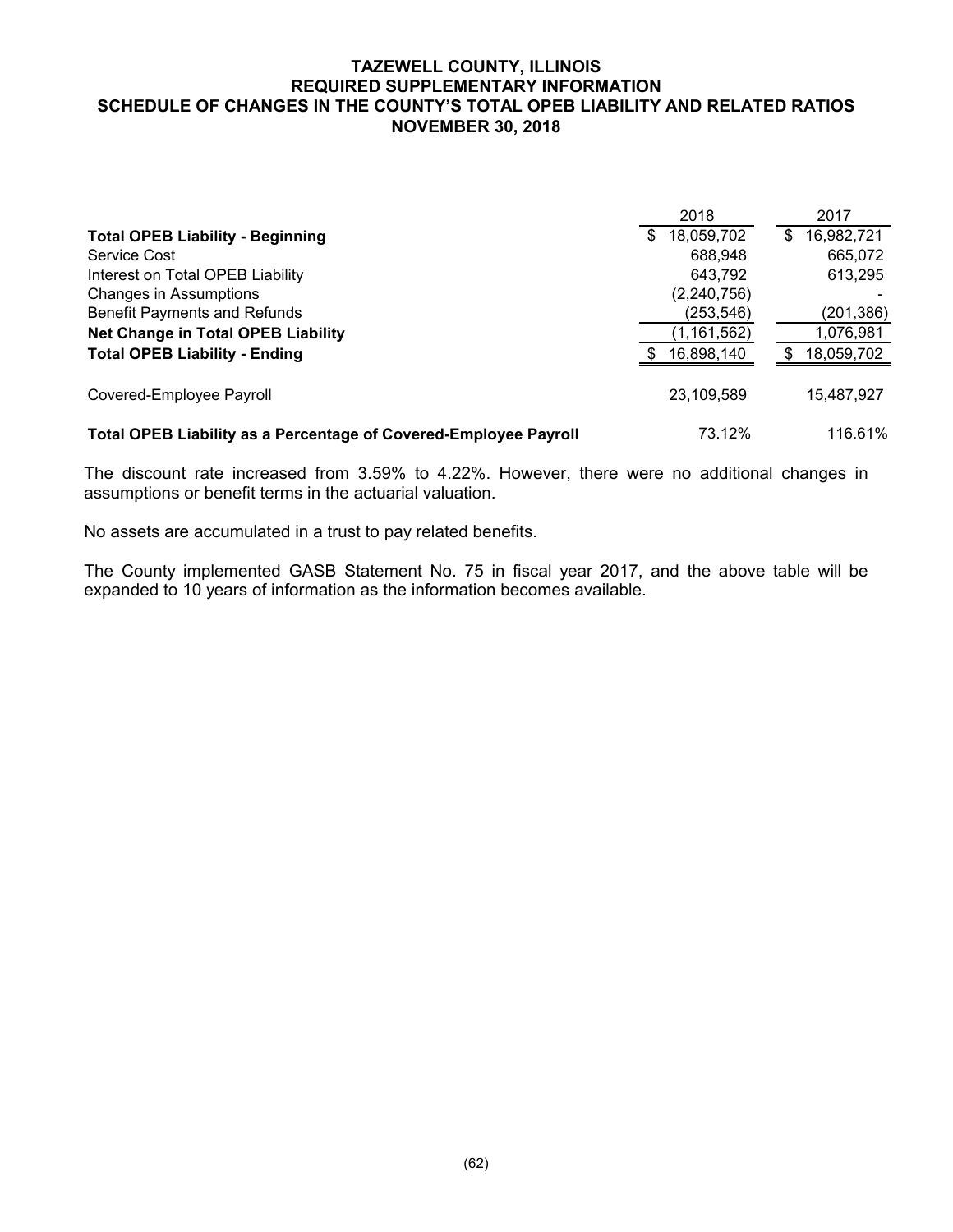# TAZEWELL COUNTY, ILLINOIS
## REQUIRED SUPPLEMENTARY INFORMATION
## SCHEDULE OF CHANGES IN THE COUNTY'S TOTAL OPEB LIABILITY AND RELATED RATIOS
## NOVEMBER 30, 2018

| | 2018 | 2017 |
|---|---|---|
| **Total OPEB Liability - Beginning** | $ 18,059,702 | $ 16,982,721 |
| Service Cost | 688,948 | 665,072 |
| Interest on Total OPEB Liability | 643,792 | 613,295 |
| Changes in Assumptions | (2,240,756) | - |
| Benefit Payments and Refunds | (253,546) | (201,386) |
| **Net Change in Total OPEB Liability** | (1,161,562) | 1,076,981 |
| **Total OPEB Liability - Ending** | $ 16,898,140 | $ 18,059,702 |
| Covered-Employee Payroll | 23,109,589 | 15,487,927 |
| **Total OPEB Liability as a Percentage of Covered-Employee Payroll** | 73.12% | 116.61% |

The discount rate increased from 3.59% to 4.22%. However, there were no additional changes in assumptions or benefit terms in the actuarial valuation.

No assets are accumulated in a trust to pay related benefits.

The County implemented GASB Statement No. 75 in fiscal year 2017, and the above table will be expanded to 10 years of information as the information becomes available.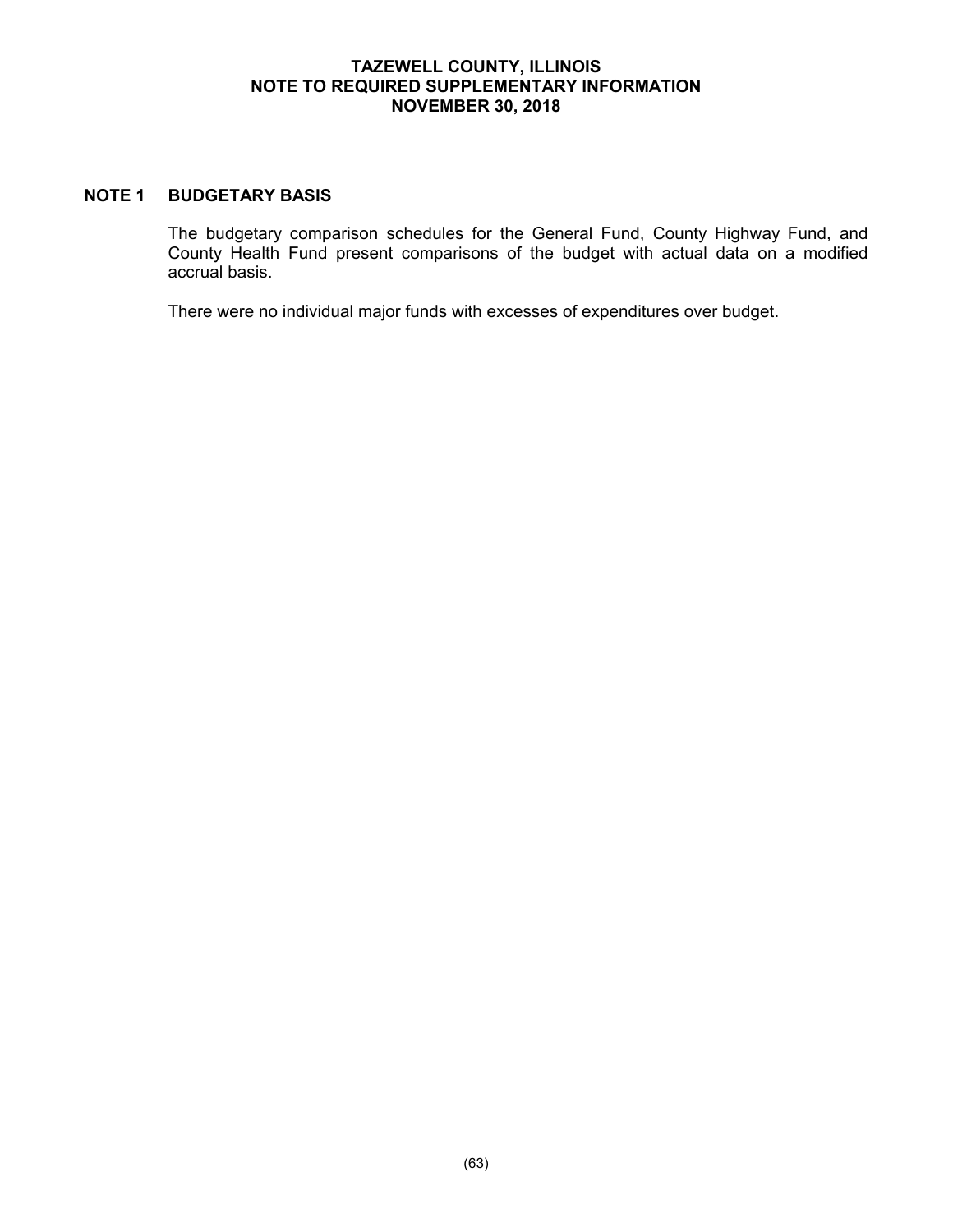# TAZEWELL COUNTY, ILLINOIS
# NOTE TO REQUIRED SUPPLEMENTARY INFORMATION
# NOVEMBER 30, 2018

## NOTE 1 BUDGETARY BASIS

The budgetary comparison schedules for the General Fund, County Highway Fund, and County Health Fund present comparisons of the budget with actual data on a modified accrual basis.

There were no individual major funds with excesses of expenditures over budget.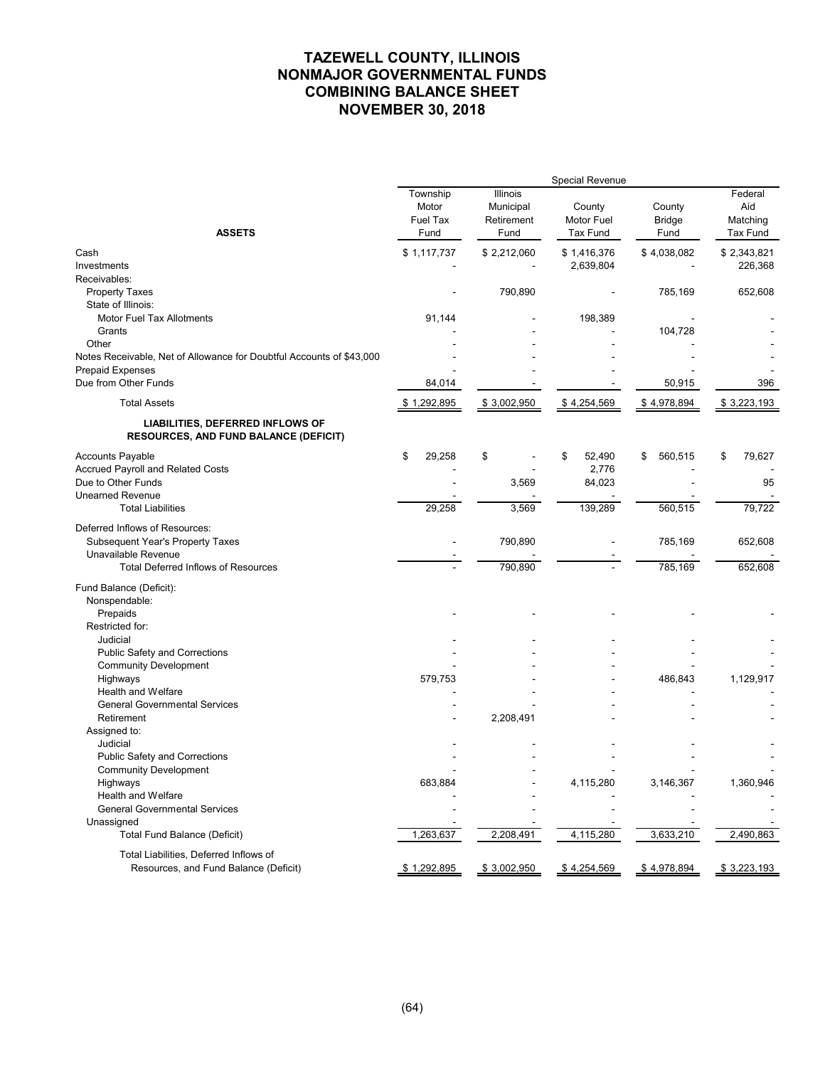# TAZEWELL COUNTY, ILLINOIS
# NONMAJOR GOVERNMENTAL FUNDS
# COMBINING BALANCE SHEET
# NOVEMBER 30, 2018

| | Special Revenue | | | | |
|---|---|---|---|---|---|
| **ASSETS** | Township Motor Fuel Tax Fund | Illinois Municipal Retirement Fund | County Motor Fuel Tax Fund | County Bridge Fund | Federal Aid Matching Tax Fund |
| Cash | $ 1,117,737 | $ 2,212,060 | $ 1,416,376 | $ 4,038,082 | $ 2,343,821 |
| Investments | - | - | 2,639,804 | - | 226,368 |
| Receivables: | | | | | |
| Property Taxes | - | 790,890 | - | 785,169 | 652,608 |
| State of Illinois: | | | | | |
| Motor Fuel Tax Allotments | 91,144 | - | 198,389 | - | - |
| Grants | - | - | - | 104,728 | - |
| Other | - | - | - | - | - |
| Notes Receivable, Net of Allowance for Doubtful Accounts of $43,000 | - | - | - | - | - |
| Prepaid Expenses | - | - | - | - | - |
| Due from Other Funds | 84,014 | - | - | 50,915 | 396 |
| Total Assets | $ 1,292,895 | $ 3,002,950 | $ 4,254,569 | $ 4,978,894 | $ 3,223,193 |
| **LIABILITIES, DEFERRED INFLOWS OF RESOURCES, AND FUND BALANCE (DEFICIT)** | | | | | |
| Accounts Payable | $ 29,258 | $ - | $ 52,490 | $ 560,515 | $ 79,627 |
| Accrued Payroll and Related Costs | - | - | 2,776 | - | - |
| Due to Other Funds | - | 3,569 | 84,023 | - | 95 |
| Unearned Revenue | - | - | - | - | - |
| Total Liabilities | 29,258 | 3,569 | 139,289 | 560,515 | 79,722 |
| Deferred Inflows of Resources: | | | | | |
| Subsequent Year's Property Taxes | - | 790,890 | - | 785,169 | 652,608 |
| Unavailable Revenue | - | - | - | - | - |
| Total Deferred Inflows of Resources | - | 790,890 | - | 785,169 | 652,608 |
| Fund Balance (Deficit): | | | | | |
| Nonspendable: | | | | | |
| Prepaids | - | - | - | - | - |
| Restricted for: | | | | | |
| Judicial | - | - | - | - | - |
| Public Safety and Corrections | - | - | - | - | - |
| Community Development | - | - | - | - | - |
| Highways | 579,753 | - | - | 486,843 | 1,129,917 |
| Health and Welfare | - | - | - | - | - |
| General Governmental Services | - | - | - | - | - |
| Retirement | - | 2,208,491 | - | - | - |
| Assigned to: | | | | | |
| Judicial | - | - | - | - | - |
| Public Safety and Corrections | - | - | - | - | - |
| Community Development | - | - | - | - | - |
| Highways | 683,884 | - | 4,115,280 | 3,146,367 | 1,360,946 |
| Health and Welfare | - | - | - | - | - |
| General Governmental Services | - | - | - | - | - |
| Unassigned | - | - | - | - | - |
| Total Fund Balance (Deficit) | 1,263,637 | 2,208,491 | 4,115,280 | 3,633,210 | 2,490,863 |
| Total Liabilities, Deferred Inflows of Resources, and Fund Balance (Deficit) | $ 1,292,895 | $ 3,002,950 | $ 4,254,569 | $ 4,978,894 | $ 3,223,193 |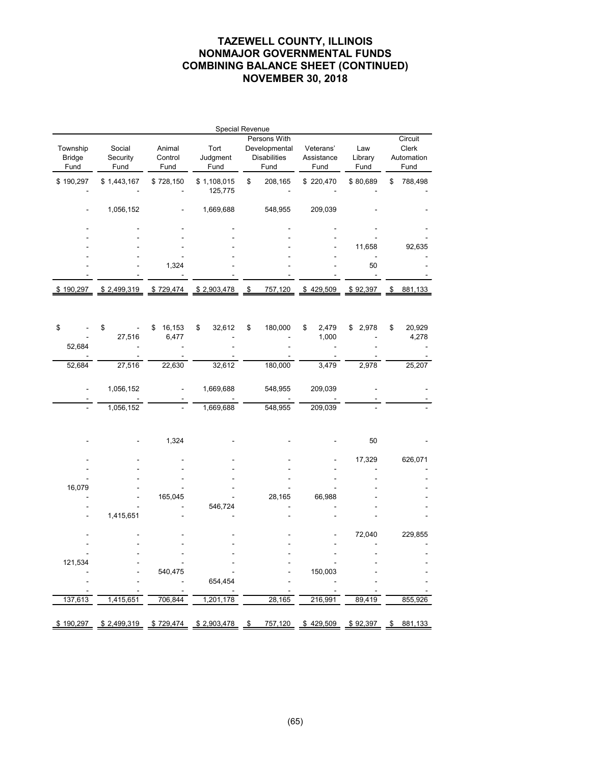# TAZEWELL COUNTY, ILLINOIS
# NONMAJOR GOVERNMENTAL FUNDS
# COMBINING BALANCE SHEET (CONTINUED)
# NOVEMBER 30, 2018

| Special Revenue | | | | | | | |
|---|---|---|---|---|---|---|---|
| Township Bridge Fund | Social Security Fund | Animal Control Fund | Tort Judgment Fund | Persons With Developmental Disabilities Fund | Veterans' Assistance Fund | Law Library Fund | Circuit Clerk Automation Fund |
| $ 190,297 | $ 1,443,167 | $ 728,150 | $ 1,108,015 | $ 208,165 | $ 220,470 | $ 80,689 | $ 788,498 |
| - | - | - | 125,775 | - | - | - | - |
| - | 1,056,152 | - | 1,669,688 | 548,955 | 209,039 | - | - |
| - | - | - | - | - | - | - | - |
| - | - | - | - | - | - | - | - |
| - | - | - | - | - | - | 11,658 | 92,635 |
| - | - | - | - | - | - | - | - |
| - | - | 1,324 | - | - | - | 50 | - |
| - | - | - | - | - | - | - | - |
| $ 190,297 | $ 2,499,319 | $ 729,474 | $ 2,903,478 | $ 757,120 | $ 429,509 | $ 92,397 | $ 881,133 |
| | | | | | | | |
| $ - | $ - | $ 16,153 | $ 32,612 | $ 180,000 | $ 2,479 | $ 2,978 | $ 20,929 |
| - | 27,516 | 6,477 | - | - | 1,000 | - | 4,278 |
| 52,684 | - | - | - | - | - | - | - |
| - | - | - | - | - | - | - | - |
| 52,684 | 27,516 | 22,630 | 32,612 | 180,000 | 3,479 | 2,978 | 25,207 |
| | | | | | | | |
| - | 1,056,152 | - | 1,669,688 | 548,955 | 209,039 | - | - |
| - | - | - | - | - | - | - | - |
| - | 1,056,152 | - | 1,669,688 | 548,955 | 209,039 | - | - |
| | | | | | | | |
| - | - | 1,324 | - | - | - | 50 | - |
| | | | | | | | |
| - | - | - | - | - | - | 17,329 | 626,071 |
| - | - | - | - | - | - | - | - |
| - | - | - | - | - | - | - | - |
| 16,079 | - | - | - | - | - | - | - |
| - | - | 165,045 | - | 28,165 | 66,988 | - | - |
| - | - | - | 546,724 | - | - | - | - |
| - | 1,415,651 | - | - | - | - | - | - |
| | | | | | | | |
| - | - | - | - | - | - | 72,040 | 229,855 |
| - | - | - | - | - | - | - | - |
| - | - | - | - | - | - | - | - |
| 121,534 | - | - | - | - | - | - | - |
| - | - | 540,475 | - | - | 150,003 | - | - |
| - | - | - | 654,454 | - | - | - | - |
| - | - | - | - | - | - | - | - |
| 137,613 | 1,415,651 | 706,844 | 1,201,178 | 28,165 | 216,991 | 89,419 | 855,926 |
| | | | | | | | |
| $ 190,297 | $ 2,499,319 | $ 729,474 | $ 2,903,478 | $ 757,120 | $ 429,509 | $ 92,397 | $ 881,133 |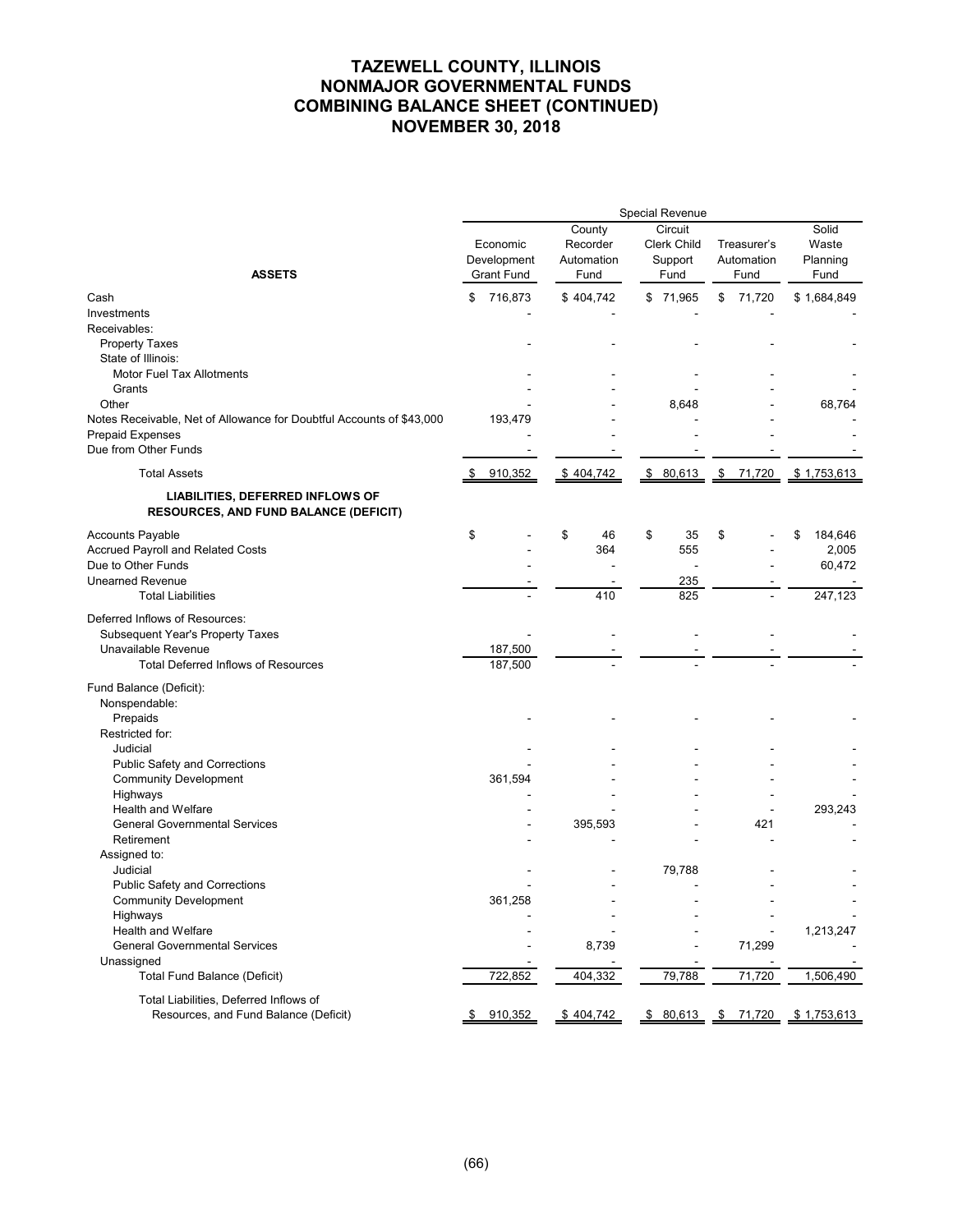# TAZEWELL COUNTY, ILLINOIS
# NONMAJOR GOVERNMENTAL FUNDS
# COMBINING BALANCE SHEET (CONTINUED)
# NOVEMBER 30, 2018

| | Special Revenue | | | | |
|---|---|---|---|---|---|
| **ASSETS** | Economic Development Grant Fund | County Recorder Automation Fund | Circuit Clerk Child Support Fund | Treasurer's Automation Fund | Solid Waste Planning Fund |
| Cash | $ 716,873 | $ 404,742 | $ 71,965 | $ 71,720 | $ 1,684,849 |
| Investments | - | - | - | - | - |
| Receivables: | | | | | |
| Property Taxes | - | - | - | - | - |
| State of Illinois: | | | | | |
| Motor Fuel Tax Allotments | - | - | - | - | - |
| Grants | - | - | - | - | - |
| Other | - | - | 8,648 | - | 68,764 |
| Notes Receivable, Net of Allowance for Doubtful Accounts of $43,000 | 193,479 | - | - | - | - |
| Prepaid Expenses | - | - | - | - | - |
| Due from Other Funds | - | - | - | - | - |
| Total Assets | $ 910,352 | $ 404,742 | $ 80,613 | $ 71,720 | $ 1,753,613 |
| **LIABILITIES, DEFERRED INFLOWS OF RESOURCES, AND FUND BALANCE (DEFICIT)** | | | | | |
| Accounts Payable | $ - | $ 46 | $ 35 | $ - | $ 184,646 |
| Accrued Payroll and Related Costs | - | 364 | 555 | - | 2,005 |
| Due to Other Funds | - | - | - | - | 60,472 |
| Unearned Revenue | - | - | 235 | - | - |
| Total Liabilities | - | 410 | 825 | - | 247,123 |
| Deferred Inflows of Resources: | | | | | |
| Subsequent Year's Property Taxes | - | - | - | - | - |
| Unavailable Revenue | 187,500 | - | - | - | - |
| Total Deferred Inflows of Resources | 187,500 | - | - | - | - |
| Fund Balance (Deficit): | | | | | |
| Nonspendable: | | | | | |
| Prepaids | - | - | - | - | - |
| Restricted for: | | | | | |
| Judicial | - | - | - | - | - |
| Public Safety and Corrections | - | - | - | - | - |
| Community Development | 361,594 | - | - | - | - |
| Highways | - | - | - | - | - |
| Health and Welfare | - | - | - | - | 293,243 |
| General Governmental Services | - | 395,593 | - | 421 | - |
| Retirement | - | - | - | - | - |
| Assigned to: | | | | | |
| Judicial | - | - | 79,788 | - | - |
| Public Safety and Corrections | - | - | - | - | - |
| Community Development | 361,258 | - | - | - | - |
| Highways | - | - | - | - | - |
| Health and Welfare | - | - | - | - | 1,213,247 |
| General Governmental Services | - | 8,739 | - | 71,299 | - |
| Unassigned | - | - | - | - | - |
| Total Fund Balance (Deficit) | 722,852 | 404,332 | 79,788 | 71,720 | 1,506,490 |
| Total Liabilities, Deferred Inflows of Resources, and Fund Balance (Deficit) | $ 910,352 | $ 404,742 | $ 80,613 | $ 71,720 | $ 1,753,613 |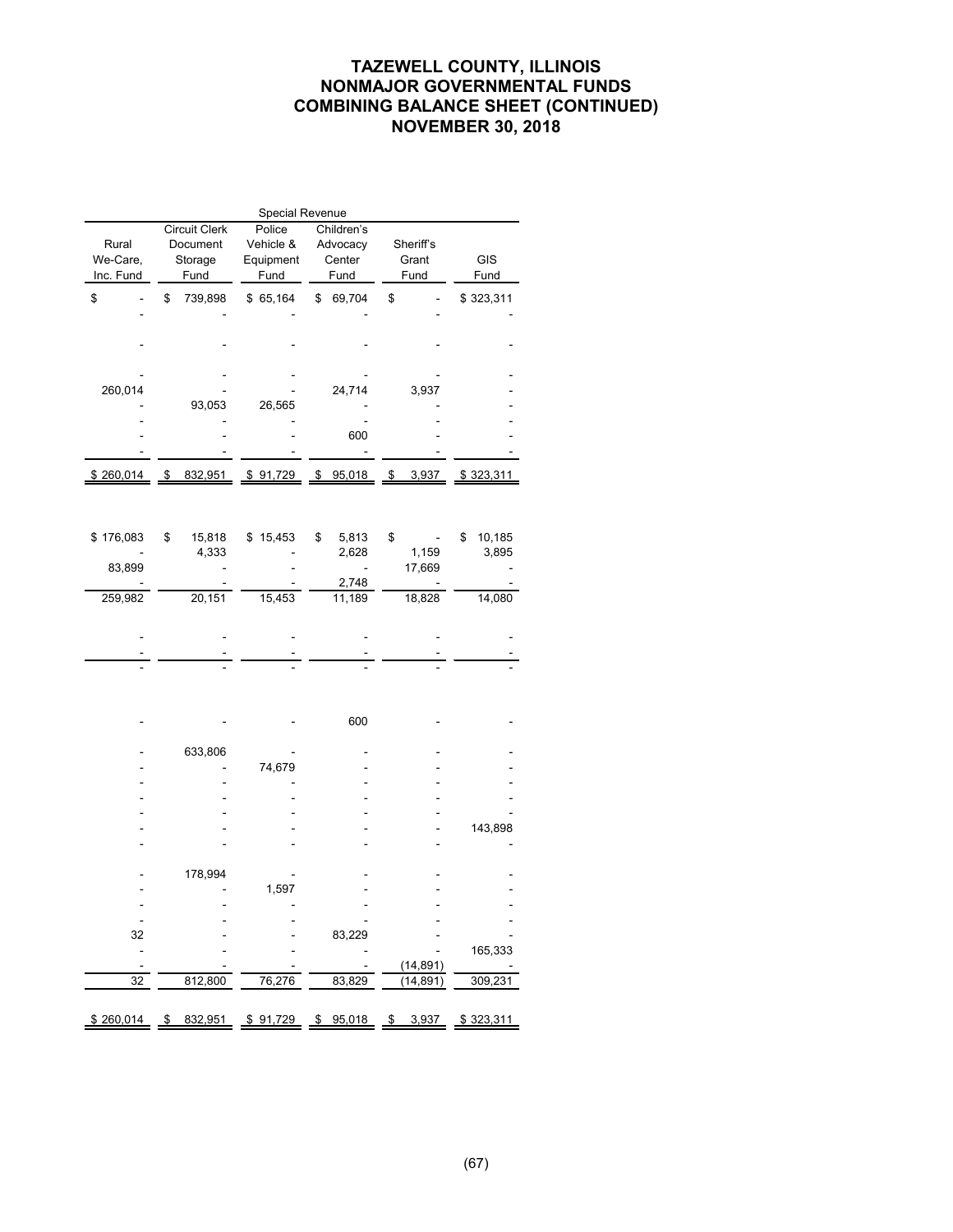# TAZEWELL COUNTY, ILLINOIS
## NONMAJOR GOVERNMENTAL FUNDS
## COMBINING BALANCE SHEET (CONTINUED)
## NOVEMBER 30, 2018

| Special Revenue | | | | | |
|---|---|---|---|---|---|
| Rural We-Care, Inc. Fund | Circuit Clerk Document Storage Fund | Police Vehicle & Equipment Fund | Children's Advocacy Center Fund | Sheriff's Grant Fund | GIS Fund |
| $ - | $ 739,898 | $ 65,164 | $ 69,704 | $ - | $ 323,311 |
| - | - | - | - | - | - |
| - | - | - | - | - | - |
| - | - | - | - | - | - |
| 260,014 | - | - | 24,714 | 3,937 | - |
| - | 93,053 | 26,565 | - | - | - |
| - | - | - | - | - | - |
| - | - | - | 600 | - | - |
| - | - | - | - | - | - |
| $ 260,014 | $ 832,951 | $ 91,729 | $ 95,018 | $ 3,937 | $ 323,311 |
| | | | | | |
| $ 176,083 | $ 15,818 | $ 15,453 | $ 5,813 | $ - | $ 10,185 |
| - | 4,333 | - | 2,628 | 1,159 | 3,895 |
| 83,899 | - | - | - | 17,669 | - |
| - | - | - | 2,748 | - | - |
| 259,982 | 20,151 | 15,453 | 11,189 | 18,828 | 14,080 |
| | | | | | |
| - | - | - | - | - | - |
| - | - | - | - | - | - |
| - | - | - | - | - | - |
| | | | | | |
| - | - | - | 600 | - | - |
| | | | | | |
| - | 633,806 | - | - | - | - |
| - | - | 74,679 | - | - | - |
| - | - | - | - | - | - |
| - | - | - | - | - | - |
| - | - | - | - | - | - |
| - | - | - | - | - | 143,898 |
| - | - | - | - | - | - |
| | | | | | |
| - | 178,994 | - | - | - | - |
| - | - | 1,597 | - | - | - |
| - | - | - | - | - | - |
| - | - | - | - | - | - |
| 32 | - | - | 83,229 | - | - |
| - | - | - | - | - | 165,333 |
| - | - | - | - | (14,891) | - |
| 32 | 812,800 | 76,276 | 83,829 | (14,891) | 309,231 |
| | | | | | |
| $ 260,014 | $ 832,951 | $ 91,729 | $ 95,018 | $ 3,937 | $ 323,311 |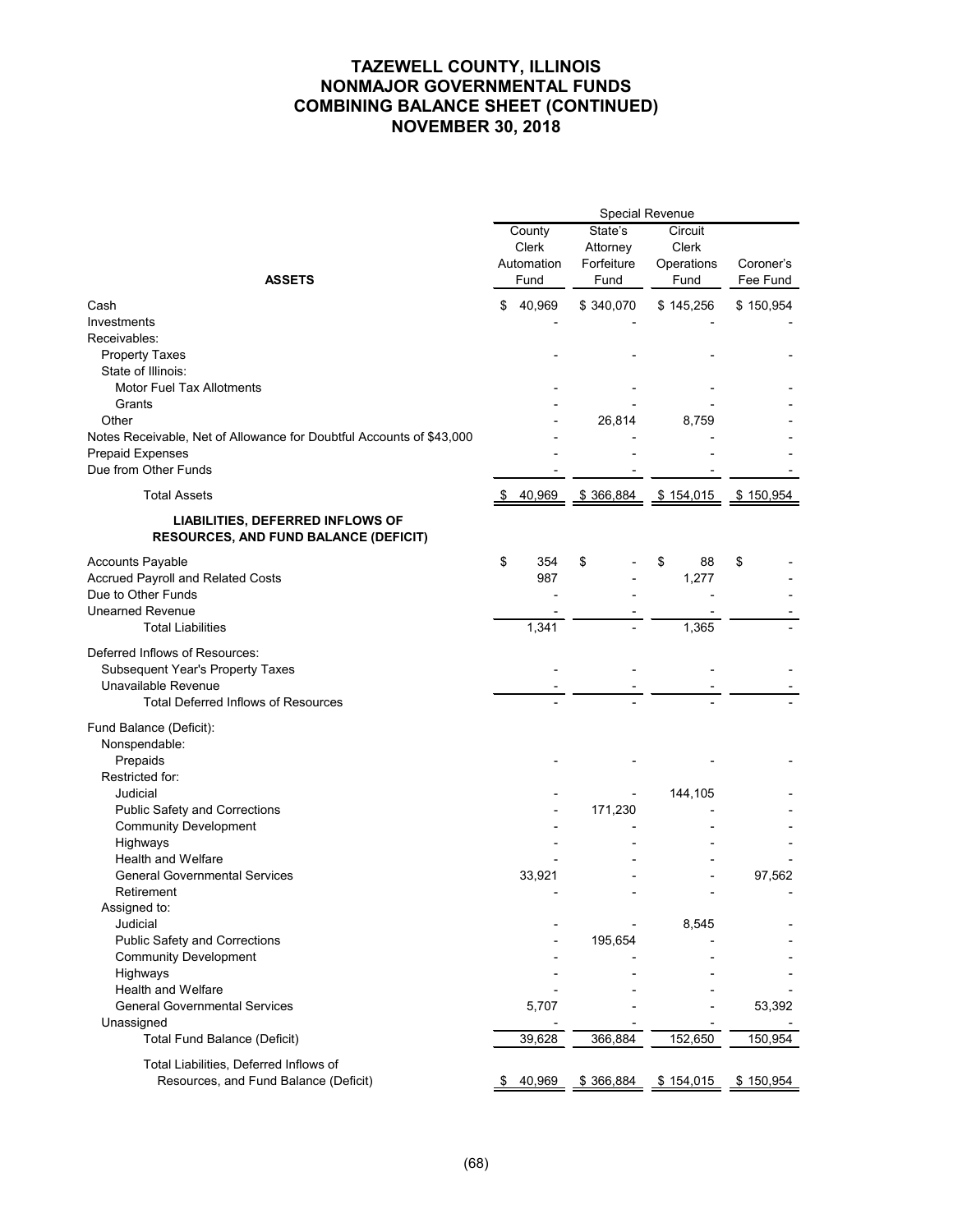# TAZEWELL COUNTY, ILLINOIS
# NONMAJOR GOVERNMENTAL FUNDS
# COMBINING BALANCE SHEET (CONTINUED)
# NOVEMBER 30, 2018

| | Special Revenue | | | |
|---|---|---|---|---|
| **ASSETS** | County Clerk Automation Fund | State's Attorney Forfeiture Fund | Circuit Clerk Operations Fund | Coroner's Fee Fund |
| Cash | $ 40,969 | $ 340,070 | $ 145,256 | $ 150,954 |
| Investments | - | - | - | - |
| Receivables: | | | | |
| Property Taxes | - | - | - | - |
| State of Illinois: | | | | |
| Motor Fuel Tax Allotments | - | - | - | - |
| Grants | - | - | - | - |
| Other | - | 26,814 | 8,759 | - |
| Notes Receivable, Net of Allowance for Doubtful Accounts of $43,000 | - | - | - | - |
| Prepaid Expenses | - | - | - | - |
| Due from Other Funds | - | - | - | - |
| Total Assets | $ 40,969 | $ 366,884 | $ 154,015 | $ 150,954 |
| **LIABILITIES, DEFERRED INFLOWS OF RESOURCES, AND FUND BALANCE (DEFICIT)** | | | | |
| Accounts Payable | $ 354 | $ - | $ 88 | $ - |
| Accrued Payroll and Related Costs | 987 | - | 1,277 | - |
| Due to Other Funds | - | - | - | - |
| Unearned Revenue | - | - | - | - |
| Total Liabilities | 1,341 | - | 1,365 | - |
| Deferred Inflows of Resources: | | | | |
| Subsequent Year's Property Taxes | - | - | - | - |
| Unavailable Revenue | - | - | - | - |
| Total Deferred Inflows of Resources | - | - | - | - |
| Fund Balance (Deficit): | | | | |
| Nonspendable: | | | | |
| Prepaids | - | - | - | - |
| Restricted for: | | | | |
| Judicial | - | - | 144,105 | - |
| Public Safety and Corrections | - | 171,230 | - | - |
| Community Development | - | - | - | - |
| Highways | - | - | - | - |
| Health and Welfare | - | - | - | - |
| General Governmental Services | 33,921 | - | - | 97,562 |
| Retirement | - | - | - | - |
| Assigned to: | | | | |
| Judicial | - | - | 8,545 | - |
| Public Safety and Corrections | - | 195,654 | - | - |
| Community Development | - | - | - | - |
| Highways | - | - | - | - |
| Health and Welfare | - | - | - | - |
| General Governmental Services | 5,707 | - | - | 53,392 |
| Unassigned | - | - | - | - |
| Total Fund Balance (Deficit) | 39,628 | 366,884 | 152,650 | 150,954 |
| Total Liabilities, Deferred Inflows of Resources, and Fund Balance (Deficit) | $ 40,969 | $ 366,884 | $ 154,015 | $ 150,954 |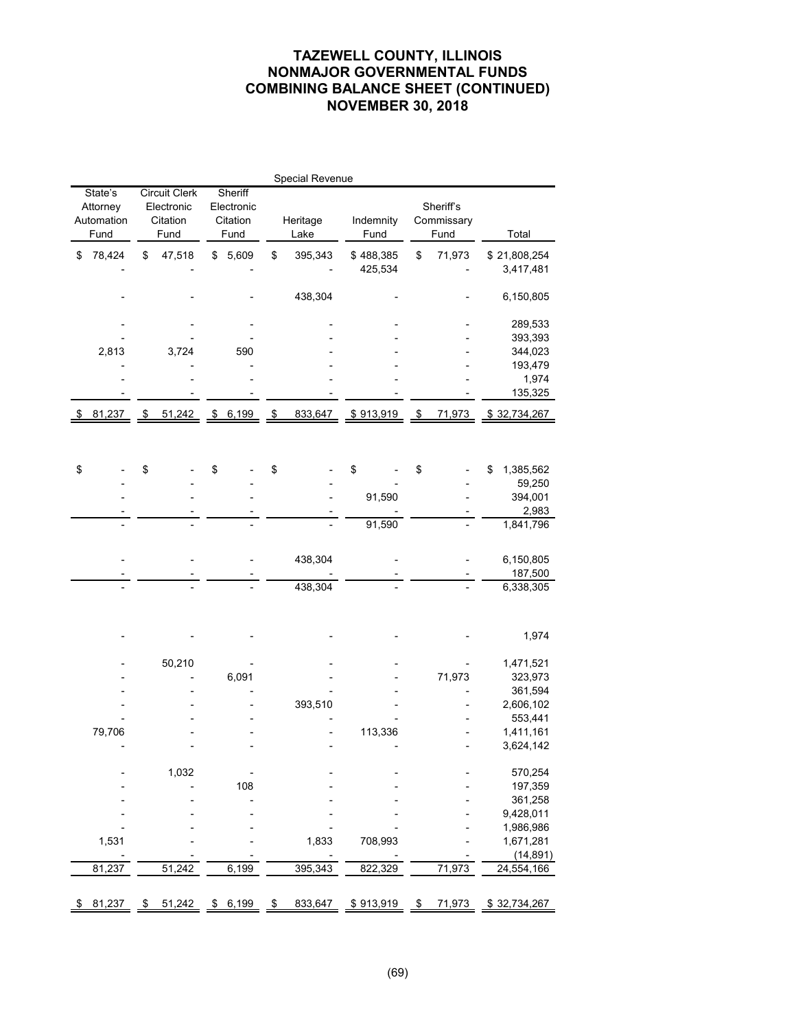# TAZEWELL COUNTY, ILLINOIS
# NONMAJOR GOVERNMENTAL FUNDS
# COMBINING BALANCE SHEET (CONTINUED)
# NOVEMBER 30, 2018

| Special Revenue | | | | | | | |
|---|---|---|---|---|---|---|---|
| State's Attorney Automation Fund | Circuit Clerk Electronic Citation Fund | Sheriff Electronic Citation Fund | Heritage Lake | Indemnity Fund | Sheriff's Commissary Fund | Total |
| $ 78,424 | $ 47,518 | $ 5,609 | $ 395,343 | $ 488,385 | $ 71,973 | $ 21,808,254 |
| - | - | - | - | 425,534 | - | 3,417,481 |
| - | - | - | 438,304 | - | - | 6,150,805 |
| - | - | - | - | - | - | 289,533 |
| - | - | - | - | - | - | 393,393 |
| 2,813 | 3,724 | 590 | - | - | - | 344,023 |
| - | - | - | - | - | - | 193,479 |
| - | - | - | - | - | - | 1,974 |
| - | - | - | - | - | - | 135,325 |
| $ 81,237 | $ 51,242 | $ 6,199 | $ 833,647 | $ 913,919 | $ 71,973 | $ 32,734,267 |
| | | | | | | |
| $ - | $ - | $ - | $ - | $ - | $ - | $ 1,385,562 |
| - | - | - | - | - | - | 59,250 |
| - | - | - | - | 91,590 | - | 394,001 |
| - | - | - | - | - | - | 2,983 |
| - | - | - | - | 91,590 | - | 1,841,796 |
| | | | | | | |
| - | - | - | 438,304 | - | - | 6,150,805 |
| - | - | - | - | - | - | 187,500 |
| - | - | - | 438,304 | - | - | 6,338,305 |
| | | | | | | |
| - | - | - | - | - | - | 1,974 |
| | | | | | | |
| - | 50,210 | - | - | - | - | 1,471,521 |
| - | - | 6,091 | - | - | 71,973 | 323,973 |
| - | - | - | - | - | - | 361,594 |
| - | - | - | 393,510 | - | - | 2,606,102 |
| - | - | - | - | - | - | 553,441 |
| 79,706 | - | - | - | 113,336 | - | 1,411,161 |
| - | - | - | - | - | - | 3,624,142 |
| | | | | | | |
| - | 1,032 | - | - | - | - | 570,254 |
| - | - | 108 | - | - | - | 197,359 |
| - | - | - | - | - | - | 361,258 |
| - | - | - | - | - | - | 9,428,011 |
| - | - | - | - | - | - | 1,986,986 |
| 1,531 | - | - | 1,833 | 708,993 | - | 1,671,281 |
| - | - | - | - | - | - | (14,891) |
| 81,237 | 51,242 | 6,199 | 395,343 | 822,329 | 71,973 | 24,554,166 |
| | | | | | | |
| $ 81,237 | $ 51,242 | $ 6,199 | $ 833,647 | $ 913,919 | $ 71,973 | $ 32,734,267 |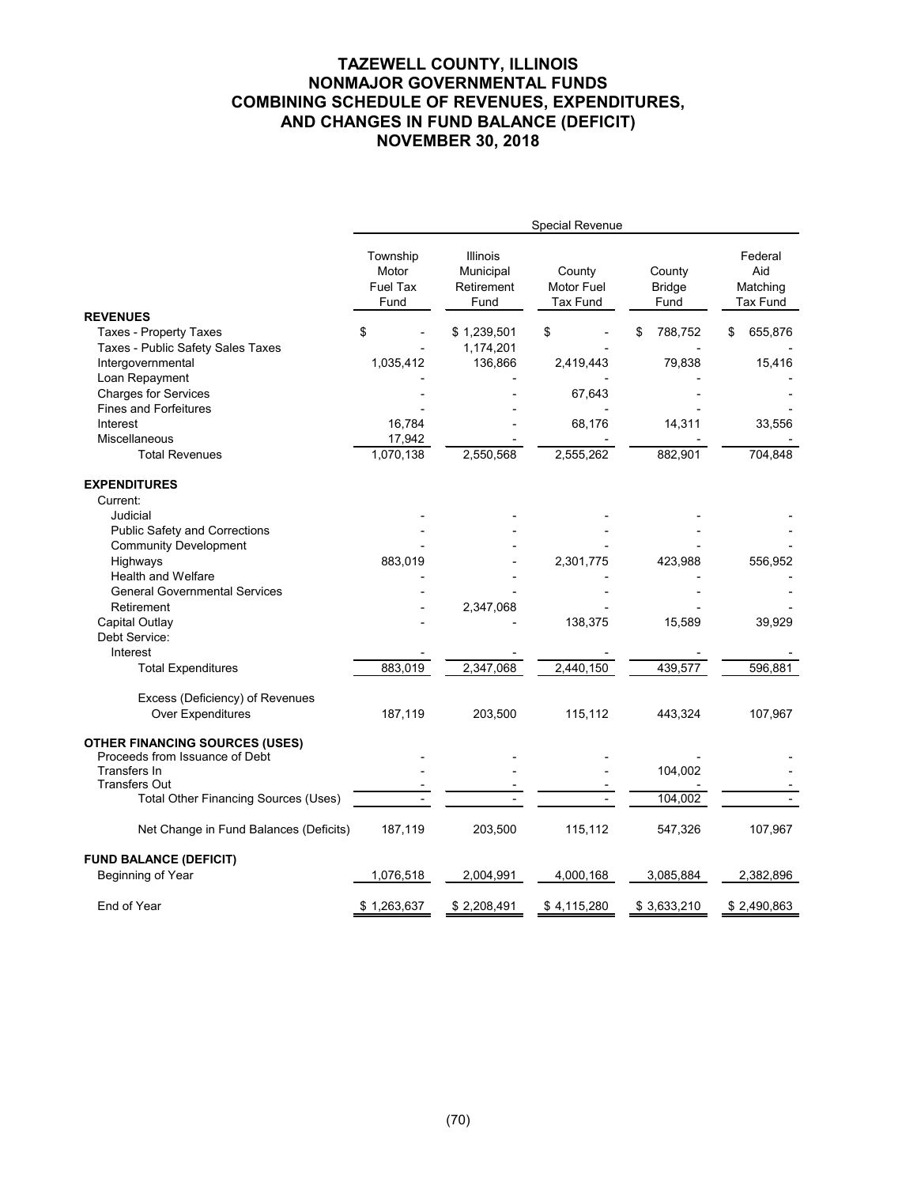# TAZEWELL COUNTY, ILLINOIS
## NONMAJOR GOVERNMENTAL FUNDS
## COMBINING SCHEDULE OF REVENUES, EXPENDITURES, AND CHANGES IN FUND BALANCE (DEFICIT)
## NOVEMBER 30, 2018

| | Special Revenue | | | | |
|---|---|---|---|---|---|
| | Township Motor Fuel Tax Fund | Illinois Municipal Retirement Fund | County Motor Fuel Tax Fund | County Bridge Fund | Federal Aid Matching Tax Fund |
| **REVENUES** | | | | | |
| Taxes - Property Taxes | $ - | $ 1,239,501 | $ - | $ 788,752 | $ 655,876 |
| Taxes - Public Safety Sales Taxes | - | 1,174,201 | - | - | - |
| Intergovernmental | 1,035,412 | 136,866 | 2,419,443 | 79,838 | 15,416 |
| Loan Repayment | - | - | - | - | - |
| Charges for Services | - | - | 67,643 | - | - |
| Fines and Forfeitures | - | - | - | - | - |
| Interest | 16,784 | - | 68,176 | 14,311 | 33,556 |
| Miscellaneous | 17,942 | - | - | - | - |
| Total Revenues | 1,070,138 | 2,550,568 | 2,555,262 | 882,901 | 704,848 |
| **EXPENDITURES** | | | | | |
| Current: | | | | | |
| Judicial | - | - | - | - | - |
| Public Safety and Corrections | - | - | - | - | - |
| Community Development | - | - | - | - | - |
| Highways | 883,019 | - | 2,301,775 | 423,988 | 556,952 |
| Health and Welfare | - | - | - | - | - |
| General Governmental Services | - | - | - | - | - |
| Retirement | - | 2,347,068 | - | - | - |
| Capital Outlay | - | - | 138,375 | 15,589 | 39,929 |
| Debt Service: | | | | | |
| Interest | - | - | - | - | - |
| Total Expenditures | 883,019 | 2,347,068 | 2,440,150 | 439,577 | 596,881 |
| Excess (Deficiency) of Revenues Over Expenditures | 187,119 | 203,500 | 115,112 | 443,324 | 107,967 |
| **OTHER FINANCING SOURCES (USES)** | | | | | |
| Proceeds from Issuance of Debt | - | - | - | - | - |
| Transfers In | - | - | - | 104,002 | - |
| Transfers Out | - | - | - | - | - |
| Total Other Financing Sources (Uses) | - | - | - | 104,002 | - |
| Net Change in Fund Balances (Deficits) | 187,119 | 203,500 | 115,112 | 547,326 | 107,967 |
| **FUND BALANCE (DEFICIT)** | | | | | |
| Beginning of Year | 1,076,518 | 2,004,991 | 4,000,168 | 3,085,884 | 2,382,896 |
| End of Year | $ 1,263,637 | $ 2,208,491 | $ 4,115,280 | $ 3,633,210 | $ 2,490,863 |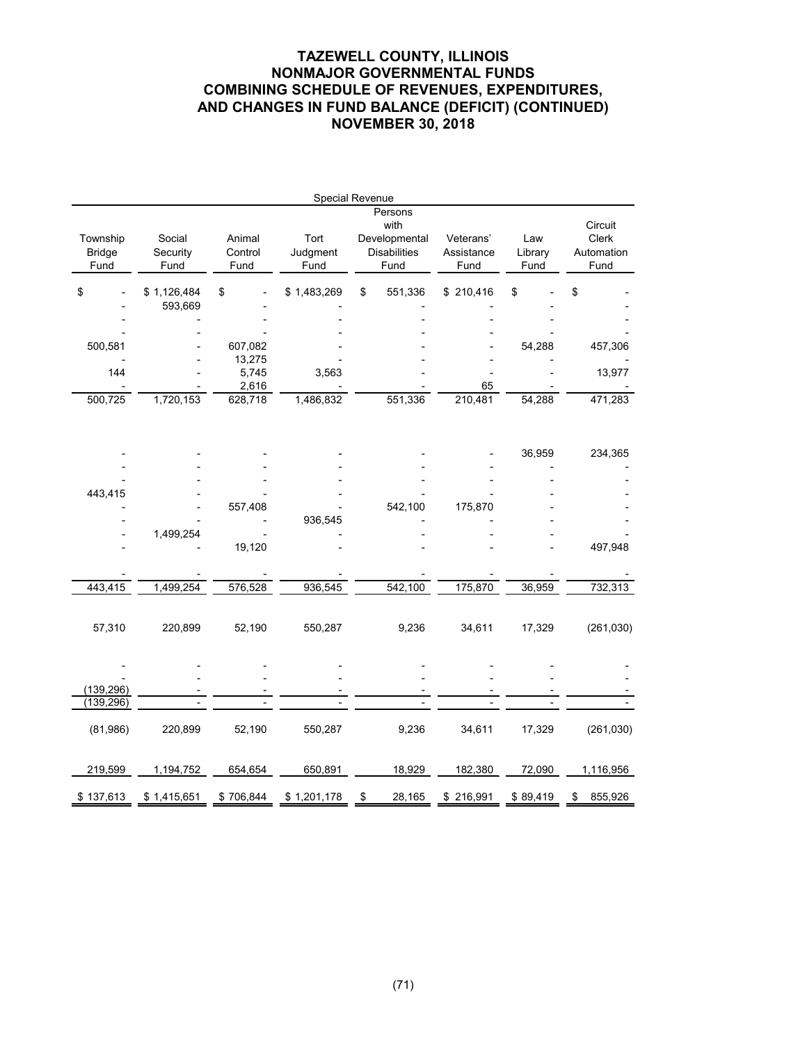# TAZEWELL COUNTY, ILLINOIS
## NONMAJOR GOVERNMENTAL FUNDS
## COMBINING SCHEDULE OF REVENUES, EXPENDITURES, AND CHANGES IN FUND BALANCE (DEFICIT) (CONTINUED)
## NOVEMBER 30, 2018

| Special Revenue | | | | | | | |
|---|---|---|---|---|---|---|---|
| Township Bridge Fund | Social Security Fund | Animal Control Fund | Tort Judgment Fund | Persons with Developmental Disabilities Fund | Veterans' Assistance Fund | Law Library Fund | Circuit Clerk Automation Fund |
| $ - | $ 1,126,484 | $ - | $ 1,483,269 | $ 551,336 | $ 210,416 | $ - | $ - |
| - | 593,669 | - | - | - | - | - | - |
| - | - | - | - | - | - | - | - |
| - | - | - | - | - | - | - | - |
| 500,581 | - | 607,082 | - | - | - | 54,288 | 457,306 |
| - | - | 13,275 | - | - | - | - | - |
| 144 | - | 5,745 | 3,563 | - | - | - | 13,977 |
| - | - | 2,616 | - | - | 65 | - | - |
| 500,725 | 1,720,153 | 628,718 | 1,486,832 | 551,336 | 210,481 | 54,288 | 471,283 |
| | | | | | | | |
| - | - | - | - | - | - | 36,959 | 234,365 |
| - | - | - | - | - | - | - | - |
| - | - | - | - | - | - | - | - |
| 443,415 | - | - | - | - | - | - | - |
| - | - | 557,408 | - | 542,100 | 175,870 | - | - |
| - | - | - | 936,545 | - | - | - | - |
| - | 1,499,254 | - | - | - | - | - | - |
| - | - | 19,120 | - | - | - | - | 497,948 |
| - | - | - | - | - | - | - | - |
| 443,415 | 1,499,254 | 576,528 | 936,545 | 542,100 | 175,870 | 36,959 | 732,313 |
| | | | | | | | |
| 57,310 | 220,899 | 52,190 | 550,287 | 9,236 | 34,611 | 17,329 | (261,030) |
| | | | | | | | |
| - | - | - | - | - | - | - | - |
| - | - | - | - | - | - | - | - |
| (139,296) | - | - | - | - | - | - | - |
| (139,296) | - | - | - | - | - | - | - |
| | | | | | | | |
| (81,986) | 220,899 | 52,190 | 550,287 | 9,236 | 34,611 | 17,329 | (261,030) |
| | | | | | | | |
| 219,599 | 1,194,752 | 654,654 | 650,891 | 18,929 | 182,380 | 72,090 | 1,116,956 |
| | | | | | | | |
| $ 137,613 | $ 1,415,651 | $ 706,844 | $ 1,201,178 | $ 28,165 | $ 216,991 | $ 89,419 | $ 855,926 |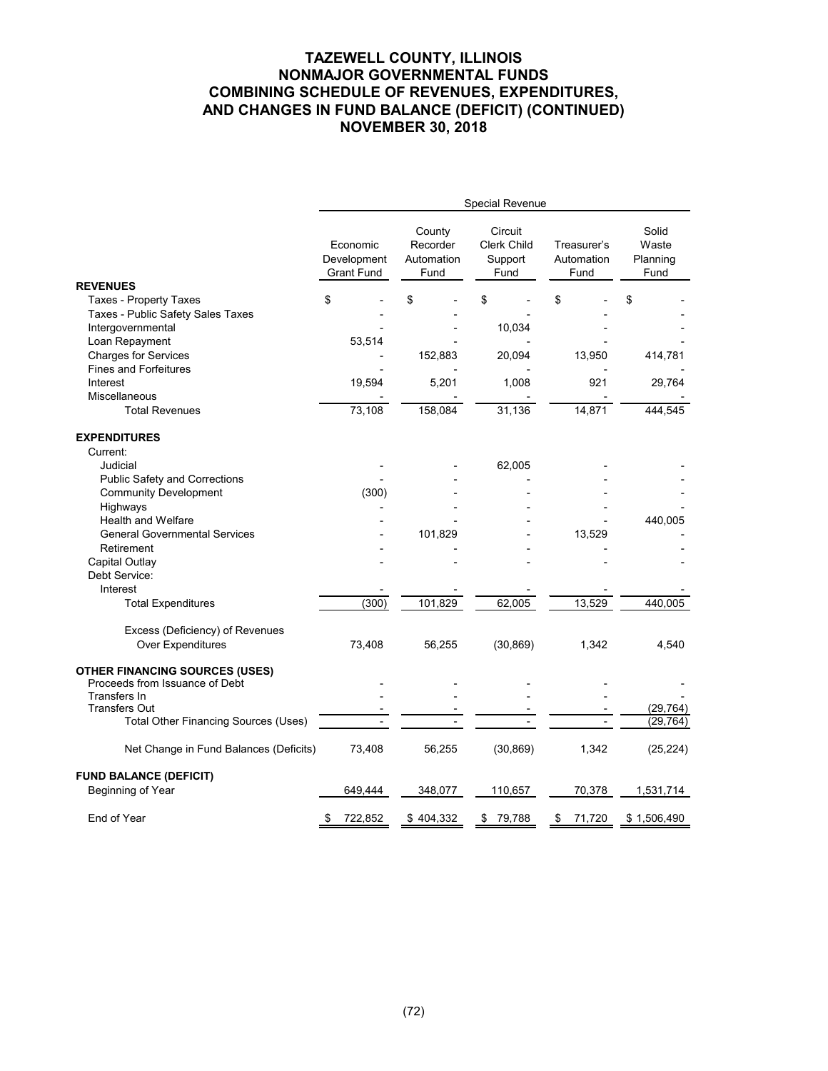# TAZEWELL COUNTY, ILLINOIS
# NONMAJOR GOVERNMENTAL FUNDS
# COMBINING SCHEDULE OF REVENUES, EXPENDITURES, AND CHANGES IN FUND BALANCE (DEFICIT) (CONTINUED)
# NOVEMBER 30, 2018

| | Special Revenue | | | | |
|---|---|---|---|---|---|
| | Economic Development Grant Fund | County Recorder Automation Fund | Circuit Clerk Child Support Fund | Treasurer's Automation Fund | Solid Waste Planning Fund |
| **REVENUES** | | | | | |
| Taxes - Property Taxes | $ - | $ - | $ - | $ - | $ - |
| Taxes - Public Safety Sales Taxes | - | - | - | - | - |
| Intergovernmental | - | - | 10,034 | - | - |
| Loan Repayment | 53,514 | - | - | - | - |
| Charges for Services | - | 152,883 | 20,094 | 13,950 | 414,781 |
| Fines and Forfeitures | - | - | - | - | - |
| Interest | 19,594 | 5,201 | 1,008 | 921 | 29,764 |
| Miscellaneous | - | - | - | - | - |
| Total Revenues | 73,108 | 158,084 | 31,136 | 14,871 | 444,545 |
| **EXPENDITURES** | | | | | |
| Current: | | | | | |
| Judicial | - | - | 62,005 | - | - |
| Public Safety and Corrections | - | - | - | - | - |
| Community Development | (300) | - | - | - | - |
| Highways | - | - | - | - | - |
| Health and Welfare | - | - | - | - | 440,005 |
| General Governmental Services | - | 101,829 | - | 13,529 | - |
| Retirement | - | - | - | - | - |
| Capital Outlay | - | - | - | - | - |
| Debt Service: | | | | | |
| Interest | - | - | - | - | - |
| Total Expenditures | (300) | 101,829 | 62,005 | 13,529 | 440,005 |
| Excess (Deficiency) of Revenues Over Expenditures | 73,408 | 56,255 | (30,869) | 1,342 | 4,540 |
| **OTHER FINANCING SOURCES (USES)** | | | | | |
| Proceeds from Issuance of Debt | - | - | - | - | - |
| Transfers In | - | - | - | - | - |
| Transfers Out | - | - | - | - | (29,764) |
| Total Other Financing Sources (Uses) | - | - | - | - | (29,764) |
| Net Change in Fund Balances (Deficits) | 73,408 | 56,255 | (30,869) | 1,342 | (25,224) |
| **FUND BALANCE (DEFICIT)** | | | | | |
| Beginning of Year | 649,444 | 348,077 | 110,657 | 70,378 | 1,531,714 |
| End of Year | $ 722,852 | $ 404,332 | $ 79,788 | $ 71,720 | $ 1,506,490 |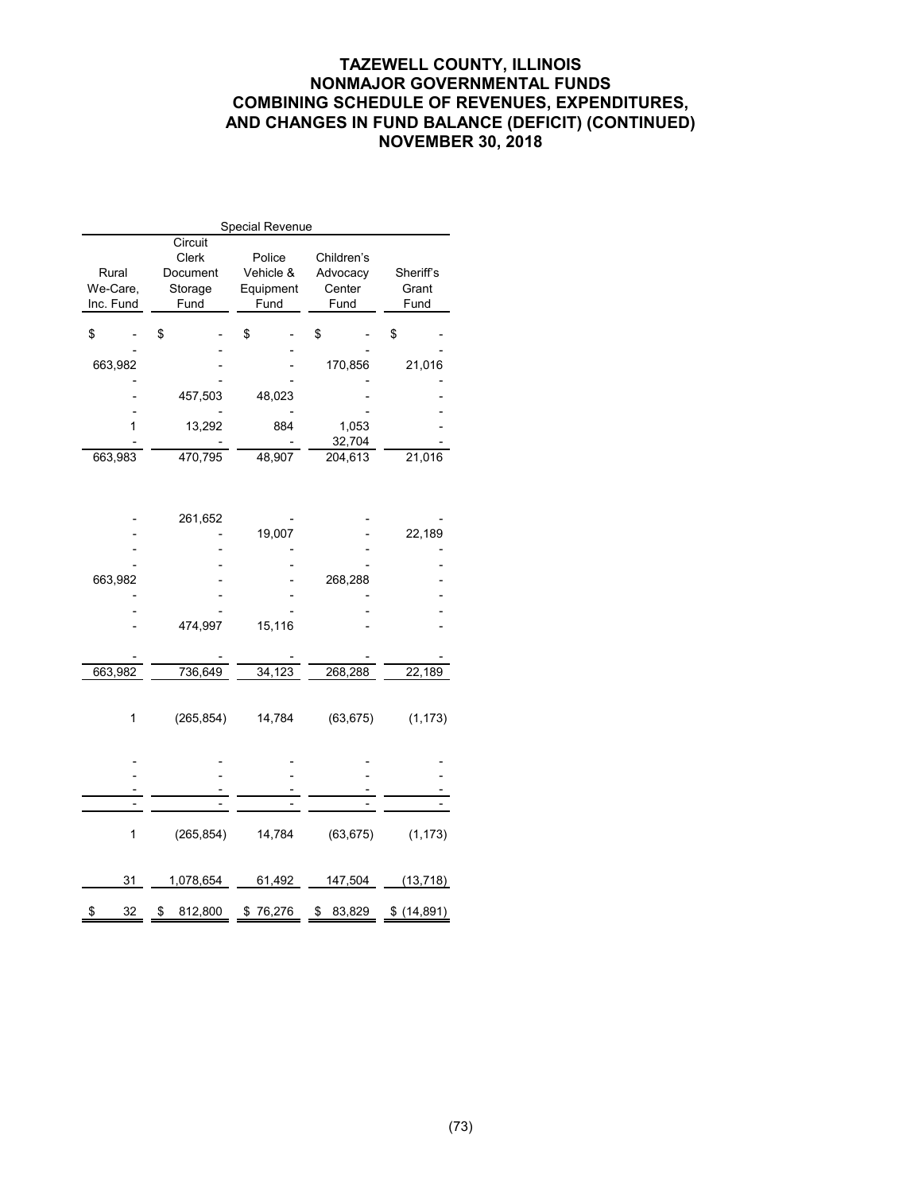# TAZEWELL COUNTY, ILLINOIS
# NONMAJOR GOVERNMENTAL FUNDS
# COMBINING SCHEDULE OF REVENUES, EXPENDITURES, AND CHANGES IN FUND BALANCE (DEFICIT) (CONTINUED)
# NOVEMBER 30, 2018

| Special Revenue | | | | |
|---|---|---|---|---|
| Rural We-Care, Inc. Fund | Circuit Clerk Document Storage Fund | Police Vehicle & Equipment Fund | Children's Advocacy Center Fund | Sheriff's Grant Fund |
| $ - | $ - | $ - | $ - | $ - |
| - | - | - | - | - |
| 663,982 | - | - | 170,856 | 21,016 |
| - | - | - | - | - |
| - | 457,503 | 48,023 | - | - |
| - | - | - | - | - |
| 1 | 13,292 | 884 | 1,053 | - |
| - | - | - | 32,704 | - |
| 663,983 | 470,795 | 48,907 | 204,613 | 21,016 |
| | | | | |
| - | 261,652 | - | - | - |
| - | - | 19,007 | - | 22,189 |
| - | - | - | - | - |
| - | - | - | - | - |
| 663,982 | - | - | 268,288 | - |
| - | - | - | - | - |
| - | - | - | - | - |
| - | 474,997 | 15,116 | - | - |
| - | - | - | - | - |
| 663,982 | 736,649 | 34,123 | 268,288 | 22,189 |
| | | | | |
| 1 | (265,854) | 14,784 | (63,675) | (1,173) |
| | | | | |
| - | - | - | - | - |
| - | - | - | - | - |
| - | - | - | - | - |
| - | - | - | - | - |
| | | | | |
| 1 | (265,854) | 14,784 | (63,675) | (1,173) |
| | | | | |
| 31 | 1,078,654 | 61,492 | 147,504 | (13,718) |
| | | | | |
| $ 32 | $ 812,800 | $ 76,276 | $ 83,829 | $ (14,891) |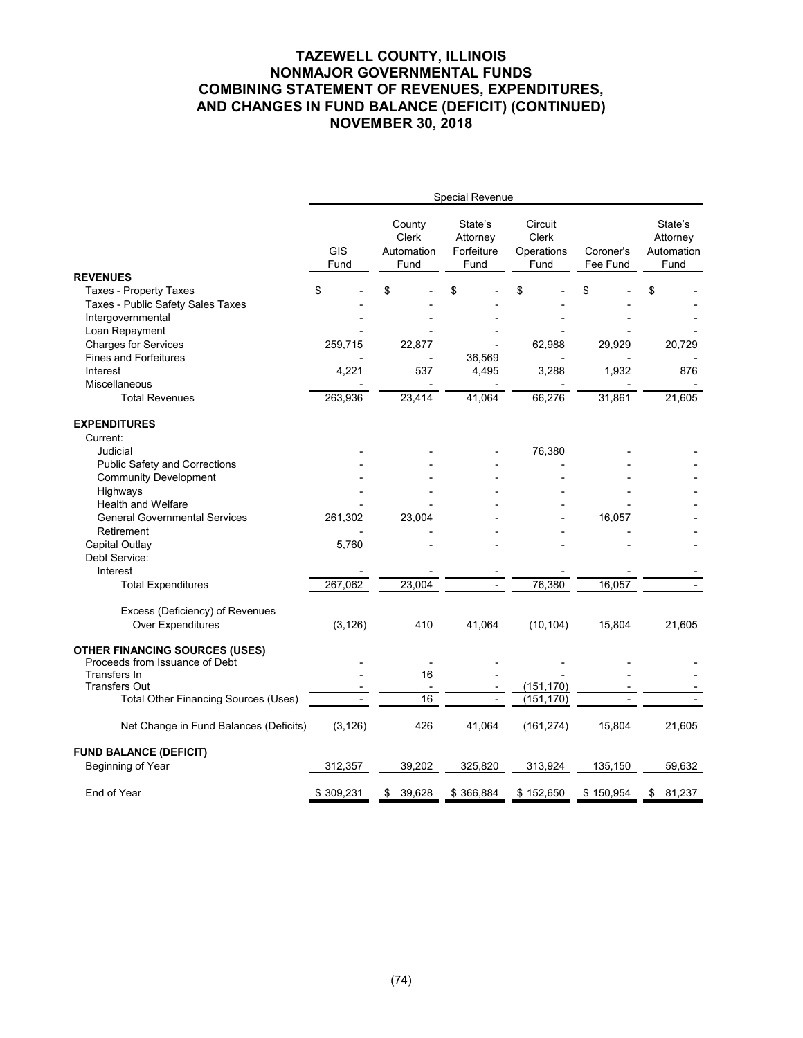# TAZEWELL COUNTY, ILLINOIS
# NONMAJOR GOVERNMENTAL FUNDS
# COMBINING STATEMENT OF REVENUES, EXPENDITURES, AND CHANGES IN FUND BALANCE (DEFICIT) (CONTINUED)
# NOVEMBER 30, 2018

| | Special Revenue | | | | | |
|---|---|---|---|---|---|---|
| | GIS Fund | County Clerk Automation Fund | State's Attorney Forfeiture Fund | Circuit Clerk Operations Fund | Coroner's Fee Fund | State's Attorney Automation Fund |
| **REVENUES** | | | | | | |
| Taxes - Property Taxes | $ - | $ - | $ - | $ - | $ - | $ - |
| Taxes - Public Safety Sales Taxes | - | - | - | - | - | - |
| Intergovernmental | - | - | - | - | - | - |
| Loan Repayment | - | - | - | - | - | - |
| Charges for Services | 259,715 | 22,877 | - | 62,988 | 29,929 | 20,729 |
| Fines and Forfeitures | - | - | 36,569 | - | - | - |
| Interest | 4,221 | 537 | 4,495 | 3,288 | 1,932 | 876 |
| Miscellaneous | - | - | - | - | - | - |
| Total Revenues | 263,936 | 23,414 | 41,064 | 66,276 | 31,861 | 21,605 |
| **EXPENDITURES** | | | | | | |
| Current: | | | | | | |
| Judicial | - | - | - | 76,380 | - | - |
| Public Safety and Corrections | - | - | - | - | - | - |
| Community Development | - | - | - | - | - | - |
| Highways | - | - | - | - | - | - |
| Health and Welfare | - | - | - | - | - | - |
| General Governmental Services | 261,302 | 23,004 | - | - | 16,057 | - |
| Retirement | - | - | - | - | - | - |
| Capital Outlay | 5,760 | - | - | - | - | - |
| Debt Service: | | | | | | |
| Interest | - | - | - | - | - | - |
| Total Expenditures | 267,062 | 23,004 | - | 76,380 | 16,057 | - |
| Excess (Deficiency) of Revenues Over Expenditures | (3,126) | 410 | 41,064 | (10,104) | 15,804 | 21,605 |
| **OTHER FINANCING SOURCES (USES)** | | | | | | |
| Proceeds from Issuance of Debt | - | - | - | - | - | - |
| Transfers In | - | 16 | - | - | - | - |
| Transfers Out | - | - | - | (151,170) | - | - |
| Total Other Financing Sources (Uses) | - | 16 | - | (151,170) | - | - |
| Net Change in Fund Balances (Deficits) | (3,126) | 426 | 41,064 | (161,274) | 15,804 | 21,605 |
| **FUND BALANCE (DEFICIT)** | | | | | | |
| Beginning of Year | 312,357 | 39,202 | 325,820 | 313,924 | 135,150 | 59,632 |
| End of Year | $ 309,231 | $ 39,628 | $ 366,884 | $ 152,650 | $ 150,954 | $ 81,237 |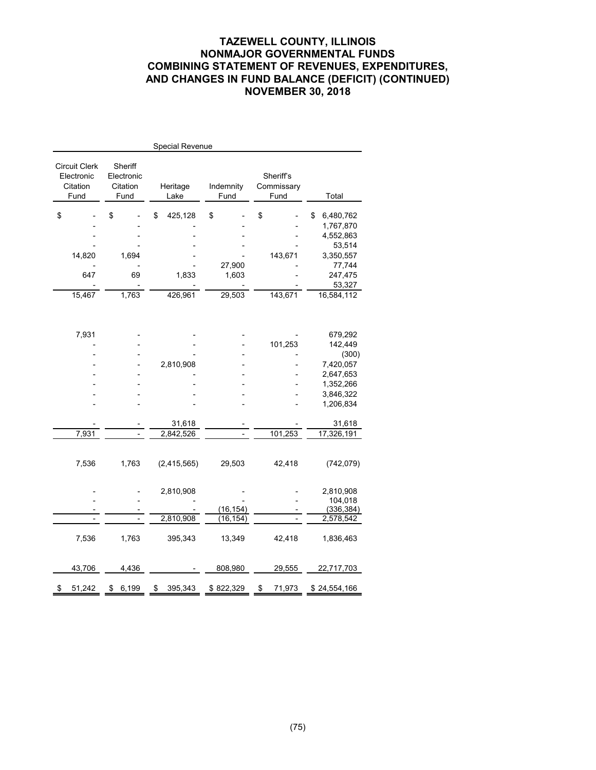# TAZEWELL COUNTY, ILLINOIS
# NONMAJOR GOVERNMENTAL FUNDS
# COMBINING STATEMENT OF REVENUES, EXPENDITURES, AND CHANGES IN FUND BALANCE (DEFICIT) (CONTINUED)
# NOVEMBER 30, 2018

| Special Revenue | | | | | |
|---|---|---|---|---|---|
| Circuit Clerk Electronic Citation Fund | Sheriff Electronic Citation Fund | Heritage Lake | Indemnity Fund | Sheriff's Commissary Fund | Total |
| $ - | $ - | $ 425,128 | $ - | $ - | $ 6,480,762 |
| - | - | - | - | - | 1,767,870 |
| - | - | - | - | - | 4,552,863 |
| - | - | - | - | - | 53,514 |
| 14,820 | 1,694 | - | - | 143,671 | 3,350,557 |
| - | - | - | 27,900 | - | 77,744 |
| 647 | 69 | 1,833 | 1,603 | - | 247,475 |
| - | - | - | - | - | 53,327 |
| 15,467 | 1,763 | 426,961 | 29,503 | 143,671 | 16,584,112 |
| | | | | | |
| 7,931 | - | - | - | - | 679,292 |
| - | - | - | - | 101,253 | 142,449 |
| - | - | - | - | - | (300) |
| - | - | 2,810,908 | - | - | 7,420,057 |
| - | - | - | - | - | 2,647,653 |
| - | - | - | - | - | 1,352,266 |
| - | - | - | - | - | 3,846,322 |
| - | - | - | - | - | 1,206,834 |
| - | - | 31,618 | - | - | 31,618 |
| 7,931 | - | 2,842,526 | - | 101,253 | 17,326,191 |
| | | | | | |
| 7,536 | 1,763 | (2,415,565) | 29,503 | 42,418 | (742,079) |
| | | | | | |
| - | - | 2,810,908 | - | - | 2,810,908 |
| - | - | - | - | - | 104,018 |
| - | - | - | (16,154) | - | (336,384) |
| - | - | 2,810,908 | (16,154) | - | 2,578,542 |
| | | | | | |
| 7,536 | 1,763 | 395,343 | 13,349 | 42,418 | 1,836,463 |
| | | | | | |
| 43,706 | 4,436 | - | 808,980 | 29,555 | 22,717,703 |
| | | | | | |
| $ 51,242 | $ 6,199 | $ 395,343 | $ 822,329 | $ 71,973 | $ 24,554,166 |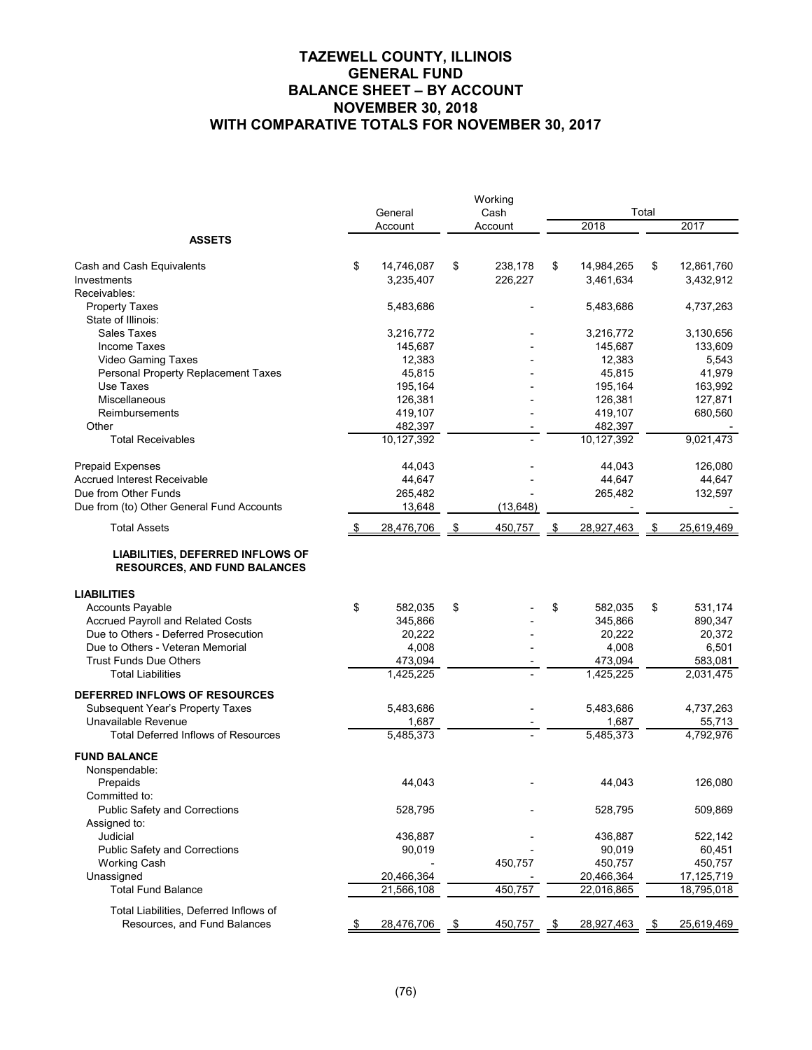# TAZEWELL COUNTY, ILLINOIS
## GENERAL FUND
## BALANCE SHEET – BY ACCOUNT
## NOVEMBER 30, 2018
## WITH COMPARATIVE TOTALS FOR NOVEMBER 30, 2017

| | General Account | Working Cash Account | Total 2018 | Total 2017 |
|---|---|---|---|---|
| **ASSETS** | | | | |
| Cash and Cash Equivalents | $ 14,746,087 | $ 238,178 | $ 14,984,265 | $ 12,861,760 |
| Investments | 3,235,407 | 226,227 | 3,461,634 | 3,432,912 |
| Receivables: | | | | |
| Property Taxes | 5,483,686 | - | 5,483,686 | 4,737,263 |
| State of Illinois: | | | | |
| Sales Taxes | 3,216,772 | - | 3,216,772 | 3,130,656 |
| Income Taxes | 145,687 | - | 145,687 | 133,609 |
| Video Gaming Taxes | 12,383 | - | 12,383 | 5,543 |
| Personal Property Replacement Taxes | 45,815 | - | 45,815 | 41,979 |
| Use Taxes | 195,164 | - | 195,164 | 163,992 |
| Miscellaneous | 126,381 | - | 126,381 | 127,871 |
| Reimbursements | 419,107 | - | 419,107 | 680,560 |
| Other | 482,397 | - | 482,397 | - |
| Total Receivables | 10,127,392 | - | 10,127,392 | 9,021,473 |
| Prepaid Expenses | 44,043 | - | 44,043 | 126,080 |
| Accrued Interest Receivable | 44,647 | - | 44,647 | 44,647 |
| Due from Other Funds | 265,482 | - | 265,482 | 132,597 |
| Due from (to) Other General Fund Accounts | 13,648 | (13,648) | - | - |
| Total Assets | $ 28,476,706 | $ 450,757 | $ 28,927,463 | $ 25,619,469 |
| **LIABILITIES, DEFERRED INFLOWS OF RESOURCES, AND FUND BALANCES** | | | | |
| **LIABILITIES** | | | | |
| Accounts Payable | $ 582,035 | $ - | $ 582,035 | $ 531,174 |
| Accrued Payroll and Related Costs | 345,866 | - | 345,866 | 890,347 |
| Due to Others - Deferred Prosecution | 20,222 | - | 20,222 | 20,372 |
| Due to Others - Veteran Memorial | 4,008 | - | 4,008 | 6,501 |
| Trust Funds Due Others | 473,094 | - | 473,094 | 583,081 |
| Total Liabilities | 1,425,225 | - | 1,425,225 | 2,031,475 |
| **DEFERRED INFLOWS OF RESOURCES** | | | | |
| Subsequent Year's Property Taxes | 5,483,686 | - | 5,483,686 | 4,737,263 |
| Unavailable Revenue | 1,687 | - | 1,687 | 55,713 |
| Total Deferred Inflows of Resources | 5,485,373 | - | 5,485,373 | 4,792,976 |
| **FUND BALANCE** | | | | |
| Nonspendable: | | | | |
| Prepaids | 44,043 | - | 44,043 | 126,080 |
| Committed to: | | | | |
| Public Safety and Corrections | 528,795 | - | 528,795 | 509,869 |
| Assigned to: | | | | |
| Judicial | 436,887 | - | 436,887 | 522,142 |
| Public Safety and Corrections | 90,019 | - | 90,019 | 60,451 |
| Working Cash | - | 450,757 | 450,757 | 450,757 |
| Unassigned | 20,466,364 | - | 20,466,364 | 17,125,719 |
| Total Fund Balance | 21,566,108 | 450,757 | 22,016,865 | 18,795,018 |
| Total Liabilities, Deferred Inflows of Resources, and Fund Balances | $ 28,476,706 | $ 450,757 | $ 28,927,463 | $ 25,619,469 |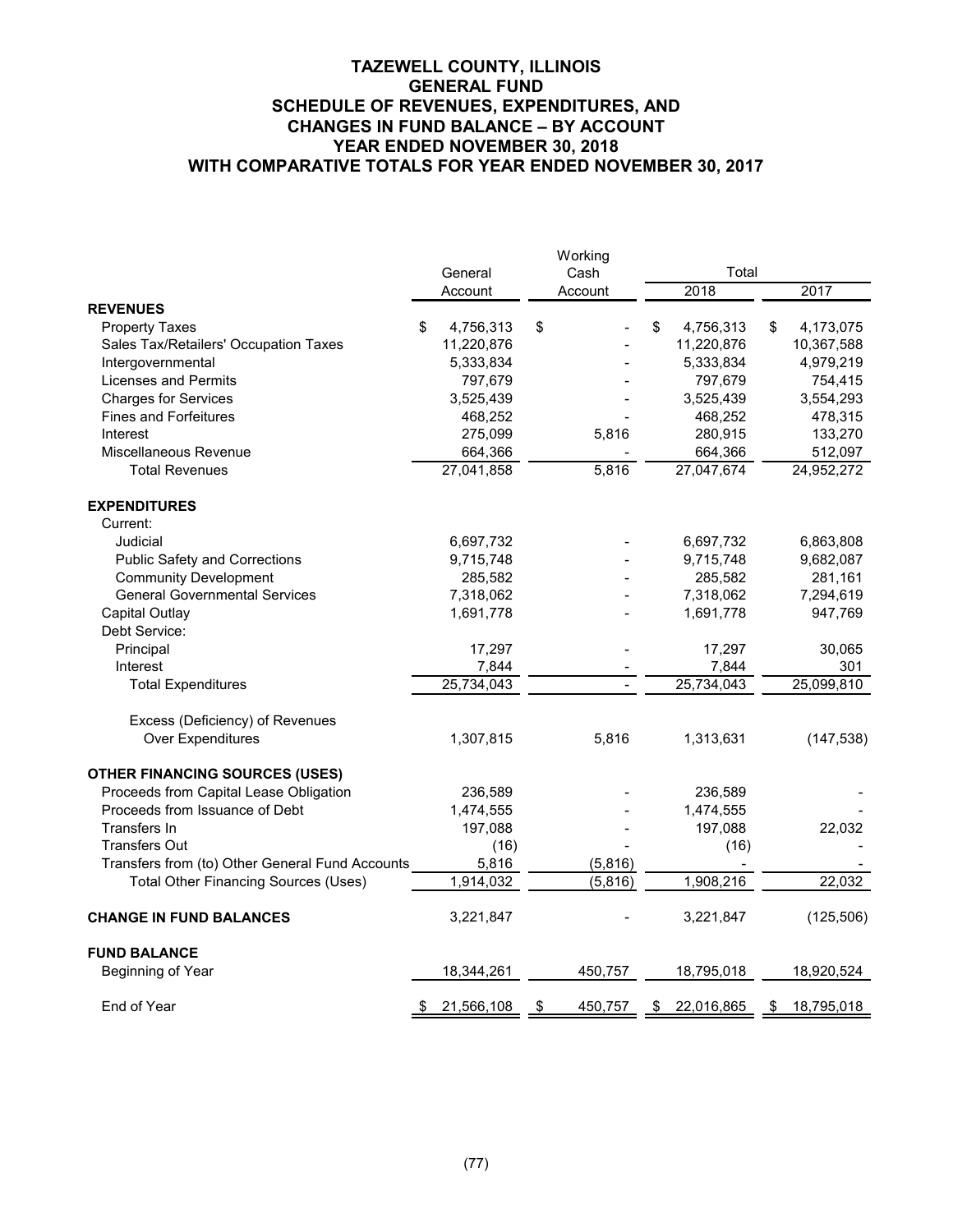# TAZEWELL COUNTY, ILLINOIS
## GENERAL FUND
## SCHEDULE OF REVENUES, EXPENDITURES, AND CHANGES IN FUND BALANCE – BY ACCOUNT
## YEAR ENDED NOVEMBER 30, 2018
## WITH COMPARATIVE TOTALS FOR YEAR ENDED NOVEMBER 30, 2017

| | General Account | Working Cash Account | Total 2018 | Total 2017 |
|---|---|---|---|---|
| **REVENUES** | | | | |
| Property Taxes | $ 4,756,313 | $ - | $ 4,756,313 | $ 4,173,075 |
| Sales Tax/Retailers' Occupation Taxes | 11,220,876 | - | 11,220,876 | 10,367,588 |
| Intergovernmental | 5,333,834 | - | 5,333,834 | 4,979,219 |
| Licenses and Permits | 797,679 | - | 797,679 | 754,415 |
| Charges for Services | 3,525,439 | - | 3,525,439 | 3,554,293 |
| Fines and Forfeitures | 468,252 | - | 468,252 | 478,315 |
| Interest | 275,099 | 5,816 | 280,915 | 133,270 |
| Miscellaneous Revenue | 664,366 | - | 664,366 | 512,097 |
| Total Revenues | 27,041,858 | 5,816 | 27,047,674 | 24,952,272 |
| **EXPENDITURES** | | | | |
| Current: | | | | |
| Judicial | 6,697,732 | - | 6,697,732 | 6,863,808 |
| Public Safety and Corrections | 9,715,748 | - | 9,715,748 | 9,682,087 |
| Community Development | 285,582 | - | 285,582 | 281,161 |
| General Governmental Services | 7,318,062 | - | 7,318,062 | 7,294,619 |
| Capital Outlay | 1,691,778 | - | 1,691,778 | 947,769 |
| Debt Service: | | | | |
| Principal | 17,297 | - | 17,297 | 30,065 |
| Interest | 7,844 | - | 7,844 | 301 |
| Total Expenditures | 25,734,043 | - | 25,734,043 | 25,099,810 |
| Excess (Deficiency) of Revenues Over Expenditures | 1,307,815 | 5,816 | 1,313,631 | (147,538) |
| **OTHER FINANCING SOURCES (USES)** | | | | |
| Proceeds from Capital Lease Obligation | 236,589 | - | 236,589 | - |
| Proceeds from Issuance of Debt | 1,474,555 | - | 1,474,555 | - |
| Transfers In | 197,088 | - | 197,088 | 22,032 |
| Transfers Out | (16) | - | (16) | - |
| Transfers from (to) Other General Fund Accounts | 5,816 | (5,816) | - | - |
| Total Other Financing Sources (Uses) | 1,914,032 | (5,816) | 1,908,216 | 22,032 |
| **CHANGE IN FUND BALANCES** | 3,221,847 | - | 3,221,847 | (125,506) |
| **FUND BALANCE** | | | | |
| Beginning of Year | 18,344,261 | 450,757 | 18,795,018 | 18,920,524 |
| End of Year | $ 21,566,108 | $ 450,757 | $ 22,016,865 | $ 18,795,018 |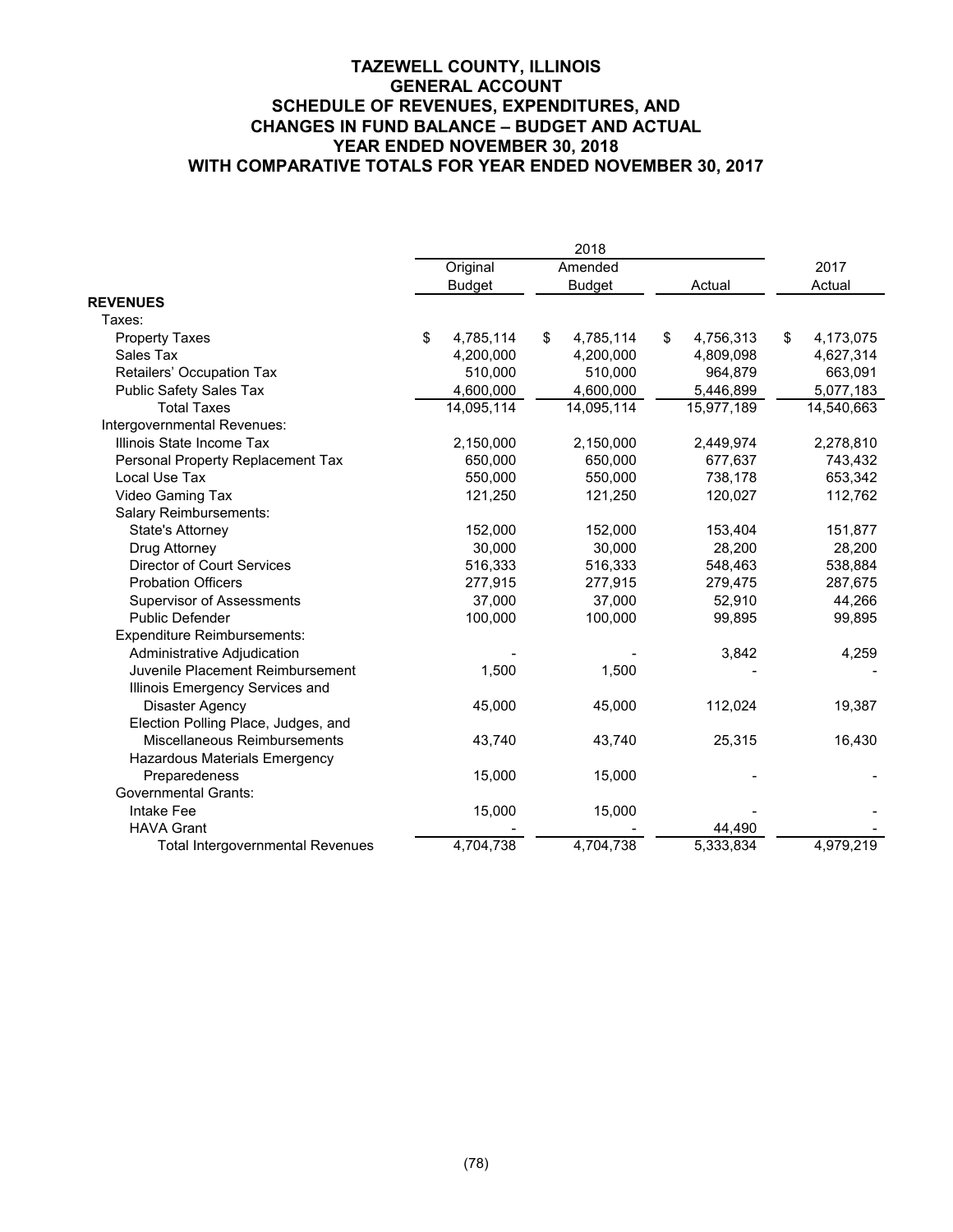# TAZEWELL COUNTY, ILLINOIS
## GENERAL ACCOUNT
## SCHEDULE OF REVENUES, EXPENDITURES, AND CHANGES IN FUND BALANCE – BUDGET AND ACTUAL
## YEAR ENDED NOVEMBER 30, 2018
## WITH COMPARATIVE TOTALS FOR YEAR ENDED NOVEMBER 30, 2017

| | 2018 | | | |
|---|---|---|---|---|
| | Original Budget | Amended Budget | Actual | 2017 Actual |
| **REVENUES** | | | | |
| Taxes: | | | | |
| Property Taxes | $ 4,785,114 | $ 4,785,114 | $ 4,756,313 | $ 4,173,075 |
| Sales Tax | 4,200,000 | 4,200,000 | 4,809,098 | 4,627,314 |
| Retailers' Occupation Tax | 510,000 | 510,000 | 964,879 | 663,091 |
| Public Safety Sales Tax | 4,600,000 | 4,600,000 | 5,446,899 | 5,077,183 |
| Total Taxes | 14,095,114 | 14,095,114 | 15,977,189 | 14,540,663 |
| Intergovernmental Revenues: | | | | |
| Illinois State Income Tax | 2,150,000 | 2,150,000 | 2,449,974 | 2,278,810 |
| Personal Property Replacement Tax | 650,000 | 650,000 | 677,637 | 743,432 |
| Local Use Tax | 550,000 | 550,000 | 738,178 | 653,342 |
| Video Gaming Tax | 121,250 | 121,250 | 120,027 | 112,762 |
| Salary Reimbursements: | | | | |
| State's Attorney | 152,000 | 152,000 | 153,404 | 151,877 |
| Drug Attorney | 30,000 | 30,000 | 28,200 | 28,200 |
| Director of Court Services | 516,333 | 516,333 | 548,463 | 538,884 |
| Probation Officers | 277,915 | 277,915 | 279,475 | 287,675 |
| Supervisor of Assessments | 37,000 | 37,000 | 52,910 | 44,266 |
| Public Defender | 100,000 | 100,000 | 99,895 | 99,895 |
| Expenditure Reimbursements: | | | | |
| Administrative Adjudication | - | - | 3,842 | 4,259 |
| Juvenile Placement Reimbursement | 1,500 | 1,500 | - | - |
| Illinois Emergency Services and Disaster Agency | 45,000 | 45,000 | 112,024 | 19,387 |
| Election Polling Place, Judges, and Miscellaneous Reimbursements | 43,740 | 43,740 | 25,315 | 16,430 |
| Hazardous Materials Emergency Preparedeness | 15,000 | 15,000 | - | - |
| Governmental Grants: | | | | |
| Intake Fee | 15,000 | 15,000 | - | - |
| HAVA Grant | - | - | 44,490 | - |
| Total Intergovernmental Revenues | 4,704,738 | 4,704,738 | 5,333,834 | 4,979,219 |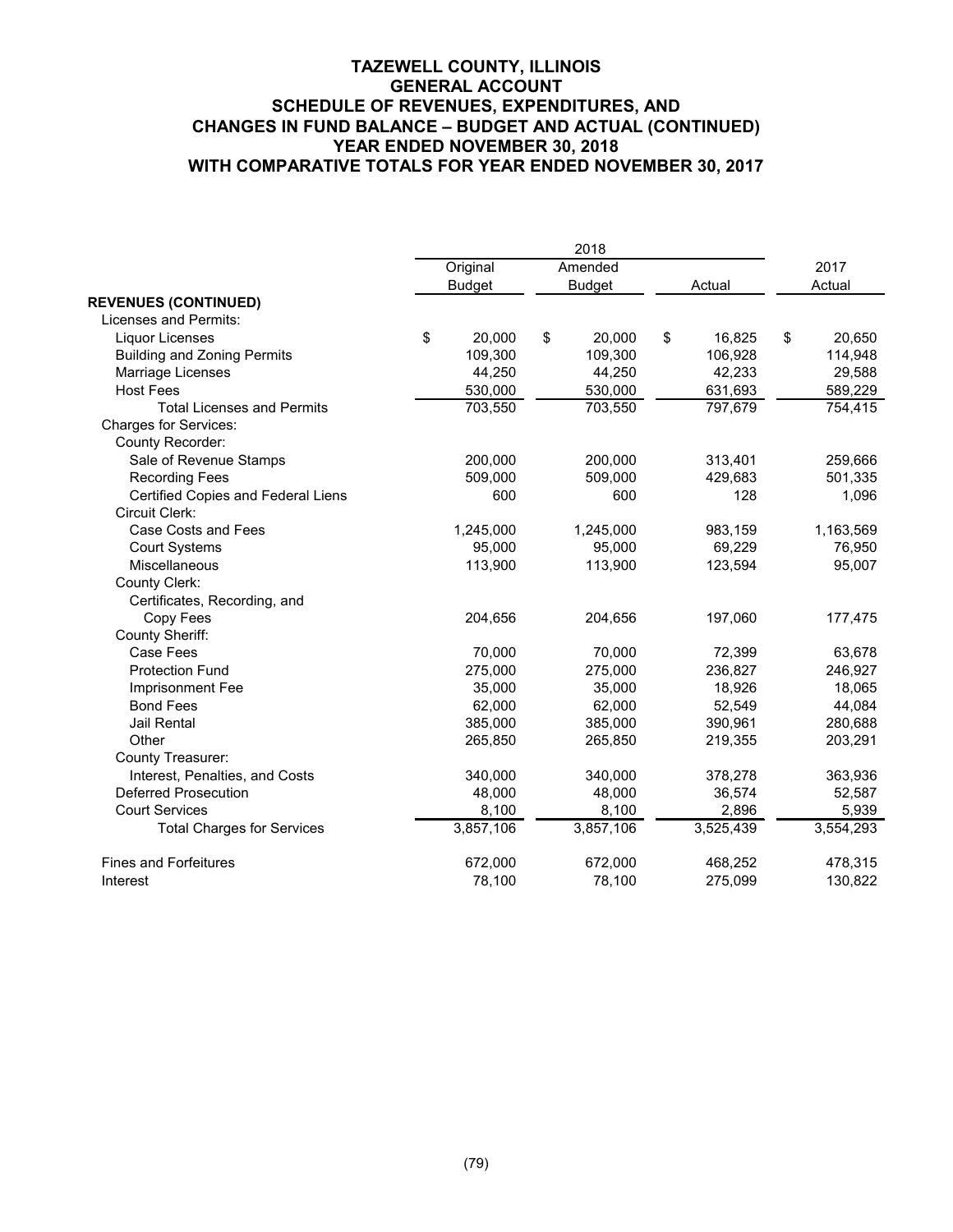# TAZEWELL COUNTY, ILLINOIS
## GENERAL ACCOUNT
## SCHEDULE OF REVENUES, EXPENDITURES, AND CHANGES IN FUND BALANCE – BUDGET AND ACTUAL (CONTINUED)
## YEAR ENDED NOVEMBER 30, 2018
## WITH COMPARATIVE TOTALS FOR YEAR ENDED NOVEMBER 30, 2017

| | 2018 | | | |
|---|---|---|---|---|
| | Original Budget | Amended Budget | Actual | 2017 Actual |
| **REVENUES (CONTINUED)** | | | | |
| Licenses and Permits: | | | | |
| Liquor Licenses | $ 20,000 | $ 20,000 | $ 16,825 | $ 20,650 |
| Building and Zoning Permits | 109,300 | 109,300 | 106,928 | 114,948 |
| Marriage Licenses | 44,250 | 44,250 | 42,233 | 29,588 |
| Host Fees | 530,000 | 530,000 | 631,693 | 589,229 |
| Total Licenses and Permits | 703,550 | 703,550 | 797,679 | 754,415 |
| Charges for Services: | | | | |
| County Recorder: | | | | |
| Sale of Revenue Stamps | 200,000 | 200,000 | 313,401 | 259,666 |
| Recording Fees | 509,000 | 509,000 | 429,683 | 501,335 |
| Certified Copies and Federal Liens | 600 | 600 | 128 | 1,096 |
| Circuit Clerk: | | | | |
| Case Costs and Fees | 1,245,000 | 1,245,000 | 983,159 | 1,163,569 |
| Court Systems | 95,000 | 95,000 | 69,229 | 76,950 |
| Miscellaneous | 113,900 | 113,900 | 123,594 | 95,007 |
| County Clerk: | | | | |
| Certificates, Recording, and Copy Fees | 204,656 | 204,656 | 197,060 | 177,475 |
| County Sheriff: | | | | |
| Case Fees | 70,000 | 70,000 | 72,399 | 63,678 |
| Protection Fund | 275,000 | 275,000 | 236,827 | 246,927 |
| Imprisonment Fee | 35,000 | 35,000 | 18,926 | 18,065 |
| Bond Fees | 62,000 | 62,000 | 52,549 | 44,084 |
| Jail Rental | 385,000 | 385,000 | 390,961 | 280,688 |
| Other | 265,850 | 265,850 | 219,355 | 203,291 |
| County Treasurer: | | | | |
| Interest, Penalties, and Costs | 340,000 | 340,000 | 378,278 | 363,936 |
| Deferred Prosecution | 48,000 | 48,000 | 36,574 | 52,587 |
| Court Services | 8,100 | 8,100 | 2,896 | 5,939 |
| Total Charges for Services | 3,857,106 | 3,857,106 | 3,525,439 | 3,554,293 |
| Fines and Forfeitures | 672,000 | 672,000 | 468,252 | 478,315 |
| Interest | 78,100 | 78,100 | 275,099 | 130,822 |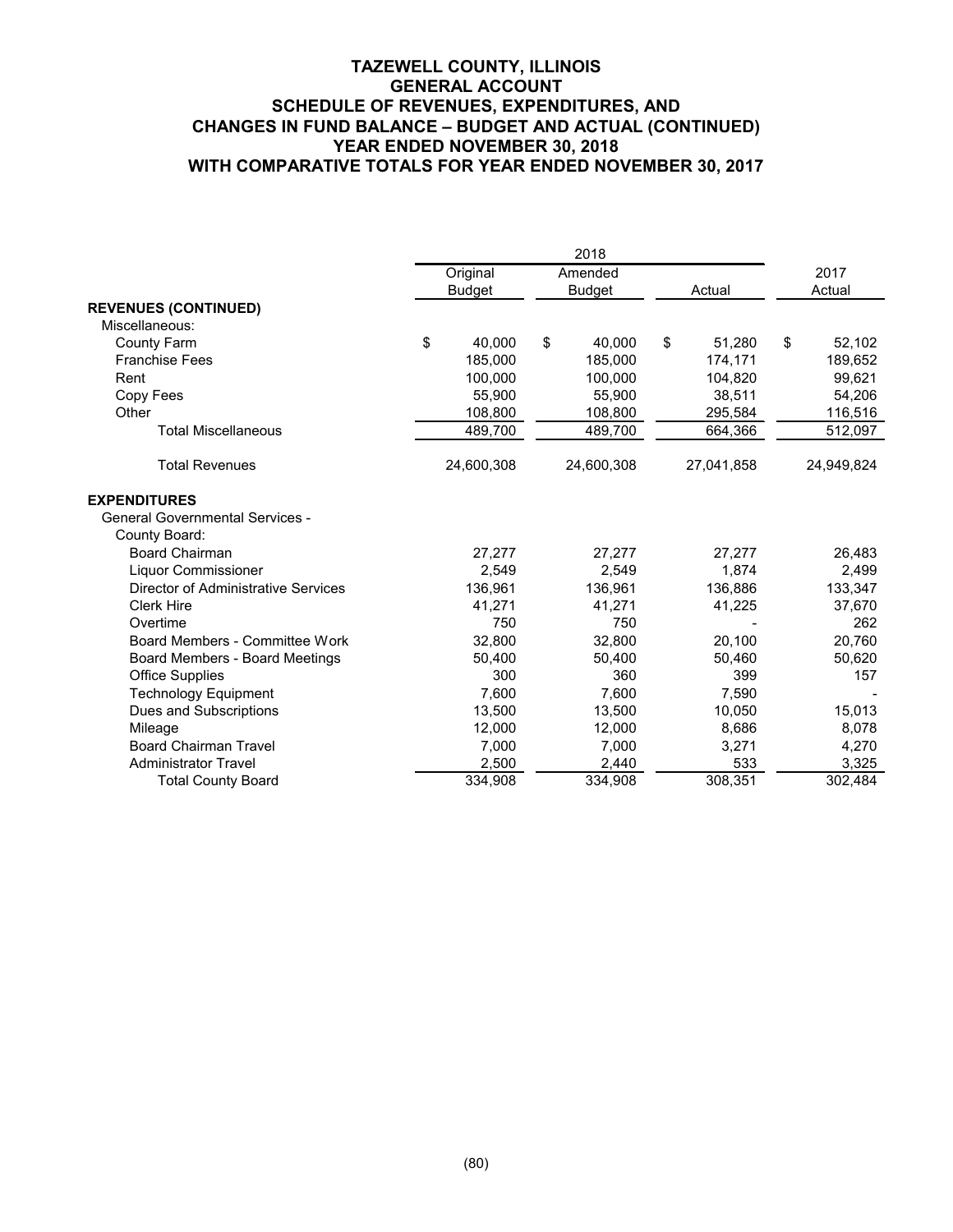# TAZEWELL COUNTY, ILLINOIS
## GENERAL ACCOUNT
## SCHEDULE OF REVENUES, EXPENDITURES, AND CHANGES IN FUND BALANCE – BUDGET AND ACTUAL (CONTINUED)
## YEAR ENDED NOVEMBER 30, 2018
## WITH COMPARATIVE TOTALS FOR YEAR ENDED NOVEMBER 30, 2017

| | 2018 | | | |
|---|---|---|---|---|
| | Original Budget | Amended Budget | Actual | 2017 Actual |
| **REVENUES (CONTINUED)** | | | | |
| Miscellaneous: | | | | |
| County Farm | $ 40,000 | $ 40,000 | $ 51,280 | $ 52,102 |
| Franchise Fees | 185,000 | 185,000 | 174,171 | 189,652 |
| Rent | 100,000 | 100,000 | 104,820 | 99,621 |
| Copy Fees | 55,900 | 55,900 | 38,511 | 54,206 |
| Other | 108,800 | 108,800 | 295,584 | 116,516 |
| Total Miscellaneous | 489,700 | 489,700 | 664,366 | 512,097 |
| Total Revenues | 24,600,308 | 24,600,308 | 27,041,858 | 24,949,824 |
| **EXPENDITURES** | | | | |
| General Governmental Services - | | | | |
| County Board: | | | | |
| Board Chairman | 27,277 | 27,277 | 27,277 | 26,483 |
| Liquor Commissioner | 2,549 | 2,549 | 1,874 | 2,499 |
| Director of Administrative Services | 136,961 | 136,961 | 136,886 | 133,347 |
| Clerk Hire | 41,271 | 41,271 | 41,225 | 37,670 |
| Overtime | 750 | 750 | - | 262 |
| Board Members - Committee Work | 32,800 | 32,800 | 20,100 | 20,760 |
| Board Members - Board Meetings | 50,400 | 50,400 | 50,460 | 50,620 |
| Office Supplies | 300 | 360 | 399 | 157 |
| Technology Equipment | 7,600 | 7,600 | 7,590 | - |
| Dues and Subscriptions | 13,500 | 13,500 | 10,050 | 15,013 |
| Mileage | 12,000 | 12,000 | 8,686 | 8,078 |
| Board Chairman Travel | 7,000 | 7,000 | 3,271 | 4,270 |
| Administrator Travel | 2,500 | 2,440 | 533 | 3,325 |
| Total County Board | 334,908 | 334,908 | 308,351 | 302,484 |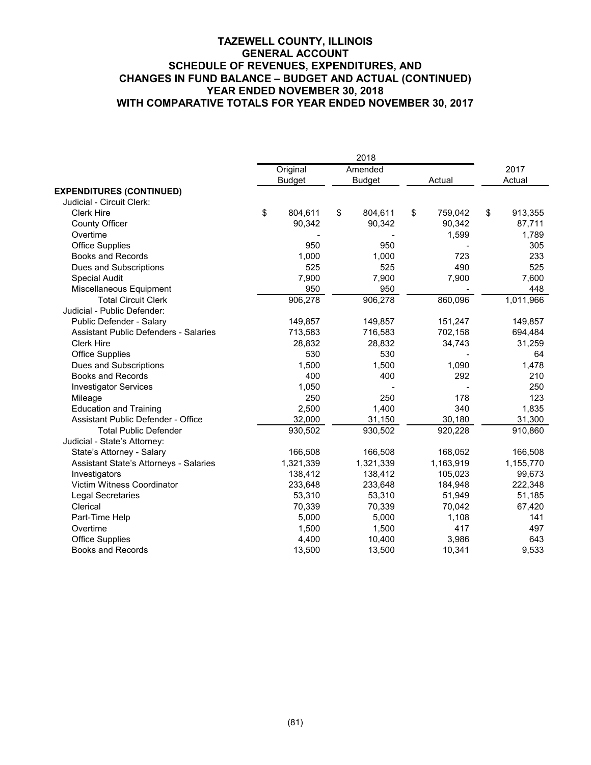# TAZEWELL COUNTY, ILLINOIS
## GENERAL ACCOUNT
## SCHEDULE OF REVENUES, EXPENDITURES, AND CHANGES IN FUND BALANCE – BUDGET AND ACTUAL (CONTINUED)
## YEAR ENDED NOVEMBER 30, 2018
## WITH COMPARATIVE TOTALS FOR YEAR ENDED NOVEMBER 30, 2017

| | 2018 | | | |
|---|---|---|---|---|
| | Original Budget | Amended Budget | Actual | 2017 Actual |
| **EXPENDITURES (CONTINUED)** | | | | |
| Judicial - Circuit Clerk: | | | | |
| Clerk Hire | $ 804,611 | $ 804,611 | $ 759,042 | $ 913,355 |
| County Officer | 90,342 | 90,342 | 90,342 | 87,711 |
| Overtime | - | - | 1,599 | 1,789 |
| Office Supplies | 950 | 950 | - | 305 |
| Books and Records | 1,000 | 1,000 | 723 | 233 |
| Dues and Subscriptions | 525 | 525 | 490 | 525 |
| Special Audit | 7,900 | 7,900 | 7,900 | 7,600 |
| Miscellaneous Equipment | 950 | 950 | - | 448 |
| Total Circuit Clerk | 906,278 | 906,278 | 860,096 | 1,011,966 |
| Judicial - Public Defender: | | | | |
| Public Defender - Salary | 149,857 | 149,857 | 151,247 | 149,857 |
| Assistant Public Defenders - Salaries | 713,583 | 716,583 | 702,158 | 694,484 |
| Clerk Hire | 28,832 | 28,832 | 34,743 | 31,259 |
| Office Supplies | 530 | 530 | - | 64 |
| Dues and Subscriptions | 1,500 | 1,500 | 1,090 | 1,478 |
| Books and Records | 400 | 400 | 292 | 210 |
| Investigator Services | 1,050 | - | - | 250 |
| Mileage | 250 | 250 | 178 | 123 |
| Education and Training | 2,500 | 1,400 | 340 | 1,835 |
| Assistant Public Defender - Office | 32,000 | 31,150 | 30,180 | 31,300 |
| Total Public Defender | 930,502 | 930,502 | 920,228 | 910,860 |
| Judicial - State's Attorney: | | | | |
| State's Attorney - Salary | 166,508 | 166,508 | 168,052 | 166,508 |
| Assistant State's Attorneys - Salaries | 1,321,339 | 1,321,339 | 1,163,919 | 1,155,770 |
| Investigators | 138,412 | 138,412 | 105,023 | 99,673 |
| Victim Witness Coordinator | 233,648 | 233,648 | 184,948 | 222,348 |
| Legal Secretaries | 53,310 | 53,310 | 51,949 | 51,185 |
| Clerical | 70,339 | 70,339 | 70,042 | 67,420 |
| Part-Time Help | 5,000 | 5,000 | 1,108 | 141 |
| Overtime | 1,500 | 1,500 | 417 | 497 |
| Office Supplies | 4,400 | 10,400 | 3,986 | 643 |
| Books and Records | 13,500 | 13,500 | 10,341 | 9,533 |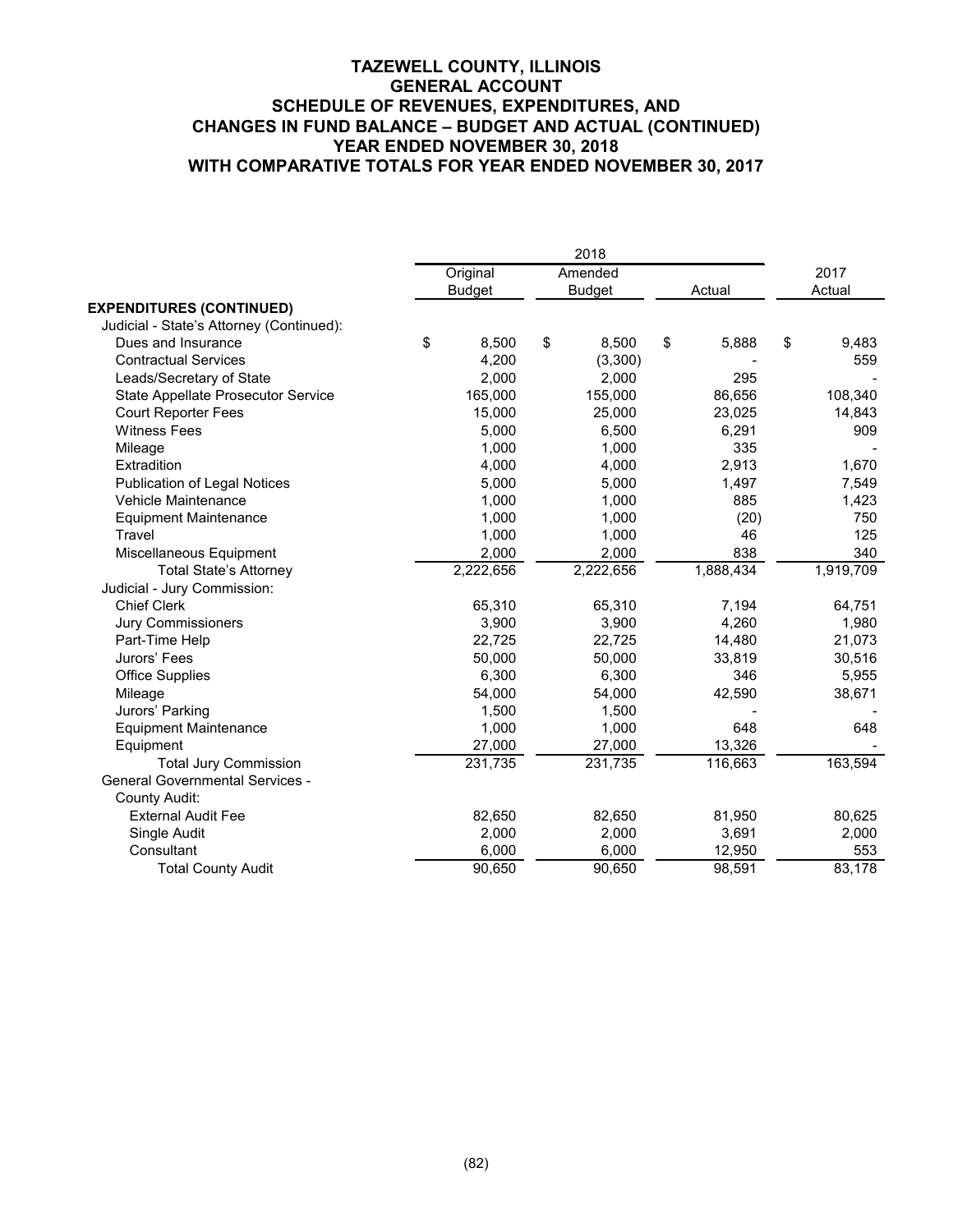# TAZEWELL COUNTY, ILLINOIS
## GENERAL ACCOUNT
## SCHEDULE OF REVENUES, EXPENDITURES, AND CHANGES IN FUND BALANCE – BUDGET AND ACTUAL (CONTINUED)
## YEAR ENDED NOVEMBER 30, 2018
## WITH COMPARATIVE TOTALS FOR YEAR ENDED NOVEMBER 30, 2017

| | 2018 | | | |
|---|---|---|---|---|
| | Original Budget | Amended Budget | Actual | 2017 Actual |
| **EXPENDITURES (CONTINUED)** | | | | |
| Judicial - State's Attorney (Continued): | | | | |
| Dues and Insurance | $ 8,500 | $ 8,500 | $ 5,888 | $ 9,483 |
| Contractual Services | 4,200 | (3,300) | - | 559 |
| Leads/Secretary of State | 2,000 | 2,000 | 295 | - |
| State Appellate Prosecutor Service | 165,000 | 155,000 | 86,656 | 108,340 |
| Court Reporter Fees | 15,000 | 25,000 | 23,025 | 14,843 |
| Witness Fees | 5,000 | 6,500 | 6,291 | 909 |
| Mileage | 1,000 | 1,000 | 335 | - |
| Extradition | 4,000 | 4,000 | 2,913 | 1,670 |
| Publication of Legal Notices | 5,000 | 5,000 | 1,497 | 7,549 |
| Vehicle Maintenance | 1,000 | 1,000 | 885 | 1,423 |
| Equipment Maintenance | 1,000 | 1,000 | (20) | 750 |
| Travel | 1,000 | 1,000 | 46 | 125 |
| Miscellaneous Equipment | 2,000 | 2,000 | 838 | 340 |
| Total State's Attorney | 2,222,656 | 2,222,656 | 1,888,434 | 1,919,709 |
| Judicial - Jury Commission: | | | | |
| Chief Clerk | 65,310 | 65,310 | 7,194 | 64,751 |
| Jury Commissioners | 3,900 | 3,900 | 4,260 | 1,980 |
| Part-Time Help | 22,725 | 22,725 | 14,480 | 21,073 |
| Jurors' Fees | 50,000 | 50,000 | 33,819 | 30,516 |
| Office Supplies | 6,300 | 6,300 | 346 | 5,955 |
| Mileage | 54,000 | 54,000 | 42,590 | 38,671 |
| Jurors' Parking | 1,500 | 1,500 | - | - |
| Equipment Maintenance | 1,000 | 1,000 | 648 | 648 |
| Equipment | 27,000 | 27,000 | 13,326 | - |
| Total Jury Commission | 231,735 | 231,735 | 116,663 | 163,594 |
| General Governmental Services - | | | | |
| County Audit: | | | | |
| External Audit Fee | 82,650 | 82,650 | 81,950 | 80,625 |
| Single Audit | 2,000 | 2,000 | 3,691 | 2,000 |
| Consultant | 6,000 | 6,000 | 12,950 | 553 |
| Total County Audit | 90,650 | 90,650 | 98,591 | 83,178 |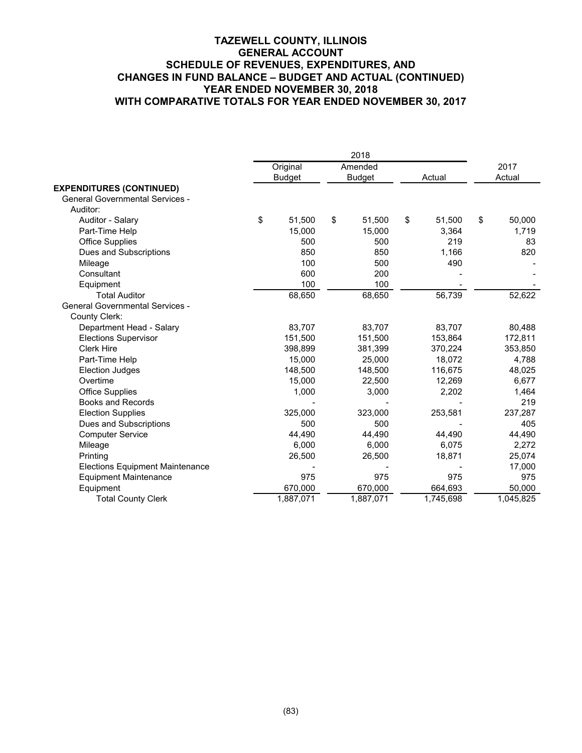# TAZEWELL COUNTY, ILLINOIS
## GENERAL ACCOUNT
## SCHEDULE OF REVENUES, EXPENDITURES, AND CHANGES IN FUND BALANCE – BUDGET AND ACTUAL (CONTINUED)
## YEAR ENDED NOVEMBER 30, 2018
## WITH COMPARATIVE TOTALS FOR YEAR ENDED NOVEMBER 30, 2017

| | 2018 | | | |
|---|---|---|---|---|
| | Original Budget | Amended Budget | Actual | 2017 Actual |
| **EXPENDITURES (CONTINUED)** | | | | |
| General Governmental Services - Auditor: | | | | |
| Auditor - Salary | $ 51,500 | $ 51,500 | $ 51,500 | $ 50,000 |
| Part-Time Help | 15,000 | 15,000 | 3,364 | 1,719 |
| Office Supplies | 500 | 500 | 219 | 83 |
| Dues and Subscriptions | 850 | 850 | 1,166 | 820 |
| Mileage | 100 | 500 | 490 | - |
| Consultant | 600 | 200 | - | - |
| Equipment | 100 | 100 | - | - |
| Total Auditor | 68,650 | 68,650 | 56,739 | 52,622 |
| General Governmental Services - County Clerk: | | | | |
| Department Head - Salary | 83,707 | 83,707 | 83,707 | 80,488 |
| Elections Supervisor | 151,500 | 151,500 | 153,864 | 172,811 |
| Clerk Hire | 398,899 | 381,399 | 370,224 | 353,850 |
| Part-Time Help | 15,000 | 25,000 | 18,072 | 4,788 |
| Election Judges | 148,500 | 148,500 | 116,675 | 48,025 |
| Overtime | 15,000 | 22,500 | 12,269 | 6,677 |
| Office Supplies | 1,000 | 3,000 | 2,202 | 1,464 |
| Books and Records | - | - | - | 219 |
| Election Supplies | 325,000 | 323,000 | 253,581 | 237,287 |
| Dues and Subscriptions | 500 | 500 | - | 405 |
| Computer Service | 44,490 | 44,490 | 44,490 | 44,490 |
| Mileage | 6,000 | 6,000 | 6,075 | 2,272 |
| Printing | 26,500 | 26,500 | 18,871 | 25,074 |
| Elections Equipment Maintenance | - | - | - | 17,000 |
| Equipment Maintenance | 975 | 975 | 975 | 975 |
| Equipment | 670,000 | 670,000 | 664,693 | 50,000 |
| Total County Clerk | 1,887,071 | 1,887,071 | 1,745,698 | 1,045,825 |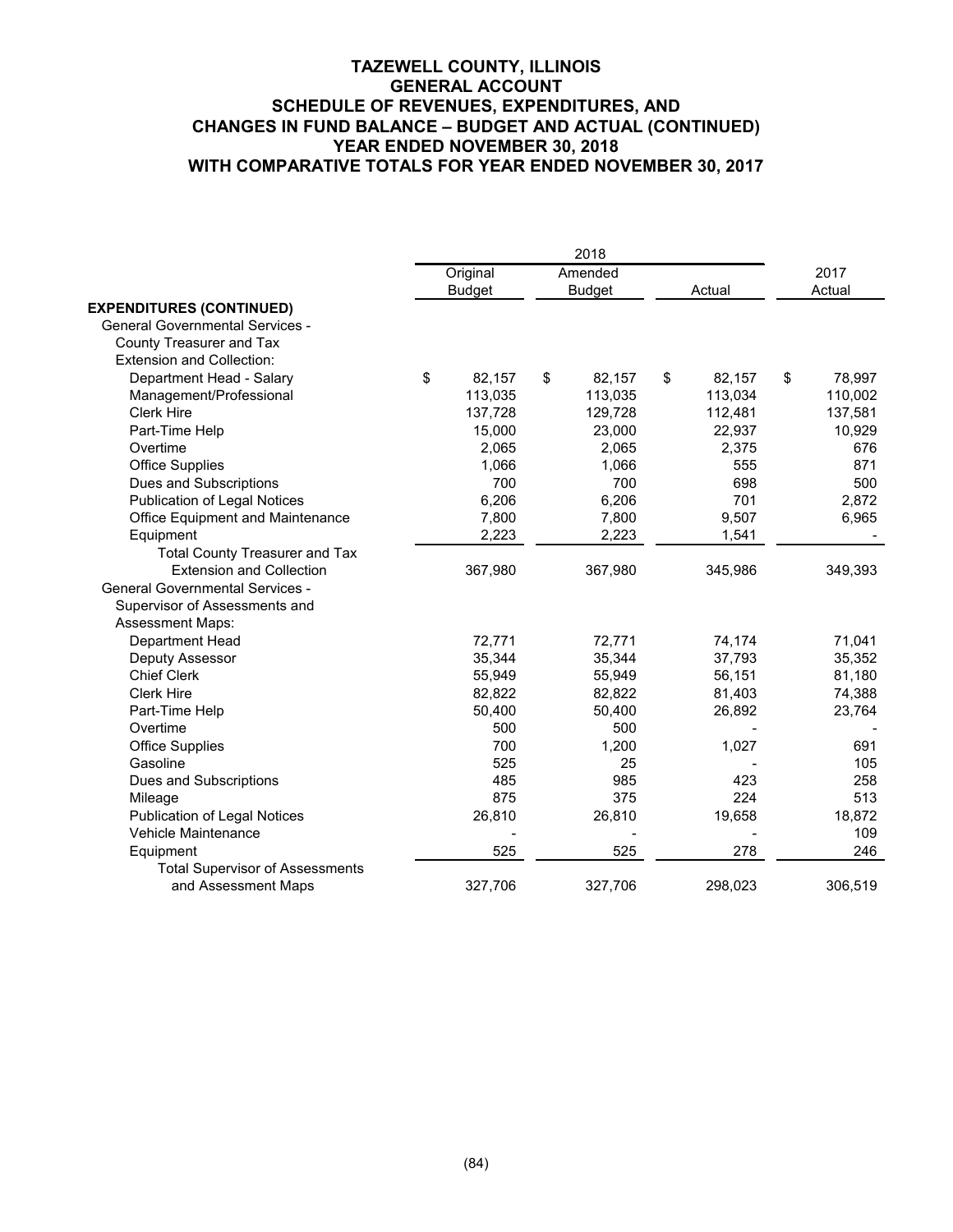# TAZEWELL COUNTY, ILLINOIS
## GENERAL ACCOUNT
## SCHEDULE OF REVENUES, EXPENDITURES, AND CHANGES IN FUND BALANCE – BUDGET AND ACTUAL (CONTINUED)
## YEAR ENDED NOVEMBER 30, 2018
## WITH COMPARATIVE TOTALS FOR YEAR ENDED NOVEMBER 30, 2017

| | 2018 | | | |
|---|---|---|---|---|
| | Original Budget | Amended Budget | Actual | 2017 Actual |
| **EXPENDITURES (CONTINUED)** | | | | |
| General Governmental Services - County Treasurer and Tax Extension and Collection: | | | | |
| Department Head - Salary | $ 82,157 | $ 82,157 | $ 82,157 | $ 78,997 |
| Management/Professional | 113,035 | 113,035 | 113,034 | 110,002 |
| Clerk Hire | 137,728 | 129,728 | 112,481 | 137,581 |
| Part-Time Help | 15,000 | 23,000 | 22,937 | 10,929 |
| Overtime | 2,065 | 2,065 | 2,375 | 676 |
| Office Supplies | 1,066 | 1,066 | 555 | 871 |
| Dues and Subscriptions | 700 | 700 | 698 | 500 |
| Publication of Legal Notices | 6,206 | 6,206 | 701 | 2,872 |
| Office Equipment and Maintenance | 7,800 | 7,800 | 9,507 | 6,965 |
| Equipment | 2,223 | 2,223 | 1,541 | - |
| Total County Treasurer and Tax Extension and Collection | 367,980 | 367,980 | 345,986 | 349,393 |
| General Governmental Services - Supervisor of Assessments and Assessment Maps: | | | | |
| Department Head | 72,771 | 72,771 | 74,174 | 71,041 |
| Deputy Assessor | 35,344 | 35,344 | 37,793 | 35,352 |
| Chief Clerk | 55,949 | 55,949 | 56,151 | 81,180 |
| Clerk Hire | 82,822 | 82,822 | 81,403 | 74,388 |
| Part-Time Help | 50,400 | 50,400 | 26,892 | 23,764 |
| Overtime | 500 | 500 | - | - |
| Office Supplies | 700 | 1,200 | 1,027 | 691 |
| Gasoline | 525 | 25 | - | 105 |
| Dues and Subscriptions | 485 | 985 | 423 | 258 |
| Mileage | 875 | 375 | 224 | 513 |
| Publication of Legal Notices | 26,810 | 26,810 | 19,658 | 18,872 |
| Vehicle Maintenance | - | - | - | 109 |
| Equipment | 525 | 525 | 278 | 246 |
| Total Supervisor of Assessments and Assessment Maps | 327,706 | 327,706 | 298,023 | 306,519 |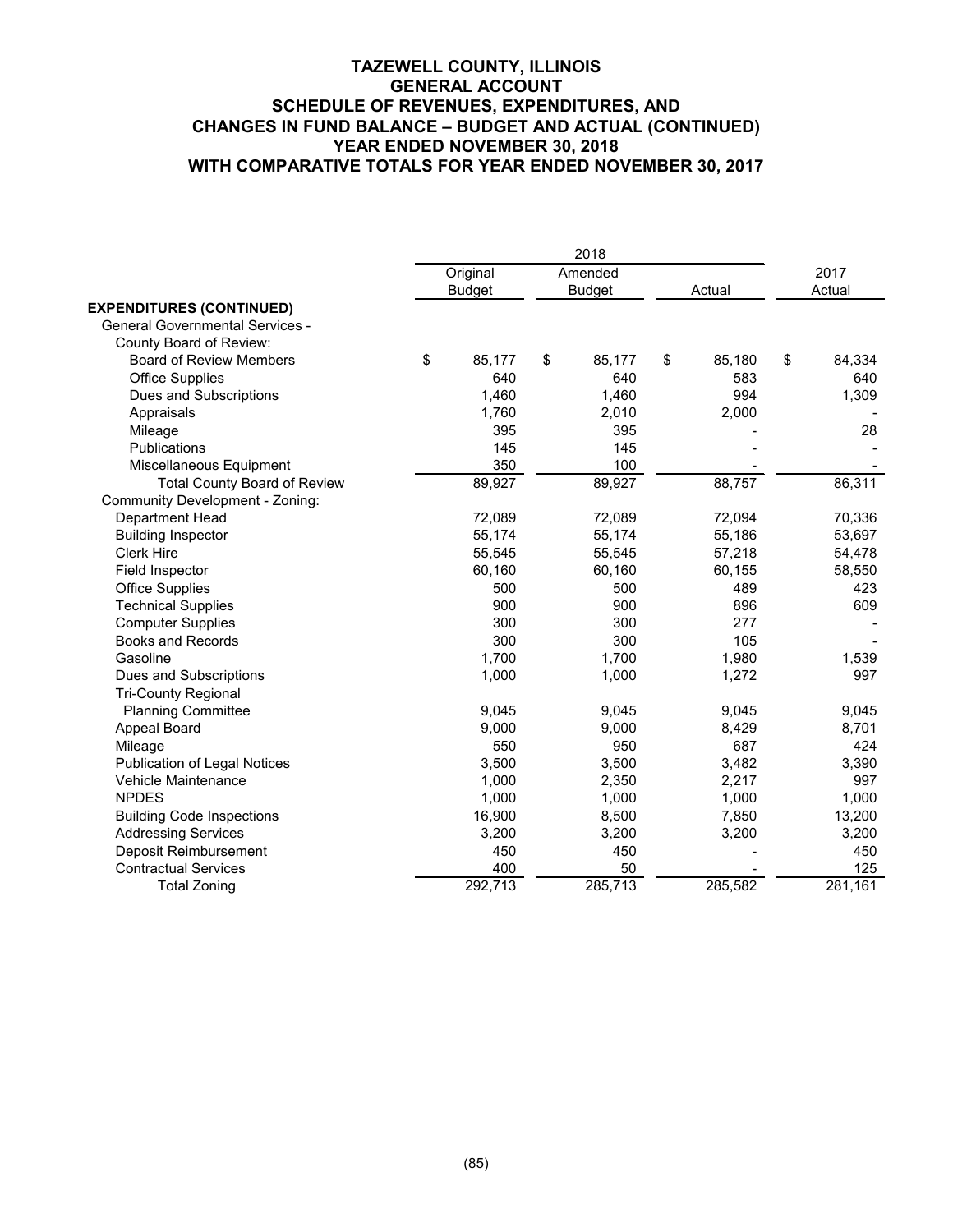# TAZEWELL COUNTY, ILLINOIS
## GENERAL ACCOUNT
## SCHEDULE OF REVENUES, EXPENDITURES, AND CHANGES IN FUND BALANCE – BUDGET AND ACTUAL (CONTINUED)
## YEAR ENDED NOVEMBER 30, 2018
## WITH COMPARATIVE TOTALS FOR YEAR ENDED NOVEMBER 30, 2017

| | 2018 | | | |
|---|---|---|---|---|
| | Original Budget | Amended Budget | Actual | 2017 Actual |
| **EXPENDITURES (CONTINUED)** | | | | |
| General Governmental Services - | | | | |
| County Board of Review: | | | | |
| Board of Review Members | $ 85,177 | $ 85,177 | $ 85,180 | $ 84,334 |
| Office Supplies | 640 | 640 | 583 | 640 |
| Dues and Subscriptions | 1,460 | 1,460 | 994 | 1,309 |
| Appraisals | 1,760 | 2,010 | 2,000 | - |
| Mileage | 395 | 395 | - | 28 |
| Publications | 145 | 145 | - | - |
| Miscellaneous Equipment | 350 | 100 | - | - |
| Total County Board of Review | 89,927 | 89,927 | 88,757 | 86,311 |
| Community Development - Zoning: | | | | |
| Department Head | 72,089 | 72,089 | 72,094 | 70,336 |
| Building Inspector | 55,174 | 55,174 | 55,186 | 53,697 |
| Clerk Hire | 55,545 | 55,545 | 57,218 | 54,478 |
| Field Inspector | 60,160 | 60,160 | 60,155 | 58,550 |
| Office Supplies | 500 | 500 | 489 | 423 |
| Technical Supplies | 900 | 900 | 896 | 609 |
| Computer Supplies | 300 | 300 | 277 | - |
| Books and Records | 300 | 300 | 105 | - |
| Gasoline | 1,700 | 1,700 | 1,980 | 1,539 |
| Dues and Subscriptions | 1,000 | 1,000 | 1,272 | 997 |
| Tri-County Regional Planning Committee | 9,045 | 9,045 | 9,045 | 9,045 |
| Appeal Board | 9,000 | 9,000 | 8,429 | 8,701 |
| Mileage | 550 | 950 | 687 | 424 |
| Publication of Legal Notices | 3,500 | 3,500 | 3,482 | 3,390 |
| Vehicle Maintenance | 1,000 | 2,350 | 2,217 | 997 |
| NPDES | 1,000 | 1,000 | 1,000 | 1,000 |
| Building Code Inspections | 16,900 | 8,500 | 7,850 | 13,200 |
| Addressing Services | 3,200 | 3,200 | 3,200 | 3,200 |
| Deposit Reimbursement | 450 | 450 | - | 450 |
| Contractual Services | 400 | 50 | - | 125 |
| Total Zoning | 292,713 | 285,713 | 285,582 | 281,161 |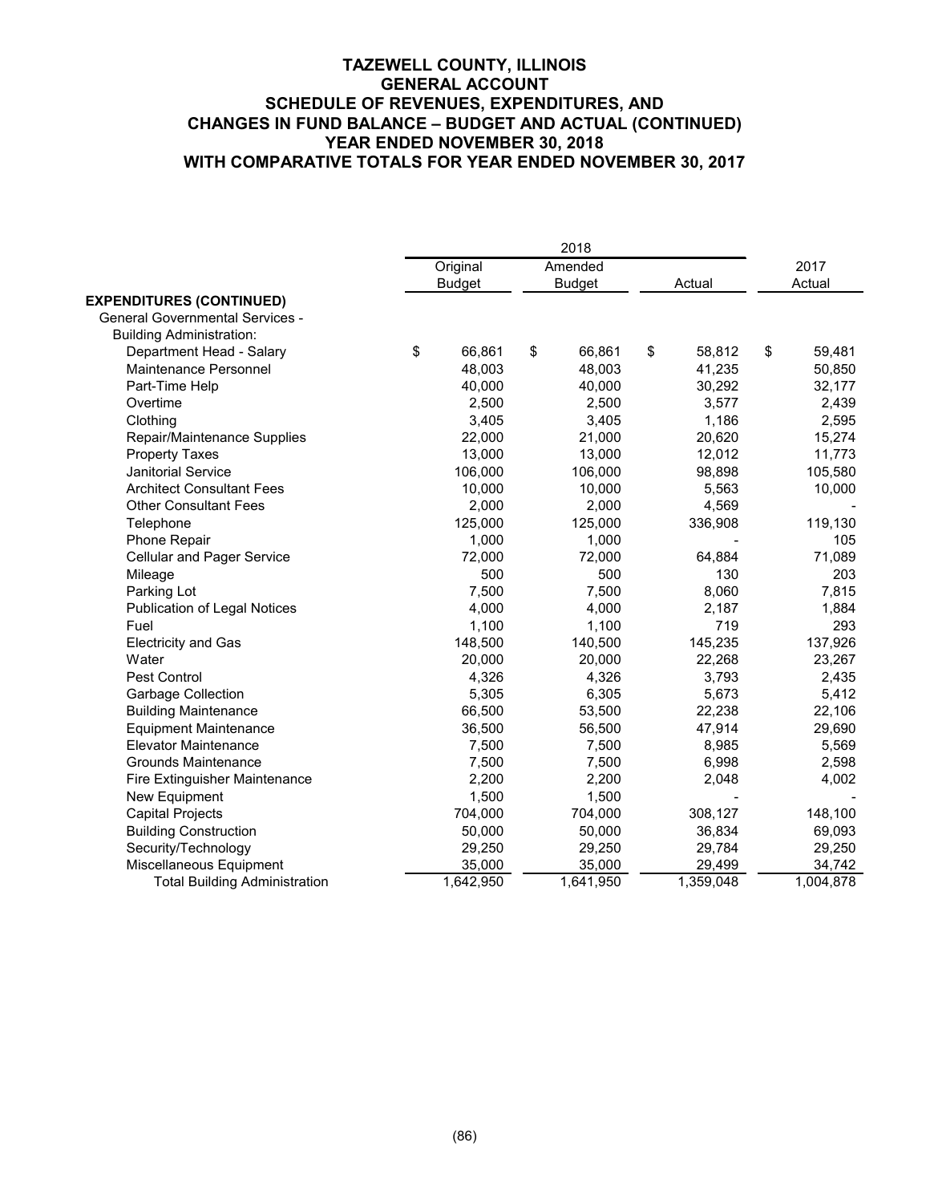# TAZEWELL COUNTY, ILLINOIS
## GENERAL ACCOUNT
## SCHEDULE OF REVENUES, EXPENDITURES, AND CHANGES IN FUND BALANCE – BUDGET AND ACTUAL (CONTINUED)
## YEAR ENDED NOVEMBER 30, 2018
## WITH COMPARATIVE TOTALS FOR YEAR ENDED NOVEMBER 30, 2017

| | 2018 | | | |
|---|---|---|---|---|
| | Original Budget | Amended Budget | Actual | 2017 Actual |
| **EXPENDITURES (CONTINUED)** | | | | |
| General Governmental Services - | | | | |
| Building Administration: | | | | |
| Department Head - Salary | $ 66,861 | $ 66,861 | $ 58,812 | $ 59,481 |
| Maintenance Personnel | 48,003 | 48,003 | 41,235 | 50,850 |
| Part-Time Help | 40,000 | 40,000 | 30,292 | 32,177 |
| Overtime | 2,500 | 2,500 | 3,577 | 2,439 |
| Clothing | 3,405 | 3,405 | 1,186 | 2,595 |
| Repair/Maintenance Supplies | 22,000 | 21,000 | 20,620 | 15,274 |
| Property Taxes | 13,000 | 13,000 | 12,012 | 11,773 |
| Janitorial Service | 106,000 | 106,000 | 98,898 | 105,580 |
| Architect Consultant Fees | 10,000 | 10,000 | 5,563 | 10,000 |
| Other Consultant Fees | 2,000 | 2,000 | 4,569 | - |
| Telephone | 125,000 | 125,000 | 336,908 | 119,130 |
| Phone Repair | 1,000 | 1,000 | - | 105 |
| Cellular and Pager Service | 72,000 | 72,000 | 64,884 | 71,089 |
| Mileage | 500 | 500 | 130 | 203 |
| Parking Lot | 7,500 | 7,500 | 8,060 | 7,815 |
| Publication of Legal Notices | 4,000 | 4,000 | 2,187 | 1,884 |
| Fuel | 1,100 | 1,100 | 719 | 293 |
| Electricity and Gas | 148,500 | 140,500 | 145,235 | 137,926 |
| Water | 20,000 | 20,000 | 22,268 | 23,267 |
| Pest Control | 4,326 | 4,326 | 3,793 | 2,435 |
| Garbage Collection | 5,305 | 6,305 | 5,673 | 5,412 |
| Building Maintenance | 66,500 | 53,500 | 22,238 | 22,106 |
| Equipment Maintenance | 36,500 | 56,500 | 47,914 | 29,690 |
| Elevator Maintenance | 7,500 | 7,500 | 8,985 | 5,569 |
| Grounds Maintenance | 7,500 | 7,500 | 6,998 | 2,598 |
| Fire Extinguisher Maintenance | 2,200 | 2,200 | 2,048 | 4,002 |
| New Equipment | 1,500 | 1,500 | - | - |
| Capital Projects | 704,000 | 704,000 | 308,127 | 148,100 |
| Building Construction | 50,000 | 50,000 | 36,834 | 69,093 |
| Security/Technology | 29,250 | 29,250 | 29,784 | 29,250 |
| Miscellaneous Equipment | 35,000 | 35,000 | 29,499 | 34,742 |
| Total Building Administration | 1,642,950 | 1,641,950 | 1,359,048 | 1,004,878 |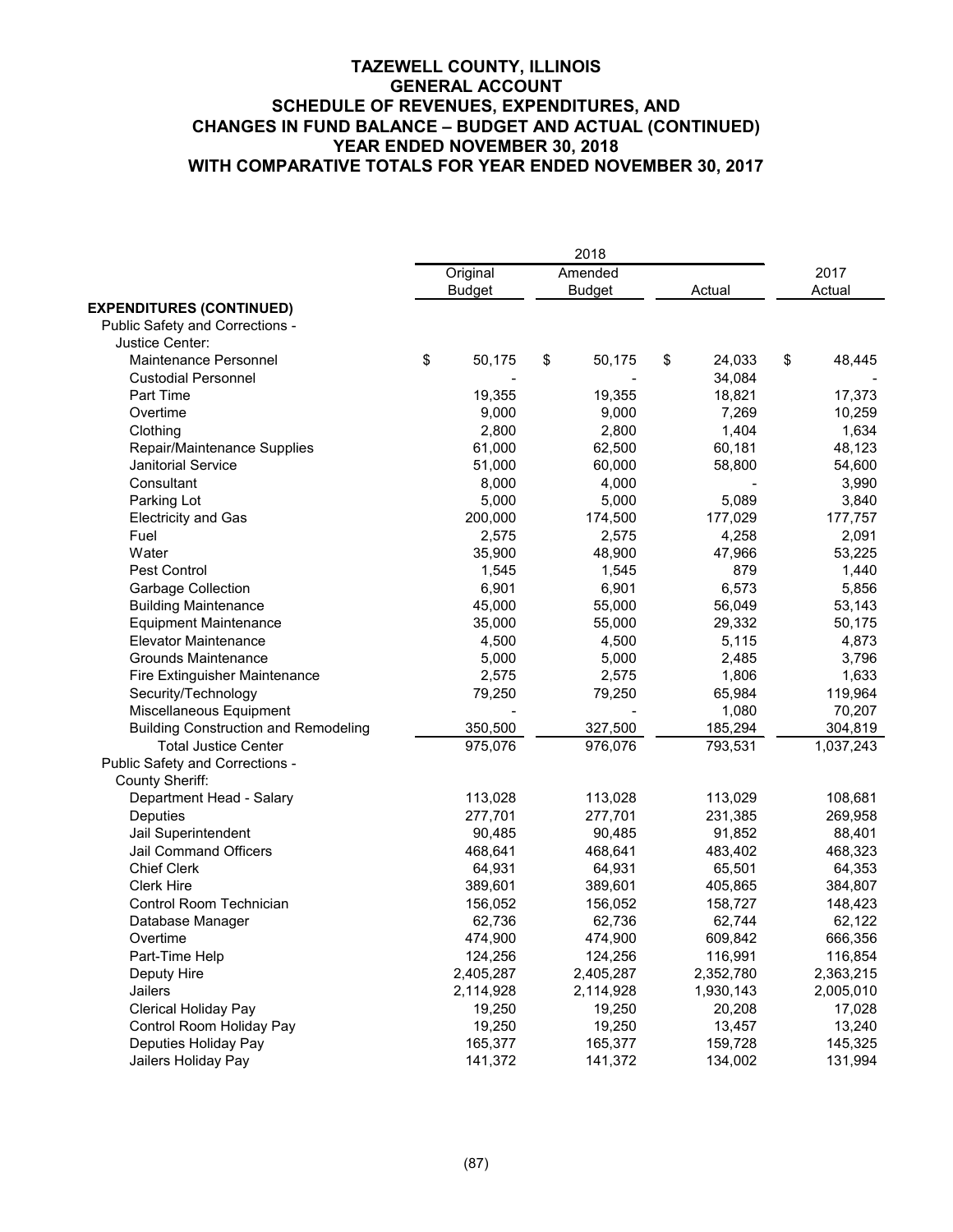# TAZEWELL COUNTY, ILLINOIS
## GENERAL ACCOUNT
## SCHEDULE OF REVENUES, EXPENDITURES, AND CHANGES IN FUND BALANCE – BUDGET AND ACTUAL (CONTINUED)
## YEAR ENDED NOVEMBER 30, 2018
## WITH COMPARATIVE TOTALS FOR YEAR ENDED NOVEMBER 30, 2017

| | 2018 | | | |
|---|---|---|---|---|
| | Original Budget | Amended Budget | Actual | 2017 Actual |
| **EXPENDITURES (CONTINUED)** | | | | |
| Public Safety and Corrections - | | | | |
| Justice Center: | | | | |
| Maintenance Personnel | $ 50,175 | $ 50,175 | $ 24,033 | $ 48,445 |
| Custodial Personnel | - | - | 34,084 | - |
| Part Time | 19,355 | 19,355 | 18,821 | 17,373 |
| Overtime | 9,000 | 9,000 | 7,269 | 10,259 |
| Clothing | 2,800 | 2,800 | 1,404 | 1,634 |
| Repair/Maintenance Supplies | 61,000 | 62,500 | 60,181 | 48,123 |
| Janitorial Service | 51,000 | 60,000 | 58,800 | 54,600 |
| Consultant | 8,000 | 4,000 | - | 3,990 |
| Parking Lot | 5,000 | 5,000 | 5,089 | 3,840 |
| Electricity and Gas | 200,000 | 174,500 | 177,029 | 177,757 |
| Fuel | 2,575 | 2,575 | 4,258 | 2,091 |
| Water | 35,900 | 48,900 | 47,966 | 53,225 |
| Pest Control | 1,545 | 1,545 | 879 | 1,440 |
| Garbage Collection | 6,901 | 6,901 | 6,573 | 5,856 |
| Building Maintenance | 45,000 | 55,000 | 56,049 | 53,143 |
| Equipment Maintenance | 35,000 | 55,000 | 29,332 | 50,175 |
| Elevator Maintenance | 4,500 | 4,500 | 5,115 | 4,873 |
| Grounds Maintenance | 5,000 | 5,000 | 2,485 | 3,796 |
| Fire Extinguisher Maintenance | 2,575 | 2,575 | 1,806 | 1,633 |
| Security/Technology | 79,250 | 79,250 | 65,984 | 119,964 |
| Miscellaneous Equipment | - | - | 1,080 | 70,207 |
| Building Construction and Remodeling | 350,500 | 327,500 | 185,294 | 304,819 |
| Total Justice Center | 975,076 | 976,076 | 793,531 | 1,037,243 |
| Public Safety and Corrections - | | | | |
| County Sheriff: | | | | |
| Department Head - Salary | 113,028 | 113,028 | 113,029 | 108,681 |
| Deputies | 277,701 | 277,701 | 231,385 | 269,958 |
| Jail Superintendent | 90,485 | 90,485 | 91,852 | 88,401 |
| Jail Command Officers | 468,641 | 468,641 | 483,402 | 468,323 |
| Chief Clerk | 64,931 | 64,931 | 65,501 | 64,353 |
| Clerk Hire | 389,601 | 389,601 | 405,865 | 384,807 |
| Control Room Technician | 156,052 | 156,052 | 158,727 | 148,423 |
| Database Manager | 62,736 | 62,736 | 62,744 | 62,122 |
| Overtime | 474,900 | 474,900 | 609,842 | 666,356 |
| Part-Time Help | 124,256 | 124,256 | 116,991 | 116,854 |
| Deputy Hire | 2,405,287 | 2,405,287 | 2,352,780 | 2,363,215 |
| Jailers | 2,114,928 | 2,114,928 | 1,930,143 | 2,005,010 |
| Clerical Holiday Pay | 19,250 | 19,250 | 20,208 | 17,028 |
| Control Room Holiday Pay | 19,250 | 19,250 | 13,457 | 13,240 |
| Deputies Holiday Pay | 165,377 | 165,377 | 159,728 | 145,325 |
| Jailers Holiday Pay | 141,372 | 141,372 | 134,002 | 131,994 |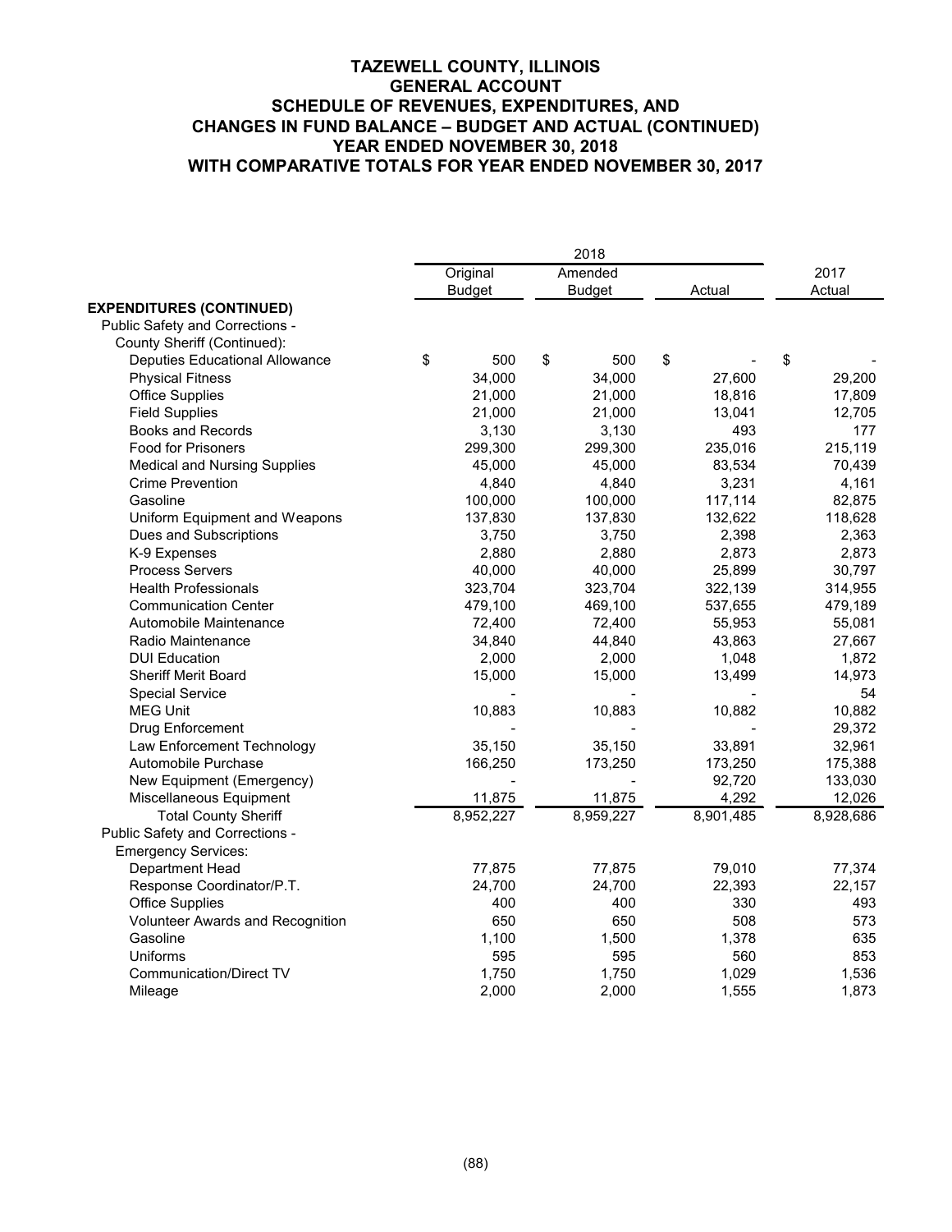# TAZEWELL COUNTY, ILLINOIS
## GENERAL ACCOUNT
## SCHEDULE OF REVENUES, EXPENDITURES, AND CHANGES IN FUND BALANCE – BUDGET AND ACTUAL (CONTINUED)
## YEAR ENDED NOVEMBER 30, 2018
## WITH COMPARATIVE TOTALS FOR YEAR ENDED NOVEMBER 30, 2017

| | 2018 | | | |
|---|---|---|---|---|
| | Original Budget | Amended Budget | Actual | 2017 Actual |
| **EXPENDITURES (CONTINUED)** | | | | |
| Public Safety and Corrections - | | | | |
| County Sheriff (Continued): | | | | |
| Deputies Educational Allowance | $ 500 | $ 500 | $ - | $ - |
| Physical Fitness | 34,000 | 34,000 | 27,600 | 29,200 |
| Office Supplies | 21,000 | 21,000 | 18,816 | 17,809 |
| Field Supplies | 21,000 | 21,000 | 13,041 | 12,705 |
| Books and Records | 3,130 | 3,130 | 493 | 177 |
| Food for Prisoners | 299,300 | 299,300 | 235,016 | 215,119 |
| Medical and Nursing Supplies | 45,000 | 45,000 | 83,534 | 70,439 |
| Crime Prevention | 4,840 | 4,840 | 3,231 | 4,161 |
| Gasoline | 100,000 | 100,000 | 117,114 | 82,875 |
| Uniform Equipment and Weapons | 137,830 | 137,830 | 132,622 | 118,628 |
| Dues and Subscriptions | 3,750 | 3,750 | 2,398 | 2,363 |
| K-9 Expenses | 2,880 | 2,880 | 2,873 | 2,873 |
| Process Servers | 40,000 | 40,000 | 25,899 | 30,797 |
| Health Professionals | 323,704 | 323,704 | 322,139 | 314,955 |
| Communication Center | 479,100 | 469,100 | 537,655 | 479,189 |
| Automobile Maintenance | 72,400 | 72,400 | 55,953 | 55,081 |
| Radio Maintenance | 34,840 | 44,840 | 43,863 | 27,667 |
| DUI Education | 2,000 | 2,000 | 1,048 | 1,872 |
| Sheriff Merit Board | 15,000 | 15,000 | 13,499 | 14,973 |
| Special Service | - | - | - | 54 |
| MEG Unit | 10,883 | 10,883 | 10,882 | 10,882 |
| Drug Enforcement | - | - | - | 29,372 |
| Law Enforcement Technology | 35,150 | 35,150 | 33,891 | 32,961 |
| Automobile Purchase | 166,250 | 173,250 | 173,250 | 175,388 |
| New Equipment (Emergency) | - | - | 92,720 | 133,030 |
| Miscellaneous Equipment | 11,875 | 11,875 | 4,292 | 12,026 |
| Total County Sheriff | 8,952,227 | 8,959,227 | 8,901,485 | 8,928,686 |
| Public Safety and Corrections - | | | | |
| Emergency Services: | | | | |
| Department Head | 77,875 | 77,875 | 79,010 | 77,374 |
| Response Coordinator/P.T. | 24,700 | 24,700 | 22,393 | 22,157 |
| Office Supplies | 400 | 400 | 330 | 493 |
| Volunteer Awards and Recognition | 650 | 650 | 508 | 573 |
| Gasoline | 1,100 | 1,500 | 1,378 | 635 |
| Uniforms | 595 | 595 | 560 | 853 |
| Communication/Direct TV | 1,750 | 1,750 | 1,029 | 1,536 |
| Mileage | 2,000 | 2,000 | 1,555 | 1,873 |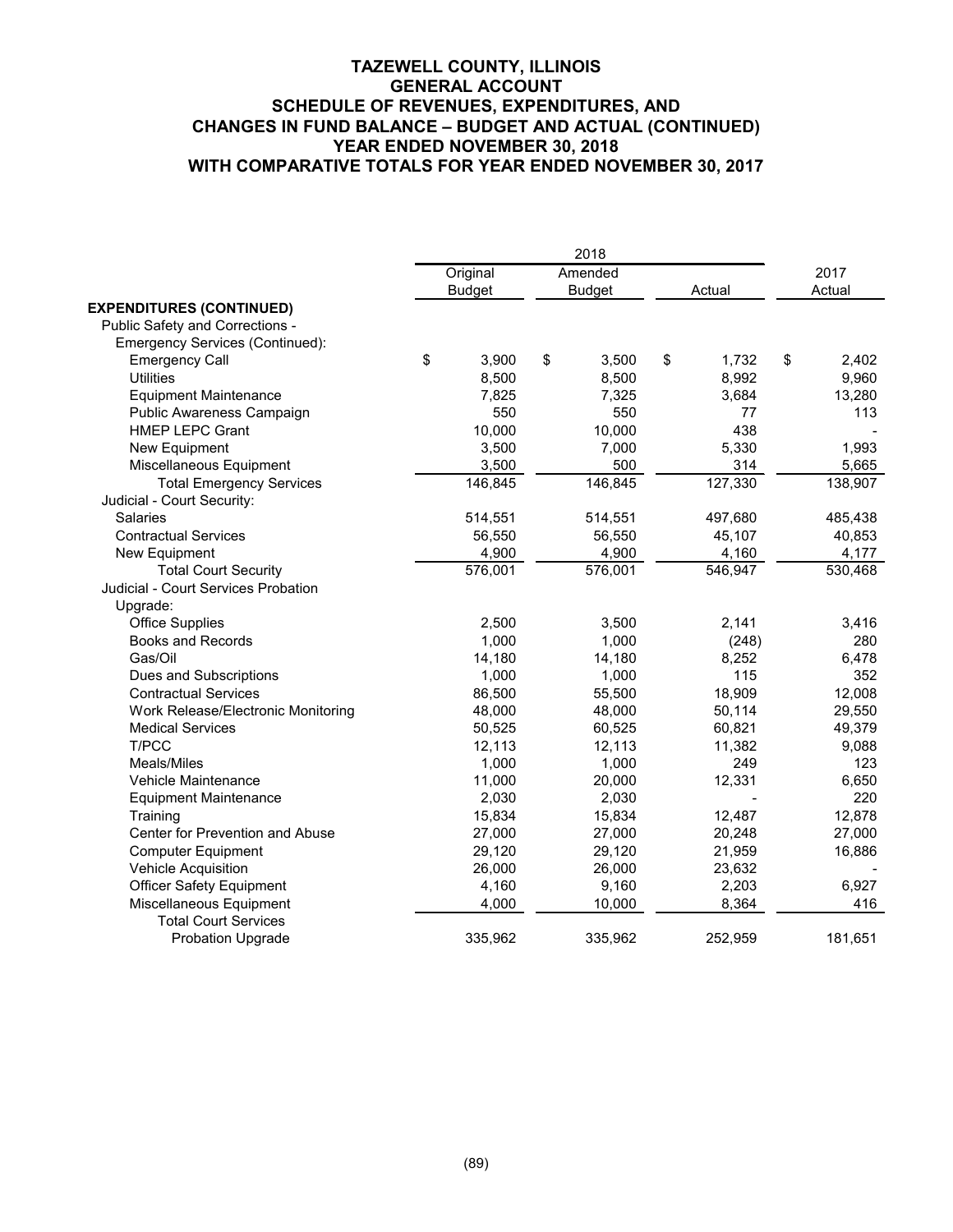# TAZEWELL COUNTY, ILLINOIS
## GENERAL ACCOUNT
## SCHEDULE OF REVENUES, EXPENDITURES, AND CHANGES IN FUND BALANCE – BUDGET AND ACTUAL (CONTINUED)
## YEAR ENDED NOVEMBER 30, 2018
## WITH COMPARATIVE TOTALS FOR YEAR ENDED NOVEMBER 30, 2017

| | 2018 | | | |
|---|---|---|---|---|
| | Original Budget | Amended Budget | Actual | 2017 Actual |
| **EXPENDITURES (CONTINUED)** | | | | |
| Public Safety and Corrections - | | | | |
| Emergency Services (Continued): | | | | |
| Emergency Call | $ 3,900 | $ 3,500 | $ 1,732 | $ 2,402 |
| Utilities | 8,500 | 8,500 | 8,992 | 9,960 |
| Equipment Maintenance | 7,825 | 7,325 | 3,684 | 13,280 |
| Public Awareness Campaign | 550 | 550 | 77 | 113 |
| HMEP LEPC Grant | 10,000 | 10,000 | 438 | - |
| New Equipment | 3,500 | 7,000 | 5,330 | 1,993 |
| Miscellaneous Equipment | 3,500 | 500 | 314 | 5,665 |
| Total Emergency Services | 146,845 | 146,845 | 127,330 | 138,907 |
| Judicial - Court Security: | | | | |
| Salaries | 514,551 | 514,551 | 497,680 | 485,438 |
| Contractual Services | 56,550 | 56,550 | 45,107 | 40,853 |
| New Equipment | 4,900 | 4,900 | 4,160 | 4,177 |
| Total Court Security | 576,001 | 576,001 | 546,947 | 530,468 |
| Judicial - Court Services Probation Upgrade: | | | | |
| Office Supplies | 2,500 | 3,500 | 2,141 | 3,416 |
| Books and Records | 1,000 | 1,000 | (248) | 280 |
| Gas/Oil | 14,180 | 14,180 | 8,252 | 6,478 |
| Dues and Subscriptions | 1,000 | 1,000 | 115 | 352 |
| Contractual Services | 86,500 | 55,500 | 18,909 | 12,008 |
| Work Release/Electronic Monitoring | 48,000 | 48,000 | 50,114 | 29,550 |
| Medical Services | 50,525 | 60,525 | 60,821 | 49,379 |
| T/PCC | 12,113 | 12,113 | 11,382 | 9,088 |
| Meals/Miles | 1,000 | 1,000 | 249 | 123 |
| Vehicle Maintenance | 11,000 | 20,000 | 12,331 | 6,650 |
| Equipment Maintenance | 2,030 | 2,030 | - | 220 |
| Training | 15,834 | 15,834 | 12,487 | 12,878 |
| Center for Prevention and Abuse | 27,000 | 27,000 | 20,248 | 27,000 |
| Computer Equipment | 29,120 | 29,120 | 21,959 | 16,886 |
| Vehicle Acquisition | 26,000 | 26,000 | 23,632 | - |
| Officer Safety Equipment | 4,160 | 9,160 | 2,203 | 6,927 |
| Miscellaneous Equipment | 4,000 | 10,000 | 8,364 | 416 |
| Total Court Services Probation Upgrade | 335,962 | 335,962 | 252,959 | 181,651 |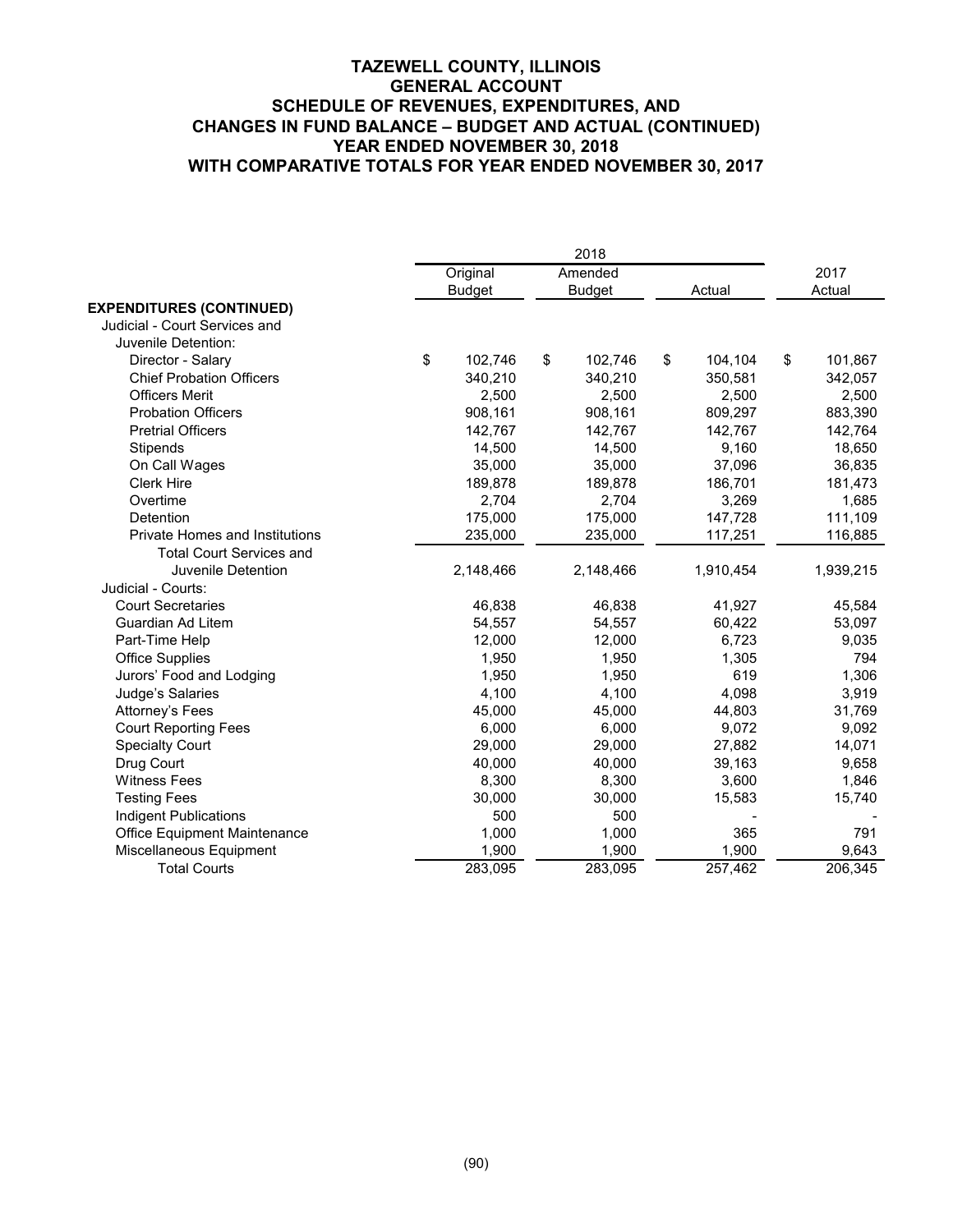# TAZEWELL COUNTY, ILLINOIS
## GENERAL ACCOUNT
## SCHEDULE OF REVENUES, EXPENDITURES, AND CHANGES IN FUND BALANCE – BUDGET AND ACTUAL (CONTINUED)
## YEAR ENDED NOVEMBER 30, 2018
## WITH COMPARATIVE TOTALS FOR YEAR ENDED NOVEMBER 30, 2017

| | 2018 | | | |
|---|---|---|---|---|
| | Original Budget | Amended Budget | Actual | 2017 Actual |
| **EXPENDITURES (CONTINUED)** | | | | |
| Judicial - Court Services and Juvenile Detention: | | | | |
| Director - Salary | $ 102,746 | $ 102,746 | $ 104,104 | $ 101,867 |
| Chief Probation Officers | 340,210 | 340,210 | 350,581 | 342,057 |
| Officers Merit | 2,500 | 2,500 | 2,500 | 2,500 |
| Probation Officers | 908,161 | 908,161 | 809,297 | 883,390 |
| Pretrial Officers | 142,767 | 142,767 | 142,767 | 142,764 |
| Stipends | 14,500 | 14,500 | 9,160 | 18,650 |
| On Call Wages | 35,000 | 35,000 | 37,096 | 36,835 |
| Clerk Hire | 189,878 | 189,878 | 186,701 | 181,473 |
| Overtime | 2,704 | 2,704 | 3,269 | 1,685 |
| Detention | 175,000 | 175,000 | 147,728 | 111,109 |
| Private Homes and Institutions | 235,000 | 235,000 | 117,251 | 116,885 |
| Total Court Services and Juvenile Detention | 2,148,466 | 2,148,466 | 1,910,454 | 1,939,215 |
| Judicial - Courts: | | | | |
| Court Secretaries | 46,838 | 46,838 | 41,927 | 45,584 |
| Guardian Ad Litem | 54,557 | 54,557 | 60,422 | 53,097 |
| Part-Time Help | 12,000 | 12,000 | 6,723 | 9,035 |
| Office Supplies | 1,950 | 1,950 | 1,305 | 794 |
| Jurors' Food and Lodging | 1,950 | 1,950 | 619 | 1,306 |
| Judge's Salaries | 4,100 | 4,100 | 4,098 | 3,919 |
| Attorney's Fees | 45,000 | 45,000 | 44,803 | 31,769 |
| Court Reporting Fees | 6,000 | 6,000 | 9,072 | 9,092 |
| Specialty Court | 29,000 | 29,000 | 27,882 | 14,071 |
| Drug Court | 40,000 | 40,000 | 39,163 | 9,658 |
| Witness Fees | 8,300 | 8,300 | 3,600 | 1,846 |
| Testing Fees | 30,000 | 30,000 | 15,583 | 15,740 |
| Indigent Publications | 500 | 500 | - | - |
| Office Equipment Maintenance | 1,000 | 1,000 | 365 | 791 |
| Miscellaneous Equipment | 1,900 | 1,900 | 1,900 | 9,643 |
| Total Courts | 283,095 | 283,095 | 257,462 | 206,345 |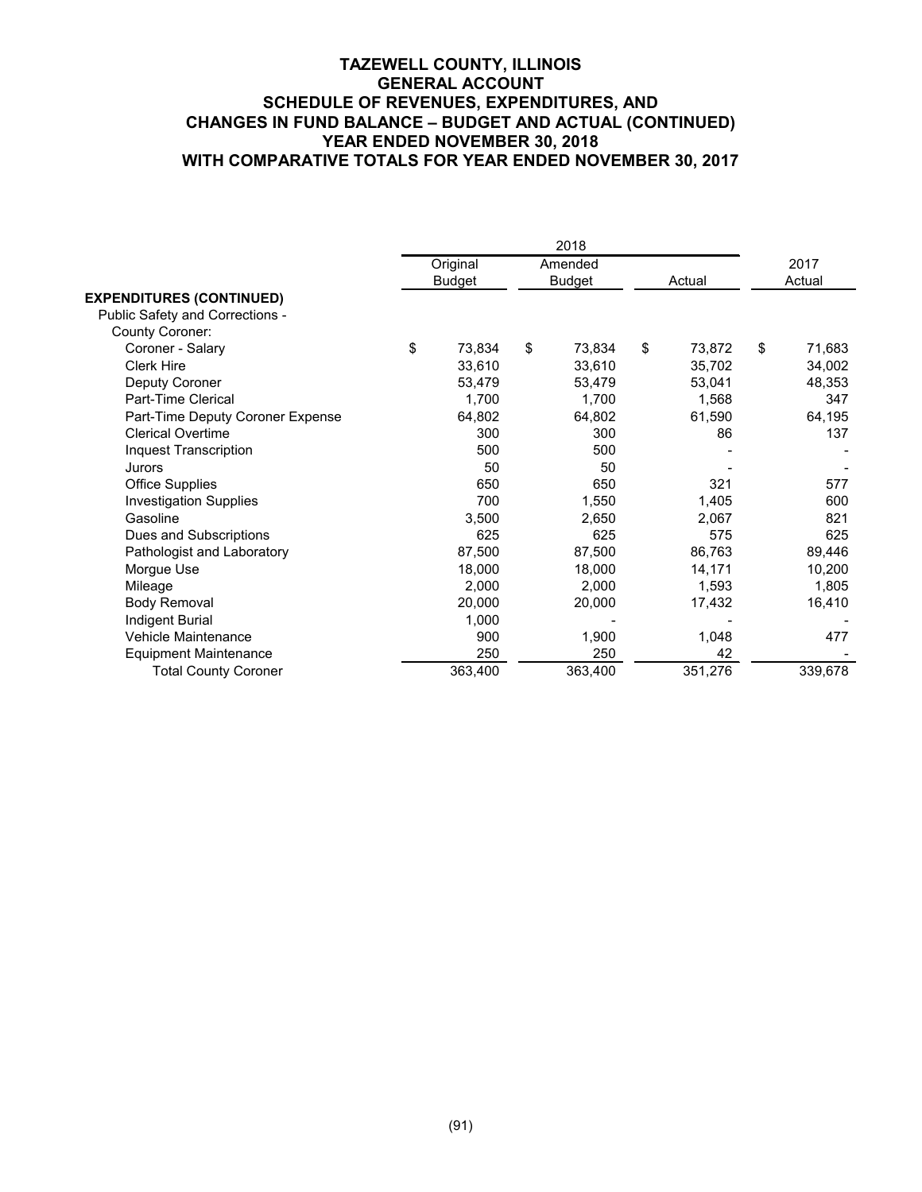# TAZEWELL COUNTY, ILLINOIS
## GENERAL ACCOUNT
## SCHEDULE OF REVENUES, EXPENDITURES, AND CHANGES IN FUND BALANCE – BUDGET AND ACTUAL (CONTINUED)
## YEAR ENDED NOVEMBER 30, 2018
## WITH COMPARATIVE TOTALS FOR YEAR ENDED NOVEMBER 30, 2017

| | 2018 | | | |
|---|---|---|---|---|
| | Original Budget | Amended Budget | Actual | 2017 Actual |
| **EXPENDITURES (CONTINUED)** | | | | |
| Public Safety and Corrections - | | | | |
| County Coroner: | | | | |
| Coroner - Salary | $ 73,834 | $ 73,834 | $ 73,872 | $ 71,683 |
| Clerk Hire | 33,610 | 33,610 | 35,702 | 34,002 |
| Deputy Coroner | 53,479 | 53,479 | 53,041 | 48,353 |
| Part-Time Clerical | 1,700 | 1,700 | 1,568 | 347 |
| Part-Time Deputy Coroner Expense | 64,802 | 64,802 | 61,590 | 64,195 |
| Clerical Overtime | 300 | 300 | 86 | 137 |
| Inquest Transcription | 500 | 500 | - | - |
| Jurors | 50 | 50 | - | - |
| Office Supplies | 650 | 650 | 321 | 577 |
| Investigation Supplies | 700 | 1,550 | 1,405 | 600 |
| Gasoline | 3,500 | 2,650 | 2,067 | 821 |
| Dues and Subscriptions | 625 | 625 | 575 | 625 |
| Pathologist and Laboratory | 87,500 | 87,500 | 86,763 | 89,446 |
| Morgue Use | 18,000 | 18,000 | 14,171 | 10,200 |
| Mileage | 2,000 | 2,000 | 1,593 | 1,805 |
| Body Removal | 20,000 | 20,000 | 17,432 | 16,410 |
| Indigent Burial | 1,000 | - | - | - |
| Vehicle Maintenance | 900 | 1,900 | 1,048 | 477 |
| Equipment Maintenance | 250 | 250 | 42 | - |
| Total County Coroner | 363,400 | 363,400 | 351,276 | 339,678 |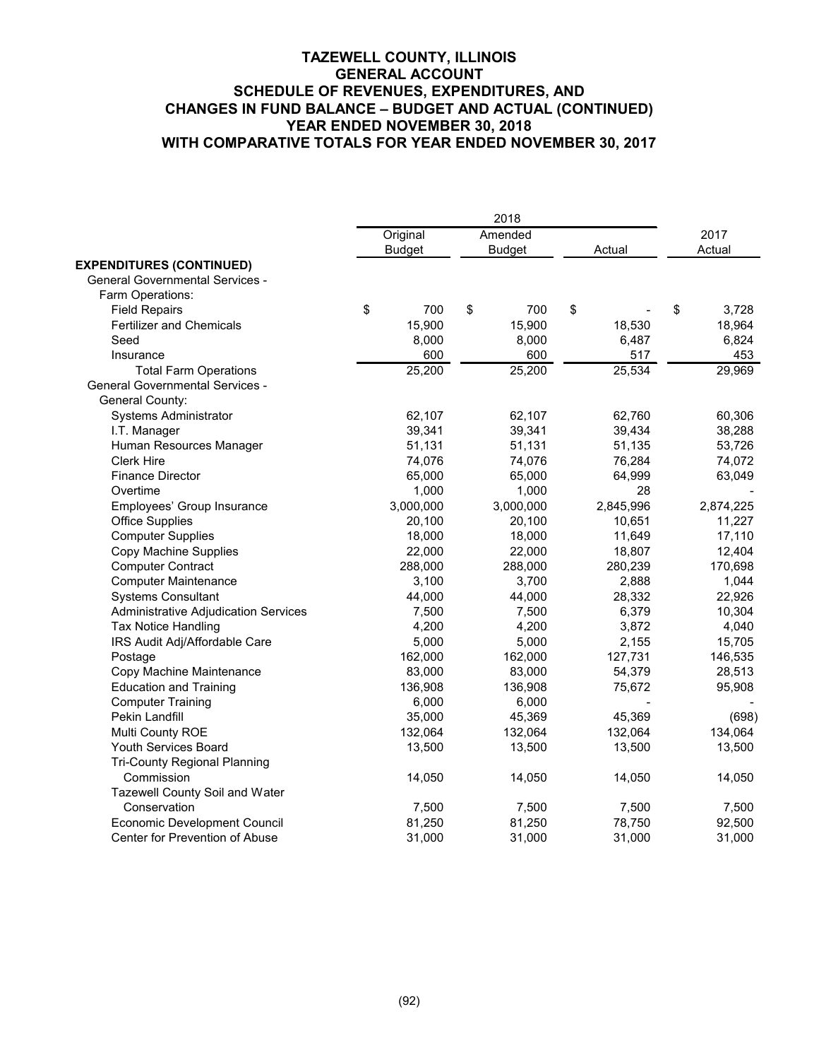# TAZEWELL COUNTY, ILLINOIS
## GENERAL ACCOUNT
## SCHEDULE OF REVENUES, EXPENDITURES, AND CHANGES IN FUND BALANCE – BUDGET AND ACTUAL (CONTINUED)
## YEAR ENDED NOVEMBER 30, 2018
## WITH COMPARATIVE TOTALS FOR YEAR ENDED NOVEMBER 30, 2017

| | 2018 | | | |
|---|---|---|---|---|
| | Original Budget | Amended Budget | Actual | 2017 Actual |
| **EXPENDITURES (CONTINUED)** | | | | |
| General Governmental Services - | | | | |
| Farm Operations: | | | | |
| Field Repairs | $ 700 | $ 700 | $ - | $ 3,728 |
| Fertilizer and Chemicals | 15,900 | 15,900 | 18,530 | 18,964 |
| Seed | 8,000 | 8,000 | 6,487 | 6,824 |
| Insurance | 600 | 600 | 517 | 453 |
| Total Farm Operations | 25,200 | 25,200 | 25,534 | 29,969 |
| General Governmental Services - | | | | |
| General County: | | | | |
| Systems Administrator | 62,107 | 62,107 | 62,760 | 60,306 |
| I.T. Manager | 39,341 | 39,341 | 39,434 | 38,288 |
| Human Resources Manager | 51,131 | 51,131 | 51,135 | 53,726 |
| Clerk Hire | 74,076 | 74,076 | 76,284 | 74,072 |
| Finance Director | 65,000 | 65,000 | 64,999 | 63,049 |
| Overtime | 1,000 | 1,000 | 28 | - |
| Employees' Group Insurance | 3,000,000 | 3,000,000 | 2,845,996 | 2,874,225 |
| Office Supplies | 20,100 | 20,100 | 10,651 | 11,227 |
| Computer Supplies | 18,000 | 18,000 | 11,649 | 17,110 |
| Copy Machine Supplies | 22,000 | 22,000 | 18,807 | 12,404 |
| Computer Contract | 288,000 | 288,000 | 280,239 | 170,698 |
| Computer Maintenance | 3,100 | 3,700 | 2,888 | 1,044 |
| Systems Consultant | 44,000 | 44,000 | 28,332 | 22,926 |
| Administrative Adjudication Services | 7,500 | 7,500 | 6,379 | 10,304 |
| Tax Notice Handling | 4,200 | 4,200 | 3,872 | 4,040 |
| IRS Audit Adj/Affordable Care | 5,000 | 5,000 | 2,155 | 15,705 |
| Postage | 162,000 | 162,000 | 127,731 | 146,535 |
| Copy Machine Maintenance | 83,000 | 83,000 | 54,379 | 28,513 |
| Education and Training | 136,908 | 136,908 | 75,672 | 95,908 |
| Computer Training | 6,000 | 6,000 | - | - |
| Pekin Landfill | 35,000 | 45,369 | 45,369 | (698) |
| Multi County ROE | 132,064 | 132,064 | 132,064 | 134,064 |
| Youth Services Board | 13,500 | 13,500 | 13,500 | 13,500 |
| Tri-County Regional Planning Commission | 14,050 | 14,050 | 14,050 | 14,050 |
| Tazewell County Soil and Water Conservation | 7,500 | 7,500 | 7,500 | 7,500 |
| Economic Development Council | 81,250 | 81,250 | 78,750 | 92,500 |
| Center for Prevention of Abuse | 31,000 | 31,000 | 31,000 | 31,000 |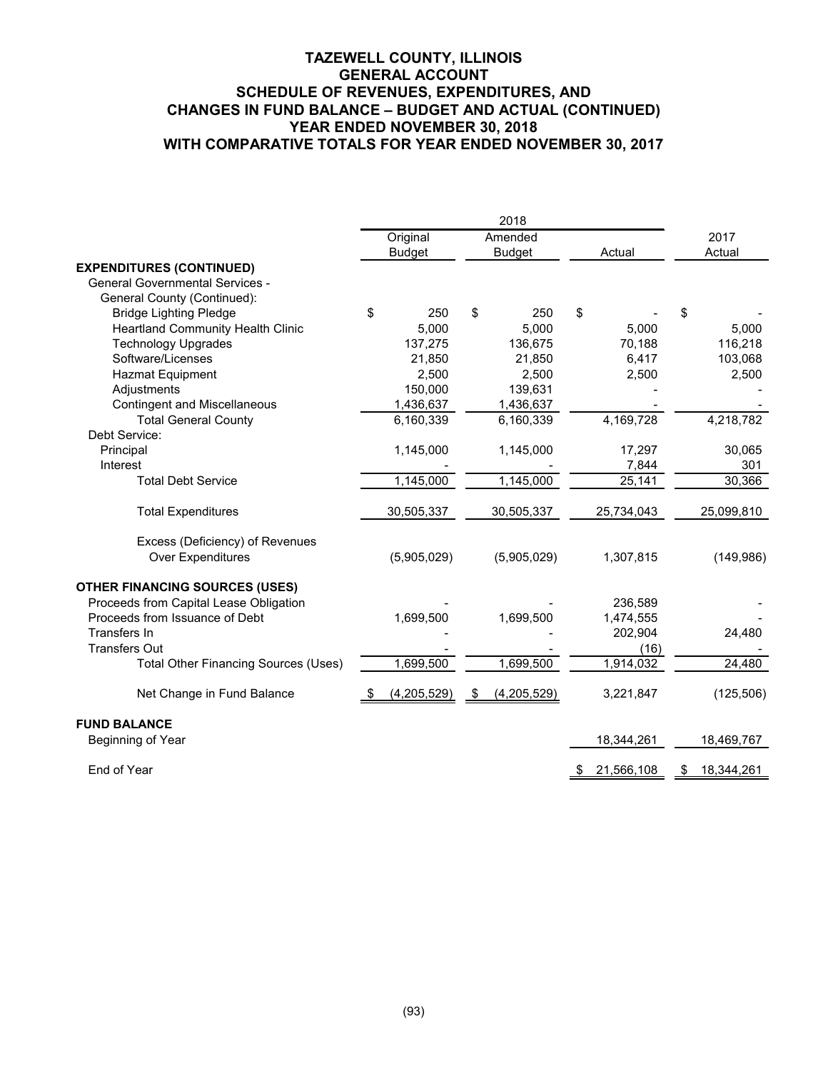# TAZEWELL COUNTY, ILLINOIS
## GENERAL ACCOUNT
## SCHEDULE OF REVENUES, EXPENDITURES, AND CHANGES IN FUND BALANCE – BUDGET AND ACTUAL (CONTINUED)
## YEAR ENDED NOVEMBER 30, 2018
## WITH COMPARATIVE TOTALS FOR YEAR ENDED NOVEMBER 30, 2017

| | 2018 | | | |
|---|---|---|---|---|
| | Original Budget | Amended Budget | Actual | 2017 Actual |
| **EXPENDITURES (CONTINUED)** | | | | |
| General Governmental Services - | | | | |
| General County (Continued): | | | | |
| Bridge Lighting Pledge | $ 250 | $ 250 | $ - | $ - |
| Heartland Community Health Clinic | 5,000 | 5,000 | 5,000 | 5,000 |
| Technology Upgrades | 137,275 | 136,675 | 70,188 | 116,218 |
| Software/Licenses | 21,850 | 21,850 | 6,417 | 103,068 |
| Hazmat Equipment | 2,500 | 2,500 | 2,500 | 2,500 |
| Adjustments | 150,000 | 139,631 | - | - |
| Contingent and Miscellaneous | 1,436,637 | 1,436,637 | - | - |
| Total General County | 6,160,339 | 6,160,339 | 4,169,728 | 4,218,782 |
| Debt Service: | | | | |
| Principal | 1,145,000 | 1,145,000 | 17,297 | 30,065 |
| Interest | - | - | 7,844 | 301 |
| Total Debt Service | 1,145,000 | 1,145,000 | 25,141 | 30,366 |
| Total Expenditures | 30,505,337 | 30,505,337 | 25,734,043 | 25,099,810 |
| Excess (Deficiency) of Revenues Over Expenditures | (5,905,029) | (5,905,029) | 1,307,815 | (149,986) |
| **OTHER FINANCING SOURCES (USES)** | | | | |
| Proceeds from Capital Lease Obligation | - | - | 236,589 | - |
| Proceeds from Issuance of Debt | 1,699,500 | 1,699,500 | 1,474,555 | - |
| Transfers In | - | - | 202,904 | 24,480 |
| Transfers Out | - | - | (16) | - |
| Total Other Financing Sources (Uses) | 1,699,500 | 1,699,500 | 1,914,032 | 24,480 |
| Net Change in Fund Balance | $ (4,205,529) | $ (4,205,529) | 3,221,847 | (125,506) |
| **FUND BALANCE** | | | | |
| Beginning of Year | | | 18,344,261 | 18,469,767 |
| End of Year | | | $ 21,566,108 | $ 18,344,261 |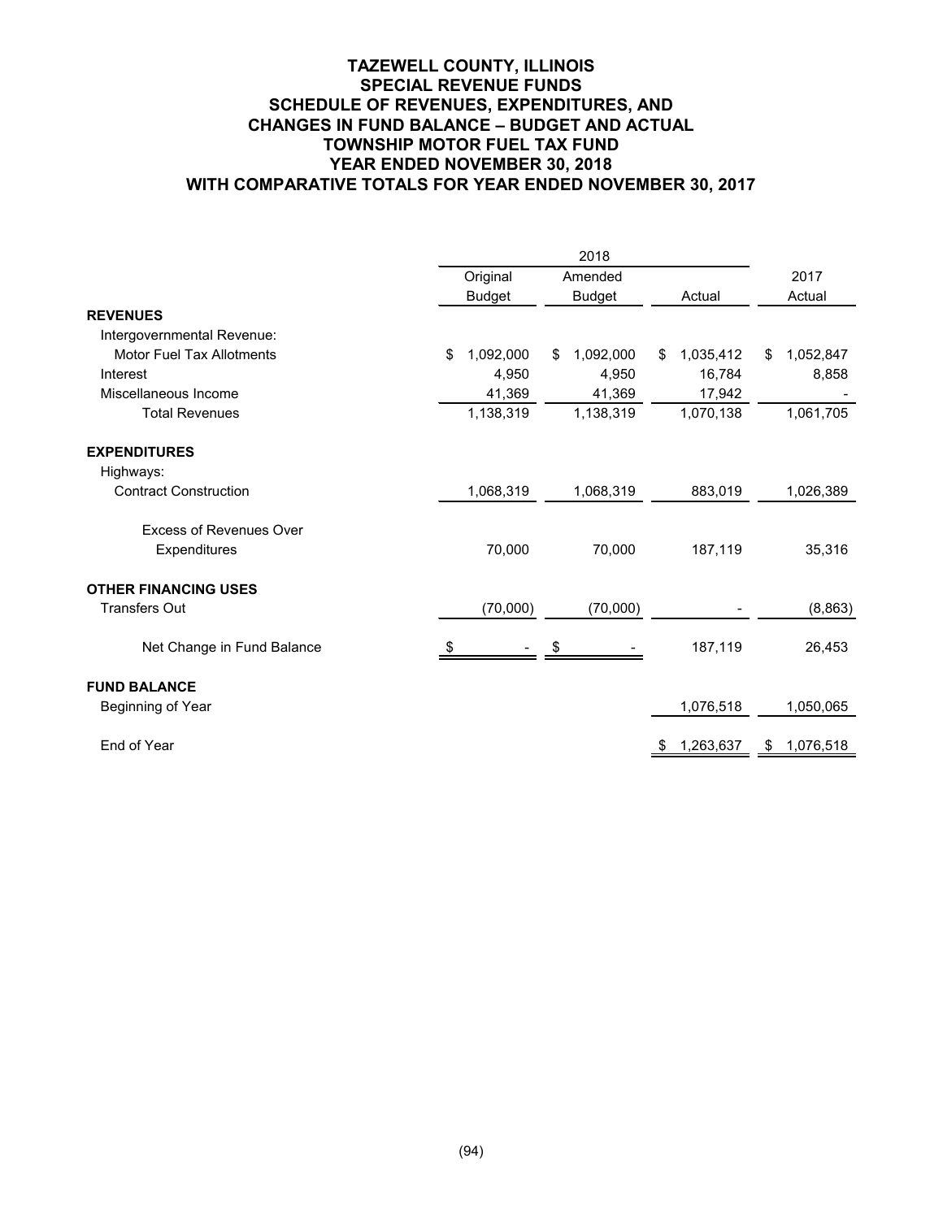# TAZEWELL COUNTY, ILLINOIS
## SPECIAL REVENUE FUNDS
## SCHEDULE OF REVENUES, EXPENDITURES, AND CHANGES IN FUND BALANCE – BUDGET AND ACTUAL
## TOWNSHIP MOTOR FUEL TAX FUND
## YEAR ENDED NOVEMBER 30, 2018
## WITH COMPARATIVE TOTALS FOR YEAR ENDED NOVEMBER 30, 2017

| | 2018 | | | |
|---|---|---|---|---|
| | Original Budget | Amended Budget | Actual | 2017 Actual |
| **REVENUES** | | | | |
| Intergovernmental Revenue: | | | | |
| Motor Fuel Tax Allotments | $ 1,092,000 | $ 1,092,000 | $ 1,035,412 | $ 1,052,847 |
| Interest | 4,950 | 4,950 | 16,784 | 8,858 |
| Miscellaneous Income | 41,369 | 41,369 | 17,942 | - |
| Total Revenues | 1,138,319 | 1,138,319 | 1,070,138 | 1,061,705 |
| **EXPENDITURES** | | | | |
| Highways: | | | | |
| Contract Construction | 1,068,319 | 1,068,319 | 883,019 | 1,026,389 |
| Excess of Revenues Over Expenditures | 70,000 | 70,000 | 187,119 | 35,316 |
| **OTHER FINANCING USES** | | | | |
| Transfers Out | (70,000) | (70,000) | - | (8,863) |
| Net Change in Fund Balance | $ - | $ - | 187,119 | 26,453 |
| **FUND BALANCE** | | | | |
| Beginning of Year | | | 1,076,518 | 1,050,065 |
| End of Year | | | $ 1,263,637 | $ 1,076,518 |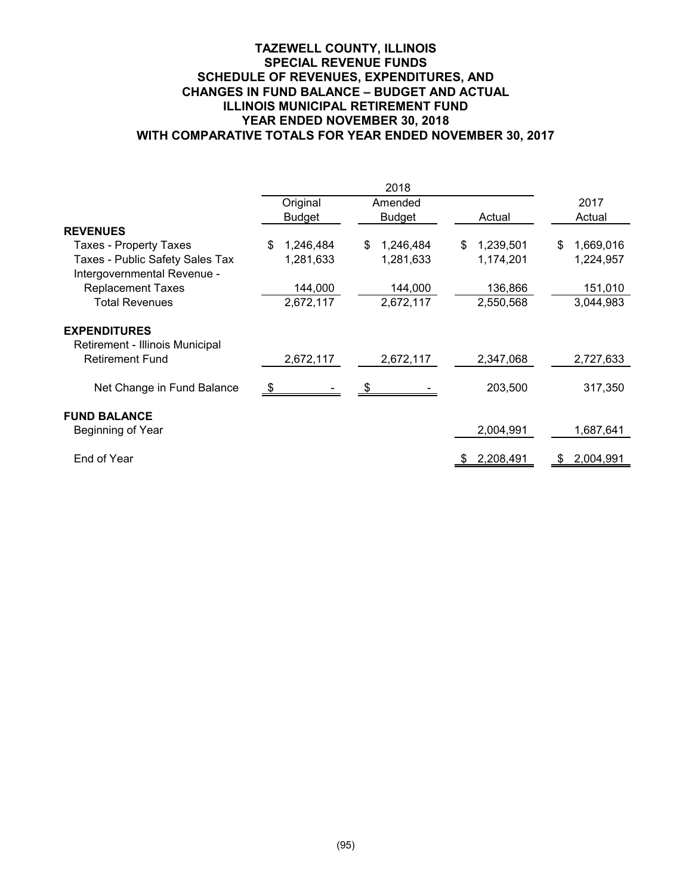# TAZEWELL COUNTY, ILLINOIS
## SPECIAL REVENUE FUNDS
## SCHEDULE OF REVENUES, EXPENDITURES, AND CHANGES IN FUND BALANCE – BUDGET AND ACTUAL
## ILLINOIS MUNICIPAL RETIREMENT FUND
## YEAR ENDED NOVEMBER 30, 2018
## WITH COMPARATIVE TOTALS FOR YEAR ENDED NOVEMBER 30, 2017

| | 2018 | | | |
|---|---|---|---|---|
| | Original Budget | Amended Budget | Actual | 2017 Actual |
| **REVENUES** | | | | |
| Taxes - Property Taxes | $ 1,246,484 | $ 1,246,484 | $ 1,239,501 | $ 1,669,016 |
| Taxes - Public Safety Sales Tax | 1,281,633 | 1,281,633 | 1,174,201 | 1,224,957 |
| Intergovernmental Revenue - Replacement Taxes | 144,000 | 144,000 | 136,866 | 151,010 |
| Total Revenues | 2,672,117 | 2,672,117 | 2,550,568 | 3,044,983 |
| **EXPENDITURES** | | | | |
| Retirement - Illinois Municipal Retirement Fund | 2,672,117 | 2,672,117 | 2,347,068 | 2,727,633 |
| Net Change in Fund Balance | $ - | $ - | 203,500 | 317,350 |
| **FUND BALANCE** | | | | |
| Beginning of Year | | | 2,004,991 | 1,687,641 |
| End of Year | | | $ 2,208,491 | $ 2,004,991 |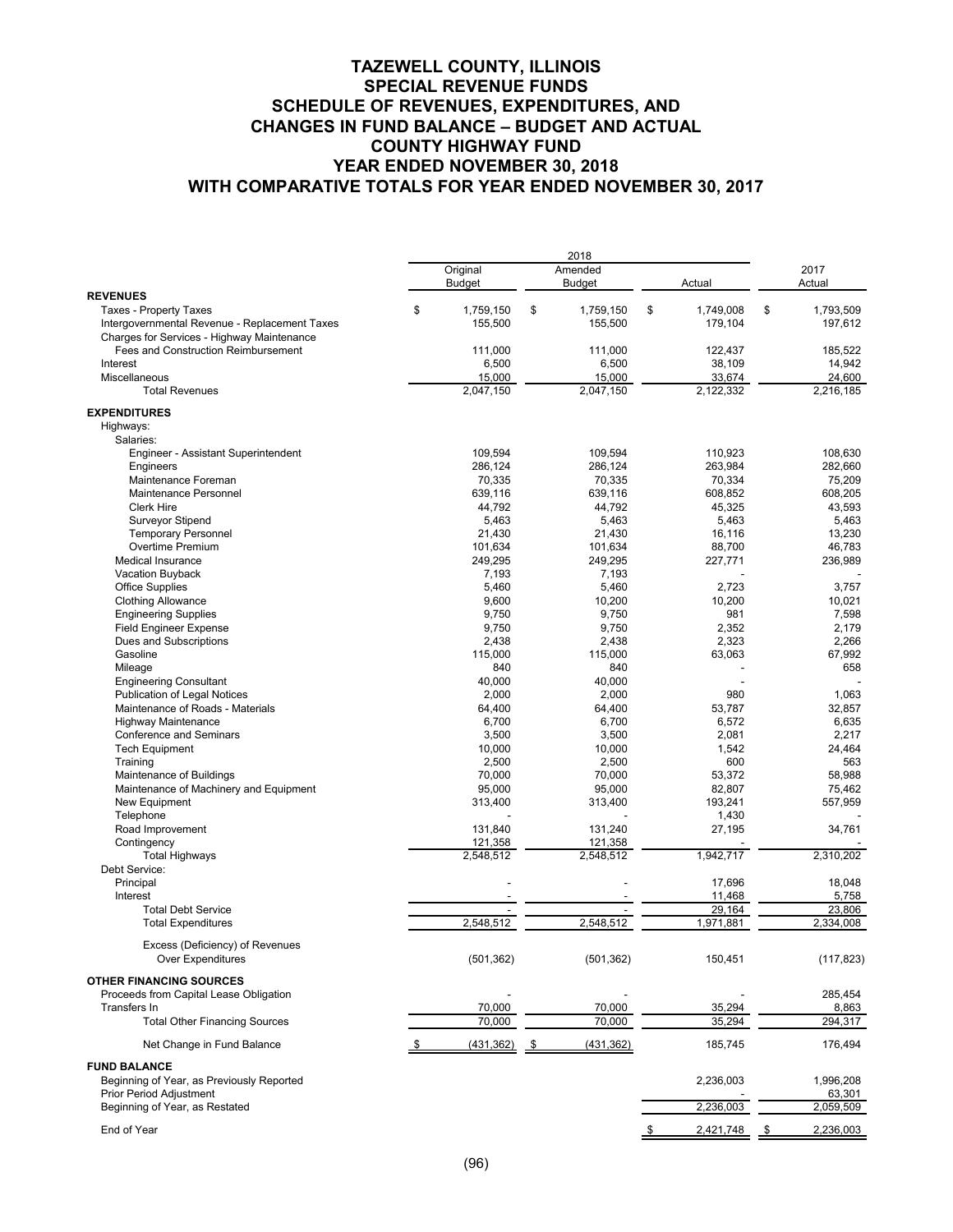# TAZEWELL COUNTY, ILLINOIS
## SPECIAL REVENUE FUNDS
## SCHEDULE OF REVENUES, EXPENDITURES, AND CHANGES IN FUND BALANCE – BUDGET AND ACTUAL
## COUNTY HIGHWAY FUND
## YEAR ENDED NOVEMBER 30, 2018
## WITH COMPARATIVE TOTALS FOR YEAR ENDED NOVEMBER 30, 2017

| | 2018 | | | 2017 |
|---|---|---|---|---|
| | Original Budget | Amended Budget | Actual | Actual |
| **REVENUES** | | | | |
| Taxes - Property Taxes | $ 1,759,150 | $ 1,759,150 | $ 1,749,008 | $ 1,793,509 |
| Intergovernmental Revenue - Replacement Taxes | 155,500 | 155,500 | 179,104 | 197,612 |
| Charges for Services - Highway Maintenance Fees and Construction Reimbursement | 111,000 | 111,000 | 122,437 | 185,522 |
| Interest | 6,500 | 6,500 | 38,109 | 14,942 |
| Miscellaneous | 15,000 | 15,000 | 33,674 | 24,600 |
| Total Revenues | 2,047,150 | 2,047,150 | 2,122,332 | 2,216,185 |
| **EXPENDITURES** | | | | |
| Highways: | | | | |
| Salaries: | | | | |
| Engineer - Assistant Superintendent | 109,594 | 109,594 | 110,923 | 108,630 |
| Engineers | 286,124 | 286,124 | 263,984 | 282,660 |
| Maintenance Foreman | 70,335 | 70,335 | 70,334 | 75,209 |
| Maintenance Personnel | 639,116 | 639,116 | 608,852 | 608,205 |
| Clerk Hire | 44,792 | 44,792 | 45,325 | 43,593 |
| Surveyor Stipend | 5,463 | 5,463 | 5,463 | 5,463 |
| Temporary Personnel | 21,430 | 21,430 | 16,116 | 13,230 |
| Overtime Premium | 101,634 | 101,634 | 88,700 | 46,783 |
| Medical Insurance | 249,295 | 249,295 | 227,771 | 236,989 |
| Vacation Buyback | 7,193 | 7,193 | - | - |
| Office Supplies | 5,460 | 5,460 | 2,723 | 3,757 |
| Clothing Allowance | 9,600 | 10,200 | 10,200 | 10,021 |
| Engineering Supplies | 9,750 | 9,750 | 981 | 7,598 |
| Field Engineer Expense | 9,750 | 9,750 | 2,352 | 2,179 |
| Dues and Subscriptions | 2,438 | 2,438 | 2,323 | 2,266 |
| Gasoline | 115,000 | 115,000 | 63,063 | 67,992 |
| Mileage | 840 | 840 | - | 658 |
| Engineering Consultant | 40,000 | 40,000 | - | - |
| Publication of Legal Notices | 2,000 | 2,000 | 980 | 1,063 |
| Maintenance of Roads - Materials | 64,400 | 64,400 | 53,787 | 32,857 |
| Highway Maintenance | 6,700 | 6,700 | 6,572 | 6,635 |
| Conference and Seminars | 3,500 | 3,500 | 2,081 | 2,217 |
| Tech Equipment | 10,000 | 10,000 | 1,542 | 24,464 |
| Training | 2,500 | 2,500 | 600 | 563 |
| Maintenance of Buildings | 70,000 | 70,000 | 53,372 | 58,988 |
| Maintenance of Machinery and Equipment | 95,000 | 95,000 | 82,807 | 75,462 |
| New Equipment | 313,400 | 313,400 | 193,241 | 557,959 |
| Telephone | - | - | 1,430 | - |
| Road Improvement | 131,840 | 131,240 | 27,195 | 34,761 |
| Contingency | 121,358 | 121,358 | - | - |
| Total Highways | 2,548,512 | 2,548,512 | 1,942,717 | 2,310,202 |
| Debt Service: | | | | |
| Principal | - | - | 17,696 | 18,048 |
| Interest | - | - | 11,468 | 5,758 |
| Total Debt Service | - | - | 29,164 | 23,806 |
| Total Expenditures | 2,548,512 | 2,548,512 | 1,971,881 | 2,334,008 |
| Excess (Deficiency) of Revenues Over Expenditures | (501,362) | (501,362) | 150,451 | (117,823) |
| **OTHER FINANCING SOURCES** | | | | |
| Proceeds from Capital Lease Obligation | - | - | - | 285,454 |
| Transfers In | 70,000 | 70,000 | 35,294 | 8,863 |
| Total Other Financing Sources | 70,000 | 70,000 | 35,294 | 294,317 |
| Net Change in Fund Balance | $ (431,362) | $ (431,362) | 185,745 | 176,494 |
| **FUND BALANCE** | | | | |
| Beginning of Year, as Previously Reported | | | 2,236,003 | 1,996,208 |
| Prior Period Adjustment | | | - | 63,301 |
| Beginning of Year, as Restated | | | 2,236,003 | 2,059,509 |
| End of Year | | | $ 2,421,748 | $ 2,236,003 |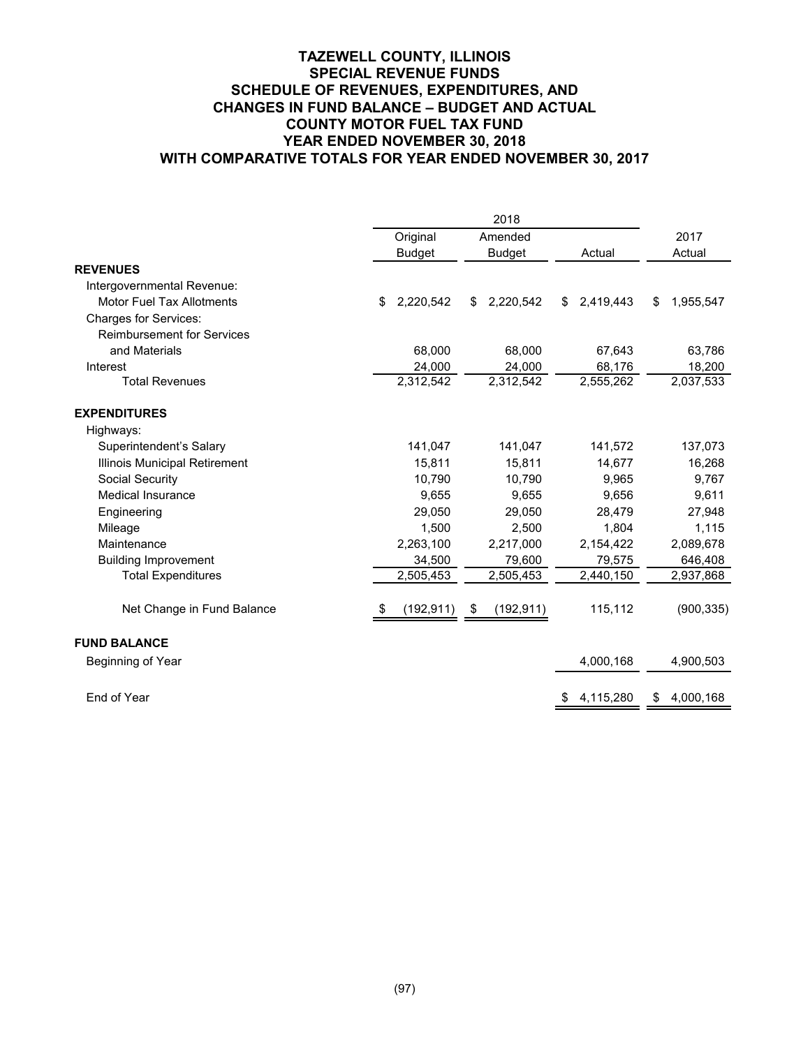# TAZEWELL COUNTY, ILLINOIS
## SPECIAL REVENUE FUNDS
## SCHEDULE OF REVENUES, EXPENDITURES, AND CHANGES IN FUND BALANCE – BUDGET AND ACTUAL
## COUNTY MOTOR FUEL TAX FUND
## YEAR ENDED NOVEMBER 30, 2018
## WITH COMPARATIVE TOTALS FOR YEAR ENDED NOVEMBER 30, 2017

| | 2018 | | | |
|---|---|---|---|---|
| | Original Budget | Amended Budget | Actual | 2017 Actual |
| **REVENUES** | | | | |
| Intergovernmental Revenue: | | | | |
| Motor Fuel Tax Allotments | $ 2,220,542 | $ 2,220,542 | $ 2,419,443 | $ 1,955,547 |
| Charges for Services: | | | | |
| Reimbursement for Services and Materials | 68,000 | 68,000 | 67,643 | 63,786 |
| Interest | 24,000 | 24,000 | 68,176 | 18,200 |
| Total Revenues | 2,312,542 | 2,312,542 | 2,555,262 | 2,037,533 |
| **EXPENDITURES** | | | | |
| Highways: | | | | |
| Superintendent's Salary | 141,047 | 141,047 | 141,572 | 137,073 |
| Illinois Municipal Retirement | 15,811 | 15,811 | 14,677 | 16,268 |
| Social Security | 10,790 | 10,790 | 9,965 | 9,767 |
| Medical Insurance | 9,655 | 9,655 | 9,656 | 9,611 |
| Engineering | 29,050 | 29,050 | 28,479 | 27,948 |
| Mileage | 1,500 | 2,500 | 1,804 | 1,115 |
| Maintenance | 2,263,100 | 2,217,000 | 2,154,422 | 2,089,678 |
| Building Improvement | 34,500 | 79,600 | 79,575 | 646,408 |
| Total Expenditures | 2,505,453 | 2,505,453 | 2,440,150 | 2,937,868 |
| Net Change in Fund Balance | $ (192,911) | $ (192,911) | 115,112 | (900,335) |
| **FUND BALANCE** | | | | |
| Beginning of Year | | | 4,000,168 | 4,900,503 |
| End of Year | | | $ 4,115,280 | $ 4,000,168 |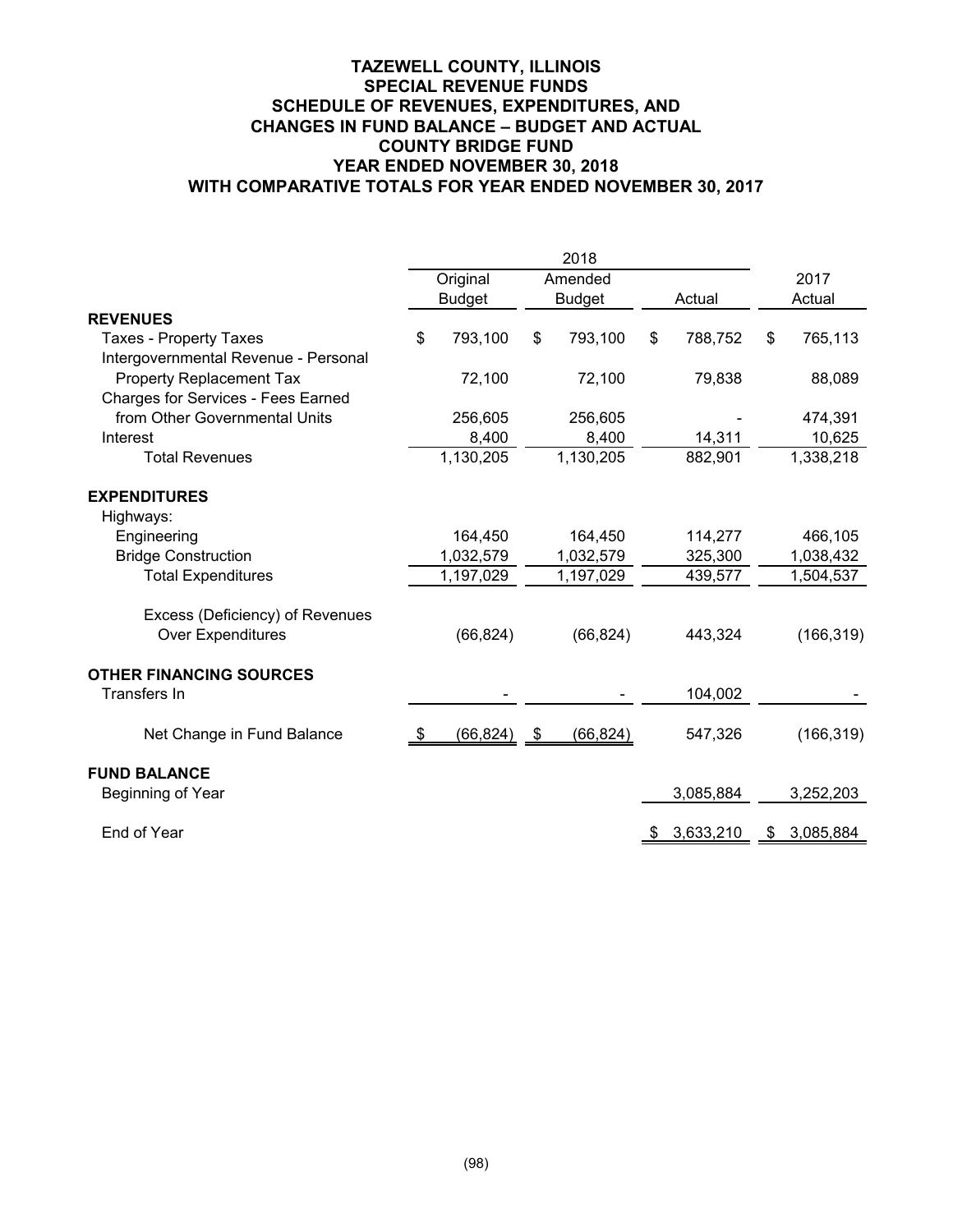# TAZEWELL COUNTY, ILLINOIS
## SPECIAL REVENUE FUNDS
## SCHEDULE OF REVENUES, EXPENDITURES, AND CHANGES IN FUND BALANCE – BUDGET AND ACTUAL
## COUNTY BRIDGE FUND
## YEAR ENDED NOVEMBER 30, 2018
## WITH COMPARATIVE TOTALS FOR YEAR ENDED NOVEMBER 30, 2017

| | 2018 | | | |
|---|---|---|---|---|
| | Original Budget | Amended Budget | Actual | 2017 Actual |
| **REVENUES** | | | | |
| Taxes - Property Taxes | $ 793,100 | $ 793,100 | $ 788,752 | $ 765,113 |
| Intergovernmental Revenue - Personal Property Replacement Tax | 72,100 | 72,100 | 79,838 | 88,089 |
| Charges for Services - Fees Earned from Other Governmental Units | 256,605 | 256,605 | - | 474,391 |
| Interest | 8,400 | 8,400 | 14,311 | 10,625 |
| Total Revenues | 1,130,205 | 1,130,205 | 882,901 | 1,338,218 |
| **EXPENDITURES** | | | | |
| Highways: | | | | |
| Engineering | 164,450 | 164,450 | 114,277 | 466,105 |
| Bridge Construction | 1,032,579 | 1,032,579 | 325,300 | 1,038,432 |
| Total Expenditures | 1,197,029 | 1,197,029 | 439,577 | 1,504,537 |
| Excess (Deficiency) of Revenues Over Expenditures | (66,824) | (66,824) | 443,324 | (166,319) |
| **OTHER FINANCING SOURCES** | | | | |
| Transfers In | - | - | 104,002 | - |
| Net Change in Fund Balance | $ (66,824) | $ (66,824) | 547,326 | (166,319) |
| **FUND BALANCE** | | | | |
| Beginning of Year | | | 3,085,884 | 3,252,203 |
| End of Year | | | $ 3,633,210 | $ 3,085,884 |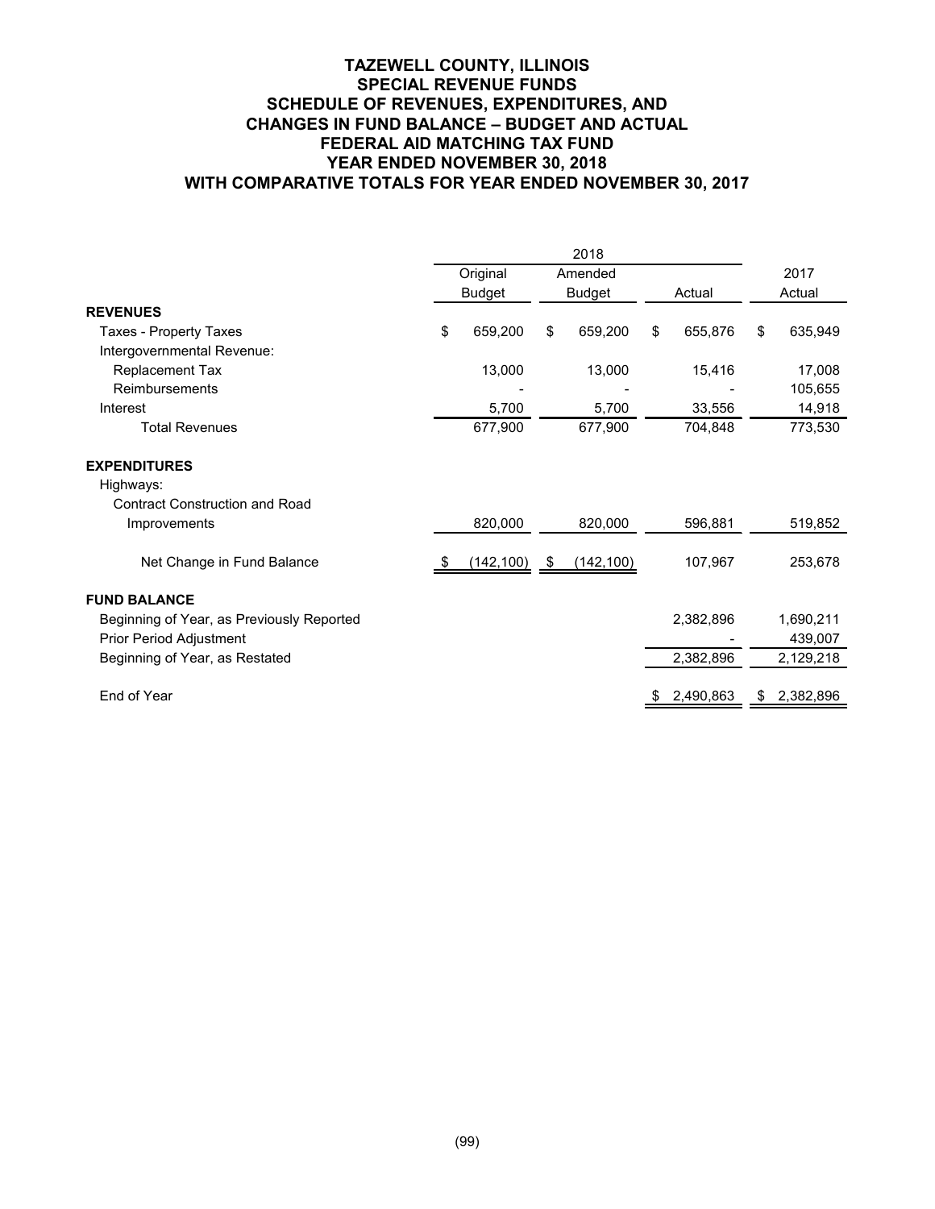# TAZEWELL COUNTY, ILLINOIS
## SPECIAL REVENUE FUNDS
## SCHEDULE OF REVENUES, EXPENDITURES, AND CHANGES IN FUND BALANCE – BUDGET AND ACTUAL
## FEDERAL AID MATCHING TAX FUND
## YEAR ENDED NOVEMBER 30, 2018
## WITH COMPARATIVE TOTALS FOR YEAR ENDED NOVEMBER 30, 2017

| | 2018 | | | 2017 |
|---|---|---|---|---|
| | Original Budget | Amended Budget | Actual | Actual |
| **REVENUES** | | | | |
| Taxes - Property Taxes | $ 659,200 | $ 659,200 | $ 655,876 | $ 635,949 |
| Intergovernmental Revenue: | | | | |
| Replacement Tax | 13,000 | 13,000 | 15,416 | 17,008 |
| Reimbursements | - | - | - | 105,655 |
| Interest | 5,700 | 5,700 | 33,556 | 14,918 |
| Total Revenues | 677,900 | 677,900 | 704,848 | 773,530 |
| **EXPENDITURES** | | | | |
| Highways: | | | | |
| Contract Construction and Road Improvements | 820,000 | 820,000 | 596,881 | 519,852 |
| Net Change in Fund Balance | $ (142,100) | $ (142,100) | 107,967 | 253,678 |
| **FUND BALANCE** | | | | |
| Beginning of Year, as Previously Reported | | | 2,382,896 | 1,690,211 |
| Prior Period Adjustment | | | - | 439,007 |
| Beginning of Year, as Restated | | | 2,382,896 | 2,129,218 |
| End of Year | | | $ 2,490,863 | $ 2,382,896 |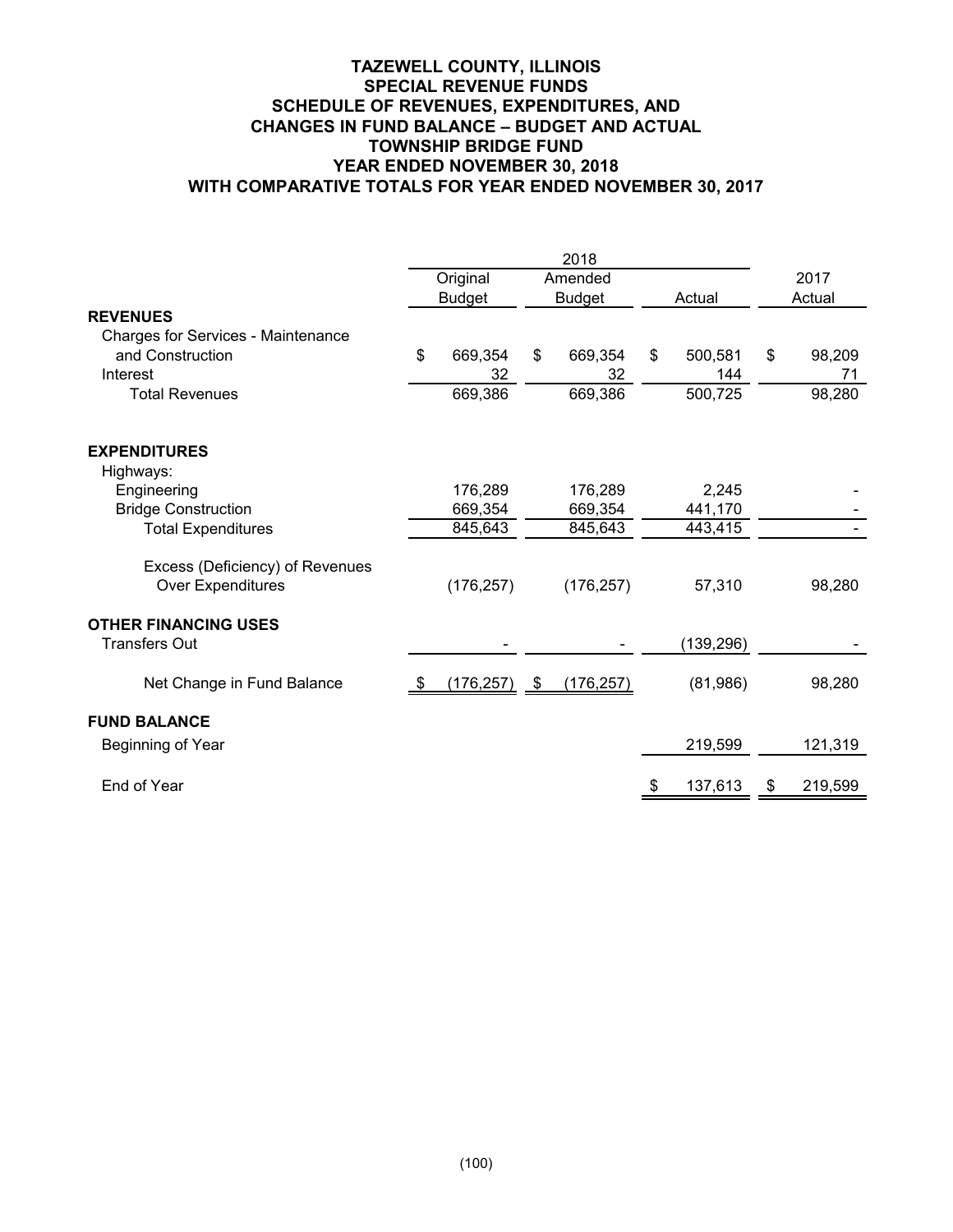# TAZEWELL COUNTY, ILLINOIS
## SPECIAL REVENUE FUNDS
## SCHEDULE OF REVENUES, EXPENDITURES, AND CHANGES IN FUND BALANCE – BUDGET AND ACTUAL
## TOWNSHIP BRIDGE FUND
## YEAR ENDED NOVEMBER 30, 2018
## WITH COMPARATIVE TOTALS FOR YEAR ENDED NOVEMBER 30, 2017

| | 2018 | | | 2017 |
|---|---|---|---|---|
| | Original Budget | Amended Budget | Actual | Actual |
| **REVENUES** | | | | |
| Charges for Services - Maintenance and Construction | $ 669,354 | $ 669,354 | $ 500,581 | $ 98,209 |
| Interest | 32 | 32 | 144 | 71 |
| Total Revenues | 669,386 | 669,386 | 500,725 | 98,280 |
| **EXPENDITURES** | | | | |
| Highways: | | | | |
| Engineering | 176,289 | 176,289 | 2,245 | - |
| Bridge Construction | 669,354 | 669,354 | 441,170 | - |
| Total Expenditures | 845,643 | 845,643 | 443,415 | - |
| Excess (Deficiency) of Revenues Over Expenditures | (176,257) | (176,257) | 57,310 | 98,280 |
| **OTHER FINANCING USES** | | | | |
| Transfers Out | - | - | (139,296) | - |
| Net Change in Fund Balance | $ (176,257) | $ (176,257) | (81,986) | 98,280 |
| **FUND BALANCE** | | | | |
| Beginning of Year | | | 219,599 | 121,319 |
| End of Year | | | $ 137,613 | $ 219,599 |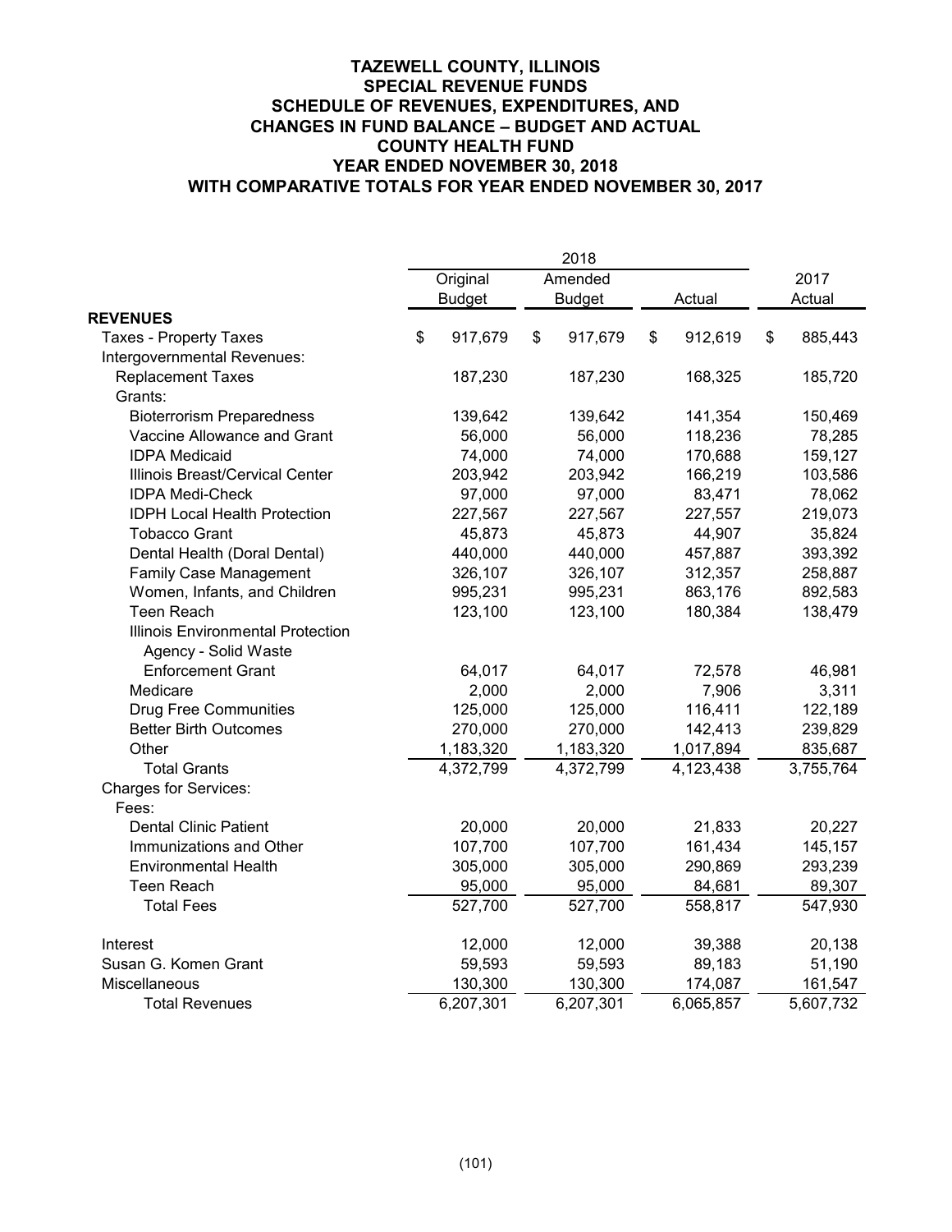# TAZEWELL COUNTY, ILLINOIS
## SPECIAL REVENUE FUNDS
## SCHEDULE OF REVENUES, EXPENDITURES, AND CHANGES IN FUND BALANCE – BUDGET AND ACTUAL
## COUNTY HEALTH FUND
## YEAR ENDED NOVEMBER 30, 2018
## WITH COMPARATIVE TOTALS FOR YEAR ENDED NOVEMBER 30, 2017

| | 2018 | | | |
|---|---|---|---|---|
| | Original Budget | Amended Budget | Actual | 2017 Actual |
| **REVENUES** | | | | |
| Taxes - Property Taxes | $ 917,679 | $ 917,679 | $ 912,619 | $ 885,443 |
| Intergovernmental Revenues: | | | | |
| Replacement Taxes | 187,230 | 187,230 | 168,325 | 185,720 |
| Grants: | | | | |
| Bioterrorism Preparedness | 139,642 | 139,642 | 141,354 | 150,469 |
| Vaccine Allowance and Grant | 56,000 | 56,000 | 118,236 | 78,285 |
| IDPA Medicaid | 74,000 | 74,000 | 170,688 | 159,127 |
| Illinois Breast/Cervical Center | 203,942 | 203,942 | 166,219 | 103,586 |
| IDPA Medi-Check | 97,000 | 97,000 | 83,471 | 78,062 |
| IDPH Local Health Protection | 227,567 | 227,567 | 227,557 | 219,073 |
| Tobacco Grant | 45,873 | 45,873 | 44,907 | 35,824 |
| Dental Health (Doral Dental) | 440,000 | 440,000 | 457,887 | 393,392 |
| Family Case Management | 326,107 | 326,107 | 312,357 | 258,887 |
| Women, Infants, and Children | 995,231 | 995,231 | 863,176 | 892,583 |
| Teen Reach | 123,100 | 123,100 | 180,384 | 138,479 |
| Illinois Environmental Protection Agency - Solid Waste Enforcement Grant | 64,017 | 64,017 | 72,578 | 46,981 |
| Medicare | 2,000 | 2,000 | 7,906 | 3,311 |
| Drug Free Communities | 125,000 | 125,000 | 116,411 | 122,189 |
| Better Birth Outcomes | 270,000 | 270,000 | 142,413 | 239,829 |
| Other | 1,183,320 | 1,183,320 | 1,017,894 | 835,687 |
| Total Grants | 4,372,799 | 4,372,799 | 4,123,438 | 3,755,764 |
| Charges for Services: | | | | |
| Fees: | | | | |
| Dental Clinic Patient | 20,000 | 20,000 | 21,833 | 20,227 |
| Immunizations and Other | 107,700 | 107,700 | 161,434 | 145,157 |
| Environmental Health | 305,000 | 305,000 | 290,869 | 293,239 |
| Teen Reach | 95,000 | 95,000 | 84,681 | 89,307 |
| Total Fees | 527,700 | 527,700 | 558,817 | 547,930 |
| Interest | 12,000 | 12,000 | 39,388 | 20,138 |
| Susan G. Komen Grant | 59,593 | 59,593 | 89,183 | 51,190 |
| Miscellaneous | 130,300 | 130,300 | 174,087 | 161,547 |
| Total Revenues | 6,207,301 | 6,207,301 | 6,065,857 | 5,607,732 |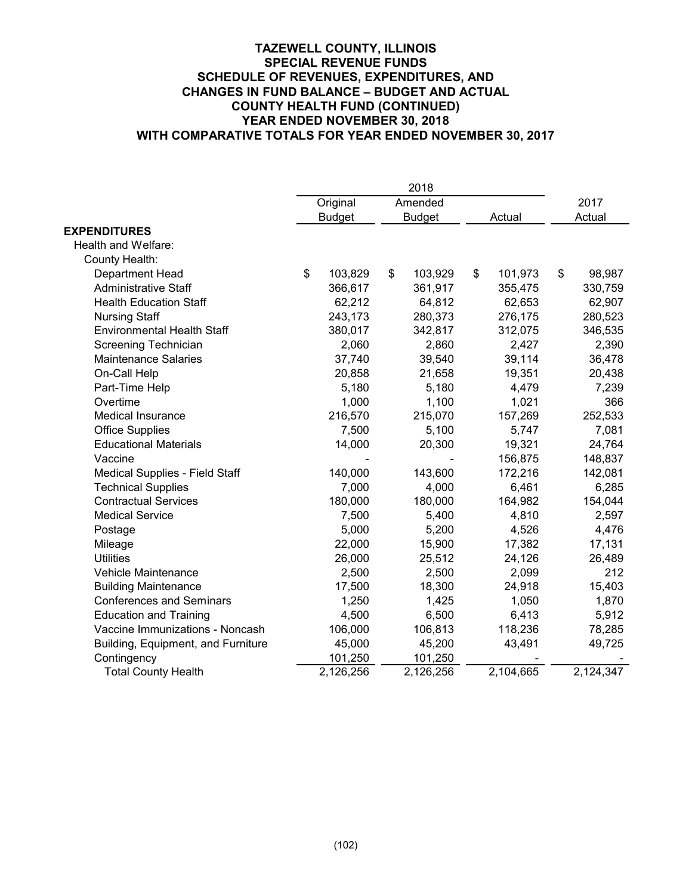# TAZEWELL COUNTY, ILLINOIS
## SPECIAL REVENUE FUNDS
## SCHEDULE OF REVENUES, EXPENDITURES, AND CHANGES IN FUND BALANCE – BUDGET AND ACTUAL
## COUNTY HEALTH FUND (CONTINUED)
## YEAR ENDED NOVEMBER 30, 2018
## WITH COMPARATIVE TOTALS FOR YEAR ENDED NOVEMBER 30, 2017

| | 2018 | | | |
|---|---|---|---|---|
| | Original Budget | Amended Budget | Actual | 2017 Actual |
| **EXPENDITURES** | | | | |
| Health and Welfare: | | | | |
| County Health: | | | | |
| Department Head | $ 103,829 | $ 103,929 | $ 101,973 | $ 98,987 |
| Administrative Staff | 366,617 | 361,917 | 355,475 | 330,759 |
| Health Education Staff | 62,212 | 64,812 | 62,653 | 62,907 |
| Nursing Staff | 243,173 | 280,373 | 276,175 | 280,523 |
| Environmental Health Staff | 380,017 | 342,817 | 312,075 | 346,535 |
| Screening Technician | 2,060 | 2,860 | 2,427 | 2,390 |
| Maintenance Salaries | 37,740 | 39,540 | 39,114 | 36,478 |
| On-Call Help | 20,858 | 21,658 | 19,351 | 20,438 |
| Part-Time Help | 5,180 | 5,180 | 4,479 | 7,239 |
| Overtime | 1,000 | 1,100 | 1,021 | 366 |
| Medical Insurance | 216,570 | 215,070 | 157,269 | 252,533 |
| Office Supplies | 7,500 | 5,100 | 5,747 | 7,081 |
| Educational Materials | 14,000 | 20,300 | 19,321 | 24,764 |
| Vaccine | - | - | 156,875 | 148,837 |
| Medical Supplies - Field Staff | 140,000 | 143,600 | 172,216 | 142,081 |
| Technical Supplies | 7,000 | 4,000 | 6,461 | 6,285 |
| Contractual Services | 180,000 | 180,000 | 164,982 | 154,044 |
| Medical Service | 7,500 | 5,400 | 4,810 | 2,597 |
| Postage | 5,000 | 5,200 | 4,526 | 4,476 |
| Mileage | 22,000 | 15,900 | 17,382 | 17,131 |
| Utilities | 26,000 | 25,512 | 24,126 | 26,489 |
| Vehicle Maintenance | 2,500 | 2,500 | 2,099 | 212 |
| Building Maintenance | 17,500 | 18,300 | 24,918 | 15,403 |
| Conferences and Seminars | 1,250 | 1,425 | 1,050 | 1,870 |
| Education and Training | 4,500 | 6,500 | 6,413 | 5,912 |
| Vaccine Immunizations - Noncash | 106,000 | 106,813 | 118,236 | 78,285 |
| Building, Equipment, and Furniture | 45,000 | 45,200 | 43,491 | 49,725 |
| Contingency | 101,250 | 101,250 | - | - |
| Total County Health | 2,126,256 | 2,126,256 | 2,104,665 | 2,124,347 |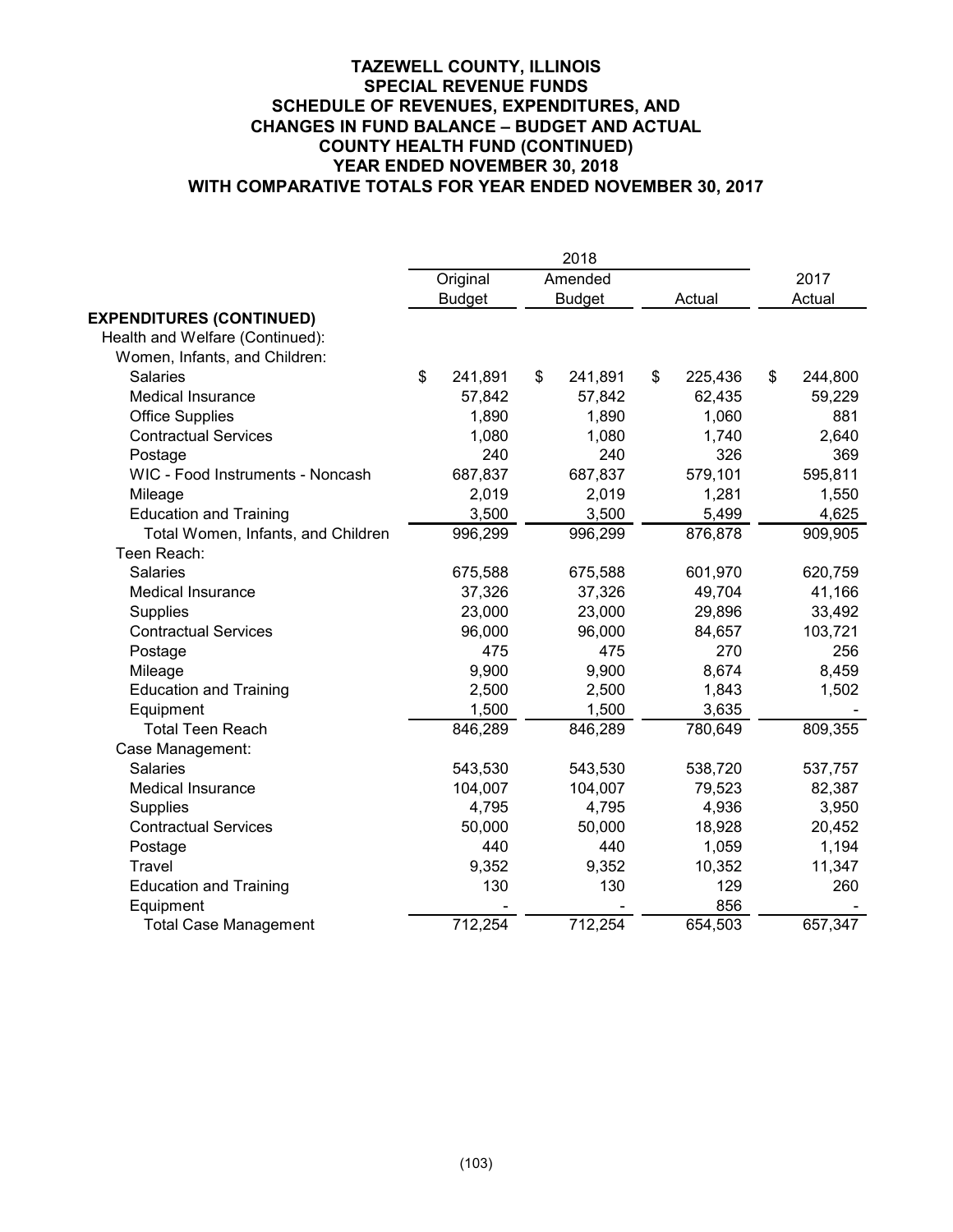# TAZEWELL COUNTY, ILLINOIS
## SPECIAL REVENUE FUNDS
## SCHEDULE OF REVENUES, EXPENDITURES, AND CHANGES IN FUND BALANCE – BUDGET AND ACTUAL
## COUNTY HEALTH FUND (CONTINUED)
## YEAR ENDED NOVEMBER 30, 2018
## WITH COMPARATIVE TOTALS FOR YEAR ENDED NOVEMBER 30, 2017

| | 2018 | | | |
|---|---|---|---|---|
| | Original Budget | Amended Budget | Actual | 2017 Actual |
| **EXPENDITURES (CONTINUED)** | | | | |
| Health and Welfare (Continued): | | | | |
| Women, Infants, and Children: | | | | |
| Salaries | $ 241,891 | $ 241,891 | $ 225,436 | $ 244,800 |
| Medical Insurance | 57,842 | 57,842 | 62,435 | 59,229 |
| Office Supplies | 1,890 | 1,890 | 1,060 | 881 |
| Contractual Services | 1,080 | 1,080 | 1,740 | 2,640 |
| Postage | 240 | 240 | 326 | 369 |
| WIC - Food Instruments - Noncash | 687,837 | 687,837 | 579,101 | 595,811 |
| Mileage | 2,019 | 2,019 | 1,281 | 1,550 |
| Education and Training | 3,500 | 3,500 | 5,499 | 4,625 |
| Total Women, Infants, and Children | 996,299 | 996,299 | 876,878 | 909,905 |
| Teen Reach: | | | | |
| Salaries | 675,588 | 675,588 | 601,970 | 620,759 |
| Medical Insurance | 37,326 | 37,326 | 49,704 | 41,166 |
| Supplies | 23,000 | 23,000 | 29,896 | 33,492 |
| Contractual Services | 96,000 | 96,000 | 84,657 | 103,721 |
| Postage | 475 | 475 | 270 | 256 |
| Mileage | 9,900 | 9,900 | 8,674 | 8,459 |
| Education and Training | 2,500 | 2,500 | 1,843 | 1,502 |
| Equipment | 1,500 | 1,500 | 3,635 | - |
| Total Teen Reach | 846,289 | 846,289 | 780,649 | 809,355 |
| Case Management: | | | | |
| Salaries | 543,530 | 543,530 | 538,720 | 537,757 |
| Medical Insurance | 104,007 | 104,007 | 79,523 | 82,387 |
| Supplies | 4,795 | 4,795 | 4,936 | 3,950 |
| Contractual Services | 50,000 | 50,000 | 18,928 | 20,452 |
| Postage | 440 | 440 | 1,059 | 1,194 |
| Travel | 9,352 | 9,352 | 10,352 | 11,347 |
| Education and Training | 130 | 130 | 129 | 260 |
| Equipment | - | - | 856 | - |
| Total Case Management | 712,254 | 712,254 | 654,503 | 657,347 |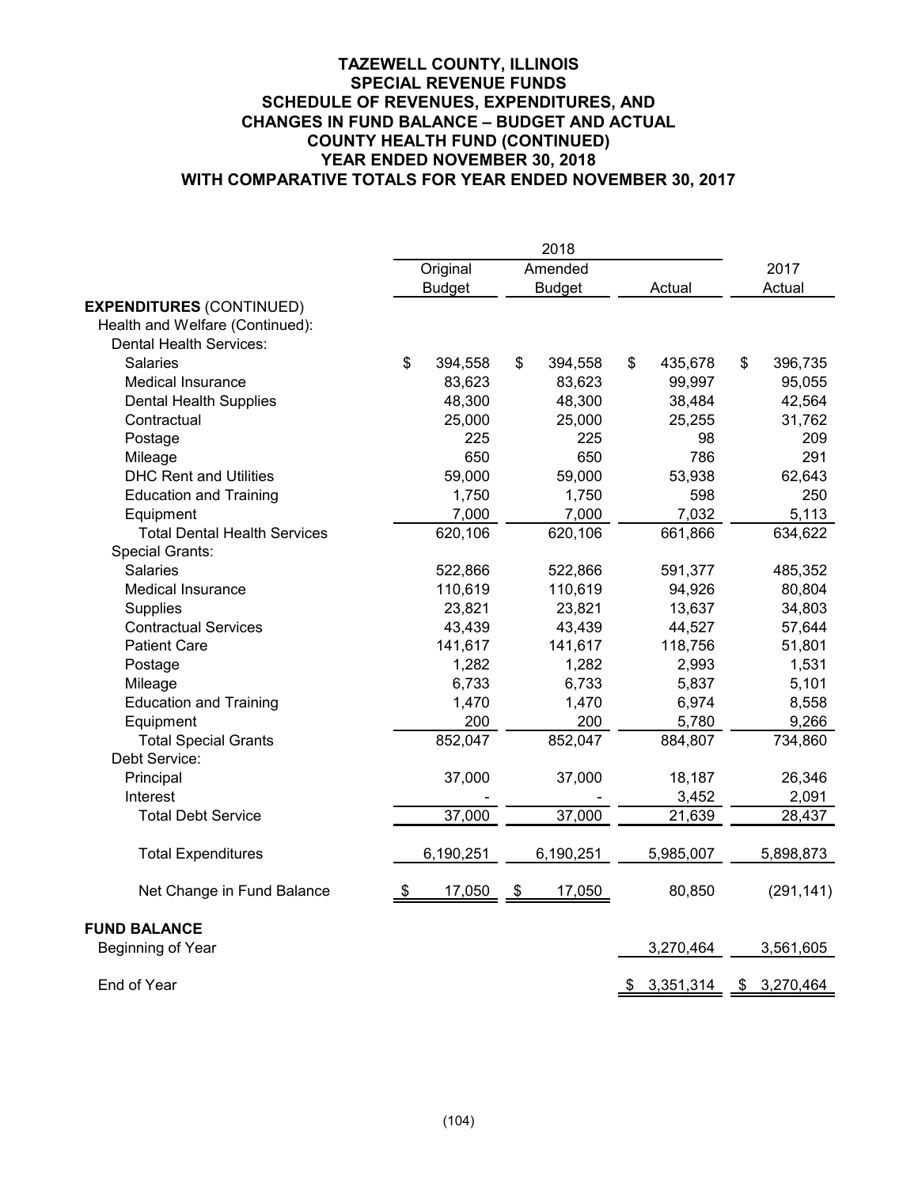# TAZEWELL COUNTY, ILLINOIS
## SPECIAL REVENUE FUNDS
## SCHEDULE OF REVENUES, EXPENDITURES, AND CHANGES IN FUND BALANCE – BUDGET AND ACTUAL
## COUNTY HEALTH FUND (CONTINUED)
## YEAR ENDED NOVEMBER 30, 2018
## WITH COMPARATIVE TOTALS FOR YEAR ENDED NOVEMBER 30, 2017

| | 2018 | | | |
|---|---|---|---|---|
| | Original Budget | Amended Budget | Actual | 2017 Actual |
| **EXPENDITURES** (CONTINUED) | | | | |
| Health and Welfare (Continued): | | | | |
| Dental Health Services: | | | | |
| Salaries | $ 394,558 | $ 394,558 | $ 435,678 | $ 396,735 |
| Medical Insurance | 83,623 | 83,623 | 99,997 | 95,055 |
| Dental Health Supplies | 48,300 | 48,300 | 38,484 | 42,564 |
| Contractual | 25,000 | 25,000 | 25,255 | 31,762 |
| Postage | 225 | 225 | 98 | 209 |
| Mileage | 650 | 650 | 786 | 291 |
| DHC Rent and Utilities | 59,000 | 59,000 | 53,938 | 62,643 |
| Education and Training | 1,750 | 1,750 | 598 | 250 |
| Equipment | 7,000 | 7,000 | 7,032 | 5,113 |
| Total Dental Health Services | 620,106 | 620,106 | 661,866 | 634,622 |
| Special Grants: | | | | |
| Salaries | 522,866 | 522,866 | 591,377 | 485,352 |
| Medical Insurance | 110,619 | 110,619 | 94,926 | 80,804 |
| Supplies | 23,821 | 23,821 | 13,637 | 34,803 |
| Contractual Services | 43,439 | 43,439 | 44,527 | 57,644 |
| Patient Care | 141,617 | 141,617 | 118,756 | 51,801 |
| Postage | 1,282 | 1,282 | 2,993 | 1,531 |
| Mileage | 6,733 | 6,733 | 5,837 | 5,101 |
| Education and Training | 1,470 | 1,470 | 6,974 | 8,558 |
| Equipment | 200 | 200 | 5,780 | 9,266 |
| Total Special Grants | 852,047 | 852,047 | 884,807 | 734,860 |
| Debt Service: | | | | |
| Principal | 37,000 | 37,000 | 18,187 | 26,346 |
| Interest | - | - | 3,452 | 2,091 |
| Total Debt Service | 37,000 | 37,000 | 21,639 | 28,437 |
| Total Expenditures | 6,190,251 | 6,190,251 | 5,985,007 | 5,898,873 |
| Net Change in Fund Balance | $ 17,050 | $ 17,050 | 80,850 | (291,141) |
| **FUND BALANCE** | | | | |
| Beginning of Year | | | 3,270,464 | 3,561,605 |
| End of Year | | | $ 3,351,314 | $ 3,270,464 |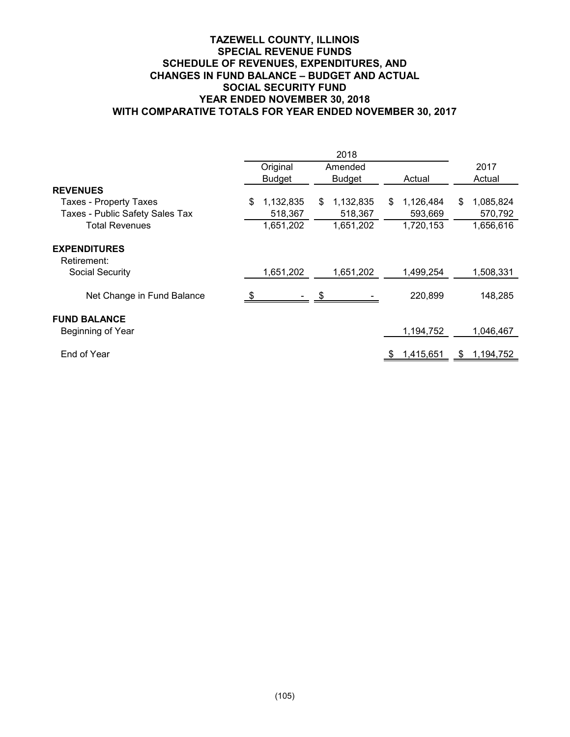# TAZEWELL COUNTY, ILLINOIS
## SPECIAL REVENUE FUNDS
## SCHEDULE OF REVENUES, EXPENDITURES, AND CHANGES IN FUND BALANCE – BUDGET AND ACTUAL
## SOCIAL SECURITY FUND
## YEAR ENDED NOVEMBER 30, 2018
## WITH COMPARATIVE TOTALS FOR YEAR ENDED NOVEMBER 30, 2017

| | 2018 | | | 2017 |
|---|---|---|---|---|
| | Original Budget | Amended Budget | Actual | Actual |
| **REVENUES** | | | | |
| Taxes - Property Taxes | $ 1,132,835 | $ 1,132,835 | $ 1,126,484 | $ 1,085,824 |
| Taxes - Public Safety Sales Tax | 518,367 | 518,367 | 593,669 | 570,792 |
| Total Revenues | 1,651,202 | 1,651,202 | 1,720,153 | 1,656,616 |
| **EXPENDITURES** | | | | |
| Retirement: | | | | |
| Social Security | 1,651,202 | 1,651,202 | 1,499,254 | 1,508,331 |
| Net Change in Fund Balance | $ - | $ - | 220,899 | 148,285 |
| **FUND BALANCE** | | | | |
| Beginning of Year | | | 1,194,752 | 1,046,467 |
| End of Year | | | $ 1,415,651 | $ 1,194,752 |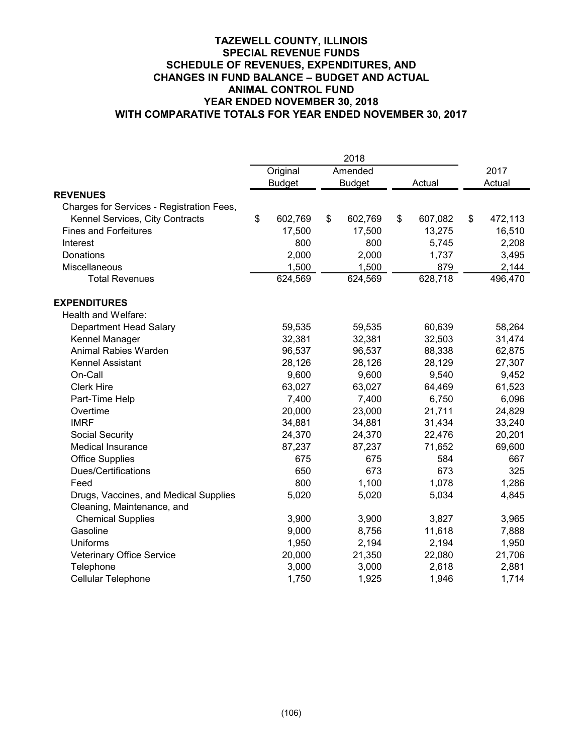# TAZEWELL COUNTY, ILLINOIS
## SPECIAL REVENUE FUNDS
## SCHEDULE OF REVENUES, EXPENDITURES, AND CHANGES IN FUND BALANCE – BUDGET AND ACTUAL
## ANIMAL CONTROL FUND
## YEAR ENDED NOVEMBER 30, 2018
## WITH COMPARATIVE TOTALS FOR YEAR ENDED NOVEMBER 30, 2017

| | 2018 | | | 2017 |
|---|---|---|---|---|
| | Original Budget | Amended Budget | Actual | Actual |
| **REVENUES** | | | | |
| Charges for Services - Registration Fees, Kennel Services, City Contracts | $ 602,769 | $ 602,769 | $ 607,082 | $ 472,113 |
| Fines and Forfeitures | 17,500 | 17,500 | 13,275 | 16,510 |
| Interest | 800 | 800 | 5,745 | 2,208 |
| Donations | 2,000 | 2,000 | 1,737 | 3,495 |
| Miscellaneous | 1,500 | 1,500 | 879 | 2,144 |
| Total Revenues | 624,569 | 624,569 | 628,718 | 496,470 |
| **EXPENDITURES** | | | | |
| Health and Welfare: | | | | |
| Department Head Salary | 59,535 | 59,535 | 60,639 | 58,264 |
| Kennel Manager | 32,381 | 32,381 | 32,503 | 31,474 |
| Animal Rabies Warden | 96,537 | 96,537 | 88,338 | 62,875 |
| Kennel Assistant | 28,126 | 28,126 | 28,129 | 27,307 |
| On-Call | 9,600 | 9,600 | 9,540 | 9,452 |
| Clerk Hire | 63,027 | 63,027 | 64,469 | 61,523 |
| Part-Time Help | 7,400 | 7,400 | 6,750 | 6,096 |
| Overtime | 20,000 | 23,000 | 21,711 | 24,829 |
| IMRF | 34,881 | 34,881 | 31,434 | 33,240 |
| Social Security | 24,370 | 24,370 | 22,476 | 20,201 |
| Medical Insurance | 87,237 | 87,237 | 71,652 | 69,600 |
| Office Supplies | 675 | 675 | 584 | 667 |
| Dues/Certifications | 650 | 673 | 673 | 325 |
| Feed | 800 | 1,100 | 1,078 | 1,286 |
| Drugs, Vaccines, and Medical Supplies | 5,020 | 5,020 | 5,034 | 4,845 |
| Cleaning, Maintenance, and Chemical Supplies | 3,900 | 3,900 | 3,827 | 3,965 |
| Gasoline | 9,000 | 8,756 | 11,618 | 7,888 |
| Uniforms | 1,950 | 2,194 | 2,194 | 1,950 |
| Veterinary Office Service | 20,000 | 21,350 | 22,080 | 21,706 |
| Telephone | 3,000 | 3,000 | 2,618 | 2,881 |
| Cellular Telephone | 1,750 | 1,925 | 1,946 | 1,714 |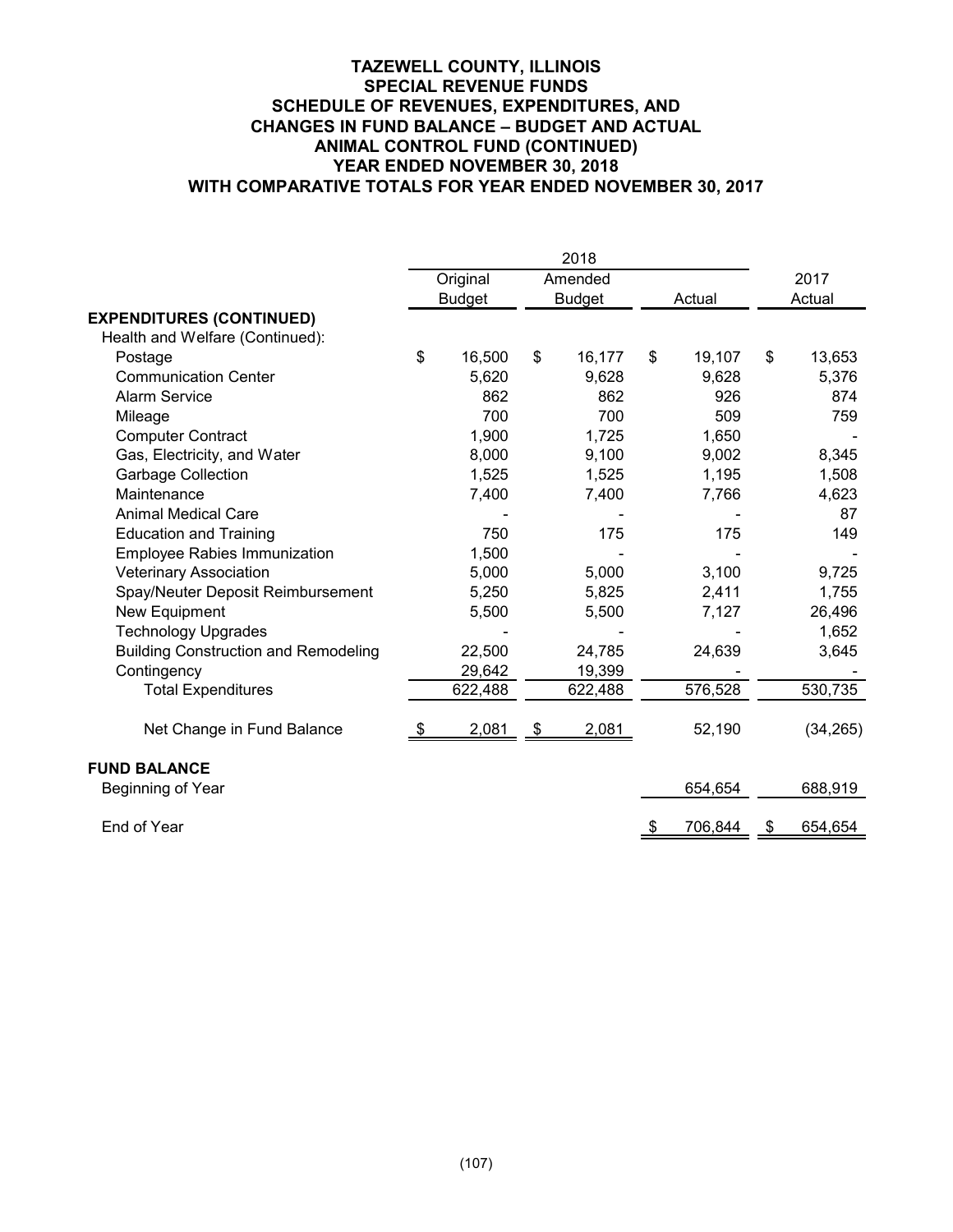# TAZEWELL COUNTY, ILLINOIS
## SPECIAL REVENUE FUNDS
## SCHEDULE OF REVENUES, EXPENDITURES, AND CHANGES IN FUND BALANCE – BUDGET AND ACTUAL
## ANIMAL CONTROL FUND (CONTINUED)
## YEAR ENDED NOVEMBER 30, 2018
## WITH COMPARATIVE TOTALS FOR YEAR ENDED NOVEMBER 30, 2017

| | 2018 | | | |
|---|---|---|---|---|
| | Original Budget | Amended Budget | Actual | 2017 Actual |
| **EXPENDITURES (CONTINUED)** | | | | |
| Health and Welfare (Continued): | | | | |
| Postage | $ 16,500 | $ 16,177 | $ 19,107 | $ 13,653 |
| Communication Center | 5,620 | 9,628 | 9,628 | 5,376 |
| Alarm Service | 862 | 862 | 926 | 874 |
| Mileage | 700 | 700 | 509 | 759 |
| Computer Contract | 1,900 | 1,725 | 1,650 | - |
| Gas, Electricity, and Water | 8,000 | 9,100 | 9,002 | 8,345 |
| Garbage Collection | 1,525 | 1,525 | 1,195 | 1,508 |
| Maintenance | 7,400 | 7,400 | 7,766 | 4,623 |
| Animal Medical Care | - | - | - | 87 |
| Education and Training | 750 | 175 | 175 | 149 |
| Employee Rabies Immunization | 1,500 | - | - | - |
| Veterinary Association | 5,000 | 5,000 | 3,100 | 9,725 |
| Spay/Neuter Deposit Reimbursement | 5,250 | 5,825 | 2,411 | 1,755 |
| New Equipment | 5,500 | 5,500 | 7,127 | 26,496 |
| Technology Upgrades | - | - | - | 1,652 |
| Building Construction and Remodeling | 22,500 | 24,785 | 24,639 | 3,645 |
| Contingency | 29,642 | 19,399 | - | - |
| Total Expenditures | 622,488 | 622,488 | 576,528 | 530,735 |
| Net Change in Fund Balance | $ 2,081 | $ 2,081 | 52,190 | (34,265) |
| **FUND BALANCE** | | | | |
| Beginning of Year | | | 654,654 | 688,919 |
| End of Year | | | $ 706,844 | $ 654,654 |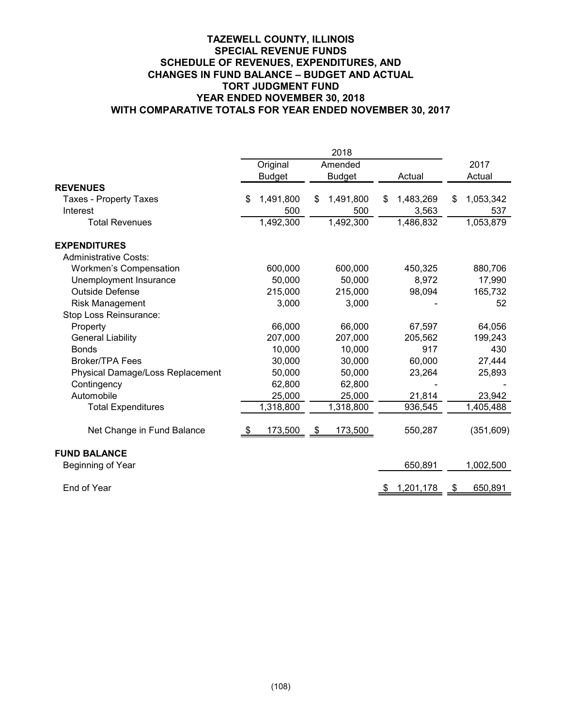# TAZEWELL COUNTY, ILLINOIS
## SPECIAL REVENUE FUNDS
## SCHEDULE OF REVENUES, EXPENDITURES, AND CHANGES IN FUND BALANCE – BUDGET AND ACTUAL
## TORT JUDGMENT FUND
## YEAR ENDED NOVEMBER 30, 2018
## WITH COMPARATIVE TOTALS FOR YEAR ENDED NOVEMBER 30, 2017

| | 2018 | | | |
|---|---|---|---|---|
| | Original Budget | Amended Budget | Actual | 2017 Actual |
| **REVENUES** | | | | |
| Taxes - Property Taxes | $ 1,491,800 | $ 1,491,800 | $ 1,483,269 | $ 1,053,342 |
| Interest | 500 | 500 | 3,563 | 537 |
| Total Revenues | 1,492,300 | 1,492,300 | 1,486,832 | 1,053,879 |
| **EXPENDITURES** | | | | |
| Administrative Costs: | | | | |
| Workmen's Compensation | 600,000 | 600,000 | 450,325 | 880,706 |
| Unemployment Insurance | 50,000 | 50,000 | 8,972 | 17,990 |
| Outside Defense | 215,000 | 215,000 | 98,094 | 165,732 |
| Risk Management | 3,000 | 3,000 | - | 52 |
| Stop Loss Reinsurance: | | | | |
| Property | 66,000 | 66,000 | 67,597 | 64,056 |
| General Liability | 207,000 | 207,000 | 205,562 | 199,243 |
| Bonds | 10,000 | 10,000 | 917 | 430 |
| Broker/TPA Fees | 30,000 | 30,000 | 60,000 | 27,444 |
| Physical Damage/Loss Replacement | 50,000 | 50,000 | 23,264 | 25,893 |
| Contingency | 62,800 | 62,800 | - | - |
| Automobile | 25,000 | 25,000 | 21,814 | 23,942 |
| Total Expenditures | 1,318,800 | 1,318,800 | 936,545 | 1,405,488 |
| Net Change in Fund Balance | $ 173,500 | $ 173,500 | 550,287 | (351,609) |
| **FUND BALANCE** | | | | |
| Beginning of Year | | | 650,891 | 1,002,500 |
| End of Year | | | $ 1,201,178 | $ 650,891 |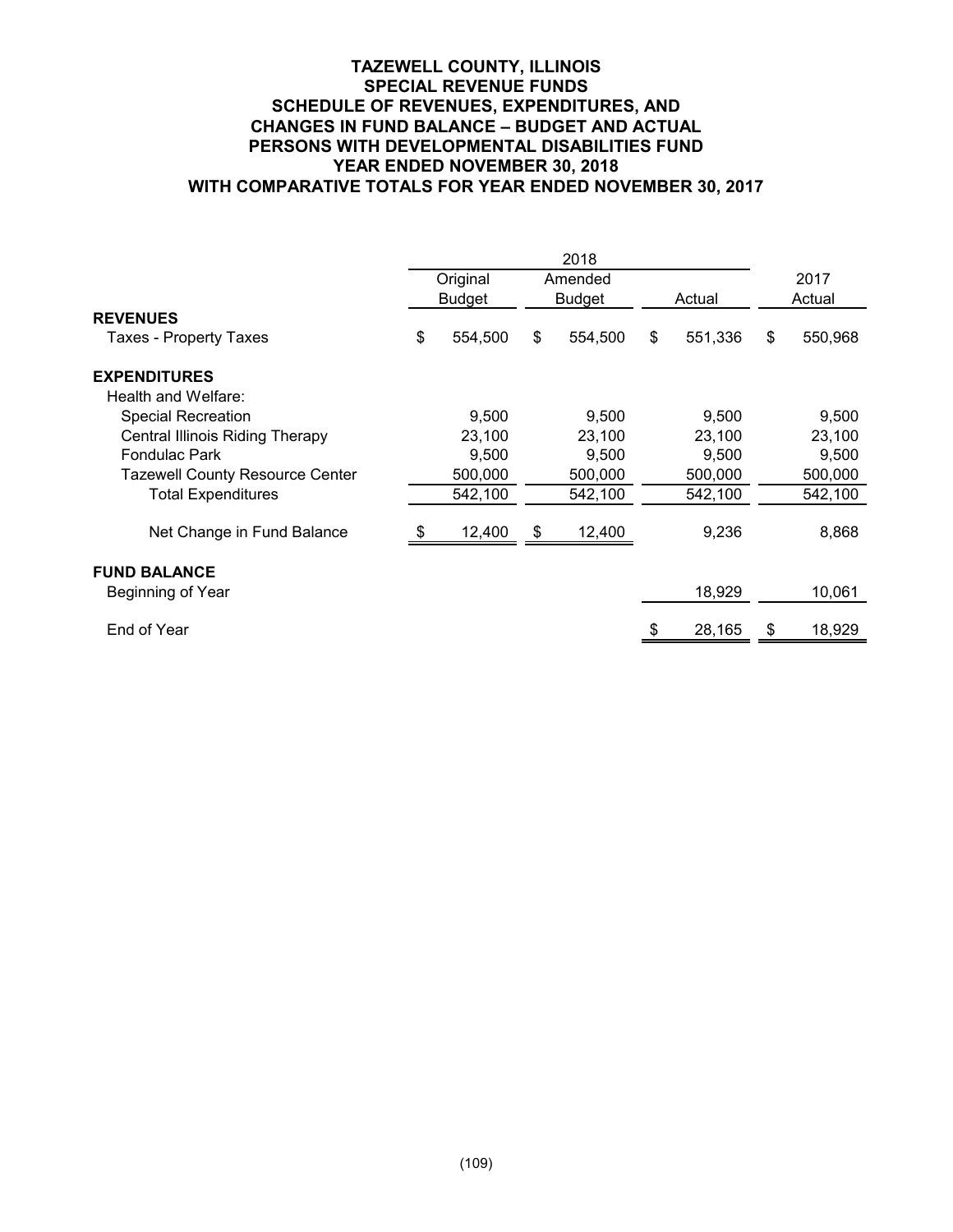# TAZEWELL COUNTY, ILLINOIS
## SPECIAL REVENUE FUNDS
## SCHEDULE OF REVENUES, EXPENDITURES, AND CHANGES IN FUND BALANCE – BUDGET AND ACTUAL
## PERSONS WITH DEVELOPMENTAL DISABILITIES FUND
## YEAR ENDED NOVEMBER 30, 2018
## WITH COMPARATIVE TOTALS FOR YEAR ENDED NOVEMBER 30, 2017

| | 2018 | | | |
|---|---|---|---|---|
| | Original Budget | Amended Budget | Actual | 2017 Actual |
| **REVENUES** | | | | |
| Taxes - Property Taxes | $ 554,500 | $ 554,500 | $ 551,336 | $ 550,968 |
| **EXPENDITURES** | | | | |
| Health and Welfare: | | | | |
| Special Recreation | 9,500 | 9,500 | 9,500 | 9,500 |
| Central Illinois Riding Therapy | 23,100 | 23,100 | 23,100 | 23,100 |
| Fondulac Park | 9,500 | 9,500 | 9,500 | 9,500 |
| Tazewell County Resource Center | 500,000 | 500,000 | 500,000 | 500,000 |
| Total Expenditures | 542,100 | 542,100 | 542,100 | 542,100 |
| Net Change in Fund Balance | $ 12,400 | $ 12,400 | 9,236 | 8,868 |
| **FUND BALANCE** | | | | |
| Beginning of Year | | | 18,929 | 10,061 |
| End of Year | | | $ 28,165 | $ 18,929 |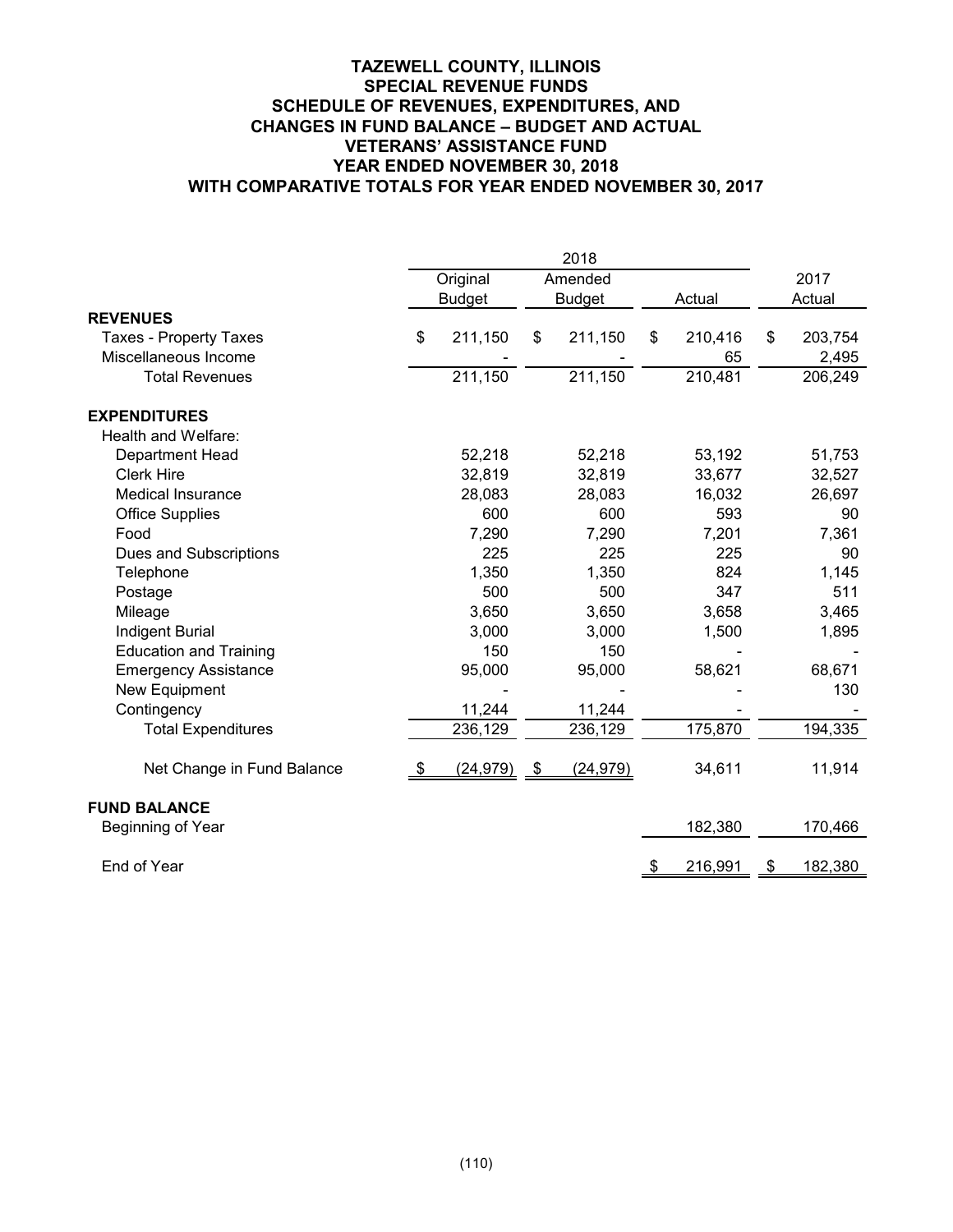# TAZEWELL COUNTY, ILLINOIS
## SPECIAL REVENUE FUNDS
## SCHEDULE OF REVENUES, EXPENDITURES, AND CHANGES IN FUND BALANCE – BUDGET AND ACTUAL
## VETERANS' ASSISTANCE FUND
## YEAR ENDED NOVEMBER 30, 2018
## WITH COMPARATIVE TOTALS FOR YEAR ENDED NOVEMBER 30, 2017

| | 2018 | | | |
|---|---|---|---|---|
| | Original Budget | Amended Budget | Actual | 2017 Actual |
| **REVENUES** | | | | |
| Taxes - Property Taxes | $ 211,150 | $ 211,150 | $ 210,416 | $ 203,754 |
| Miscellaneous Income | - | - | 65 | 2,495 |
| Total Revenues | 211,150 | 211,150 | 210,481 | 206,249 |
| **EXPENDITURES** | | | | |
| Health and Welfare: | | | | |
| Department Head | 52,218 | 52,218 | 53,192 | 51,753 |
| Clerk Hire | 32,819 | 32,819 | 33,677 | 32,527 |
| Medical Insurance | 28,083 | 28,083 | 16,032 | 26,697 |
| Office Supplies | 600 | 600 | 593 | 90 |
| Food | 7,290 | 7,290 | 7,201 | 7,361 |
| Dues and Subscriptions | 225 | 225 | 225 | 90 |
| Telephone | 1,350 | 1,350 | 824 | 1,145 |
| Postage | 500 | 500 | 347 | 511 |
| Mileage | 3,650 | 3,650 | 3,658 | 3,465 |
| Indigent Burial | 3,000 | 3,000 | 1,500 | 1,895 |
| Education and Training | 150 | 150 | - | - |
| Emergency Assistance | 95,000 | 95,000 | 58,621 | 68,671 |
| New Equipment | - | - | - | 130 |
| Contingency | 11,244 | 11,244 | - | - |
| Total Expenditures | 236,129 | 236,129 | 175,870 | 194,335 |
| Net Change in Fund Balance | $ (24,979) | $ (24,979) | 34,611 | 11,914 |
| **FUND BALANCE** | | | | |
| Beginning of Year | | | 182,380 | 170,466 |
| End of Year | | | $ 216,991 | $ 182,380 |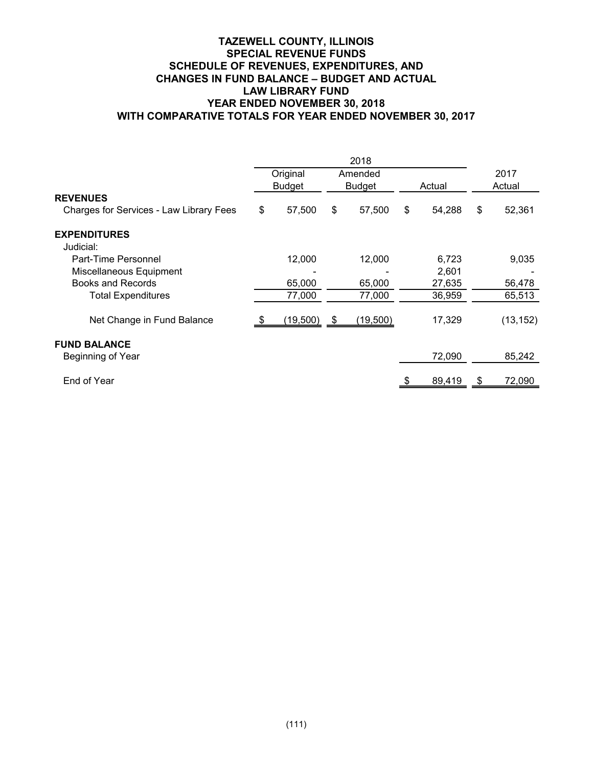# TAZEWELL COUNTY, ILLINOIS
## SPECIAL REVENUE FUNDS
## SCHEDULE OF REVENUES, EXPENDITURES, AND CHANGES IN FUND BALANCE – BUDGET AND ACTUAL
## LAW LIBRARY FUND
## YEAR ENDED NOVEMBER 30, 2018
## WITH COMPARATIVE TOTALS FOR YEAR ENDED NOVEMBER 30, 2017

| | 2018 | | | |
|---|---|---|---|---|
| | Original Budget | Amended Budget | Actual | 2017 Actual |
| **REVENUES** | | | | |
| Charges for Services - Law Library Fees | $ 57,500 | $ 57,500 | $ 54,288 | $ 52,361 |
| **EXPENDITURES** | | | | |
| Judicial: | | | | |
| Part-Time Personnel | 12,000 | 12,000 | 6,723 | 9,035 |
| Miscellaneous Equipment | - | - | 2,601 | - |
| Books and Records | 65,000 | 65,000 | 27,635 | 56,478 |
| Total Expenditures | 77,000 | 77,000 | 36,959 | 65,513 |
| Net Change in Fund Balance | $ (19,500) | $ (19,500) | 17,329 | (13,152) |
| **FUND BALANCE** | | | | |
| Beginning of Year | | | 72,090 | 85,242 |
| End of Year | | | $ 89,419 | $ 72,090 |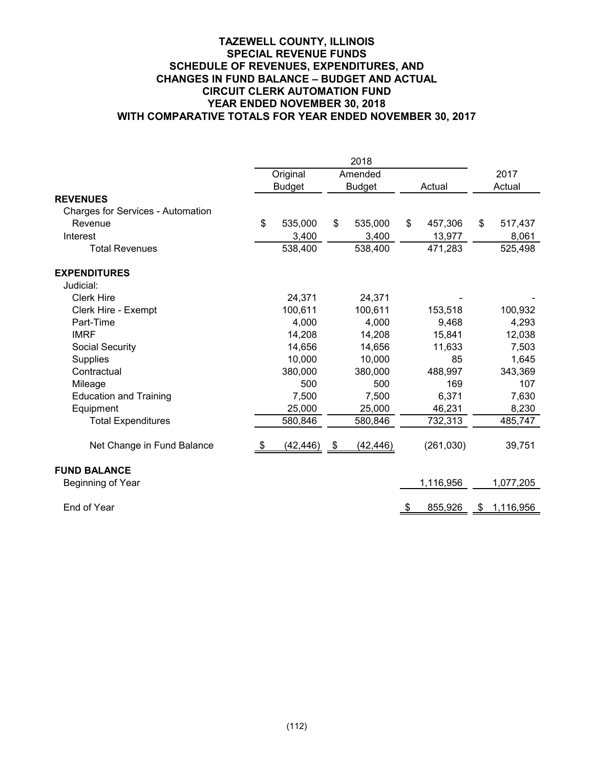# TAZEWELL COUNTY, ILLINOIS
## SPECIAL REVENUE FUNDS
## SCHEDULE OF REVENUES, EXPENDITURES, AND CHANGES IN FUND BALANCE – BUDGET AND ACTUAL
## CIRCUIT CLERK AUTOMATION FUND
## YEAR ENDED NOVEMBER 30, 2018
## WITH COMPARATIVE TOTALS FOR YEAR ENDED NOVEMBER 30, 2017

| | 2018 | | | |
|---|---|---|---|---|
| | Original Budget | Amended Budget | Actual | 2017 Actual |
| **REVENUES** | | | | |
| Charges for Services - Automation Revenue | $ 535,000 | $ 535,000 | $ 457,306 | $ 517,437 |
| Interest | 3,400 | 3,400 | 13,977 | 8,061 |
| Total Revenues | 538,400 | 538,400 | 471,283 | 525,498 |
| **EXPENDITURES** | | | | |
| Judicial: | | | | |
| Clerk Hire | 24,371 | 24,371 | - | - |
| Clerk Hire - Exempt | 100,611 | 100,611 | 153,518 | 100,932 |
| Part-Time | 4,000 | 4,000 | 9,468 | 4,293 |
| IMRF | 14,208 | 14,208 | 15,841 | 12,038 |
| Social Security | 14,656 | 14,656 | 11,633 | 7,503 |
| Supplies | 10,000 | 10,000 | 85 | 1,645 |
| Contractual | 380,000 | 380,000 | 488,997 | 343,369 |
| Mileage | 500 | 500 | 169 | 107 |
| Education and Training | 7,500 | 7,500 | 6,371 | 7,630 |
| Equipment | 25,000 | 25,000 | 46,231 | 8,230 |
| Total Expenditures | 580,846 | 580,846 | 732,313 | 485,747 |
| Net Change in Fund Balance | $ (42,446) | $ (42,446) | (261,030) | 39,751 |
| **FUND BALANCE** | | | | |
| Beginning of Year | | | 1,116,956 | 1,077,205 |
| End of Year | | | $ 855,926 | $ 1,116,956 |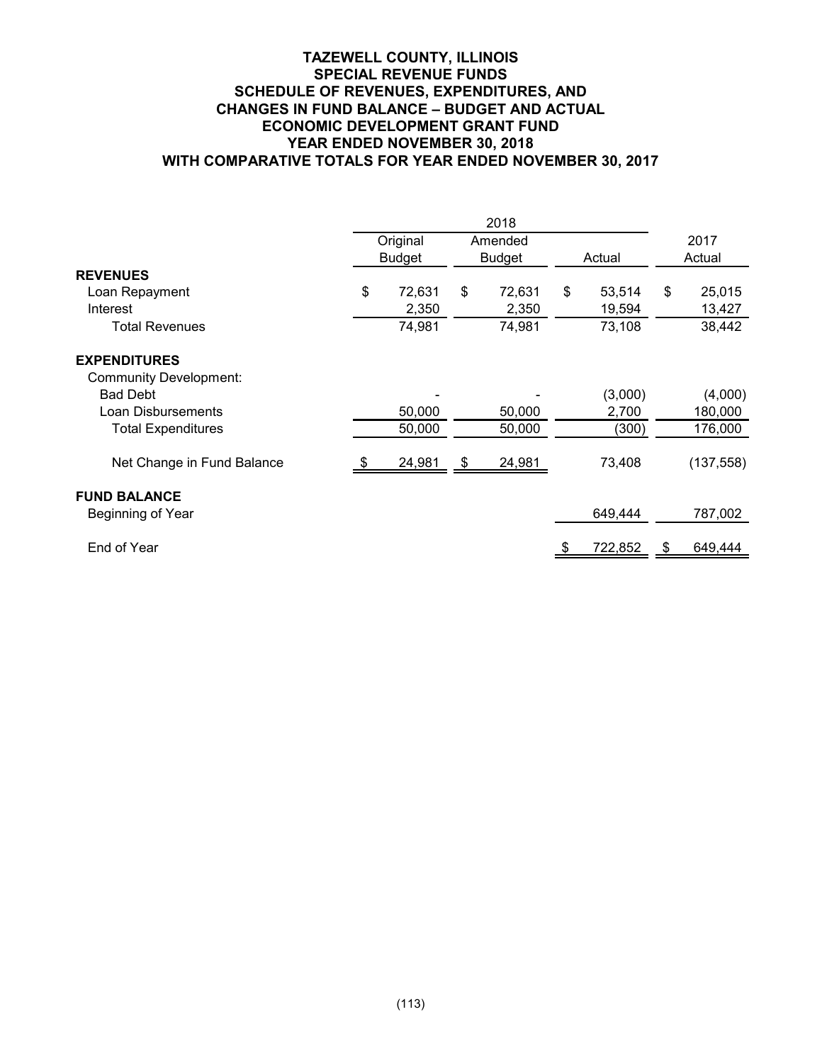# TAZEWELL COUNTY, ILLINOIS
## SPECIAL REVENUE FUNDS
## SCHEDULE OF REVENUES, EXPENDITURES, AND CHANGES IN FUND BALANCE – BUDGET AND ACTUAL
## ECONOMIC DEVELOPMENT GRANT FUND
## YEAR ENDED NOVEMBER 30, 2018
## WITH COMPARATIVE TOTALS FOR YEAR ENDED NOVEMBER 30, 2017

| | 2018 | | | |
|---|---|---|---|---|
| | Original Budget | Amended Budget | Actual | 2017 Actual |
| **REVENUES** | | | | |
| Loan Repayment | $ 72,631 | $ 72,631 | $ 53,514 | $ 25,015 |
| Interest | 2,350 | 2,350 | 19,594 | 13,427 |
| Total Revenues | 74,981 | 74,981 | 73,108 | 38,442 |
| **EXPENDITURES** | | | | |
| Community Development: | | | | |
| Bad Debt | - | - | (3,000) | (4,000) |
| Loan Disbursements | 50,000 | 50,000 | 2,700 | 180,000 |
| Total Expenditures | 50,000 | 50,000 | (300) | 176,000 |
| Net Change in Fund Balance | $ 24,981 | $ 24,981 | 73,408 | (137,558) |
| **FUND BALANCE** | | | | |
| Beginning of Year | | | 649,444 | 787,002 |
| End of Year | | | $ 722,852 | $ 649,444 |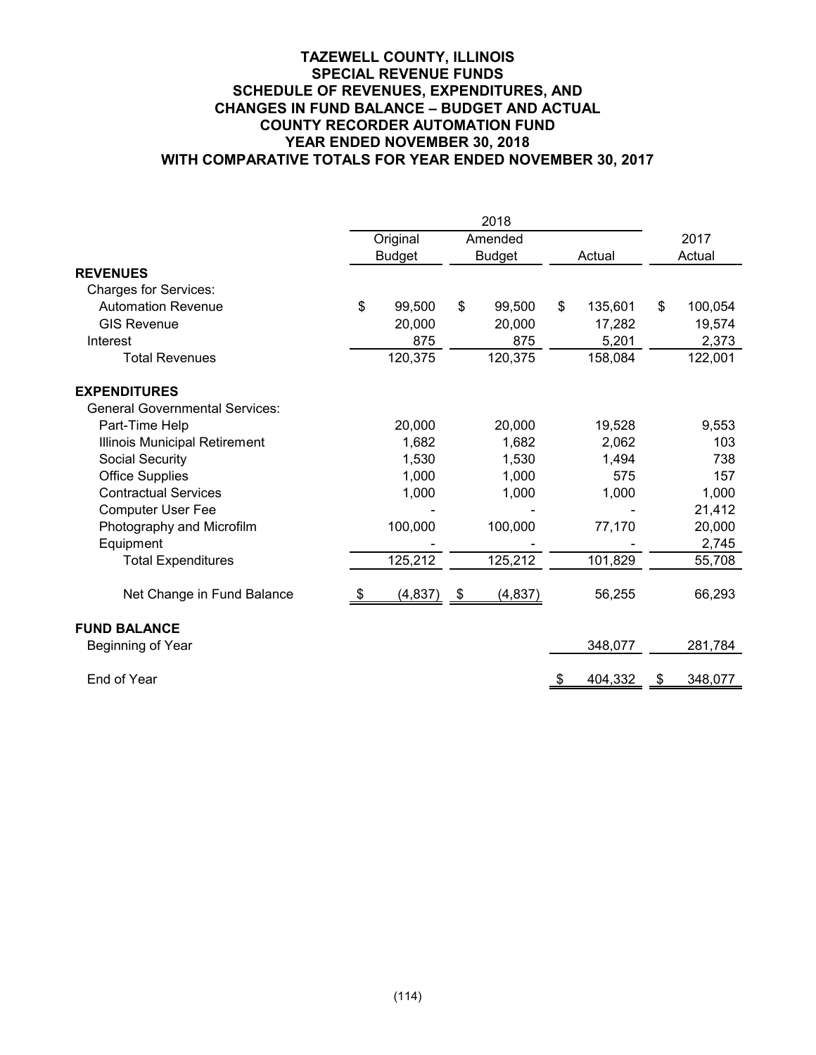# TAZEWELL COUNTY, ILLINOIS
## SPECIAL REVENUE FUNDS
## SCHEDULE OF REVENUES, EXPENDITURES, AND CHANGES IN FUND BALANCE – BUDGET AND ACTUAL
## COUNTY RECORDER AUTOMATION FUND
## YEAR ENDED NOVEMBER 30, 2018
## WITH COMPARATIVE TOTALS FOR YEAR ENDED NOVEMBER 30, 2017

| | 2018 | | | |
|---|---|---|---|---|
| | Original Budget | Amended Budget | Actual | 2017 Actual |
| **REVENUES** | | | | |
| Charges for Services: | | | | |
| Automation Revenue | $ 99,500 | $ 99,500 | $ 135,601 | $ 100,054 |
| GIS Revenue | 20,000 | 20,000 | 17,282 | 19,574 |
| Interest | 875 | 875 | 5,201 | 2,373 |
| Total Revenues | 120,375 | 120,375 | 158,084 | 122,001 |
| **EXPENDITURES** | | | | |
| General Governmental Services: | | | | |
| Part-Time Help | 20,000 | 20,000 | 19,528 | 9,553 |
| Illinois Municipal Retirement | 1,682 | 1,682 | 2,062 | 103 |
| Social Security | 1,530 | 1,530 | 1,494 | 738 |
| Office Supplies | 1,000 | 1,000 | 575 | 157 |
| Contractual Services | 1,000 | 1,000 | 1,000 | 1,000 |
| Computer User Fee | - | - | - | 21,412 |
| Photography and Microfilm | 100,000 | 100,000 | 77,170 | 20,000 |
| Equipment | - | - | - | 2,745 |
| Total Expenditures | 125,212 | 125,212 | 101,829 | 55,708 |
| Net Change in Fund Balance | $ (4,837) | $ (4,837) | 56,255 | 66,293 |
| **FUND BALANCE** | | | | |
| Beginning of Year | | | 348,077 | 281,784 |
| End of Year | | | $ 404,332 | $ 348,077 |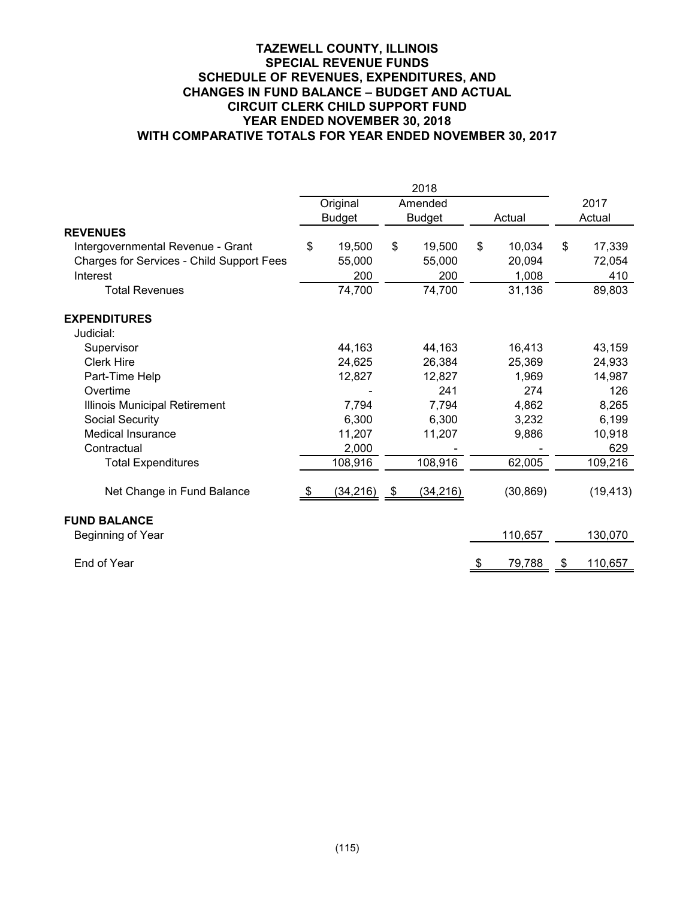# TAZEWELL COUNTY, ILLINOIS
## SPECIAL REVENUE FUNDS
## SCHEDULE OF REVENUES, EXPENDITURES, AND CHANGES IN FUND BALANCE – BUDGET AND ACTUAL
## CIRCUIT CLERK CHILD SUPPORT FUND
## YEAR ENDED NOVEMBER 30, 2018
## WITH COMPARATIVE TOTALS FOR YEAR ENDED NOVEMBER 30, 2017

| | 2018 | | | |
|---|---|---|---|---|
| | Original Budget | Amended Budget | Actual | 2017 Actual |
| **REVENUES** | | | | |
| Intergovernmental Revenue - Grant | $ 19,500 | $ 19,500 | $ 10,034 | $ 17,339 |
| Charges for Services - Child Support Fees | 55,000 | 55,000 | 20,094 | 72,054 |
| Interest | 200 | 200 | 1,008 | 410 |
| Total Revenues | 74,700 | 74,700 | 31,136 | 89,803 |
| **EXPENDITURES** | | | | |
| Judicial: | | | | |
| Supervisor | 44,163 | 44,163 | 16,413 | 43,159 |
| Clerk Hire | 24,625 | 26,384 | 25,369 | 24,933 |
| Part-Time Help | 12,827 | 12,827 | 1,969 | 14,987 |
| Overtime | - | 241 | 274 | 126 |
| Illinois Municipal Retirement | 7,794 | 7,794 | 4,862 | 8,265 |
| Social Security | 6,300 | 6,300 | 3,232 | 6,199 |
| Medical Insurance | 11,207 | 11,207 | 9,886 | 10,918 |
| Contractual | 2,000 | - | - | 629 |
| Total Expenditures | 108,916 | 108,916 | 62,005 | 109,216 |
| Net Change in Fund Balance | $ (34,216) | $ (34,216) | (30,869) | (19,413) |
| **FUND BALANCE** | | | | |
| Beginning of Year | | | 110,657 | 130,070 |
| End of Year | | | $ 79,788 | $ 110,657 |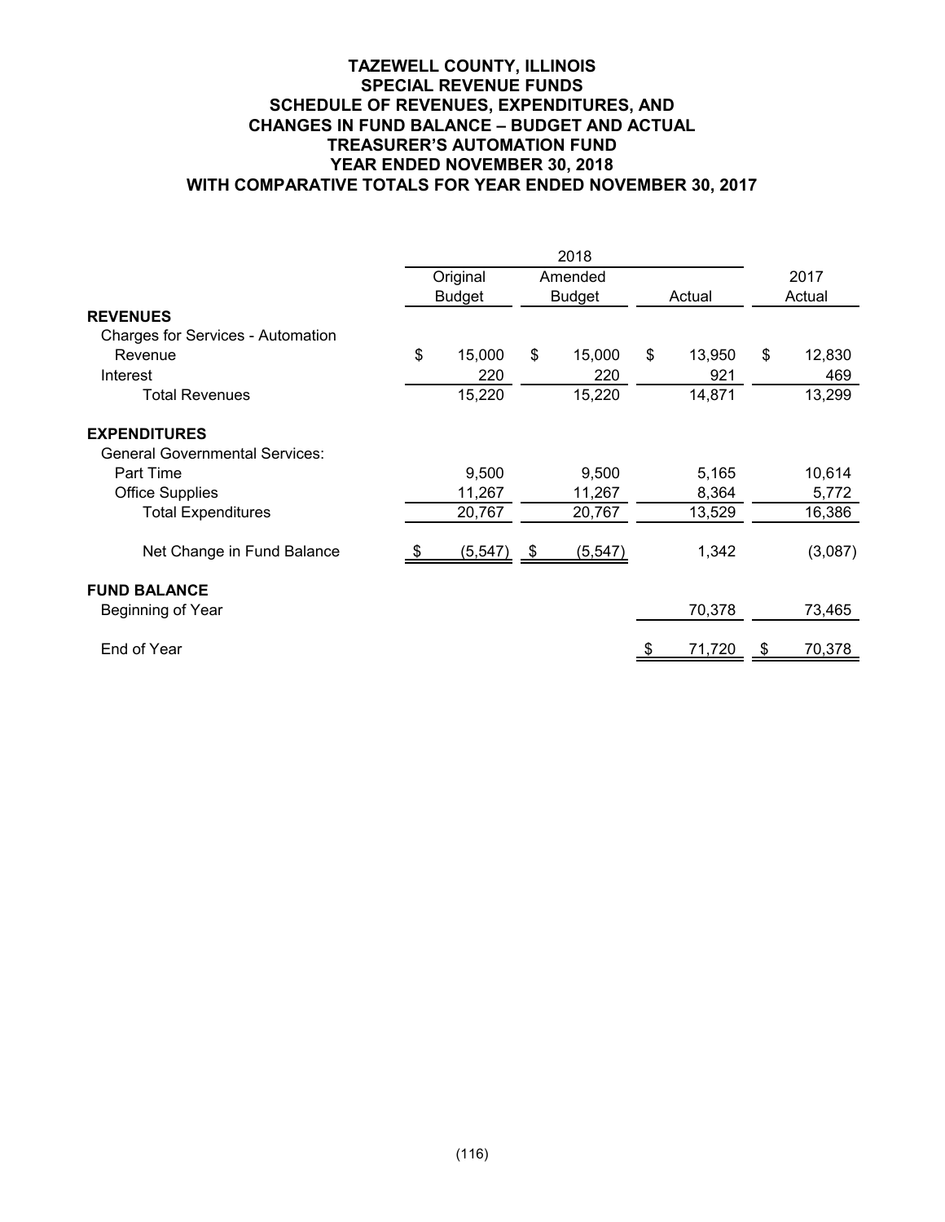# TAZEWELL COUNTY, ILLINOIS
## SPECIAL REVENUE FUNDS
## SCHEDULE OF REVENUES, EXPENDITURES, AND CHANGES IN FUND BALANCE – BUDGET AND ACTUAL
## TREASURER'S AUTOMATION FUND
## YEAR ENDED NOVEMBER 30, 2018
## WITH COMPARATIVE TOTALS FOR YEAR ENDED NOVEMBER 30, 2017

| | 2018 | | | |
|---|---|---|---|---|
| | Original Budget | Amended Budget | Actual | 2017 Actual |
| **REVENUES** | | | | |
| Charges for Services - Automation Revenue | $ 15,000 | $ 15,000 | $ 13,950 | $ 12,830 |
| Interest | 220 | 220 | 921 | 469 |
| Total Revenues | 15,220 | 15,220 | 14,871 | 13,299 |
| **EXPENDITURES** | | | | |
| General Governmental Services: | | | | |
| Part Time | 9,500 | 9,500 | 5,165 | 10,614 |
| Office Supplies | 11,267 | 11,267 | 8,364 | 5,772 |
| Total Expenditures | 20,767 | 20,767 | 13,529 | 16,386 |
| Net Change in Fund Balance | $ (5,547) | $ (5,547) | 1,342 | (3,087) |
| **FUND BALANCE** | | | | |
| Beginning of Year | | | 70,378 | 73,465 |
| End of Year | | | $ 71,720 | $ 70,378 |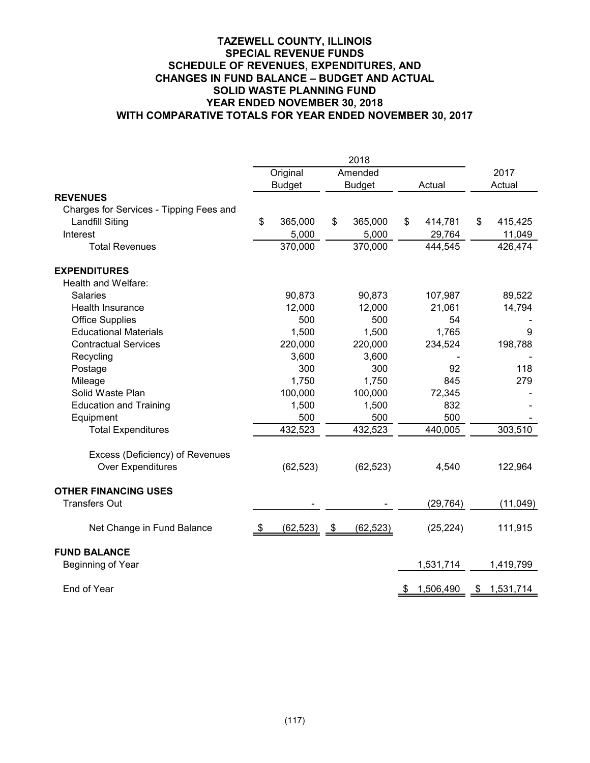**TAZEWELL COUNTY, ILLINOIS**
**SPECIAL REVENUE FUNDS**
**SCHEDULE OF REVENUES, EXPENDITURES, AND CHANGES IN FUND BALANCE – BUDGET AND ACTUAL**
**SOLID WASTE PLANNING FUND**
**YEAR ENDED NOVEMBER 30, 2018**
**WITH COMPARATIVE TOTALS FOR YEAR ENDED NOVEMBER 30, 2017**

| | 2018 | | | |
|---|---|---|---|---|
| | Original Budget | Amended Budget | Actual | 2017 Actual |
| **REVENUES** | | | | |
| Charges for Services - Tipping Fees and Landfill Siting | $ 365,000 | $ 365,000 | $ 414,781 | $ 415,425 |
| Interest | 5,000 | 5,000 | 29,764 | 11,049 |
| Total Revenues | 370,000 | 370,000 | 444,545 | 426,474 |
| **EXPENDITURES** | | | | |
| Health and Welfare: | | | | |
| Salaries | 90,873 | 90,873 | 107,987 | 89,522 |
| Health Insurance | 12,000 | 12,000 | 21,061 | 14,794 |
| Office Supplies | 500 | 500 | 54 | - |
| Educational Materials | 1,500 | 1,500 | 1,765 | 9 |
| Contractual Services | 220,000 | 220,000 | 234,524 | 198,788 |
| Recycling | 3,600 | 3,600 | - | - |
| Postage | 300 | 300 | 92 | 118 |
| Mileage | 1,750 | 1,750 | 845 | 279 |
| Solid Waste Plan | 100,000 | 100,000 | 72,345 | - |
| Education and Training | 1,500 | 1,500 | 832 | - |
| Equipment | 500 | 500 | 500 | - |
| Total Expenditures | 432,523 | 432,523 | 440,005 | 303,510 |
| Excess (Deficiency) of Revenues Over Expenditures | (62,523) | (62,523) | 4,540 | 122,964 |
| **OTHER FINANCING USES** | | | | |
| Transfers Out | - | - | (29,764) | (11,049) |
| Net Change in Fund Balance | $ (62,523) | $ (62,523) | (25,224) | 111,915 |
| **FUND BALANCE** | | | | |
| Beginning of Year | | | 1,531,714 | 1,419,799 |
| End of Year | | | $ 1,506,490 | $ 1,531,714 |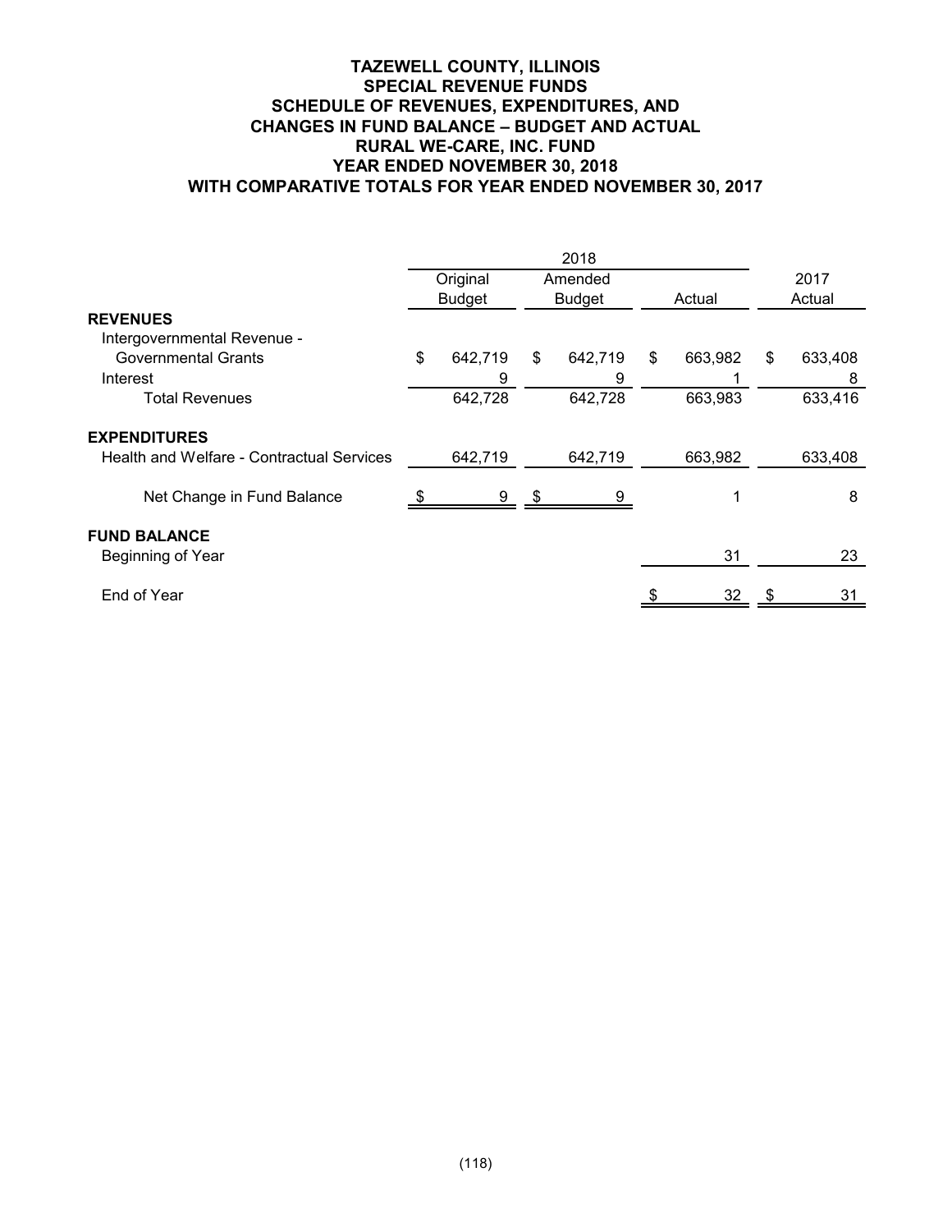# TAZEWELL COUNTY, ILLINOIS
## SPECIAL REVENUE FUNDS
## SCHEDULE OF REVENUES, EXPENDITURES, AND CHANGES IN FUND BALANCE – BUDGET AND ACTUAL
## RURAL WE-CARE, INC. FUND
## YEAR ENDED NOVEMBER 30, 2018
## WITH COMPARATIVE TOTALS FOR YEAR ENDED NOVEMBER 30, 2017

| | 2018 | | | |
|---|---|---|---|---|
| | Original Budget | Amended Budget | Actual | 2017 Actual |
| **REVENUES** | | | | |
| Intergovernmental Revenue - Governmental Grants | $ 642,719 | $ 642,719 | $ 663,982 | $ 633,408 |
| Interest | 9 | 9 | 1 | 8 |
| Total Revenues | 642,728 | 642,728 | 663,983 | 633,416 |
| **EXPENDITURES** | | | | |
| Health and Welfare - Contractual Services | 642,719 | 642,719 | 663,982 | 633,408 |
| Net Change in Fund Balance | $ 9 | $ 9 | 1 | 8 |
| **FUND BALANCE** | | | | |
| Beginning of Year | | | 31 | 23 |
| End of Year | | | $ 32 | $ 31 |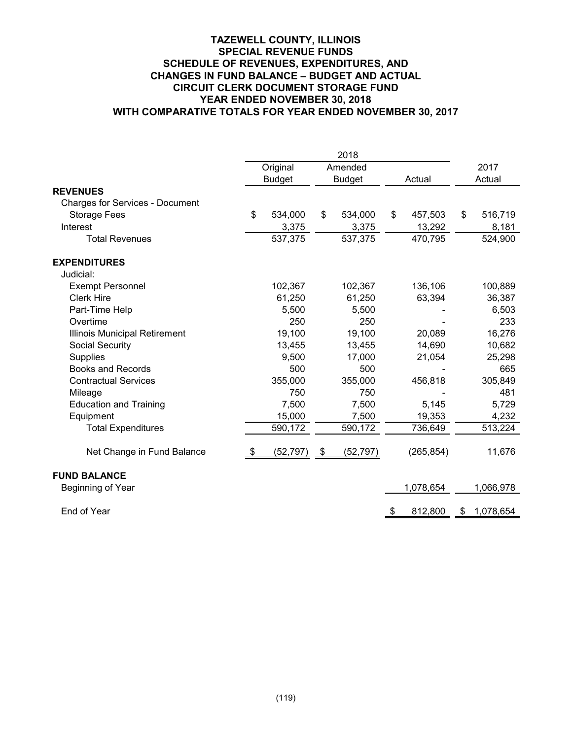# TAZEWELL COUNTY, ILLINOIS
## SPECIAL REVENUE FUNDS
## SCHEDULE OF REVENUES, EXPENDITURES, AND CHANGES IN FUND BALANCE – BUDGET AND ACTUAL
## CIRCUIT CLERK DOCUMENT STORAGE FUND
## YEAR ENDED NOVEMBER 30, 2018
## WITH COMPARATIVE TOTALS FOR YEAR ENDED NOVEMBER 30, 2017

| | 2018 | | | |
|---|---|---|---|---|
| | Original Budget | Amended Budget | Actual | 2017 Actual |
| **REVENUES** | | | | |
| Charges for Services - Document Storage Fees | $ 534,000 | $ 534,000 | $ 457,503 | $ 516,719 |
| Interest | 3,375 | 3,375 | 13,292 | 8,181 |
| Total Revenues | 537,375 | 537,375 | 470,795 | 524,900 |
| **EXPENDITURES** | | | | |
| Judicial: | | | | |
| Exempt Personnel | 102,367 | 102,367 | 136,106 | 100,889 |
| Clerk Hire | 61,250 | 61,250 | 63,394 | 36,387 |
| Part-Time Help | 5,500 | 5,500 | - | 6,503 |
| Overtime | 250 | 250 | - | 233 |
| Illinois Municipal Retirement | 19,100 | 19,100 | 20,089 | 16,276 |
| Social Security | 13,455 | 13,455 | 14,690 | 10,682 |
| Supplies | 9,500 | 17,000 | 21,054 | 25,298 |
| Books and Records | 500 | 500 | - | 665 |
| Contractual Services | 355,000 | 355,000 | 456,818 | 305,849 |
| Mileage | 750 | 750 | - | 481 |
| Education and Training | 7,500 | 7,500 | 5,145 | 5,729 |
| Equipment | 15,000 | 7,500 | 19,353 | 4,232 |
| Total Expenditures | 590,172 | 590,172 | 736,649 | 513,224 |
| Net Change in Fund Balance | $ (52,797) | $ (52,797) | (265,854) | 11,676 |
| **FUND BALANCE** | | | | |
| Beginning of Year | | | 1,078,654 | 1,066,978 |
| End of Year | | | $ 812,800 | $ 1,078,654 |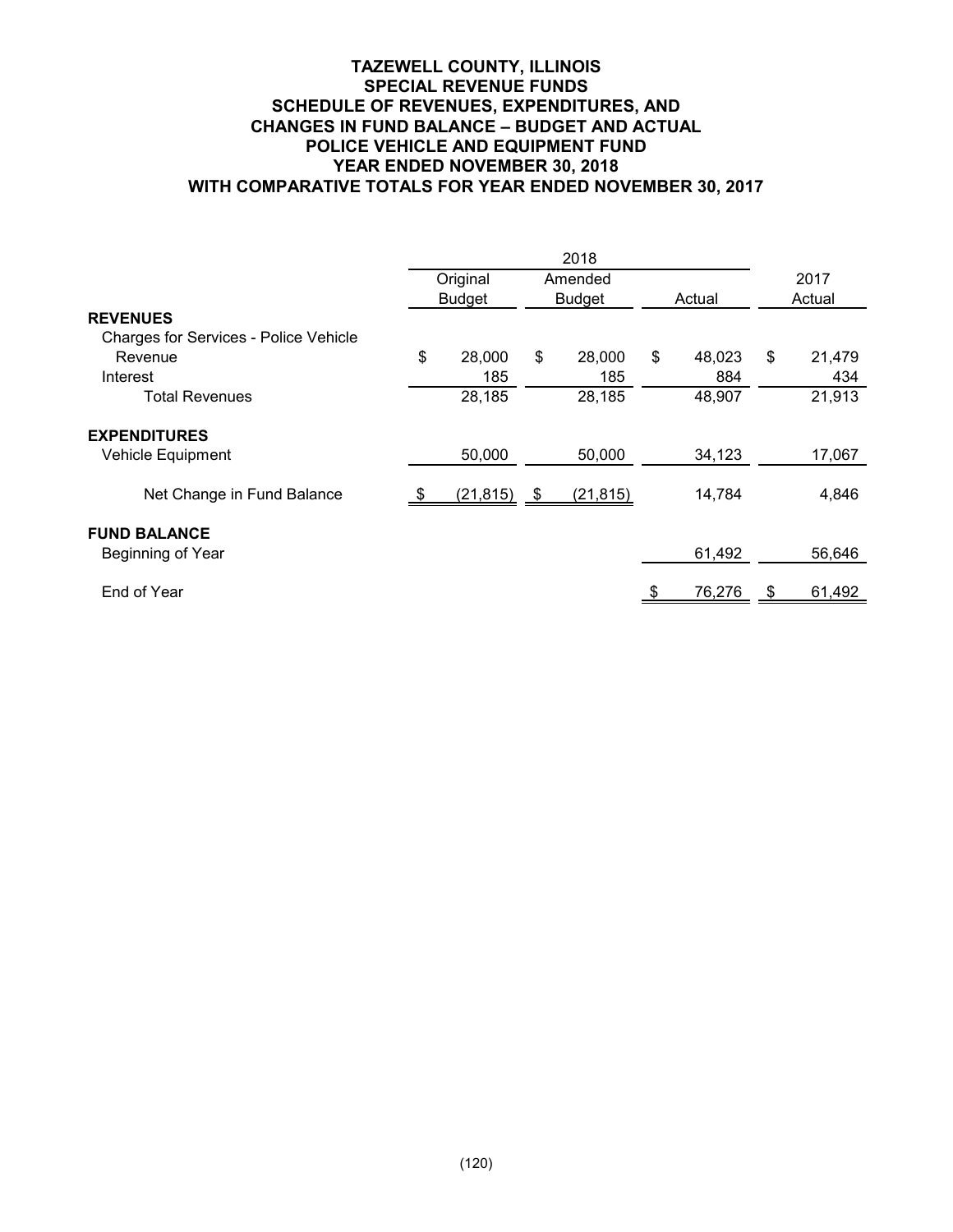# TAZEWELL COUNTY, ILLINOIS
## SPECIAL REVENUE FUNDS
## SCHEDULE OF REVENUES, EXPENDITURES, AND CHANGES IN FUND BALANCE – BUDGET AND ACTUAL
## POLICE VEHICLE AND EQUIPMENT FUND
## YEAR ENDED NOVEMBER 30, 2018
## WITH COMPARATIVE TOTALS FOR YEAR ENDED NOVEMBER 30, 2017

| | 2018 | | | |
|---|---|---|---|---|
| | Original Budget | Amended Budget | Actual | 2017 Actual |
| **REVENUES** | | | | |
| Charges for Services - Police Vehicle Revenue | $ 28,000 | $ 28,000 | $ 48,023 | $ 21,479 |
| Interest | 185 | 185 | 884 | 434 |
| Total Revenues | 28,185 | 28,185 | 48,907 | 21,913 |
| **EXPENDITURES** | | | | |
| Vehicle Equipment | 50,000 | 50,000 | 34,123 | 17,067 |
| Net Change in Fund Balance | $ (21,815) | $ (21,815) | 14,784 | 4,846 |
| **FUND BALANCE** | | | | |
| Beginning of Year | | | 61,492 | 56,646 |
| End of Year | | | $ 76,276 | $ 61,492 |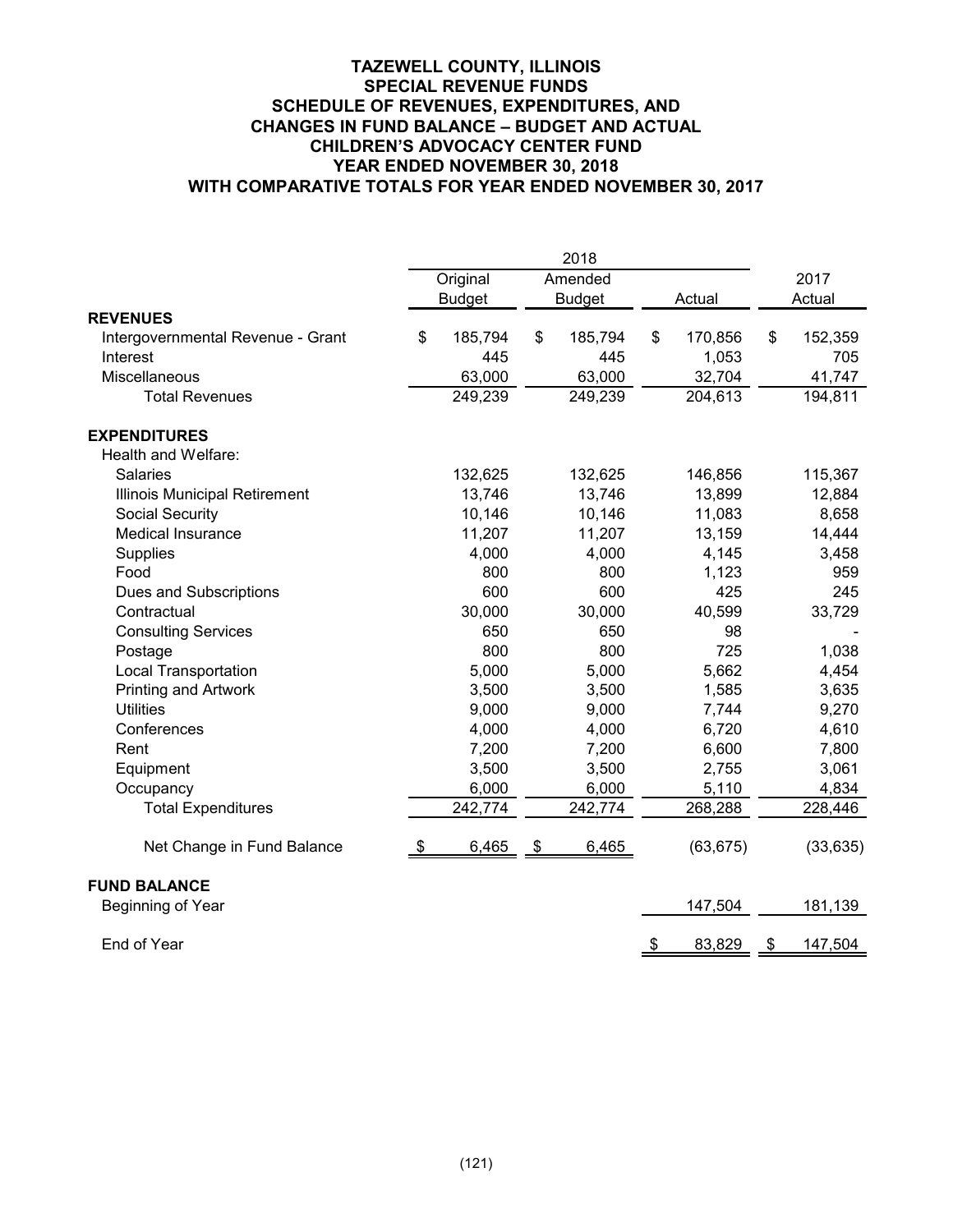# TAZEWELL COUNTY, ILLINOIS
## SPECIAL REVENUE FUNDS
## SCHEDULE OF REVENUES, EXPENDITURES, AND CHANGES IN FUND BALANCE – BUDGET AND ACTUAL
## CHILDREN'S ADVOCACY CENTER FUND
## YEAR ENDED NOVEMBER 30, 2018
## WITH COMPARATIVE TOTALS FOR YEAR ENDED NOVEMBER 30, 2017

| | 2018 | | | |
|---|---|---|---|---|
| | Original Budget | Amended Budget | Actual | 2017 Actual |
| **REVENUES** | | | | |
| Intergovernmental Revenue - Grant | $ 185,794 | $ 185,794 | $ 170,856 | $ 152,359 |
| Interest | 445 | 445 | 1,053 | 705 |
| Miscellaneous | 63,000 | 63,000 | 32,704 | 41,747 |
| Total Revenues | 249,239 | 249,239 | 204,613 | 194,811 |
| **EXPENDITURES** | | | | |
| Health and Welfare: | | | | |
| Salaries | 132,625 | 132,625 | 146,856 | 115,367 |
| Illinois Municipal Retirement | 13,746 | 13,746 | 13,899 | 12,884 |
| Social Security | 10,146 | 10,146 | 11,083 | 8,658 |
| Medical Insurance | 11,207 | 11,207 | 13,159 | 14,444 |
| Supplies | 4,000 | 4,000 | 4,145 | 3,458 |
| Food | 800 | 800 | 1,123 | 959 |
| Dues and Subscriptions | 600 | 600 | 425 | 245 |
| Contractual | 30,000 | 30,000 | 40,599 | 33,729 |
| Consulting Services | 650 | 650 | 98 | - |
| Postage | 800 | 800 | 725 | 1,038 |
| Local Transportation | 5,000 | 5,000 | 5,662 | 4,454 |
| Printing and Artwork | 3,500 | 3,500 | 1,585 | 3,635 |
| Utilities | 9,000 | 9,000 | 7,744 | 9,270 |
| Conferences | 4,000 | 4,000 | 6,720 | 4,610 |
| Rent | 7,200 | 7,200 | 6,600 | 7,800 |
| Equipment | 3,500 | 3,500 | 2,755 | 3,061 |
| Occupancy | 6,000 | 6,000 | 5,110 | 4,834 |
| Total Expenditures | 242,774 | 242,774 | 268,288 | 228,446 |
| Net Change in Fund Balance | $ 6,465 | $ 6,465 | (63,675) | (33,635) |
| **FUND BALANCE** | | | | |
| Beginning of Year | | | 147,504 | 181,139 |
| End of Year | | | $ 83,829 | $ 147,504 |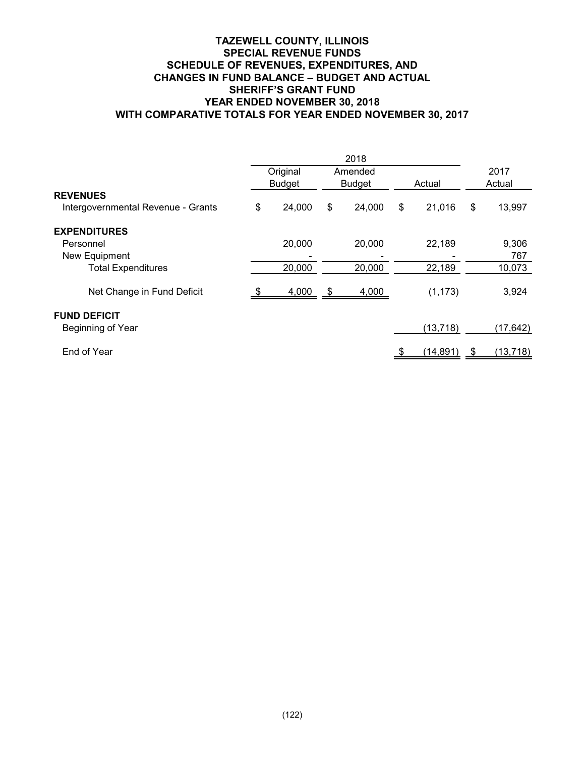# TAZEWELL COUNTY, ILLINOIS
## SPECIAL REVENUE FUNDS
## SCHEDULE OF REVENUES, EXPENDITURES, AND CHANGES IN FUND BALANCE – BUDGET AND ACTUAL
## SHERIFF'S GRANT FUND
## YEAR ENDED NOVEMBER 30, 2018
## WITH COMPARATIVE TOTALS FOR YEAR ENDED NOVEMBER 30, 2017

| | 2018 | | | |
|---|---|---|---|---|
| | Original Budget | Amended Budget | Actual | 2017 Actual |
| **REVENUES** | | | | |
| Intergovernmental Revenue - Grants | $ 24,000 | $ 24,000 | $ 21,016 | $ 13,997 |
| **EXPENDITURES** | | | | |
| Personnel | 20,000 | 20,000 | 22,189 | 9,306 |
| New Equipment | - | - | - | 767 |
| Total Expenditures | 20,000 | 20,000 | 22,189 | 10,073 |
| Net Change in Fund Deficit | $ 4,000 | $ 4,000 | (1,173) | 3,924 |
| **FUND DEFICIT** | | | | |
| Beginning of Year | | | (13,718) | (17,642) |
| End of Year | | | $ (14,891) | $ (13,718) |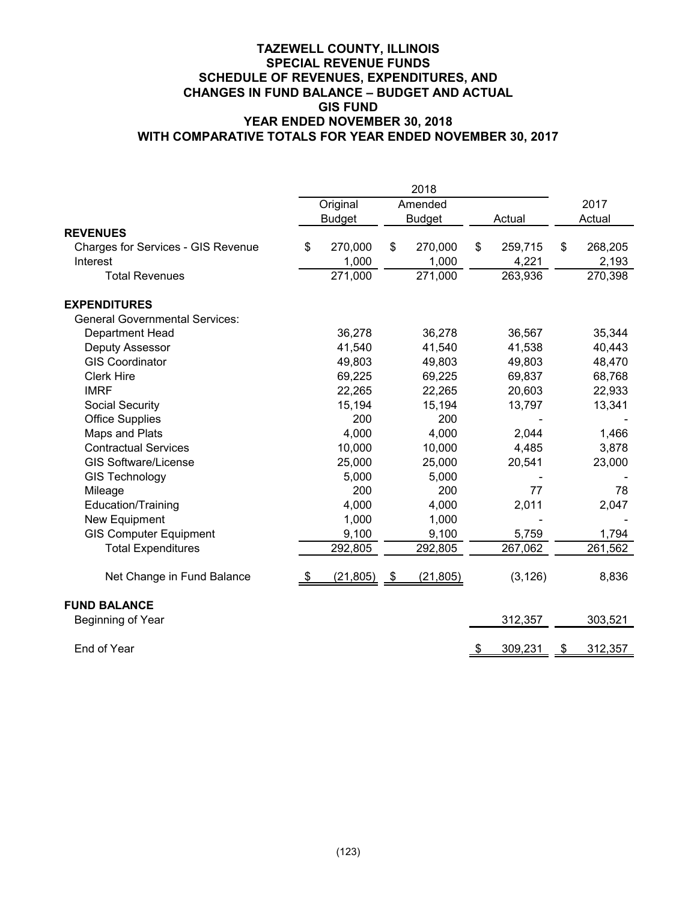# TAZEWELL COUNTY, ILLINOIS
## SPECIAL REVENUE FUNDS
## SCHEDULE OF REVENUES, EXPENDITURES, AND CHANGES IN FUND BALANCE – BUDGET AND ACTUAL
## GIS FUND
## YEAR ENDED NOVEMBER 30, 2018
## WITH COMPARATIVE TOTALS FOR YEAR ENDED NOVEMBER 30, 2017

| | 2018 | | | |
|---|---|---|---|---|
| | Original Budget | Amended Budget | Actual | 2017 Actual |
| **REVENUES** | | | | |
| Charges for Services - GIS Revenue | $ 270,000 | $ 270,000 | $ 259,715 | $ 268,205 |
| Interest | 1,000 | 1,000 | 4,221 | 2,193 |
| Total Revenues | 271,000 | 271,000 | 263,936 | 270,398 |
| **EXPENDITURES** | | | | |
| General Governmental Services: | | | | |
| Department Head | 36,278 | 36,278 | 36,567 | 35,344 |
| Deputy Assessor | 41,540 | 41,540 | 41,538 | 40,443 |
| GIS Coordinator | 49,803 | 49,803 | 49,803 | 48,470 |
| Clerk Hire | 69,225 | 69,225 | 69,837 | 68,768 |
| IMRF | 22,265 | 22,265 | 20,603 | 22,933 |
| Social Security | 15,194 | 15,194 | 13,797 | 13,341 |
| Office Supplies | 200 | 200 | - | - |
| Maps and Plats | 4,000 | 4,000 | 2,044 | 1,466 |
| Contractual Services | 10,000 | 10,000 | 4,485 | 3,878 |
| GIS Software/License | 25,000 | 25,000 | 20,541 | 23,000 |
| GIS Technology | 5,000 | 5,000 | - | - |
| Mileage | 200 | 200 | 77 | 78 |
| Education/Training | 4,000 | 4,000 | 2,011 | 2,047 |
| New Equipment | 1,000 | 1,000 | - | - |
| GIS Computer Equipment | 9,100 | 9,100 | 5,759 | 1,794 |
| Total Expenditures | 292,805 | 292,805 | 267,062 | 261,562 |
| Net Change in Fund Balance | $ (21,805) | $ (21,805) | (3,126) | 8,836 |
| **FUND BALANCE** | | | | |
| Beginning of Year | | | 312,357 | 303,521 |
| End of Year | | | $ 309,231 | $ 312,357 |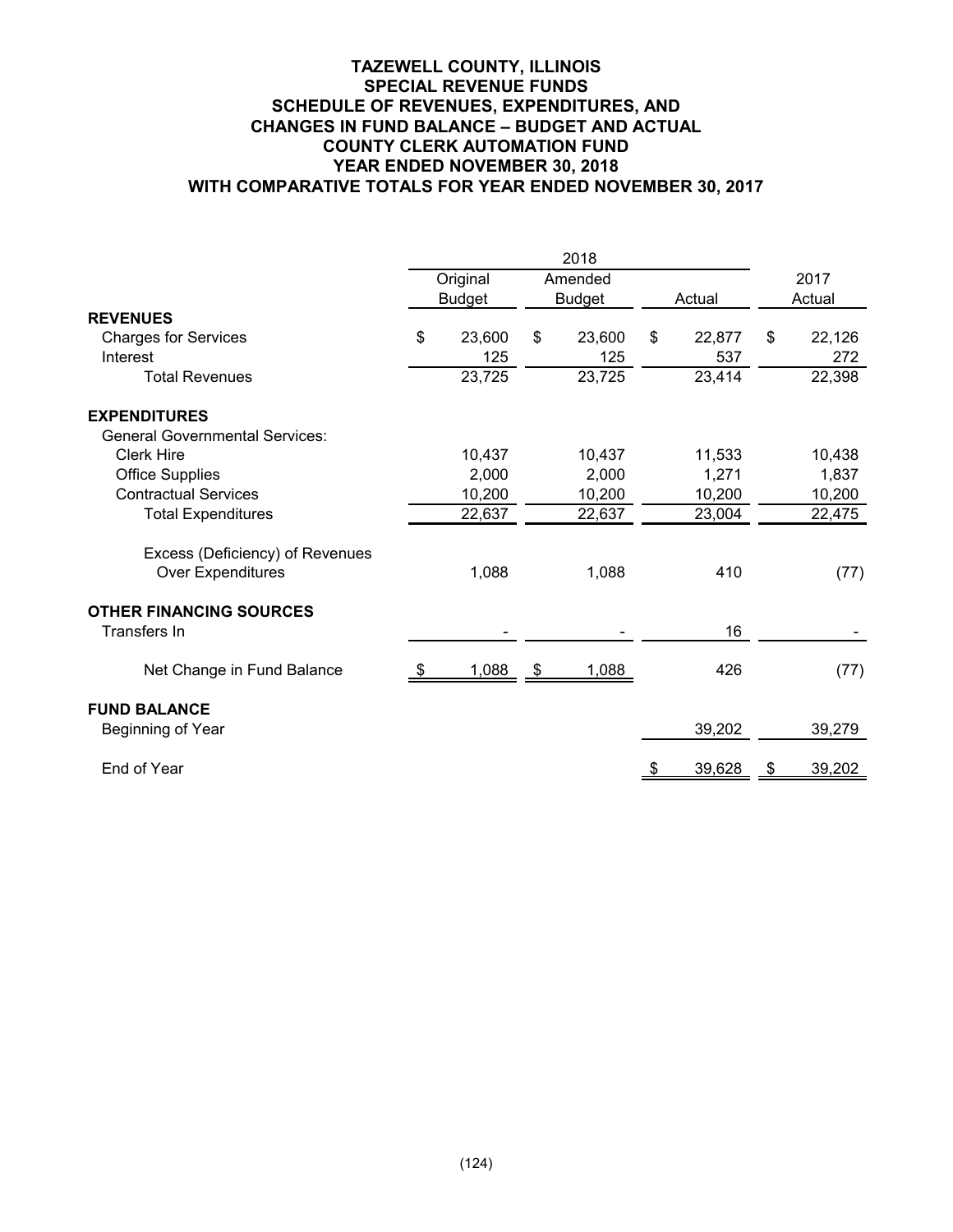# TAZEWELL COUNTY, ILLINOIS
## SPECIAL REVENUE FUNDS
## SCHEDULE OF REVENUES, EXPENDITURES, AND CHANGES IN FUND BALANCE – BUDGET AND ACTUAL
## COUNTY CLERK AUTOMATION FUND
## YEAR ENDED NOVEMBER 30, 2018
## WITH COMPARATIVE TOTALS FOR YEAR ENDED NOVEMBER 30, 2017

| | 2018 | | | |
|---|---|---|---|---|
| | Original Budget | Amended Budget | Actual | 2017 Actual |
| **REVENUES** | | | | |
| Charges for Services | $ 23,600 | $ 23,600 | $ 22,877 | $ 22,126 |
| Interest | 125 | 125 | 537 | 272 |
| Total Revenues | 23,725 | 23,725 | 23,414 | 22,398 |
| **EXPENDITURES** | | | | |
| General Governmental Services: | | | | |
| Clerk Hire | 10,437 | 10,437 | 11,533 | 10,438 |
| Office Supplies | 2,000 | 2,000 | 1,271 | 1,837 |
| Contractual Services | 10,200 | 10,200 | 10,200 | 10,200 |
| Total Expenditures | 22,637 | 22,637 | 23,004 | 22,475 |
| Excess (Deficiency) of Revenues Over Expenditures | 1,088 | 1,088 | 410 | (77) |
| **OTHER FINANCING SOURCES** | | | | |
| Transfers In | - | - | 16 | - |
| Net Change in Fund Balance | $ 1,088 | $ 1,088 | 426 | (77) |
| **FUND BALANCE** | | | | |
| Beginning of Year | | | 39,202 | 39,279 |
| End of Year | | | $ 39,628 | $ 39,202 |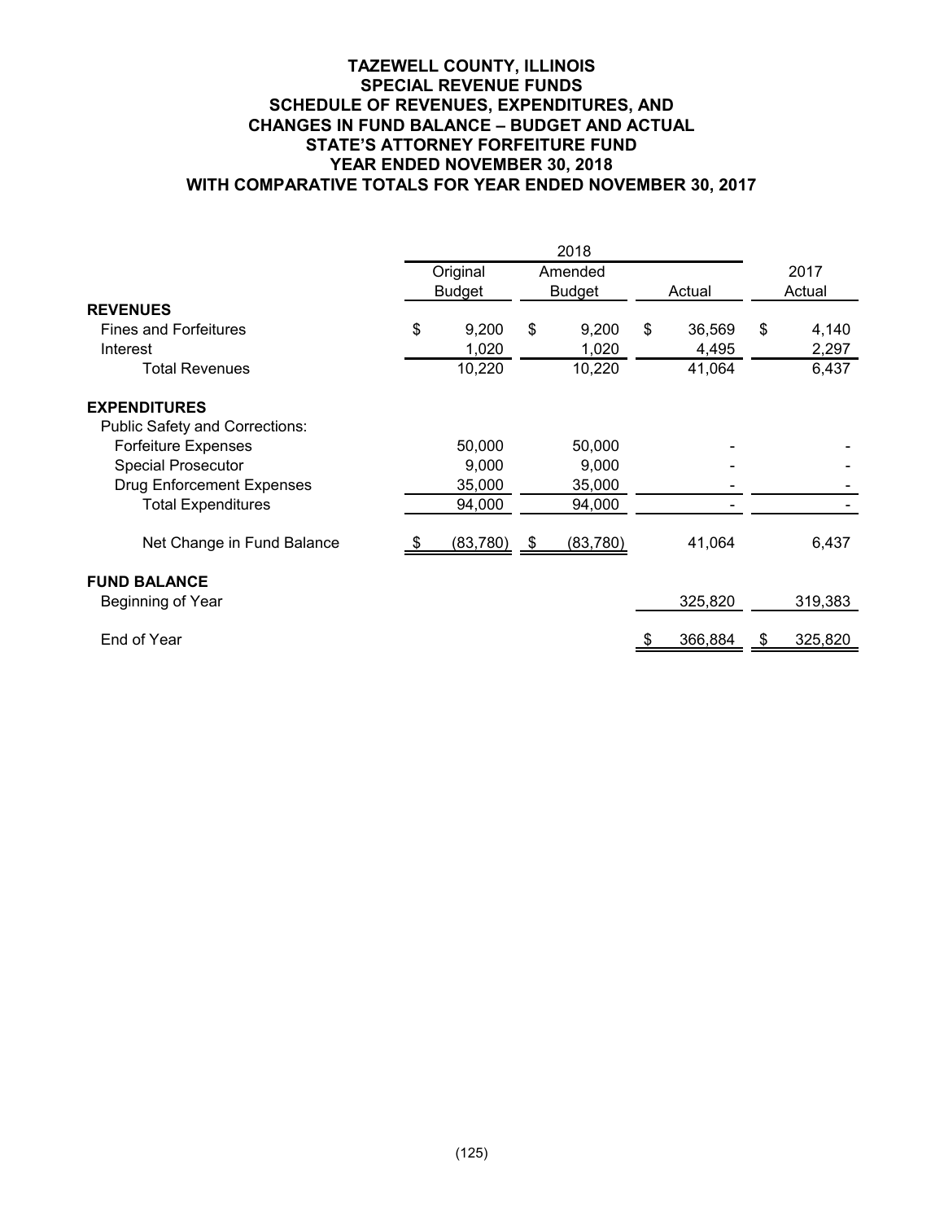# TAZEWELL COUNTY, ILLINOIS
## SPECIAL REVENUE FUNDS
## SCHEDULE OF REVENUES, EXPENDITURES, AND CHANGES IN FUND BALANCE – BUDGET AND ACTUAL
## STATE'S ATTORNEY FORFEITURE FUND
## YEAR ENDED NOVEMBER 30, 2018
## WITH COMPARATIVE TOTALS FOR YEAR ENDED NOVEMBER 30, 2017

| | 2018 | | | 2017 |
|---|---|---|---|---|
| | Original Budget | Amended Budget | Actual | Actual |
| **REVENUES** | | | | |
| Fines and Forfeitures | $ 9,200 | $ 9,200 | $ 36,569 | $ 4,140 |
| Interest | 1,020 | 1,020 | 4,495 | 2,297 |
| Total Revenues | 10,220 | 10,220 | 41,064 | 6,437 |
| **EXPENDITURES** | | | | |
| Public Safety and Corrections: | | | | |
| Forfeiture Expenses | 50,000 | 50,000 | - | - |
| Special Prosecutor | 9,000 | 9,000 | - | - |
| Drug Enforcement Expenses | 35,000 | 35,000 | - | - |
| Total Expenditures | 94,000 | 94,000 | - | - |
| Net Change in Fund Balance | $ (83,780) | $ (83,780) | 41,064 | 6,437 |
| **FUND BALANCE** | | | | |
| Beginning of Year | | | 325,820 | 319,383 |
| End of Year | | | $ 366,884 | $ 325,820 |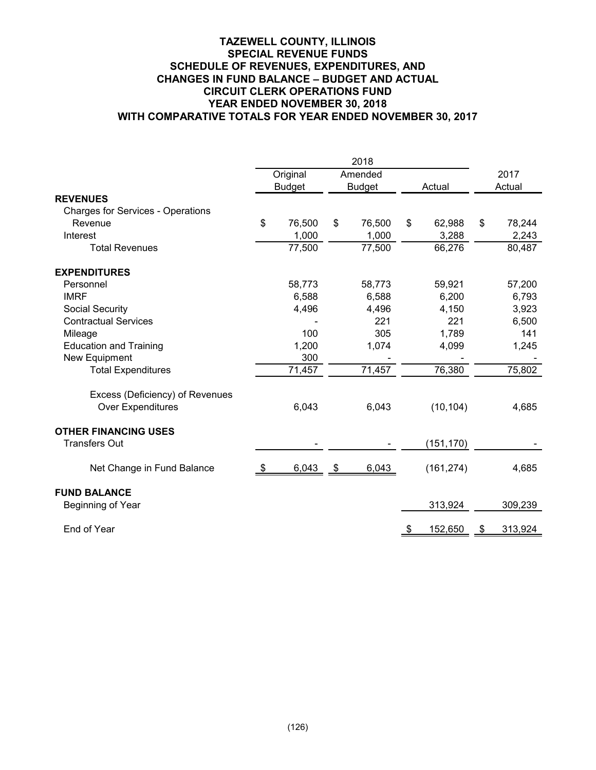# TAZEWELL COUNTY, ILLINOIS
## SPECIAL REVENUE FUNDS
## SCHEDULE OF REVENUES, EXPENDITURES, AND CHANGES IN FUND BALANCE – BUDGET AND ACTUAL
## CIRCUIT CLERK OPERATIONS FUND
## YEAR ENDED NOVEMBER 30, 2018
## WITH COMPARATIVE TOTALS FOR YEAR ENDED NOVEMBER 30, 2017

| | 2018 | | | |
|---|---|---|---|---|
| | Original Budget | Amended Budget | Actual | 2017 Actual |
| **REVENUES** | | | | |
| Charges for Services - Operations Revenue | $ 76,500 | $ 76,500 | $ 62,988 | $ 78,244 |
| Interest | 1,000 | 1,000 | 3,288 | 2,243 |
| Total Revenues | 77,500 | 77,500 | 66,276 | 80,487 |
| **EXPENDITURES** | | | | |
| Personnel | 58,773 | 58,773 | 59,921 | 57,200 |
| IMRF | 6,588 | 6,588 | 6,200 | 6,793 |
| Social Security | 4,496 | 4,496 | 4,150 | 3,923 |
| Contractual Services | - | 221 | 221 | 6,500 |
| Mileage | 100 | 305 | 1,789 | 141 |
| Education and Training | 1,200 | 1,074 | 4,099 | 1,245 |
| New Equipment | 300 | - | - | - |
| Total Expenditures | 71,457 | 71,457 | 76,380 | 75,802 |
| Excess (Deficiency) of Revenues Over Expenditures | 6,043 | 6,043 | (10,104) | 4,685 |
| **OTHER FINANCING USES** | | | | |
| Transfers Out | - | - | (151,170) | - |
| Net Change in Fund Balance | $ 6,043 | $ 6,043 | (161,274) | 4,685 |
| **FUND BALANCE** | | | | |
| Beginning of Year | | | 313,924 | 309,239 |
| End of Year | | | $ 152,650 | $ 313,924 |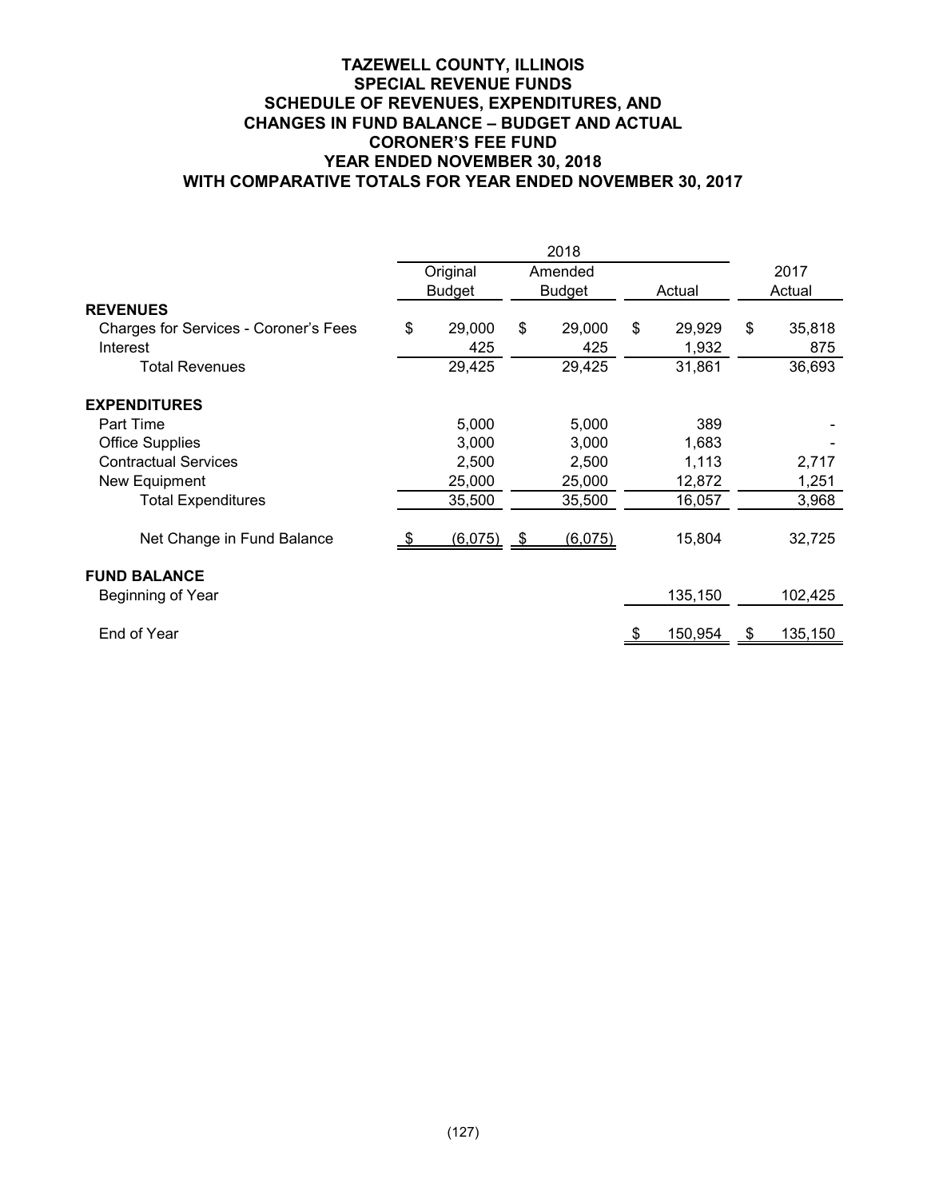# TAZEWELL COUNTY, ILLINOIS
## SPECIAL REVENUE FUNDS
## SCHEDULE OF REVENUES, EXPENDITURES, AND CHANGES IN FUND BALANCE – BUDGET AND ACTUAL
## CORONER'S FEE FUND
## YEAR ENDED NOVEMBER 30, 2018
## WITH COMPARATIVE TOTALS FOR YEAR ENDED NOVEMBER 30, 2017

| | 2018 | | | |
|---|---|---|---|---|
| | Original Budget | Amended Budget | Actual | 2017 Actual |
| **REVENUES** | | | | |
| Charges for Services - Coroner's Fees | $ 29,000 | $ 29,000 | $ 29,929 | $ 35,818 |
| Interest | 425 | 425 | 1,932 | 875 |
| Total Revenues | 29,425 | 29,425 | 31,861 | 36,693 |
| **EXPENDITURES** | | | | |
| Part Time | 5,000 | 5,000 | 389 | - |
| Office Supplies | 3,000 | 3,000 | 1,683 | - |
| Contractual Services | 2,500 | 2,500 | 1,113 | 2,717 |
| New Equipment | 25,000 | 25,000 | 12,872 | 1,251 |
| Total Expenditures | 35,500 | 35,500 | 16,057 | 3,968 |
| Net Change in Fund Balance | $ (6,075) | $ (6,075) | 15,804 | 32,725 |
| **FUND BALANCE** | | | | |
| Beginning of Year | | | 135,150 | 102,425 |
| End of Year | | | $ 150,954 | $ 135,150 |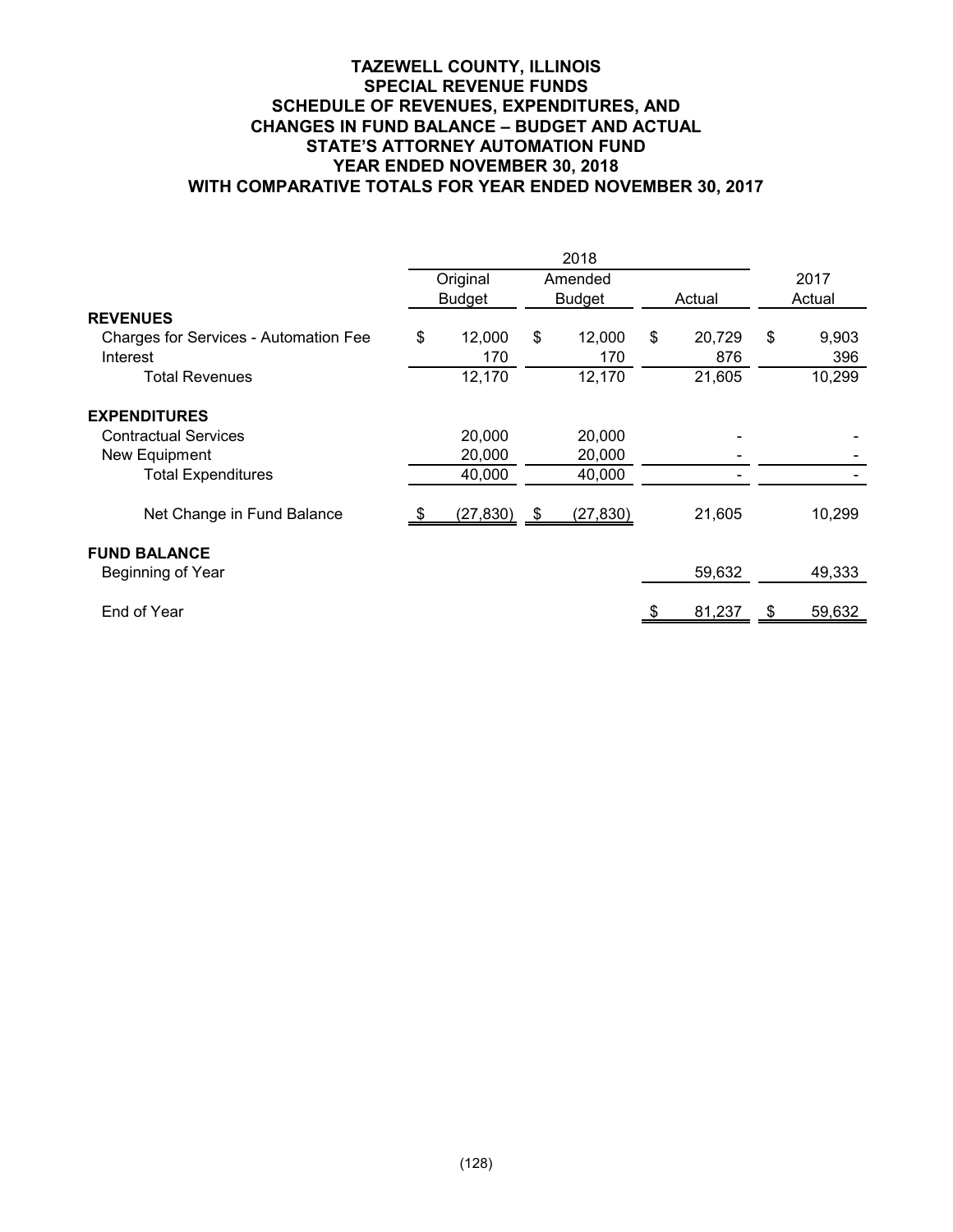# TAZEWELL COUNTY, ILLINOIS
## SPECIAL REVENUE FUNDS
## SCHEDULE OF REVENUES, EXPENDITURES, AND CHANGES IN FUND BALANCE – BUDGET AND ACTUAL
## STATE'S ATTORNEY AUTOMATION FUND
## YEAR ENDED NOVEMBER 30, 2018
## WITH COMPARATIVE TOTALS FOR YEAR ENDED NOVEMBER 30, 2017

| | 2018 | | | |
|---|---|---|---|---|
| | Original Budget | Amended Budget | Actual | 2017 Actual |
| **REVENUES** | | | | |
| Charges for Services - Automation Fee | $ 12,000 | $ 12,000 | $ 20,729 | $ 9,903 |
| Interest | 170 | 170 | 876 | 396 |
| Total Revenues | 12,170 | 12,170 | 21,605 | 10,299 |
| **EXPENDITURES** | | | | |
| Contractual Services | 20,000 | 20,000 | - | - |
| New Equipment | 20,000 | 20,000 | - | - |
| Total Expenditures | 40,000 | 40,000 | - | - |
| Net Change in Fund Balance | $ (27,830) | $ (27,830) | 21,605 | 10,299 |
| **FUND BALANCE** | | | | |
| Beginning of Year | | | 59,632 | 49,333 |
| End of Year | | | $ 81,237 | $ 59,632 |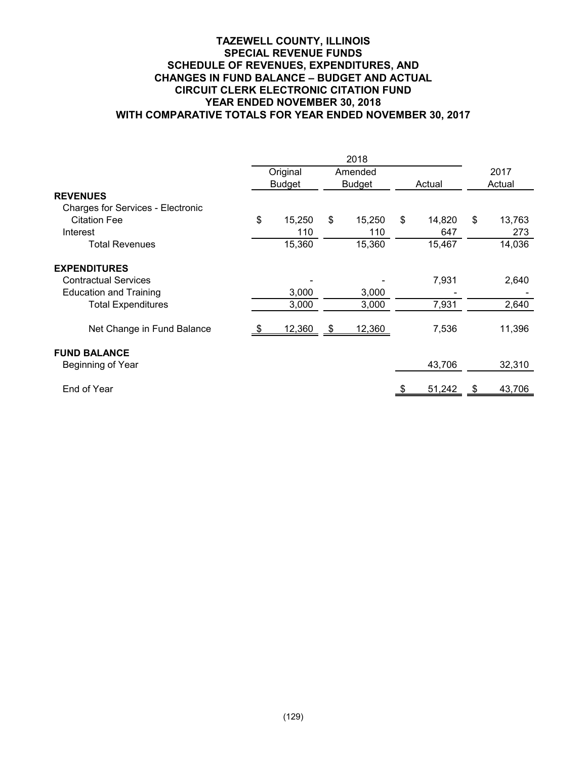# TAZEWELL COUNTY, ILLINOIS
## SPECIAL REVENUE FUNDS
## SCHEDULE OF REVENUES, EXPENDITURES, AND CHANGES IN FUND BALANCE – BUDGET AND ACTUAL
## CIRCUIT CLERK ELECTRONIC CITATION FUND
## YEAR ENDED NOVEMBER 30, 2018
## WITH COMPARATIVE TOTALS FOR YEAR ENDED NOVEMBER 30, 2017

| | 2018 | | | 2017 |
|---|---|---|---|---|
| | Original Budget | Amended Budget | Actual | Actual |
| **REVENUES** | | | | |
| Charges for Services - Electronic Citation Fee | $ 15,250 | $ 15,250 | $ 14,820 | $ 13,763 |
| Interest | 110 | 110 | 647 | 273 |
| Total Revenues | 15,360 | 15,360 | 15,467 | 14,036 |
| **EXPENDITURES** | | | | |
| Contractual Services | - | - | 7,931 | 2,640 |
| Education and Training | 3,000 | 3,000 | - | - |
| Total Expenditures | 3,000 | 3,000 | 7,931 | 2,640 |
| Net Change in Fund Balance | $ 12,360 | $ 12,360 | 7,536 | 11,396 |
| **FUND BALANCE** | | | | |
| Beginning of Year | | | 43,706 | 32,310 |
| End of Year | | | $ 51,242 | $ 43,706 |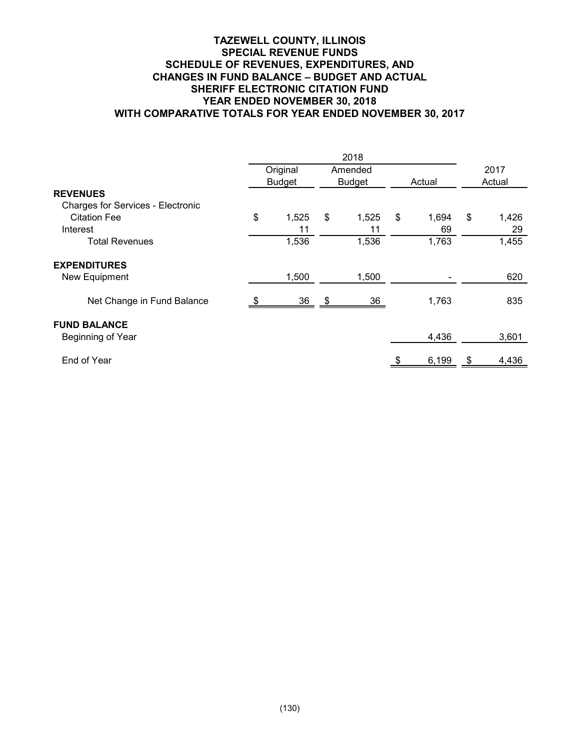# TAZEWELL COUNTY, ILLINOIS
## SPECIAL REVENUE FUNDS
## SCHEDULE OF REVENUES, EXPENDITURES, AND CHANGES IN FUND BALANCE – BUDGET AND ACTUAL
## SHERIFF ELECTRONIC CITATION FUND
## YEAR ENDED NOVEMBER 30, 2018
## WITH COMPARATIVE TOTALS FOR YEAR ENDED NOVEMBER 30, 2017

| | 2018 | | | |
|---|---|---|---|---|
| | Original Budget | Amended Budget | Actual | 2017 Actual |
| **REVENUES** | | | | |
| Charges for Services - Electronic Citation Fee | $ 1,525 | $ 1,525 | $ 1,694 | $ 1,426 |
| Interest | 11 | 11 | 69 | 29 |
| Total Revenues | 1,536 | 1,536 | 1,763 | 1,455 |
| **EXPENDITURES** | | | | |
| New Equipment | 1,500 | 1,500 | - | 620 |
| Net Change in Fund Balance | $ 36 | $ 36 | 1,763 | 835 |
| **FUND BALANCE** | | | | |
| Beginning of Year | | | 4,436 | 3,601 |
| End of Year | | | $ 6,199 | $ 4,436 |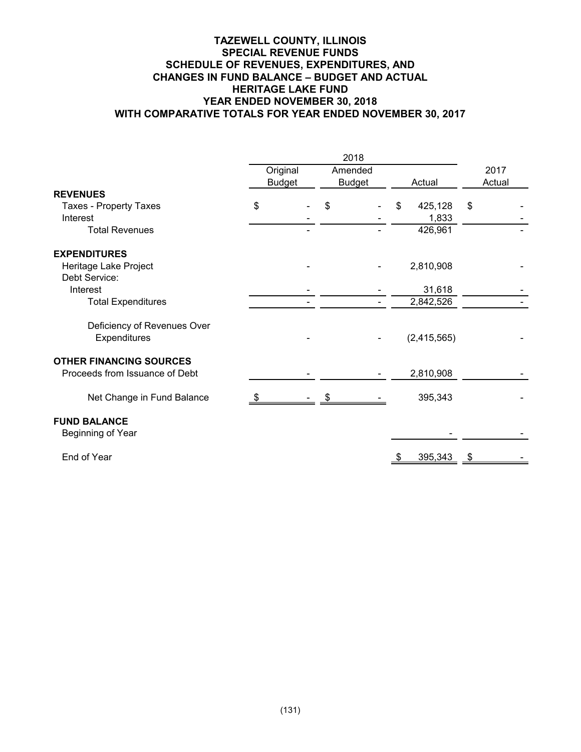# TAZEWELL COUNTY, ILLINOIS
## SPECIAL REVENUE FUNDS
## SCHEDULE OF REVENUES, EXPENDITURES, AND CHANGES IN FUND BALANCE – BUDGET AND ACTUAL
## HERITAGE LAKE FUND
## YEAR ENDED NOVEMBER 30, 2018
## WITH COMPARATIVE TOTALS FOR YEAR ENDED NOVEMBER 30, 2017

| | 2018 | | | |
|---|---|---|---|---|
| | Original Budget | Amended Budget | Actual | 2017 Actual |
| **REVENUES** | | | | |
| Taxes - Property Taxes | $ - | $ - | $ 425,128 | $ - |
| Interest | - | - | 1,833 | - |
| Total Revenues | - | - | 426,961 | - |
| **EXPENDITURES** | | | | |
| Heritage Lake Project | - | - | 2,810,908 | - |
| Debt Service: | | | | |
| Interest | - | - | 31,618 | - |
| Total Expenditures | - | - | 2,842,526 | - |
| Deficiency of Revenues Over Expenditures | - | - | (2,415,565) | - |
| **OTHER FINANCING SOURCES** | | | | |
| Proceeds from Issuance of Debt | - | - | 2,810,908 | - |
| Net Change in Fund Balance | $ - | $ - | 395,343 | - |
| **FUND BALANCE** | | | | |
| Beginning of Year | | | - | - |
| End of Year | | | $ 395,343 | $ - |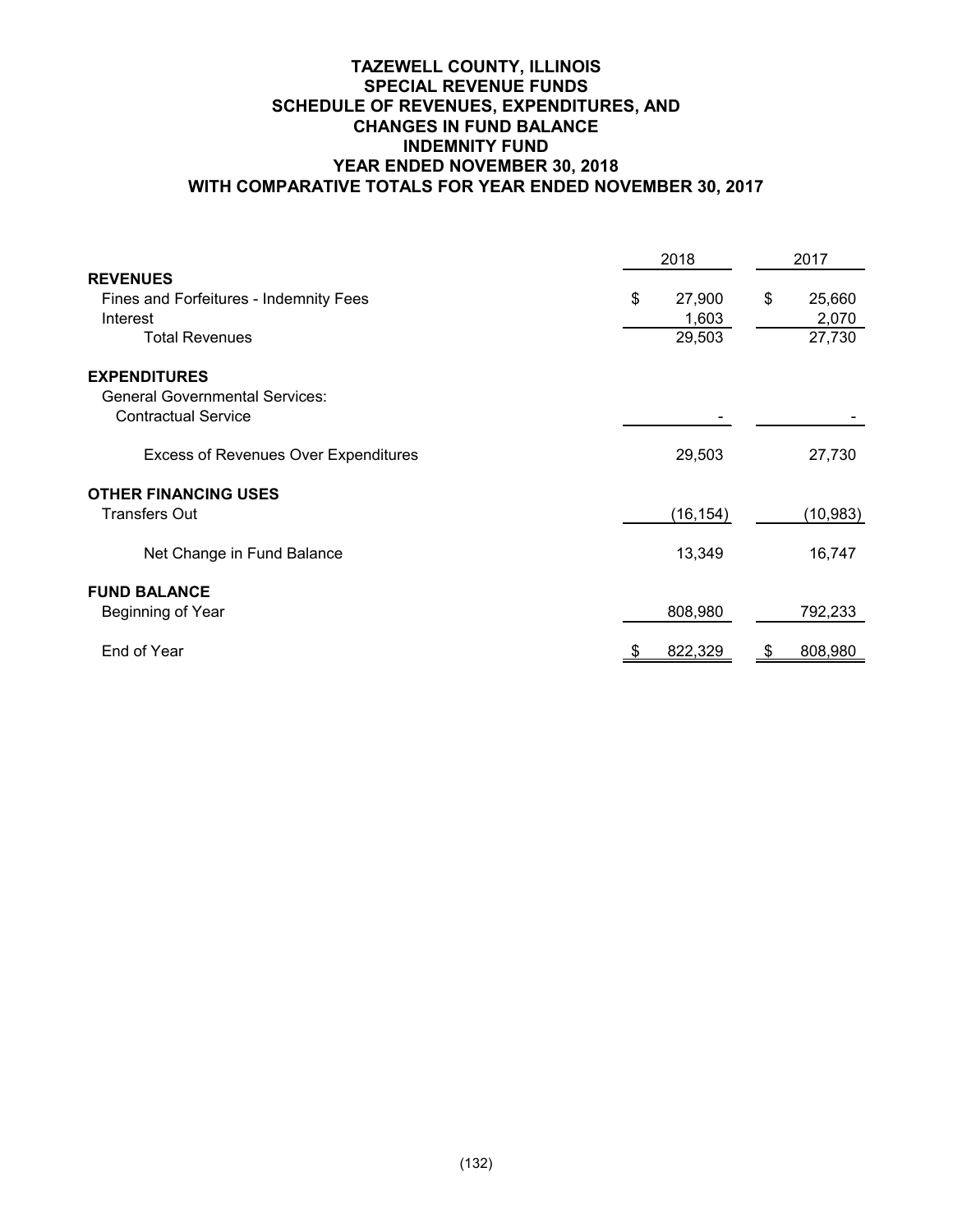# TAZEWELL COUNTY, ILLINOIS
## SPECIAL REVENUE FUNDS
## SCHEDULE OF REVENUES, EXPENDITURES, AND CHANGES IN FUND BALANCE
## INDEMNITY FUND
## YEAR ENDED NOVEMBER 30, 2018
## WITH COMPARATIVE TOTALS FOR YEAR ENDED NOVEMBER 30, 2017

| | 2018 | 2017 |
|---|---|---|
| **REVENUES** | | |
| Fines and Forfeitures - Indemnity Fees | $ 27,900 | $ 25,660 |
| Interest | 1,603 | 2,070 |
| Total Revenues | 29,503 | 27,730 |
| **EXPENDITURES** | | |
| General Governmental Services: | | |
| Contractual Service | - | - |
| Excess of Revenues Over Expenditures | 29,503 | 27,730 |
| **OTHER FINANCING USES** | | |
| Transfers Out | (16,154) | (10,983) |
| Net Change in Fund Balance | 13,349 | 16,747 |
| **FUND BALANCE** | | |
| Beginning of Year | 808,980 | 792,233 |
| End of Year | $ 822,329 | $ 808,980 |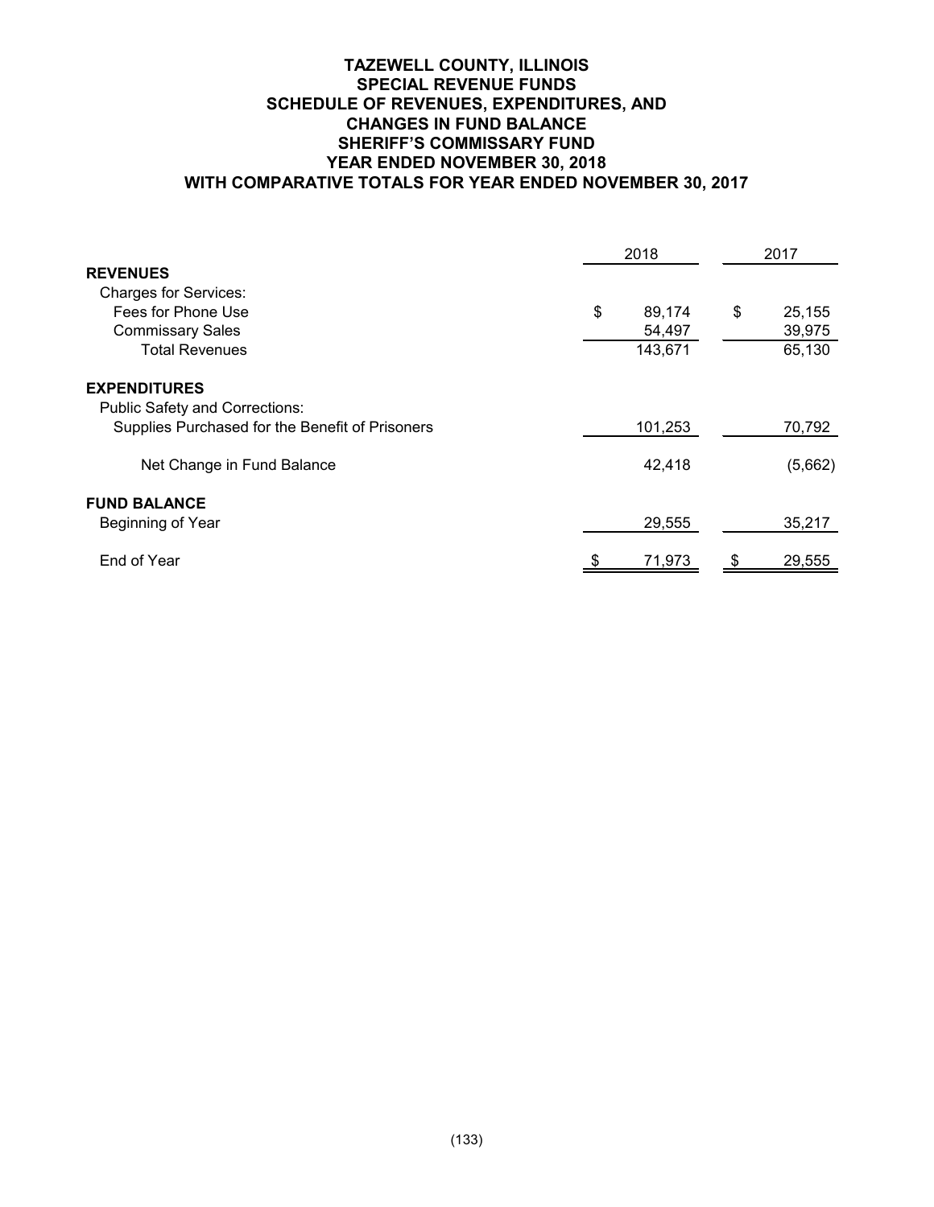# TAZEWELL COUNTY, ILLINOIS
## SPECIAL REVENUE FUNDS
## SCHEDULE OF REVENUES, EXPENDITURES, AND CHANGES IN FUND BALANCE
## SHERIFF'S COMMISSARY FUND
## YEAR ENDED NOVEMBER 30, 2018
## WITH COMPARATIVE TOTALS FOR YEAR ENDED NOVEMBER 30, 2017

| | 2018 | 2017 |
|---|---|---|
| **REVENUES** | | |
| Charges for Services: | | |
| Fees for Phone Use | $ 89,174 | $ 25,155 |
| Commissary Sales | 54,497 | 39,975 |
| Total Revenues | 143,671 | 65,130 |
| **EXPENDITURES** | | |
| Public Safety and Corrections: | | |
| Supplies Purchased for the Benefit of Prisoners | 101,253 | 70,792 |
| Net Change in Fund Balance | 42,418 | (5,662) |
| **FUND BALANCE** | | |
| Beginning of Year | 29,555 | 35,217 |
| End of Year | $ 71,973 | $ 29,555 |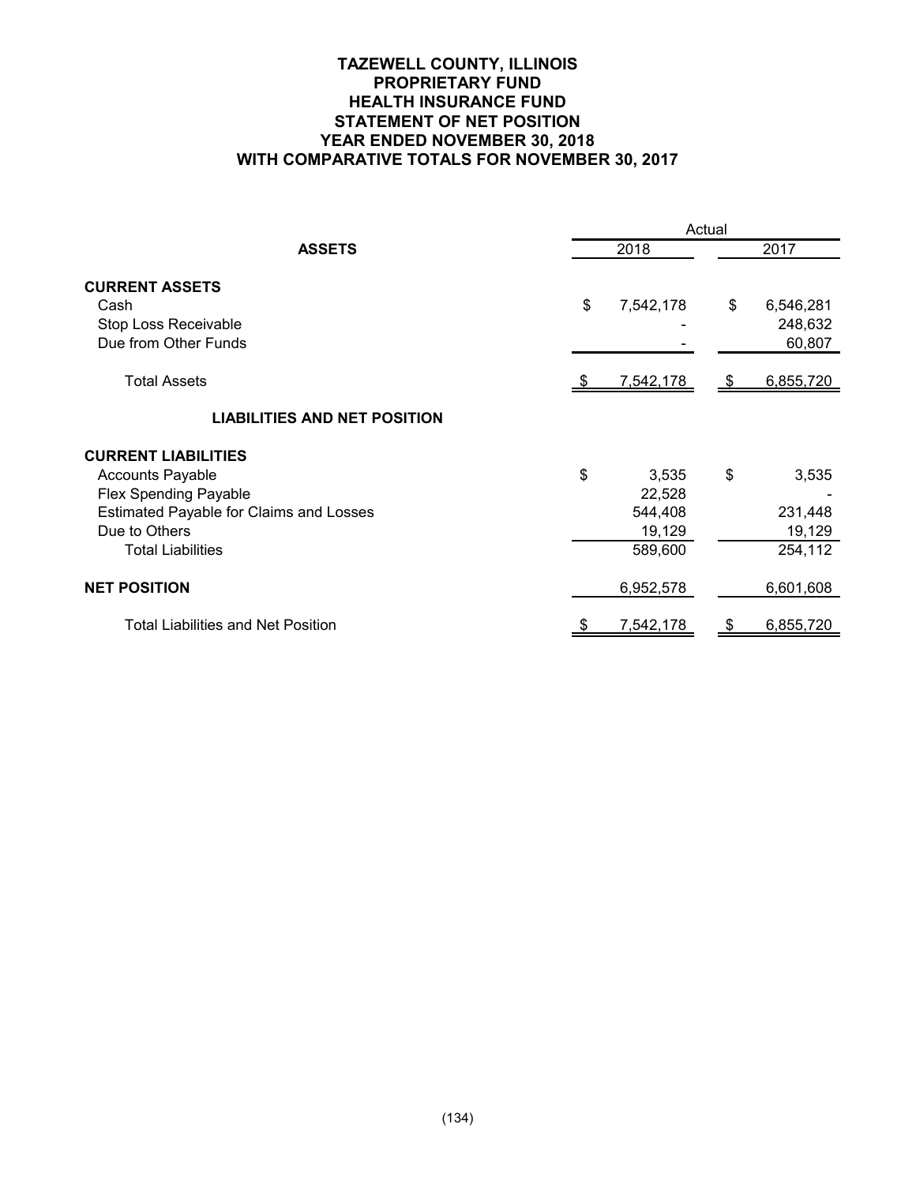# TAZEWELL COUNTY, ILLINOIS
## PROPRIETARY FUND
## HEALTH INSURANCE FUND
## STATEMENT OF NET POSITION
## YEAR ENDED NOVEMBER 30, 2018
## WITH COMPARATIVE TOTALS FOR NOVEMBER 30, 2017

| | Actual | |
|---|---|---|
| **ASSETS** | 2018 | 2017 |
| **CURRENT ASSETS** | | |
| Cash | $ 7,542,178 | $ 6,546,281 |
| Stop Loss Receivable | - | 248,632 |
| Due from Other Funds | - | 60,807 |
| Total Assets | $ 7,542,178 | $ 6,855,720 |
| **LIABILITIES AND NET POSITION** | | |
| **CURRENT LIABILITIES** | | |
| Accounts Payable | $ 3,535 | $ 3,535 |
| Flex Spending Payable | 22,528 | - |
| Estimated Payable for Claims and Losses | 544,408 | 231,448 |
| Due to Others | 19,129 | 19,129 |
| Total Liabilities | 589,600 | 254,112 |
| **NET POSITION** | 6,952,578 | 6,601,608 |
| Total Liabilities and Net Position | $ 7,542,178 | $ 6,855,720 |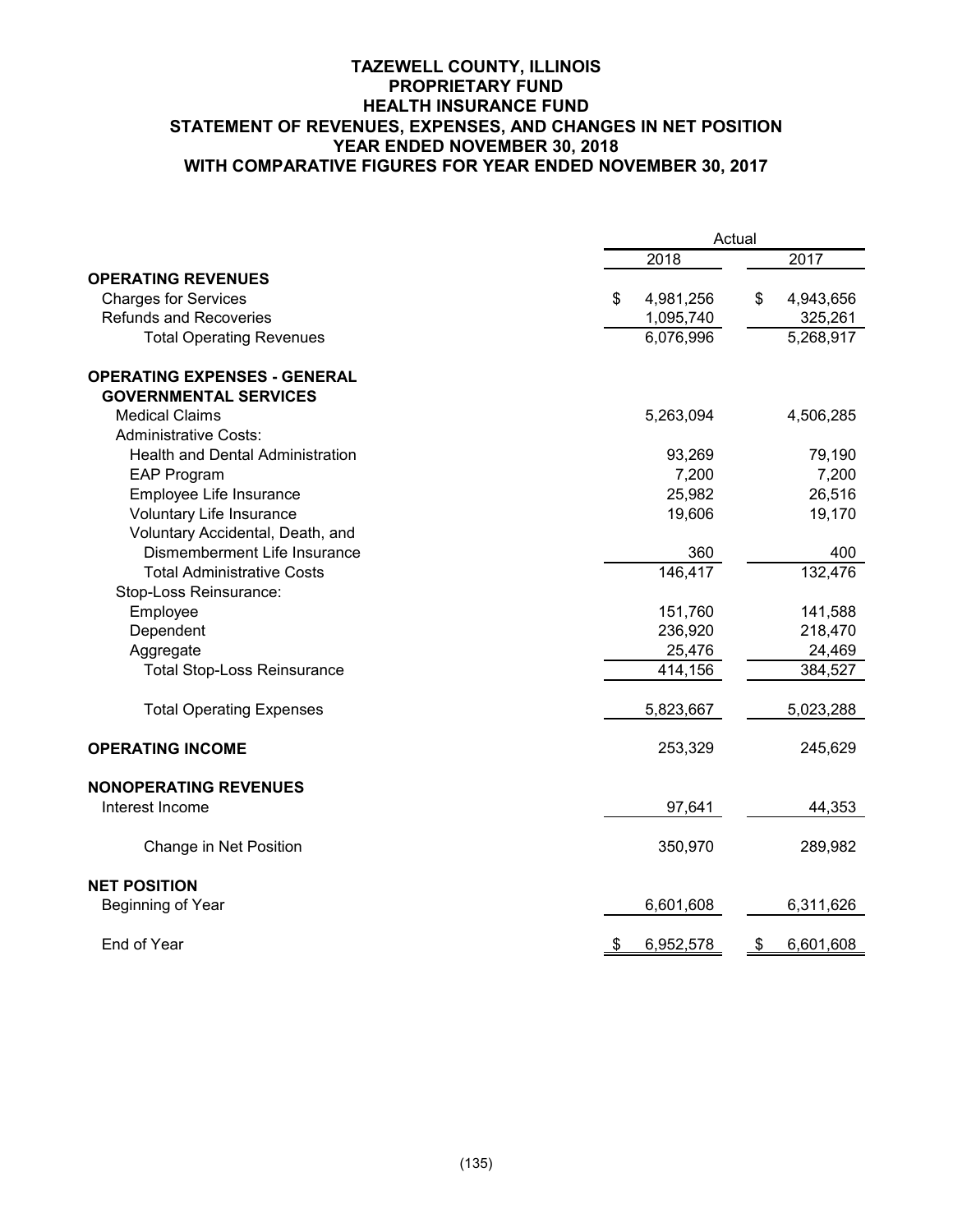# TAZEWELL COUNTY, ILLINOIS
## PROPRIETARY FUND
## HEALTH INSURANCE FUND
## STATEMENT OF REVENUES, EXPENSES, AND CHANGES IN NET POSITION
## YEAR ENDED NOVEMBER 30, 2018
## WITH COMPARATIVE FIGURES FOR YEAR ENDED NOVEMBER 30, 2017

| | Actual | |
|---|---|---|
| | 2018 | 2017 |
| **OPERATING REVENUES** | | |
| Charges for Services | $ 4,981,256 | $ 4,943,656 |
| Refunds and Recoveries | 1,095,740 | 325,261 |
| Total Operating Revenues | 6,076,996 | 5,268,917 |
| **OPERATING EXPENSES - GENERAL GOVERNMENTAL SERVICES** | | |
| Medical Claims | 5,263,094 | 4,506,285 |
| Administrative Costs: | | |
| Health and Dental Administration | 93,269 | 79,190 |
| EAP Program | 7,200 | 7,200 |
| Employee Life Insurance | 25,982 | 26,516 |
| Voluntary Life Insurance | 19,606 | 19,170 |
| Voluntary Accidental, Death, and Dismemberment Life Insurance | 360 | 400 |
| Total Administrative Costs | 146,417 | 132,476 |
| Stop-Loss Reinsurance: | | |
| Employee | 151,760 | 141,588 |
| Dependent | 236,920 | 218,470 |
| Aggregate | 25,476 | 24,469 |
| Total Stop-Loss Reinsurance | 414,156 | 384,527 |
| Total Operating Expenses | 5,823,667 | 5,023,288 |
| **OPERATING INCOME** | 253,329 | 245,629 |
| **NONOPERATING REVENUES** | | |
| Interest Income | 97,641 | 44,353 |
| Change in Net Position | 350,970 | 289,982 |
| **NET POSITION** | | |
| Beginning of Year | 6,601,608 | 6,311,626 |
| End of Year | $ 6,952,578 | $ 6,601,608 |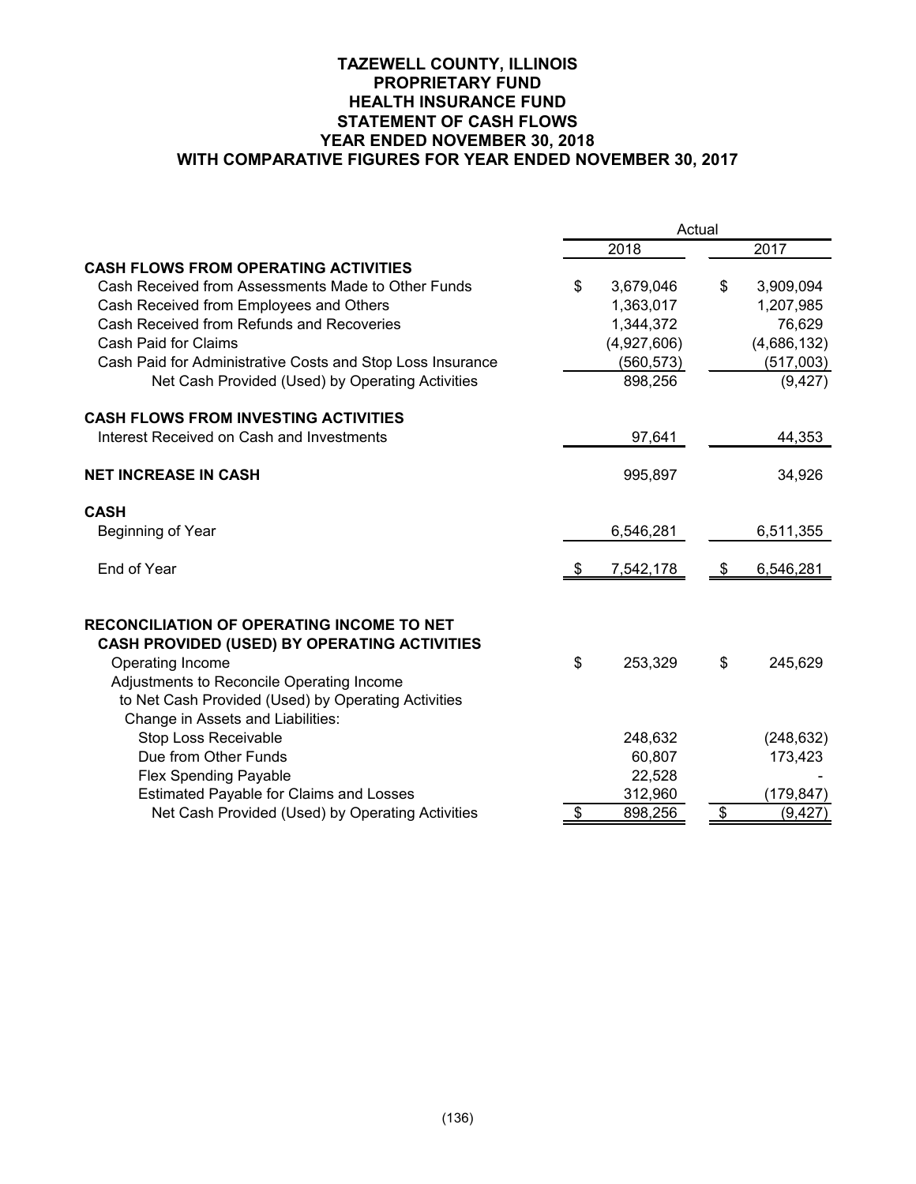# TAZEWELL COUNTY, ILLINOIS
## PROPRIETARY FUND
## HEALTH INSURANCE FUND
## STATEMENT OF CASH FLOWS
## YEAR ENDED NOVEMBER 30, 2018
## WITH COMPARATIVE FIGURES FOR YEAR ENDED NOVEMBER 30, 2017

| | Actual | |
|---|---|---|
| | 2018 | 2017 |
| **CASH FLOWS FROM OPERATING ACTIVITIES** | | |
| Cash Received from Assessments Made to Other Funds | $ 3,679,046 | $ 3,909,094 |
| Cash Received from Employees and Others | 1,363,017 | 1,207,985 |
| Cash Received from Refunds and Recoveries | 1,344,372 | 76,629 |
| Cash Paid for Claims | (4,927,606) | (4,686,132) |
| Cash Paid for Administrative Costs and Stop Loss Insurance | (560,573) | (517,003) |
| Net Cash Provided (Used) by Operating Activities | 898,256 | (9,427) |
| **CASH FLOWS FROM INVESTING ACTIVITIES** | | |
| Interest Received on Cash and Investments | 97,641 | 44,353 |
| **NET INCREASE IN CASH** | 995,897 | 34,926 |
| **CASH** | | |
| Beginning of Year | 6,546,281 | 6,511,355 |
| End of Year | $ 7,542,178 | $ 6,546,281 |
| **RECONCILIATION OF OPERATING INCOME TO NET CASH PROVIDED (USED) BY OPERATING ACTIVITIES** | | |
| Operating Income | $ 253,329 | $ 245,629 |
| Adjustments to Reconcile Operating Income to Net Cash Provided (Used) by Operating Activities | | |
| Change in Assets and Liabilities: | | |
| Stop Loss Receivable | 248,632 | (248,632) |
| Due from Other Funds | 60,807 | 173,423 |
| Flex Spending Payable | 22,528 | - |
| Estimated Payable for Claims and Losses | 312,960 | (179,847) |
| Net Cash Provided (Used) by Operating Activities | $ 898,256 | $ (9,427) |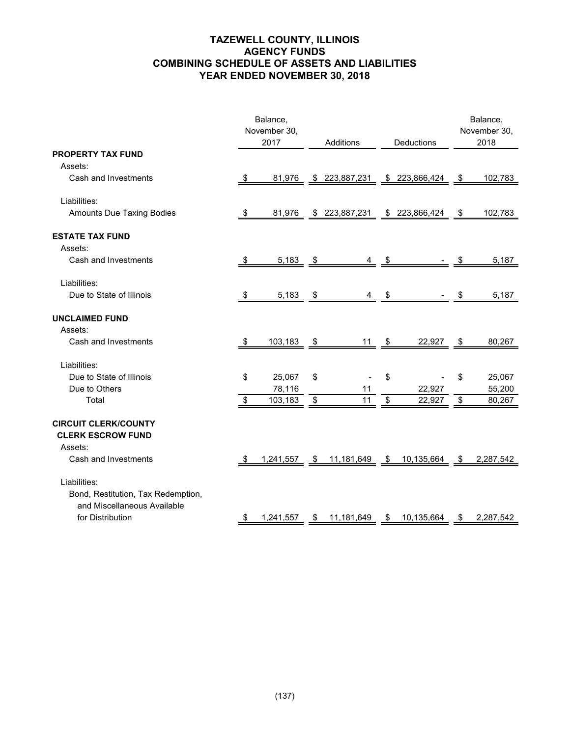# TAZEWELL COUNTY, ILLINOIS
## AGENCY FUNDS
## COMBINING SCHEDULE OF ASSETS AND LIABILITIES
## YEAR ENDED NOVEMBER 30, 2018

| | Balance, November 30, 2017 | Additions | Deductions | Balance, November 30, 2018 |
|---|---|---|---|---|
| **PROPERTY TAX FUND** | | | | |
| Assets: | | | | |
| Cash and Investments | $ 81,976 | $ 223,887,231 | $ 223,866,424 | $ 102,783 |
| Liabilities: | | | | |
| Amounts Due Taxing Bodies | $ 81,976 | $ 223,887,231 | $ 223,866,424 | $ 102,783 |
| **ESTATE TAX FUND** | | | | |
| Assets: | | | | |
| Cash and Investments | $ 5,183 | $ 4 | $ - | $ 5,187 |
| Liabilities: | | | | |
| Due to State of Illinois | $ 5,183 | $ 4 | $ - | $ 5,187 |
| **UNCLAIMED FUND** | | | | |
| Assets: | | | | |
| Cash and Investments | $ 103,183 | $ 11 | $ 22,927 | $ 80,267 |
| Liabilities: | | | | |
| Due to State of Illinois | $ 25,067 | $ - | $ - | $ 25,067 |
| Due to Others | 78,116 | 11 | 22,927 | 55,200 |
| Total | $ 103,183 | $ 11 | $ 22,927 | $ 80,267 |
| **CIRCUIT CLERK/COUNTY CLERK ESCROW FUND** | | | | |
| Assets: | | | | |
| Cash and Investments | $ 1,241,557 | $ 11,181,649 | $ 10,135,664 | $ 2,287,542 |
| Liabilities: | | | | |
| Bond, Restitution, Tax Redemption, and Miscellaneous Available for Distribution | $ 1,241,557 | $ 11,181,649 | $ 10,135,664 | $ 2,287,542 |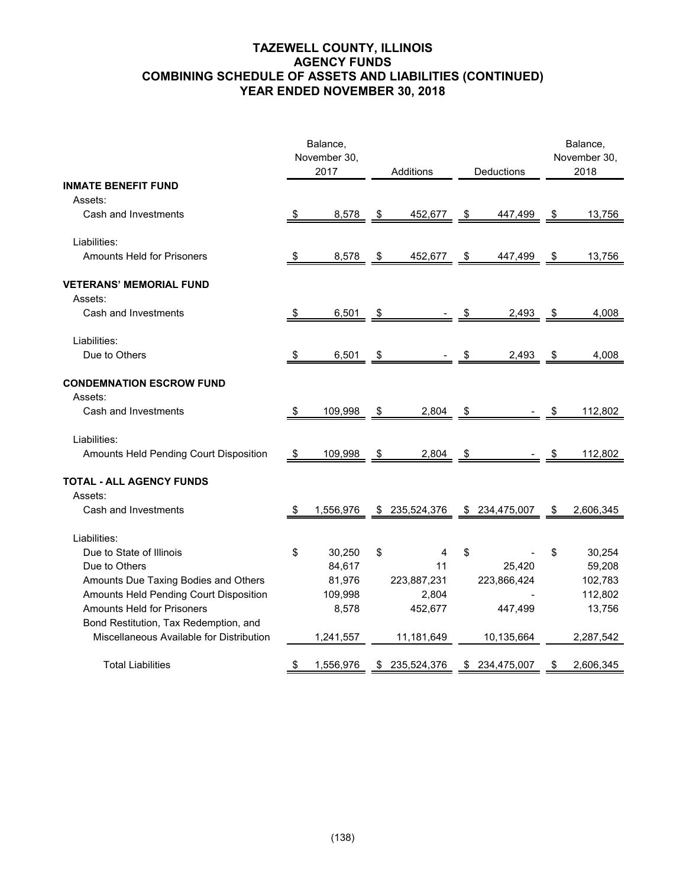# TAZEWELL COUNTY, ILLINOIS
## AGENCY FUNDS
## COMBINING SCHEDULE OF ASSETS AND LIABILITIES (CONTINUED)
## YEAR ENDED NOVEMBER 30, 2018

| | Balance, November 30, 2017 | Additions | Deductions | Balance, November 30, 2018 |
|---|---|---|---|---|
| **INMATE BENEFIT FUND** | | | | |
| Assets: | | | | |
| Cash and Investments | $ 8,578 | $ 452,677 | $ 447,499 | $ 13,756 |
| Liabilities: | | | | |
| Amounts Held for Prisoners | $ 8,578 | $ 452,677 | $ 447,499 | $ 13,756 |
| **VETERANS' MEMORIAL FUND** | | | | |
| Assets: | | | | |
| Cash and Investments | $ 6,501 | $ - | $ 2,493 | $ 4,008 |
| Liabilities: | | | | |
| Due to Others | $ 6,501 | $ - | $ 2,493 | $ 4,008 |
| **CONDEMNATION ESCROW FUND** | | | | |
| Assets: | | | | |
| Cash and Investments | $ 109,998 | $ 2,804 | $ - | $ 112,802 |
| Liabilities: | | | | |
| Amounts Held Pending Court Disposition | $ 109,998 | $ 2,804 | $ - | $ 112,802 |
| **TOTAL - ALL AGENCY FUNDS** | | | | |
| Assets: | | | | |
| Cash and Investments | $ 1,556,976 | $ 235,524,376 | $ 234,475,007 | $ 2,606,345 |
| Liabilities: | | | | |
| Due to State of Illinois | $ 30,250 | $ 4 | $ - | $ 30,254 |
| Due to Others | 84,617 | 11 | 25,420 | 59,208 |
| Amounts Due Taxing Bodies and Others | 81,976 | 223,887,231 | 223,866,424 | 102,783 |
| Amounts Held Pending Court Disposition | 109,998 | 2,804 | - | 112,802 |
| Amounts Held for Prisoners | 8,578 | 452,677 | 447,499 | 13,756 |
| Bond Restitution, Tax Redemption, and Miscellaneous Available for Distribution | 1,241,557 | 11,181,649 | 10,135,664 | 2,287,542 |
| Total Liabilities | $ 1,556,976 | $ 235,524,376 | $ 234,475,007 | $ 2,606,345 |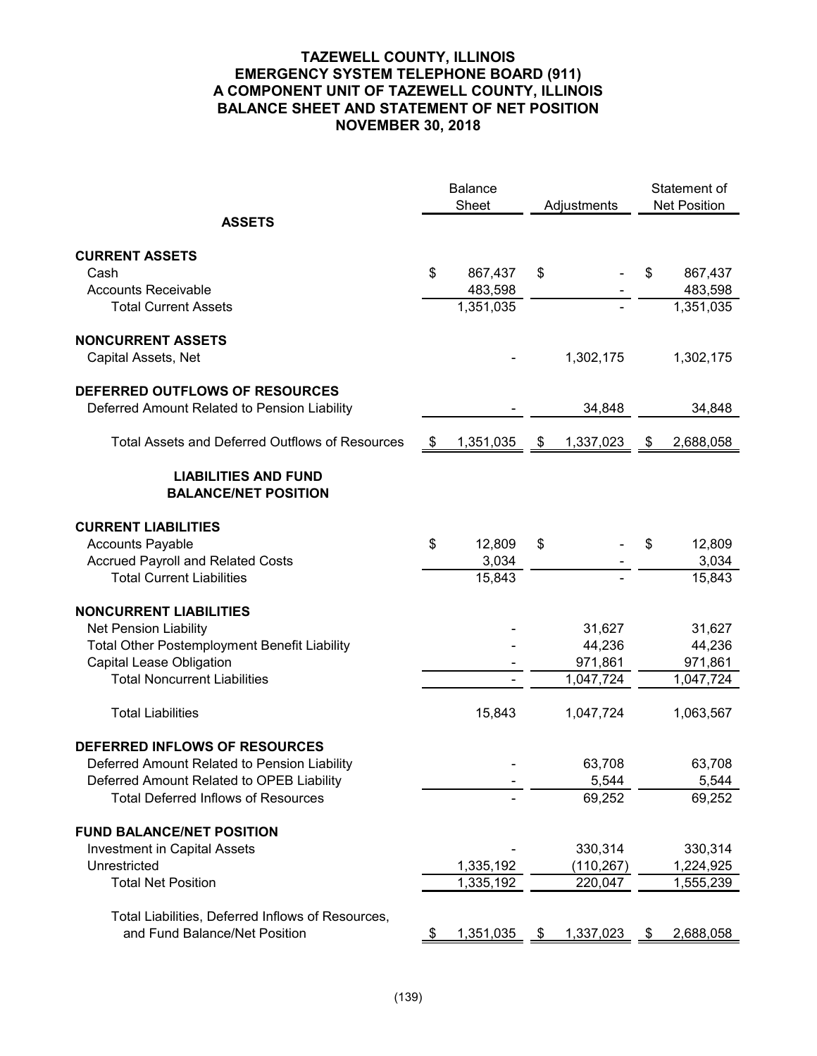# TAZEWELL COUNTY, ILLINOIS
# EMERGENCY SYSTEM TELEPHONE BOARD (911)
# A COMPONENT UNIT OF TAZEWELL COUNTY, ILLINOIS
# BALANCE SHEET AND STATEMENT OF NET POSITION
# NOVEMBER 30, 2018

| | Balance Sheet | Adjustments | Statement of Net Position |
|---|---|---|---|
| **ASSETS** | | | |
| **CURRENT ASSETS** | | | |
| Cash | $ 867,437 | $ - | $ 867,437 |
| Accounts Receivable | 483,598 | - | 483,598 |
| Total Current Assets | 1,351,035 | - | 1,351,035 |
| **NONCURRENT ASSETS** | | | |
| Capital Assets, Net | - | 1,302,175 | 1,302,175 |
| **DEFERRED OUTFLOWS OF RESOURCES** | | | |
| Deferred Amount Related to Pension Liability | - | 34,848 | 34,848 |
| Total Assets and Deferred Outflows of Resources | $ 1,351,035 | $ 1,337,023 | $ 2,688,058 |
| **LIABILITIES AND FUND BALANCE/NET POSITION** | | | |
| **CURRENT LIABILITIES** | | | |
| Accounts Payable | $ 12,809 | $ - | $ 12,809 |
| Accrued Payroll and Related Costs | 3,034 | - | 3,034 |
| Total Current Liabilities | 15,843 | - | 15,843 |
| **NONCURRENT LIABILITIES** | | | |
| Net Pension Liability | - | 31,627 | 31,627 |
| Total Other Postemployment Benefit Liability | - | 44,236 | 44,236 |
| Capital Lease Obligation | - | 971,861 | 971,861 |
| Total Noncurrent Liabilities | - | 1,047,724 | 1,047,724 |
| Total Liabilities | 15,843 | 1,047,724 | 1,063,567 |
| **DEFERRED INFLOWS OF RESOURCES** | | | |
| Deferred Amount Related to Pension Liability | - | 63,708 | 63,708 |
| Deferred Amount Related to OPEB Liability | - | 5,544 | 5,544 |
| Total Deferred Inflows of Resources | - | 69,252 | 69,252 |
| **FUND BALANCE/NET POSITION** | | | |
| Investment in Capital Assets | - | 330,314 | 330,314 |
| Unrestricted | 1,335,192 | (110,267) | 1,224,925 |
| Total Net Position | 1,335,192 | 220,047 | 1,555,239 |
| Total Liabilities, Deferred Inflows of Resources, and Fund Balance/Net Position | $ 1,351,035 | $ 1,337,023 | $ 2,688,058 |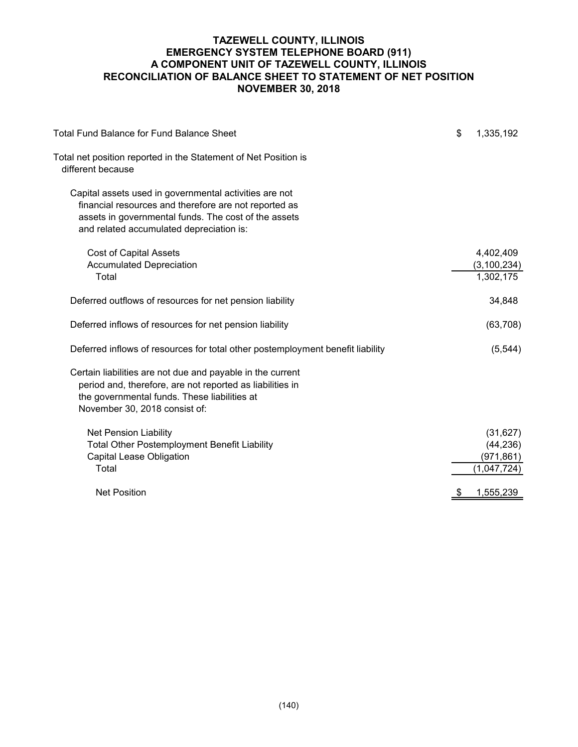# TAZEWELL COUNTY, ILLINOIS
# EMERGENCY SYSTEM TELEPHONE BOARD (911)
# A COMPONENT UNIT OF TAZEWELL COUNTY, ILLINOIS
# RECONCILIATION OF BALANCE SHEET TO STATEMENT OF NET POSITION
# NOVEMBER 30, 2018

| | |
|---|---|
| Total Fund Balance for Fund Balance Sheet | $ 1,335,192 |
| Total net position reported in the Statement of Net Position is different because | |
| Capital assets used in governmental activities are not financial resources and therefore are not reported as assets in governmental funds. The cost of the assets and related accumulated depreciation is: | |
| Cost of Capital Assets | 4,402,409 |
| Accumulated Depreciation | (3,100,234) |
| Total | 1,302,175 |
| Deferred outflows of resources for net pension liability | 34,848 |
| Deferred inflows of resources for net pension liability | (63,708) |
| Deferred inflows of resources for total other postemployment benefit liability | (5,544) |
| Certain liabilities are not due and payable in the current period and, therefore, are not reported as liabilities in the governmental funds. These liabilities at November 30, 2018 consist of: | |
| Net Pension Liability | (31,627) |
| Total Other Postemployment Benefit Liability | (44,236) |
| Capital Lease Obligation | (971,861) |
| Total | (1,047,724) |
| Net Position | $ 1,555,239 |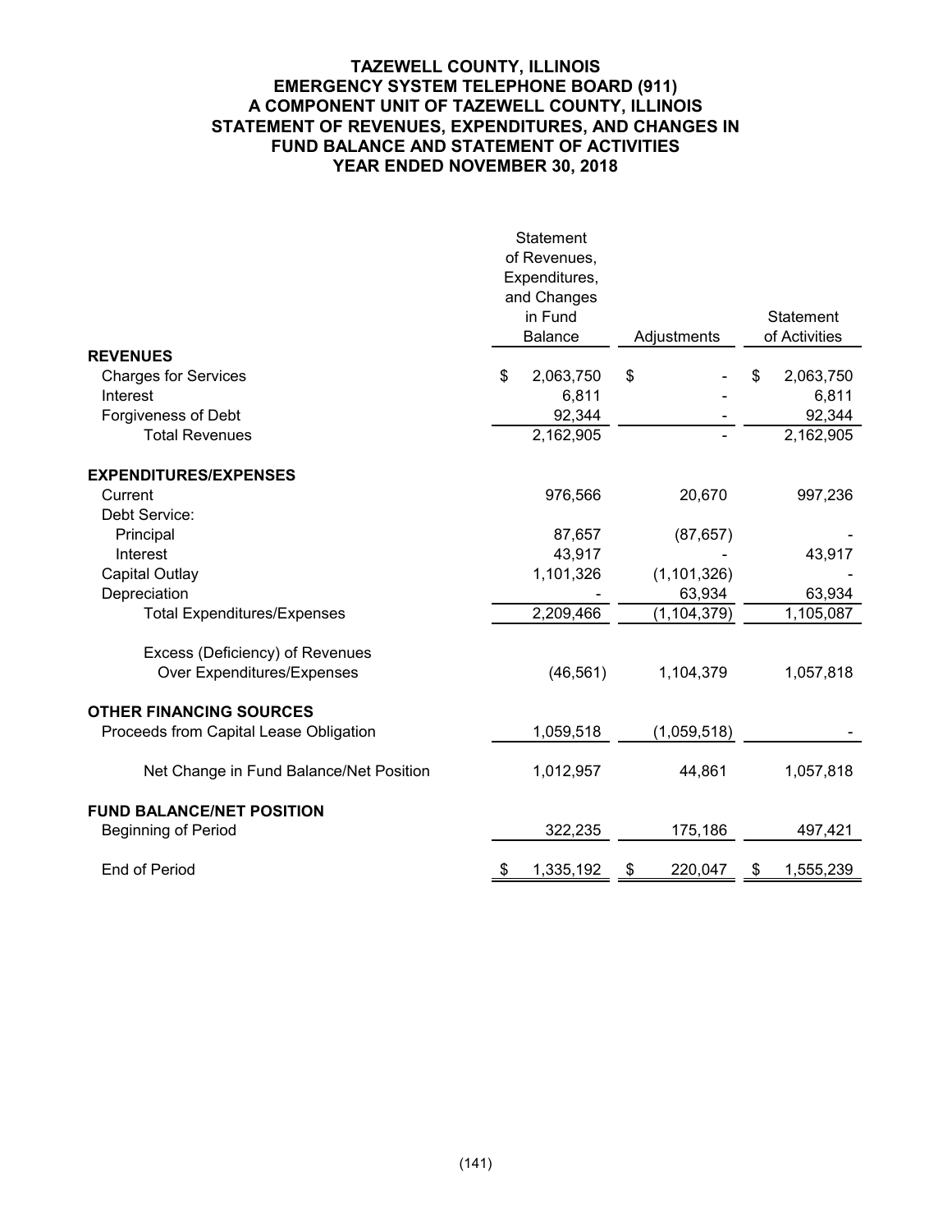# TAZEWELL COUNTY, ILLINOIS
## EMERGENCY SYSTEM TELEPHONE BOARD (911)
## A COMPONENT UNIT OF TAZEWELL COUNTY, ILLINOIS
## STATEMENT OF REVENUES, EXPENDITURES, AND CHANGES IN FUND BALANCE AND STATEMENT OF ACTIVITIES
## YEAR ENDED NOVEMBER 30, 2018

| | Statement of Revenues, Expenditures, and Changes in Fund Balance | Adjustments | Statement of Activities |
|---|---|---|---|
| **REVENUES** | | | |
| Charges for Services | $ 2,063,750 | $ - | $ 2,063,750 |
| Interest | 6,811 | - | 6,811 |
| Forgiveness of Debt | 92,344 | - | 92,344 |
| Total Revenues | 2,162,905 | - | 2,162,905 |
| **EXPENDITURES/EXPENSES** | | | |
| Current | 976,566 | 20,670 | 997,236 |
| Debt Service: | | | |
| Principal | 87,657 | (87,657) | - |
| Interest | 43,917 | - | 43,917 |
| Capital Outlay | 1,101,326 | (1,101,326) | - |
| Depreciation | - | 63,934 | 63,934 |
| Total Expenditures/Expenses | 2,209,466 | (1,104,379) | 1,105,087 |
| Excess (Deficiency) of Revenues Over Expenditures/Expenses | (46,561) | 1,104,379 | 1,057,818 |
| **OTHER FINANCING SOURCES** | | | |
| Proceeds from Capital Lease Obligation | 1,059,518 | (1,059,518) | - |
| Net Change in Fund Balance/Net Position | 1,012,957 | 44,861 | 1,057,818 |
| **FUND BALANCE/NET POSITION** | | | |
| Beginning of Period | 322,235 | 175,186 | 497,421 |
| End of Period | $ 1,335,192 | $ 220,047 | $ 1,555,239 |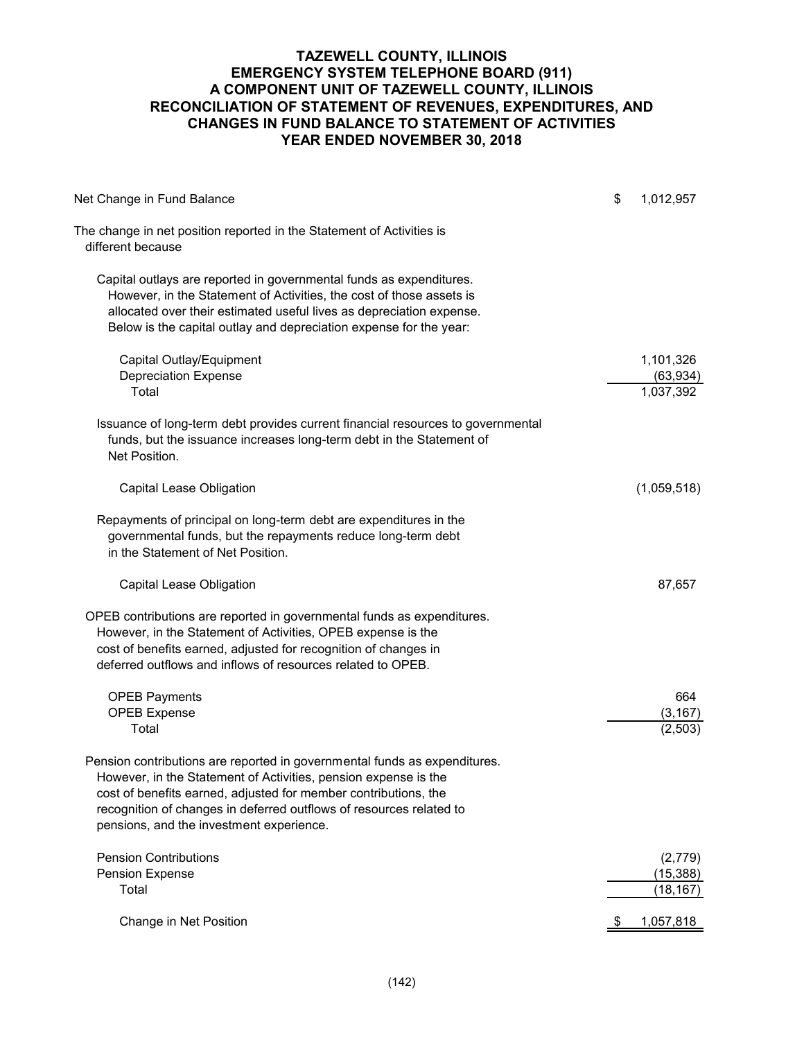# TAZEWELL COUNTY, ILLINOIS
## EMERGENCY SYSTEM TELEPHONE BOARD (911)
## A COMPONENT UNIT OF TAZEWELL COUNTY, ILLINOIS
## RECONCILIATION OF STATEMENT OF REVENUES, EXPENDITURES, AND CHANGES IN FUND BALANCE TO STATEMENT OF ACTIVITIES
## YEAR ENDED NOVEMBER 30, 2018

| | |
|---|---|
| Net Change in Fund Balance | $ 1,012,957 |
| The change in net position reported in the Statement of Activities is different because | |
| Capital outlays are reported in governmental funds as expenditures. However, in the Statement of Activities, the cost of those assets is allocated over their estimated useful lives as depreciation expense. Below is the capital outlay and depreciation expense for the year: | |
| Capital Outlay/Equipment | 1,101,326 |
| Depreciation Expense | (63,934) |
| Total | 1,037,392 |
| Issuance of long-term debt provides current financial resources to governmental funds, but the issuance increases long-term debt in the Statement of Net Position. | |
| Capital Lease Obligation | (1,059,518) |
| Repayments of principal on long-term debt are expenditures in the governmental funds, but the repayments reduce long-term debt in the Statement of Net Position. | |
| Capital Lease Obligation | 87,657 |
| OPEB contributions are reported in governmental funds as expenditures. However, in the Statement of Activities, OPEB expense is the cost of benefits earned, adjusted for recognition of changes in deferred outflows and inflows of resources related to OPEB. | |
| OPEB Payments | 664 |
| OPEB Expense | (3,167) |
| Total | (2,503) |
| Pension contributions are reported in governmental funds as expenditures. However, in the Statement of Activities, pension expense is the cost of benefits earned, adjusted for member contributions, the recognition of changes in deferred outflows of resources related to pensions, and the investment experience. | |
| Pension Contributions | (2,779) |
| Pension Expense | (15,388) |
| Total | (18,167) |
| Change in Net Position | $ 1,057,818 |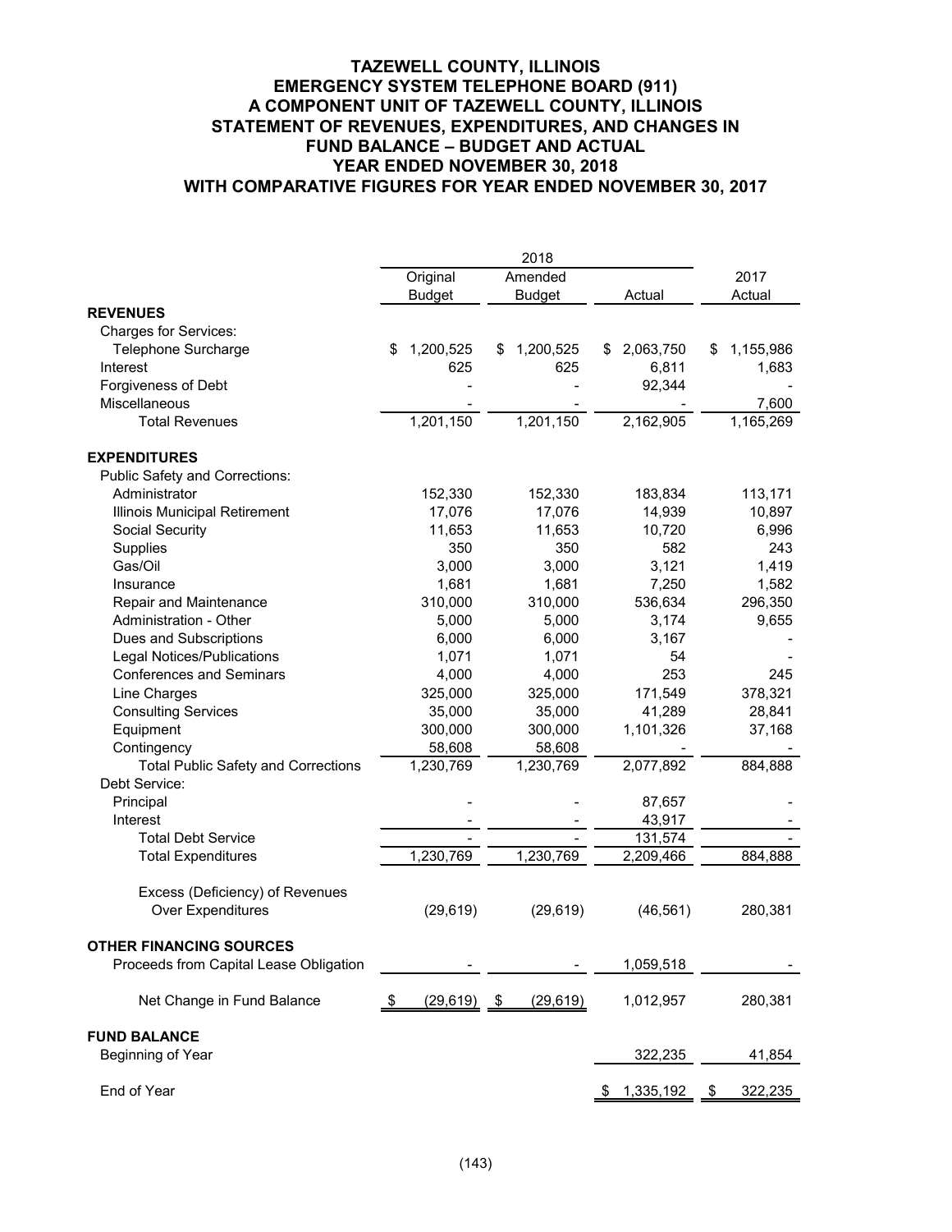# TAZEWELL COUNTY, ILLINOIS
## EMERGENCY SYSTEM TELEPHONE BOARD (911)
## A COMPONENT UNIT OF TAZEWELL COUNTY, ILLINOIS
## STATEMENT OF REVENUES, EXPENDITURES, AND CHANGES IN FUND BALANCE – BUDGET AND ACTUAL
## YEAR ENDED NOVEMBER 30, 2018
## WITH COMPARATIVE FIGURES FOR YEAR ENDED NOVEMBER 30, 2017

| | 2018 | | | |
|---|---|---|---|---|
| | Original Budget | Amended Budget | Actual | 2017 Actual |
| **REVENUES** | | | | |
| Charges for Services: | | | | |
| Telephone Surcharge | $ 1,200,525 | $ 1,200,525 | $ 2,063,750 | $ 1,155,986 |
| Interest | 625 | 625 | 6,811 | 1,683 |
| Forgiveness of Debt | - | - | 92,344 | - |
| Miscellaneous | - | - | - | 7,600 |
| Total Revenues | 1,201,150 | 1,201,150 | 2,162,905 | 1,165,269 |
| **EXPENDITURES** | | | | |
| Public Safety and Corrections: | | | | |
| Administrator | 152,330 | 152,330 | 183,834 | 113,171 |
| Illinois Municipal Retirement | 17,076 | 17,076 | 14,939 | 10,897 |
| Social Security | 11,653 | 11,653 | 10,720 | 6,996 |
| Supplies | 350 | 350 | 582 | 243 |
| Gas/Oil | 3,000 | 3,000 | 3,121 | 1,419 |
| Insurance | 1,681 | 1,681 | 7,250 | 1,582 |
| Repair and Maintenance | 310,000 | 310,000 | 536,634 | 296,350 |
| Administration - Other | 5,000 | 5,000 | 3,174 | 9,655 |
| Dues and Subscriptions | 6,000 | 6,000 | 3,167 | - |
| Legal Notices/Publications | 1,071 | 1,071 | 54 | - |
| Conferences and Seminars | 4,000 | 4,000 | 253 | 245 |
| Line Charges | 325,000 | 325,000 | 171,549 | 378,321 |
| Consulting Services | 35,000 | 35,000 | 41,289 | 28,841 |
| Equipment | 300,000 | 300,000 | 1,101,326 | 37,168 |
| Contingency | 58,608 | 58,608 | - | - |
| Total Public Safety and Corrections | 1,230,769 | 1,230,769 | 2,077,892 | 884,888 |
| Debt Service: | | | | |
| Principal | - | - | 87,657 | - |
| Interest | - | - | 43,917 | - |
| Total Debt Service | - | - | 131,574 | - |
| Total Expenditures | 1,230,769 | 1,230,769 | 2,209,466 | 884,888 |
| Excess (Deficiency) of Revenues Over Expenditures | (29,619) | (29,619) | (46,561) | 280,381 |
| **OTHER FINANCING SOURCES** | | | | |
| Proceeds from Capital Lease Obligation | - | - | 1,059,518 | - |
| Net Change in Fund Balance | $ (29,619) | $ (29,619) | 1,012,957 | 280,381 |
| **FUND BALANCE** | | | | |
| Beginning of Year | | | 322,235 | 41,854 |
| End of Year | | | $ 1,335,192 | $ 322,235 |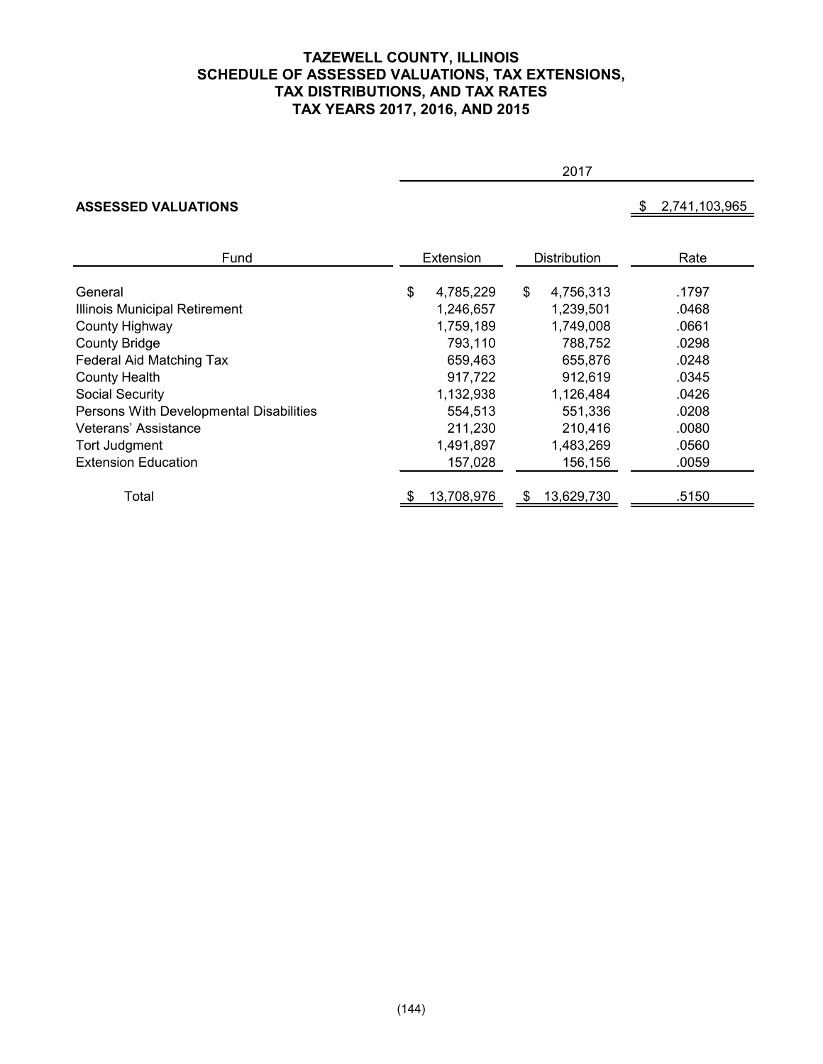# TAZEWELL COUNTY, ILLINOIS
## SCHEDULE OF ASSESSED VALUATIONS, TAX EXTENSIONS, TAX DISTRIBUTIONS, AND TAX RATES
## TAX YEARS 2017, 2016, AND 2015

2017

**ASSESSED VALUATIONS** $ 2,741,103,965

| Fund | Extension | Distribution | Rate |
|---|---|---|---|
| General | $ 4,785,229 | $ 4,756,313 | .1797 |
| Illinois Municipal Retirement | 1,246,657 | 1,239,501 | .0468 |
| County Highway | 1,759,189 | 1,749,008 | .0661 |
| County Bridge | 793,110 | 788,752 | .0298 |
| Federal Aid Matching Tax | 659,463 | 655,876 | .0248 |
| County Health | 917,722 | 912,619 | .0345 |
| Social Security | 1,132,938 | 1,126,484 | .0426 |
| Persons With Developmental Disabilities | 554,513 | 551,336 | .0208 |
| Veterans' Assistance | 211,230 | 210,416 | .0080 |
| Tort Judgment | 1,491,897 | 1,483,269 | .0560 |
| Extension Education | 157,028 | 156,156 | .0059 |
| Total | $ 13,708,976 | $ 13,629,730 | .5150 |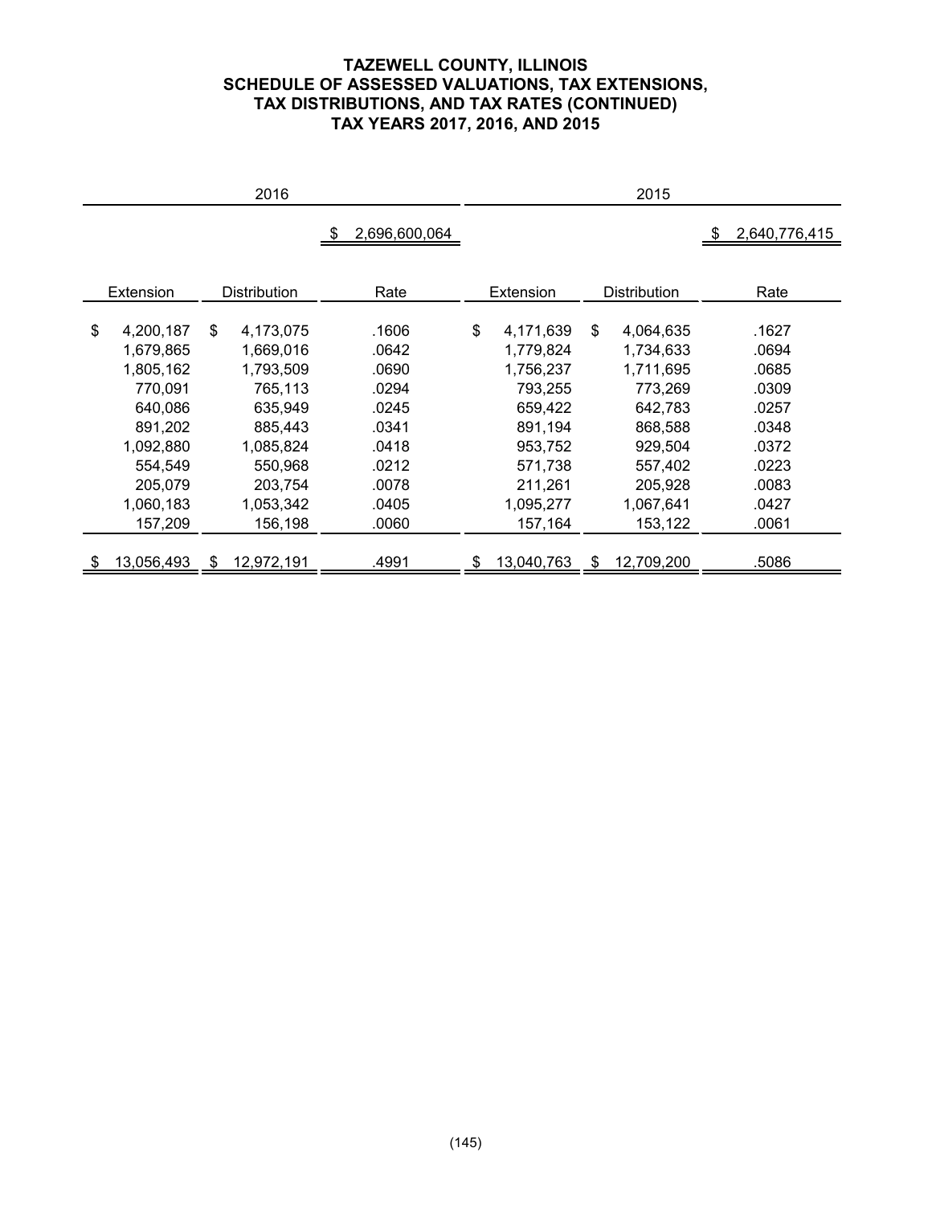# TAZEWELL COUNTY, ILLINOIS
## SCHEDULE OF ASSESSED VALUATIONS, TAX EXTENSIONS, TAX DISTRIBUTIONS, AND TAX RATES (CONTINUED)
## TAX YEARS 2017, 2016, AND 2015

| 2016 | | | 2015 | | |
|---|---|---|---|---|---|
| | | $ 2,696,600,064 | | | $ 2,640,776,415 |
| Extension | Distribution | Rate | Extension | Distribution | Rate |
| $ 4,200,187 | $ 4,173,075 | .1606 | $ 4,171,639 | $ 4,064,635 | .1627 |
| 1,679,865 | 1,669,016 | .0642 | 1,779,824 | 1,734,633 | .0694 |
| 1,805,162 | 1,793,509 | .0690 | 1,756,237 | 1,711,695 | .0685 |
| 770,091 | 765,113 | .0294 | 793,255 | 773,269 | .0309 |
| 640,086 | 635,949 | .0245 | 659,422 | 642,783 | .0257 |
| 891,202 | 885,443 | .0341 | 891,194 | 868,588 | .0348 |
| 1,092,880 | 1,085,824 | .0418 | 953,752 | 929,504 | .0372 |
| 554,549 | 550,968 | .0212 | 571,738 | 557,402 | .0223 |
| 205,079 | 203,754 | .0078 | 211,261 | 205,928 | .0083 |
| 1,060,183 | 1,053,342 | .0405 | 1,095,277 | 1,067,641 | .0427 |
| 157,209 | 156,198 | .0060 | 157,164 | 153,122 | .0061 |
| $ 13,056,493 | $ 12,972,191 | .4991 | $ 13,040,763 | $ 12,709,200 | .5086 |